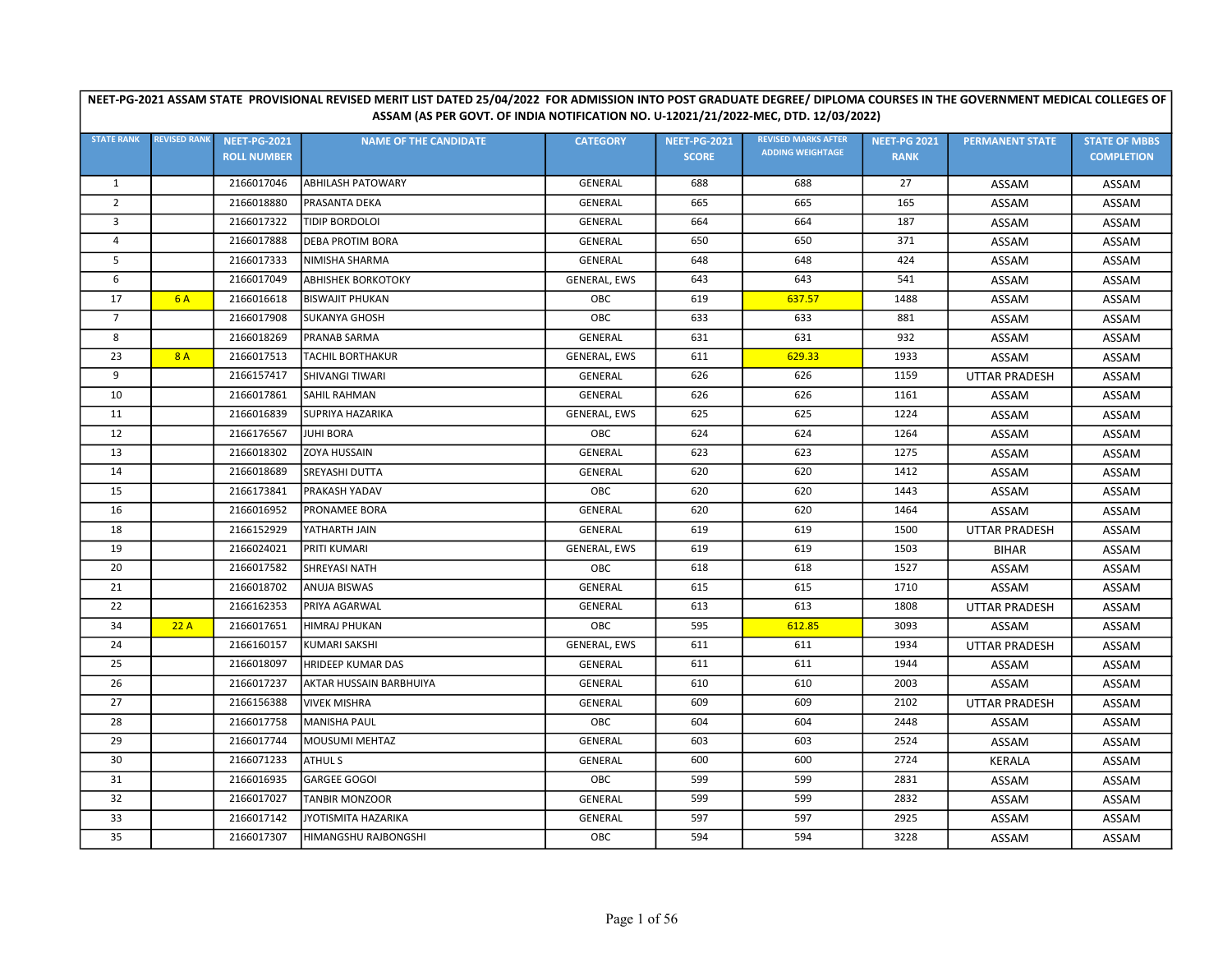| NEET-PG-2021 ASSAM STATE PROVISIONAL REVISED MERIT LIST DATED 25/04/2022 FOR ADMISSION INTO POST GRADUATE DEGREE/ DIPLOMA COURSES IN THE GOVERNMENT MEDICAL COLLEGES OF ASSAM (AS PER GOVT. OF INDIA NOTIFICATION NO. U-12021/21/2022-MEC, DTD. 12/03/2022) | | | | | | | | | |
|---|---|---|---|---|---|---|---|---|---|
| STATE RANK | REVISED RANK | NEET-PG-2021 ROLL NUMBER | NAME OF THE CANDIDATE | CATEGORY | NEET-PG-2021 SCORE | REVISED MARKS AFTER ADDING WEIGHTAGE | NEET-PG 2021 RANK | PERMANENT STATE | STATE OF MBBS COMPLETION |
| 1 | | 2166017046 | ABHILASH PATOWARY | GENERAL | 688 | 688 | 27 | ASSAM | ASSAM |
| 2 | | 2166018880 | PRASANTA DEKA | GENERAL | 665 | 665 | 165 | ASSAM | ASSAM |
| 3 | | 2166017322 | TIDIP BORDOLOI | GENERAL | 664 | 664 | 187 | ASSAM | ASSAM |
| 4 | | 2166017888 | DEBA PROTIM BORA | GENERAL | 650 | 650 | 371 | ASSAM | ASSAM |
| 5 | | 2166017333 | NIMISHA SHARMA | GENERAL | 648 | 648 | 424 | ASSAM | ASSAM |
| 6 | | 2166017049 | ABHISHEK BORKOTOKY | GENERAL, EWS | 643 | 643 | 541 | ASSAM | ASSAM |
| 17 | 6 A | 2166016618 | BISWAJIT PHUKAN | OBC | 619 | 637.57 | 1488 | ASSAM | ASSAM |
| 7 | | 2166017908 | SUKANYA GHOSH | OBC | 633 | 633 | 881 | ASSAM | ASSAM |
| 8 | | 2166018269 | PRANAB SARMA | GENERAL | 631 | 631 | 932 | ASSAM | ASSAM |
| 23 | 8 A | 2166017513 | TACHIL BORTHAKUR | GENERAL, EWS | 611 | 629.33 | 1933 | ASSAM | ASSAM |
| 9 | | 2166157417 | SHIVANGI TIWARI | GENERAL | 626 | 626 | 1159 | UTTAR PRADESH | ASSAM |
| 10 | | 2166017861 | SAHIL RAHMAN | GENERAL | 626 | 626 | 1161 | ASSAM | ASSAM |
| 11 | | 2166016839 | SUPRIYA HAZARIKA | GENERAL, EWS | 625 | 625 | 1224 | ASSAM | ASSAM |
| 12 | | 2166176567 | JUHI BORA | OBC | 624 | 624 | 1264 | ASSAM | ASSAM |
| 13 | | 2166018302 | ZOYA HUSSAIN | GENERAL | 623 | 623 | 1275 | ASSAM | ASSAM |
| 14 | | 2166018689 | SREYASHI DUTTA | GENERAL | 620 | 620 | 1412 | ASSAM | ASSAM |
| 15 | | 2166173841 | PRAKASH YADAV | OBC | 620 | 620 | 1443 | ASSAM | ASSAM |
| 16 | | 2166016952 | PRONAMEE BORA | GENERAL | 620 | 620 | 1464 | ASSAM | ASSAM |
| 18 | | 2166152929 | YATHARTH JAIN | GENERAL | 619 | 619 | 1500 | UTTAR PRADESH | ASSAM |
| 19 | | 2166024021 | PRITI KUMARI | GENERAL, EWS | 619 | 619 | 1503 | BIHAR | ASSAM |
| 20 | | 2166017582 | SHREYASI NATH | OBC | 618 | 618 | 1527 | ASSAM | ASSAM |
| 21 | | 2166018702 | ANUJA BISWAS | GENERAL | 615 | 615 | 1710 | ASSAM | ASSAM |
| 22 | | 2166162353 | PRIYA AGARWAL | GENERAL | 613 | 613 | 1808 | UTTAR PRADESH | ASSAM |
| 34 | 22 A | 2166017651 | HIMRAJ PHUKAN | OBC | 595 | 612.85 | 3093 | ASSAM | ASSAM |
| 24 | | 2166160157 | KUMARI SAKSHI | GENERAL, EWS | 611 | 611 | 1934 | UTTAR PRADESH | ASSAM |
| 25 | | 2166018097 | HRIDEEP KUMAR DAS | GENERAL | 611 | 611 | 1944 | ASSAM | ASSAM |
| 26 | | 2166017237 | AKTAR HUSSAIN BARBHUIYA | GENERAL | 610 | 610 | 2003 | ASSAM | ASSAM |
| 27 | | 2166156388 | VIVEK MISHRA | GENERAL | 609 | 609 | 2102 | UTTAR PRADESH | ASSAM |
| 28 | | 2166017758 | MANISHA PAUL | OBC | 604 | 604 | 2448 | ASSAM | ASSAM |
| 29 | | 2166017744 | MOUSUMI MEHTAZ | GENERAL | 603 | 603 | 2524 | ASSAM | ASSAM |
| 30 | | 2166071233 | ATHUL S | GENERAL | 600 | 600 | 2724 | KERALA | ASSAM |
| 31 | | 2166016935 | GARGEE GOGOI | OBC | 599 | 599 | 2831 | ASSAM | ASSAM |
| 32 | | 2166017027 | TANBIR MONZOOR | GENERAL | 599 | 599 | 2832 | ASSAM | ASSAM |
| 33 | | 2166017142 | JYOTISMITA HAZARIKA | GENERAL | 597 | 597 | 2925 | ASSAM | ASSAM |
| 35 | | 2166017307 | HIMANGSHU RAJBONGSHI | OBC | 594 | 594 | 3228 | ASSAM | ASSAM |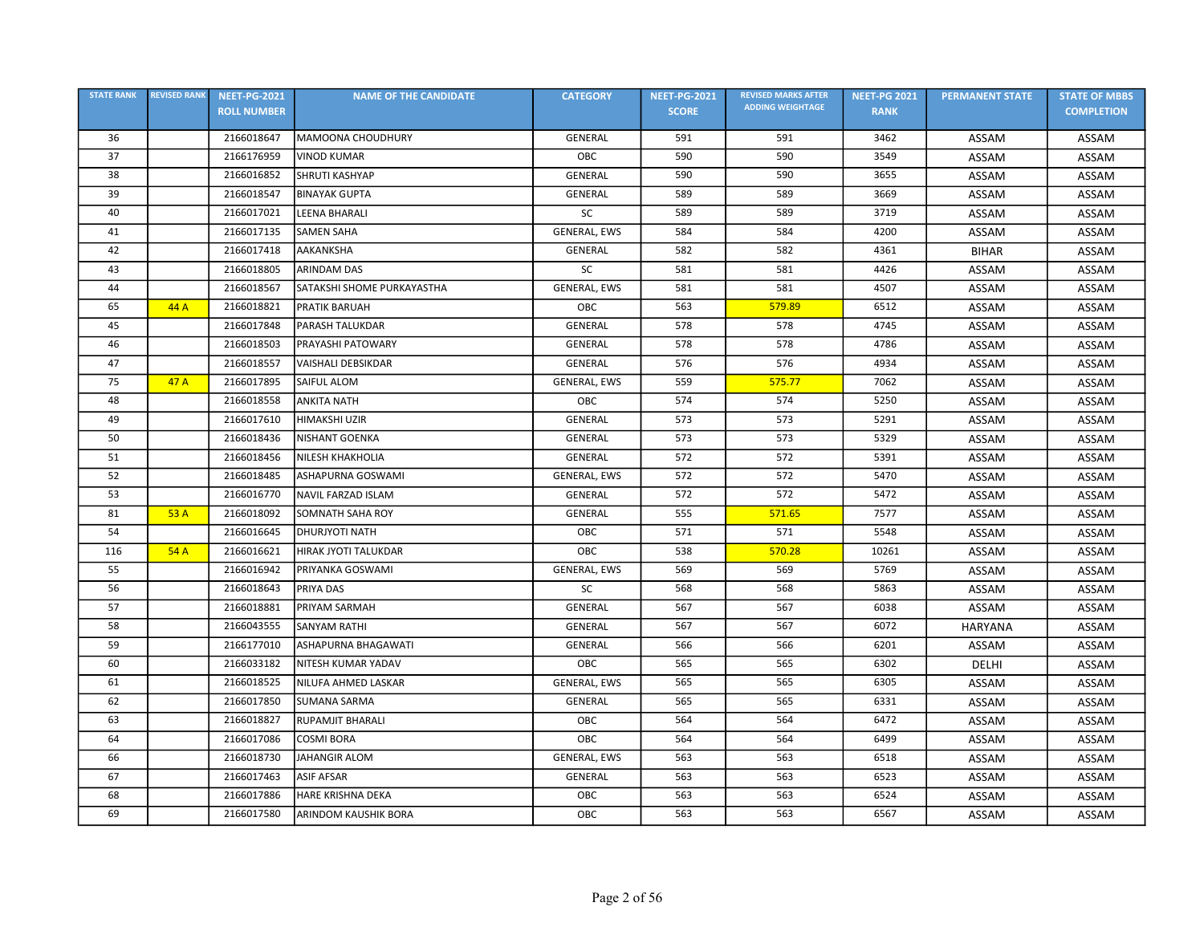| STATE RANK | REVISED RANK | NEET-PG-2021 ROLL NUMBER | NAME OF THE CANDIDATE | CATEGORY | NEET-PG-2021 SCORE | REVISED MARKS AFTER ADDING WEIGHTAGE | NEET-PG 2021 RANK | PERMANENT STATE | STATE OF MBBS COMPLETION |
|---|---|---|---|---|---|---|---|---|---|
| 36 | | 2166018647 | MAMOONA CHOUDHURY | GENERAL | 591 | 591 | 3462 | ASSAM | ASSAM |
| 37 | | 2166176959 | VINOD KUMAR | OBC | 590 | 590 | 3549 | ASSAM | ASSAM |
| 38 | | 2166016852 | SHRUTI KASHYAP | GENERAL | 590 | 590 | 3655 | ASSAM | ASSAM |
| 39 | | 2166018547 | BINAYAK GUPTA | GENERAL | 589 | 589 | 3669 | ASSAM | ASSAM |
| 40 | | 2166017021 | LEENA BHARALI | SC | 589 | 589 | 3719 | ASSAM | ASSAM |
| 41 | | 2166017135 | SAMEN SAHA | GENERAL, EWS | 584 | 584 | 4200 | ASSAM | ASSAM |
| 42 | | 2166017418 | AAKANKSHA | GENERAL | 582 | 582 | 4361 | BIHAR | ASSAM |
| 43 | | 2166018805 | ARINDAM DAS | SC | 581 | 581 | 4426 | ASSAM | ASSAM |
| 44 | | 2166018567 | SATAKSHI SHOME PURKAYASTHA | GENERAL, EWS | 581 | 581 | 4507 | ASSAM | ASSAM |
| 65 | 44 A | 2166018821 | PRATIK BARUAH | OBC | 563 | 579.89 | 6512 | ASSAM | ASSAM |
| 45 | | 2166017848 | PARASH TALUKDAR | GENERAL | 578 | 578 | 4745 | ASSAM | ASSAM |
| 46 | | 2166018503 | PRAYASHI PATOWARY | GENERAL | 578 | 578 | 4786 | ASSAM | ASSAM |
| 47 | | 2166018557 | VAISHALI DEBSIKDAR | GENERAL | 576 | 576 | 4934 | ASSAM | ASSAM |
| 75 | 47 A | 2166017895 | SAIFUL ALOM | GENERAL, EWS | 559 | 575.77 | 7062 | ASSAM | ASSAM |
| 48 | | 2166018558 | ANKITA NATH | OBC | 574 | 574 | 5250 | ASSAM | ASSAM |
| 49 | | 2166017610 | HIMAKSHI UZIR | GENERAL | 573 | 573 | 5291 | ASSAM | ASSAM |
| 50 | | 2166018436 | NISHANT GOENKA | GENERAL | 573 | 573 | 5329 | ASSAM | ASSAM |
| 51 | | 2166018456 | NILESH KHAKHOLIA | GENERAL | 572 | 572 | 5391 | ASSAM | ASSAM |
| 52 | | 2166018485 | ASHAPURNA GOSWAMI | GENERAL, EWS | 572 | 572 | 5470 | ASSAM | ASSAM |
| 53 | | 2166016770 | NAVIL FARZAD ISLAM | GENERAL | 572 | 572 | 5472 | ASSAM | ASSAM |
| 81 | 53 A | 2166018092 | SOMNATH SAHA ROY | GENERAL | 555 | 571.65 | 7577 | ASSAM | ASSAM |
| 54 | | 2166016645 | DHURJYOTI NATH | OBC | 571 | 571 | 5548 | ASSAM | ASSAM |
| 116 | 54 A | 2166016621 | HIRAK JYOTI TALUKDAR | OBC | 538 | 570.28 | 10261 | ASSAM | ASSAM |
| 55 | | 2166016942 | PRIYANKA GOSWAMI | GENERAL, EWS | 569 | 569 | 5769 | ASSAM | ASSAM |
| 56 | | 2166018643 | PRIYA DAS | SC | 568 | 568 | 5863 | ASSAM | ASSAM |
| 57 | | 2166018881 | PRIYAM SARMAH | GENERAL | 567 | 567 | 6038 | ASSAM | ASSAM |
| 58 | | 2166043555 | SANYAM RATHI | GENERAL | 567 | 567 | 6072 | HARYANA | ASSAM |
| 59 | | 2166177010 | ASHAPURNA BHAGAWATI | GENERAL | 566 | 566 | 6201 | ASSAM | ASSAM |
| 60 | | 2166033182 | NITESH KUMAR YADAV | OBC | 565 | 565 | 6302 | DELHI | ASSAM |
| 61 | | 2166018525 | NILUFA AHMED LASKAR | GENERAL, EWS | 565 | 565 | 6305 | ASSAM | ASSAM |
| 62 | | 2166017850 | SUMANA SARMA | GENERAL | 565 | 565 | 6331 | ASSAM | ASSAM |
| 63 | | 2166018827 | RUPAMJIT BHARALI | OBC | 564 | 564 | 6472 | ASSAM | ASSAM |
| 64 | | 2166017086 | COSMI BORA | OBC | 564 | 564 | 6499 | ASSAM | ASSAM |
| 66 | | 2166018730 | JAHANGIR ALOM | GENERAL, EWS | 563 | 563 | 6518 | ASSAM | ASSAM |
| 67 | | 2166017463 | ASIF AFSAR | GENERAL | 563 | 563 | 6523 | ASSAM | ASSAM |
| 68 | | 2166017886 | HARE KRISHNA DEKA | OBC | 563 | 563 | 6524 | ASSAM | ASSAM |
| 69 | | 2166017580 | ARINDOM KAUSHIK BORA | OBC | 563 | 563 | 6567 | ASSAM | ASSAM |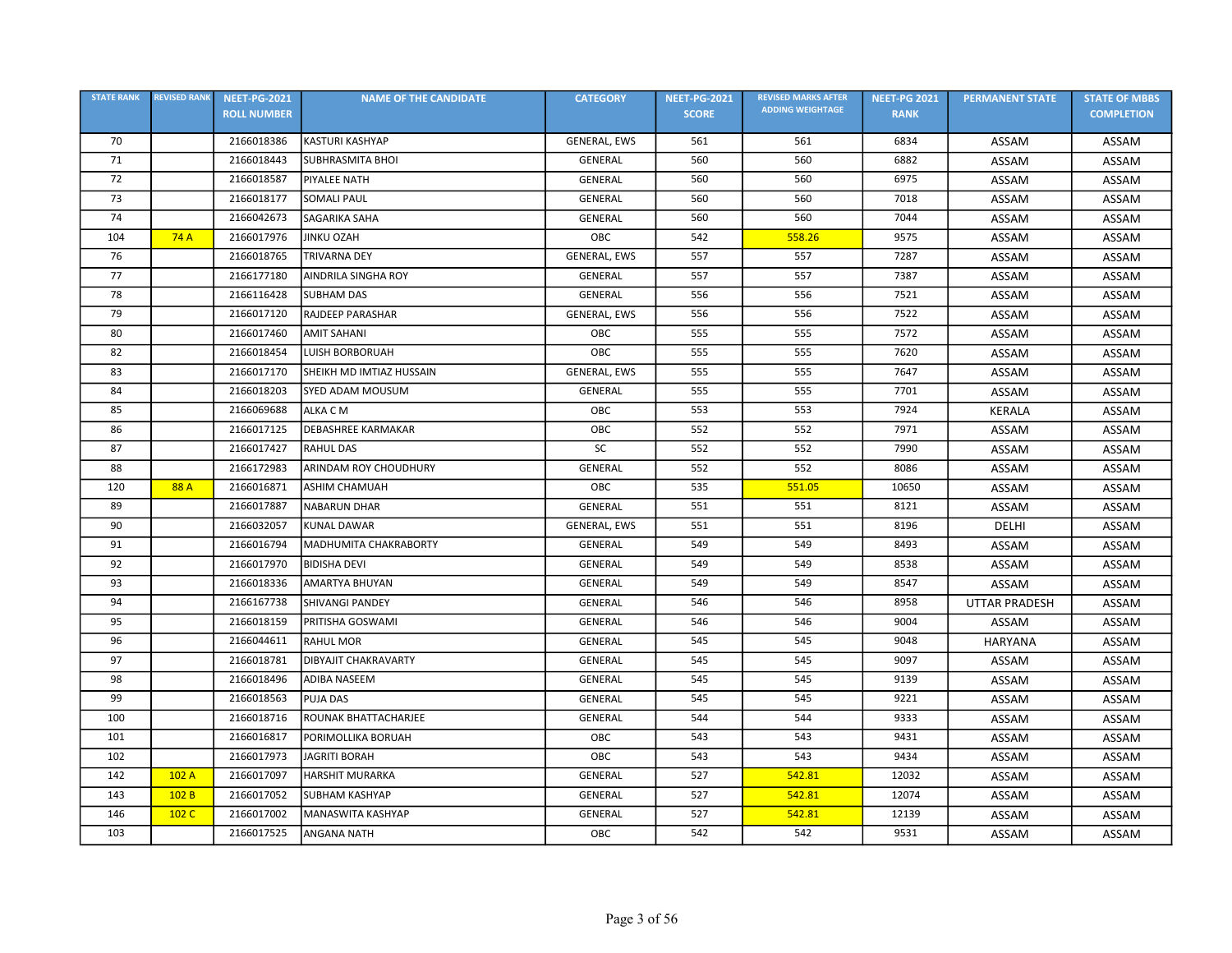| STATE RANK | REVISED RANK | NEET-PG-2021 ROLL NUMBER | NAME OF THE CANDIDATE | CATEGORY | NEET-PG-2021 SCORE | REVISED MARKS AFTER ADDING WEIGHTAGE | NEET-PG 2021 RANK | PERMANENT STATE | STATE OF MBBS COMPLETION |
|---|---|---|---|---|---|---|---|---|---|
| 70 | | 2166018386 | KASTURI KASHYAP | GENERAL, EWS | 561 | 561 | 6834 | ASSAM | ASSAM |
| 71 | | 2166018443 | SUBHRASMITA BHOI | GENERAL | 560 | 560 | 6882 | ASSAM | ASSAM |
| 72 | | 2166018587 | PIYALEE NATH | GENERAL | 560 | 560 | 6975 | ASSAM | ASSAM |
| 73 | | 2166018177 | SOMALI PAUL | GENERAL | 560 | 560 | 7018 | ASSAM | ASSAM |
| 74 | | 2166042673 | SAGARIKA SAHA | GENERAL | 560 | 560 | 7044 | ASSAM | ASSAM |
| 104 | 74 A | 2166017976 | JINKU OZAH | OBC | 542 | 558.26 | 9575 | ASSAM | ASSAM |
| 76 | | 2166018765 | TRIVARNA DEY | GENERAL, EWS | 557 | 557 | 7287 | ASSAM | ASSAM |
| 77 | | 2166177180 | AINDRILA SINGHA ROY | GENERAL | 557 | 557 | 7387 | ASSAM | ASSAM |
| 78 | | 2166116428 | SUBHAM DAS | GENERAL | 556 | 556 | 7521 | ASSAM | ASSAM |
| 79 | | 2166017120 | RAJDEEP PARASHAR | GENERAL, EWS | 556 | 556 | 7522 | ASSAM | ASSAM |
| 80 | | 2166017460 | AMIT SAHANI | OBC | 555 | 555 | 7572 | ASSAM | ASSAM |
| 82 | | 2166018454 | LUISH BORBORUAH | OBC | 555 | 555 | 7620 | ASSAM | ASSAM |
| 83 | | 2166017170 | SHEIKH MD IMTIAZ HUSSAIN | GENERAL, EWS | 555 | 555 | 7647 | ASSAM | ASSAM |
| 84 | | 2166018203 | SYED ADAM MOUSUM | GENERAL | 555 | 555 | 7701 | ASSAM | ASSAM |
| 85 | | 2166069688 | ALKA C M | OBC | 553 | 553 | 7924 | KERALA | ASSAM |
| 86 | | 2166017125 | DEBASHREE KARMAKAR | OBC | 552 | 552 | 7971 | ASSAM | ASSAM |
| 87 | | 2166017427 | RAHUL DAS | SC | 552 | 552 | 7990 | ASSAM | ASSAM |
| 88 | | 2166172983 | ARINDAM ROY CHOUDHURY | GENERAL | 552 | 552 | 8086 | ASSAM | ASSAM |
| 120 | 88 A | 2166016871 | ASHIM CHAMUAH | OBC | 535 | 551.05 | 10650 | ASSAM | ASSAM |
| 89 | | 2166017887 | NABARUN DHAR | GENERAL | 551 | 551 | 8121 | ASSAM | ASSAM |
| 90 | | 2166032057 | KUNAL DAWAR | GENERAL, EWS | 551 | 551 | 8196 | DELHI | ASSAM |
| 91 | | 2166016794 | MADHUMITA CHAKRABORTY | GENERAL | 549 | 549 | 8493 | ASSAM | ASSAM |
| 92 | | 2166017970 | BIDISHA DEVI | GENERAL | 549 | 549 | 8538 | ASSAM | ASSAM |
| 93 | | 2166018336 | AMARTYA BHUYAN | GENERAL | 549 | 549 | 8547 | ASSAM | ASSAM |
| 94 | | 2166167738 | SHIVANGI PANDEY | GENERAL | 546 | 546 | 8958 | UTTAR PRADESH | ASSAM |
| 95 | | 2166018159 | PRITISHA GOSWAMI | GENERAL | 546 | 546 | 9004 | ASSAM | ASSAM |
| 96 | | 2166044611 | RAHUL MOR | GENERAL | 545 | 545 | 9048 | HARYANA | ASSAM |
| 97 | | 2166018781 | DIBYAJIT CHAKRAVARTY | GENERAL | 545 | 545 | 9097 | ASSAM | ASSAM |
| 98 | | 2166018496 | ADIBA NASEEM | GENERAL | 545 | 545 | 9139 | ASSAM | ASSAM |
| 99 | | 2166018563 | PUJA DAS | GENERAL | 545 | 545 | 9221 | ASSAM | ASSAM |
| 100 | | 2166018716 | ROUNAK BHATTACHARJEE | GENERAL | 544 | 544 | 9333 | ASSAM | ASSAM |
| 101 | | 2166016817 | PORIMOLLIKA BORUAH | OBC | 543 | 543 | 9431 | ASSAM | ASSAM |
| 102 | | 2166017973 | JAGRITI BORAH | OBC | 543 | 543 | 9434 | ASSAM | ASSAM |
| 142 | 102 A | 2166017097 | HARSHIT MURARKA | GENERAL | 527 | 542.81 | 12032 | ASSAM | ASSAM |
| 143 | 102 B | 2166017052 | SUBHAM KASHYAP | GENERAL | 527 | 542.81 | 12074 | ASSAM | ASSAM |
| 146 | 102 C | 2166017002 | MANASWITA KASHYAP | GENERAL | 527 | 542.81 | 12139 | ASSAM | ASSAM |
| 103 | | 2166017525 | ANGANA NATH | OBC | 542 | 542 | 9531 | ASSAM | ASSAM |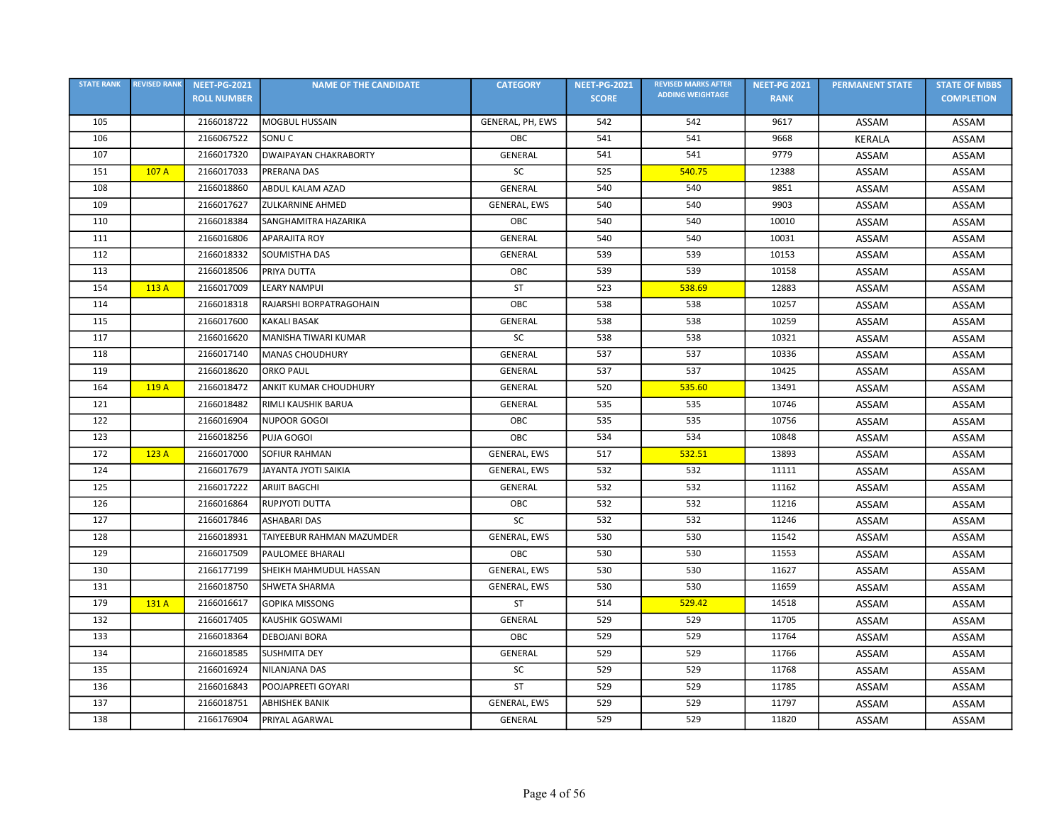| STATE RANK | REVISED RANK | NEET-PG-2021 ROLL NUMBER | NAME OF THE CANDIDATE | CATEGORY | NEET-PG-2021 SCORE | REVISED MARKS AFTER ADDING WEIGHTAGE | NEET-PG 2021 RANK | PERMANENT STATE | STATE OF MBBS COMPLETION |
|---|---|---|---|---|---|---|---|---|---|
| 105 | | 2166018722 | MOGBUL HUSSAIN | GENERAL, PH, EWS | 542 | 542 | 9617 | ASSAM | ASSAM |
| 106 | | 2166067522 | SONU C | OBC | 541 | 541 | 9668 | KERALA | ASSAM |
| 107 | | 2166017320 | DWAIPAYAN CHAKRABORTY | GENERAL | 541 | 541 | 9779 | ASSAM | ASSAM |
| 151 | 107 A | 2166017033 | PRERANA DAS | SC | 525 | 540.75 | 12388 | ASSAM | ASSAM |
| 108 | | 2166018860 | ABDUL KALAM AZAD | GENERAL | 540 | 540 | 9851 | ASSAM | ASSAM |
| 109 | | 2166017627 | ZULKARNINE AHMED | GENERAL, EWS | 540 | 540 | 9903 | ASSAM | ASSAM |
| 110 | | 2166018384 | SANGHAMITRA HAZARIKA | OBC | 540 | 540 | 10010 | ASSAM | ASSAM |
| 111 | | 2166016806 | APARAJITA ROY | GENERAL | 540 | 540 | 10031 | ASSAM | ASSAM |
| 112 | | 2166018332 | SOUMISTHA DAS | GENERAL | 539 | 539 | 10153 | ASSAM | ASSAM |
| 113 | | 2166018506 | PRIYA DUTTA | OBC | 539 | 539 | 10158 | ASSAM | ASSAM |
| 154 | 113 A | 2166017009 | LEARY NAMPUI | ST | 523 | 538.69 | 12883 | ASSAM | ASSAM |
| 114 | | 2166018318 | RAJARSHI BORPATRAGOHAIN | OBC | 538 | 538 | 10257 | ASSAM | ASSAM |
| 115 | | 2166017600 | KAKALI BASAK | GENERAL | 538 | 538 | 10259 | ASSAM | ASSAM |
| 117 | | 2166016620 | MANISHA TIWARI KUMAR | SC | 538 | 538 | 10321 | ASSAM | ASSAM |
| 118 | | 2166017140 | MANAS CHOUDHURY | GENERAL | 537 | 537 | 10336 | ASSAM | ASSAM |
| 119 | | 2166018620 | ORKO PAUL | GENERAL | 537 | 537 | 10425 | ASSAM | ASSAM |
| 164 | 119 A | 2166018472 | ANKIT KUMAR CHOUDHURY | GENERAL | 520 | 535.60 | 13491 | ASSAM | ASSAM |
| 121 | | 2166018482 | RIMLI KAUSHIK BARUA | GENERAL | 535 | 535 | 10746 | ASSAM | ASSAM |
| 122 | | 2166016904 | NUPOOR GOGOI | OBC | 535 | 535 | 10756 | ASSAM | ASSAM |
| 123 | | 2166018256 | PUJA GOGOI | OBC | 534 | 534 | 10848 | ASSAM | ASSAM |
| 172 | 123 A | 2166017000 | SOFIUR RAHMAN | GENERAL, EWS | 517 | 532.51 | 13893 | ASSAM | ASSAM |
| 124 | | 2166017679 | JAYANTA JYOTI SAIKIA | GENERAL, EWS | 532 | 532 | 11111 | ASSAM | ASSAM |
| 125 | | 2166017222 | ARIJIT BAGCHI | GENERAL | 532 | 532 | 11162 | ASSAM | ASSAM |
| 126 | | 2166016864 | RUPJYOTI DUTTA | OBC | 532 | 532 | 11216 | ASSAM | ASSAM |
| 127 | | 2166017846 | ASHABARI DAS | SC | 532 | 532 | 11246 | ASSAM | ASSAM |
| 128 | | 2166018931 | TAIYEEBUR RAHMAN MAZUMDER | GENERAL, EWS | 530 | 530 | 11542 | ASSAM | ASSAM |
| 129 | | 2166017509 | PAULOMEE BHARALI | OBC | 530 | 530 | 11553 | ASSAM | ASSAM |
| 130 | | 2166177199 | SHEIKH MAHMUDUL HASSAN | GENERAL, EWS | 530 | 530 | 11627 | ASSAM | ASSAM |
| 131 | | 2166018750 | SHWETA SHARMA | GENERAL, EWS | 530 | 530 | 11659 | ASSAM | ASSAM |
| 179 | 131 A | 2166016617 | GOPIKA MISSONG | ST | 514 | 529.42 | 14518 | ASSAM | ASSAM |
| 132 | | 2166017405 | KAUSHIK GOSWAMI | GENERAL | 529 | 529 | 11705 | ASSAM | ASSAM |
| 133 | | 2166018364 | DEBOJANI BORA | OBC | 529 | 529 | 11764 | ASSAM | ASSAM |
| 134 | | 2166018585 | SUSHMITA DEY | GENERAL | 529 | 529 | 11766 | ASSAM | ASSAM |
| 135 | | 2166016924 | NILANJANA DAS | SC | 529 | 529 | 11768 | ASSAM | ASSAM |
| 136 | | 2166016843 | POOJAPREETI GOYARI | ST | 529 | 529 | 11785 | ASSAM | ASSAM |
| 137 | | 2166018751 | ABHISHEK BANIK | GENERAL, EWS | 529 | 529 | 11797 | ASSAM | ASSAM |
| 138 | | 2166176904 | PRIYAL AGARWAL | GENERAL | 529 | 529 | 11820 | ASSAM | ASSAM |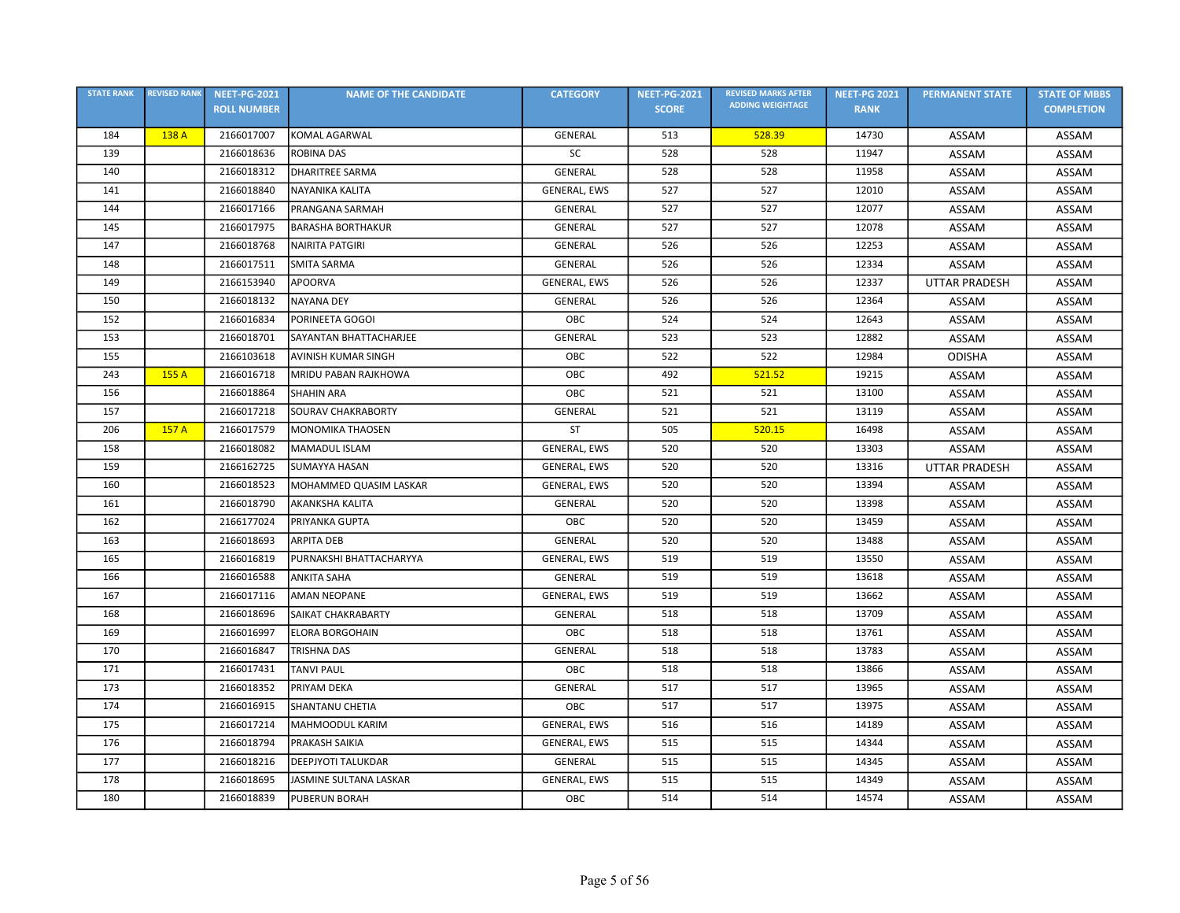| STATE RANK | REVISED RANK | NEET-PG-2021 ROLL NUMBER | NAME OF THE CANDIDATE | CATEGORY | NEET-PG-2021 SCORE | REVISED MARKS AFTER ADDING WEIGHTAGE | NEET-PG 2021 RANK | PERMANENT STATE | STATE OF MBBS COMPLETION |
|---|---|---|---|---|---|---|---|---|---|
| 184 | 138 A | 2166017007 | KOMAL AGARWAL | GENERAL | 513 | 528.39 | 14730 | ASSAM | ASSAM |
| 139 | | 2166018636 | ROBINA DAS | SC | 528 | 528 | 11947 | ASSAM | ASSAM |
| 140 | | 2166018312 | DHARITREE SARMA | GENERAL | 528 | 528 | 11958 | ASSAM | ASSAM |
| 141 | | 2166018840 | NAYANIKA KALITA | GENERAL, EWS | 527 | 527 | 12010 | ASSAM | ASSAM |
| 144 | | 2166017166 | PRANGANA SARMAH | GENERAL | 527 | 527 | 12077 | ASSAM | ASSAM |
| 145 | | 2166017975 | BARASHA BORTHAKUR | GENERAL | 527 | 527 | 12078 | ASSAM | ASSAM |
| 147 | | 2166018768 | NAIRITA PATGIRI | GENERAL | 526 | 526 | 12253 | ASSAM | ASSAM |
| 148 | | 2166017511 | SMITA SARMA | GENERAL | 526 | 526 | 12334 | ASSAM | ASSAM |
| 149 | | 2166153940 | APOORVA | GENERAL, EWS | 526 | 526 | 12337 | UTTAR PRADESH | ASSAM |
| 150 | | 2166018132 | NAYANA DEY | GENERAL | 526 | 526 | 12364 | ASSAM | ASSAM |
| 152 | | 2166016834 | PORINEETA GOGOI | OBC | 524 | 524 | 12643 | ASSAM | ASSAM |
| 153 | | 2166018701 | SAYANTAN BHATTACHARJEE | GENERAL | 523 | 523 | 12882 | ASSAM | ASSAM |
| 155 | | 2166103618 | AVINISH KUMAR SINGH | OBC | 522 | 522 | 12984 | ODISHA | ASSAM |
| 243 | 155 A | 2166016718 | MRIDU PABAN RAJKHOWA | OBC | 492 | 521.52 | 19215 | ASSAM | ASSAM |
| 156 | | 2166018864 | SHAHIN ARA | OBC | 521 | 521 | 13100 | ASSAM | ASSAM |
| 157 | | 2166017218 | SOURAV CHAKRABORTY | GENERAL | 521 | 521 | 13119 | ASSAM | ASSAM |
| 206 | 157 A | 2166017579 | MONOMIKA THAOSEN | ST | 505 | 520.15 | 16498 | ASSAM | ASSAM |
| 158 | | 2166018082 | MAMADUL ISLAM | GENERAL, EWS | 520 | 520 | 13303 | ASSAM | ASSAM |
| 159 | | 2166162725 | SUMAYYA HASAN | GENERAL, EWS | 520 | 520 | 13316 | UTTAR PRADESH | ASSAM |
| 160 | | 2166018523 | MOHAMMED QUASIM LASKAR | GENERAL, EWS | 520 | 520 | 13394 | ASSAM | ASSAM |
| 161 | | 2166018790 | AKANKSHA KALITA | GENERAL | 520 | 520 | 13398 | ASSAM | ASSAM |
| 162 | | 2166177024 | PRIYANKA GUPTA | OBC | 520 | 520 | 13459 | ASSAM | ASSAM |
| 163 | | 2166018693 | ARPITA DEB | GENERAL | 520 | 520 | 13488 | ASSAM | ASSAM |
| 165 | | 2166016819 | PURNAKSHI BHATTACHARYYA | GENERAL, EWS | 519 | 519 | 13550 | ASSAM | ASSAM |
| 166 | | 2166016588 | ANKITA SAHA | GENERAL | 519 | 519 | 13618 | ASSAM | ASSAM |
| 167 | | 2166017116 | AMAN NEOPANE | GENERAL, EWS | 519 | 519 | 13662 | ASSAM | ASSAM |
| 168 | | 2166018696 | SAIKAT CHAKRABARTY | GENERAL | 518 | 518 | 13709 | ASSAM | ASSAM |
| 169 | | 2166016997 | ELORA BORGOHAIN | OBC | 518 | 518 | 13761 | ASSAM | ASSAM |
| 170 | | 2166016847 | TRISHNA DAS | GENERAL | 518 | 518 | 13783 | ASSAM | ASSAM |
| 171 | | 2166017431 | TANVI PAUL | OBC | 518 | 518 | 13866 | ASSAM | ASSAM |
| 173 | | 2166018352 | PRIYAM DEKA | GENERAL | 517 | 517 | 13965 | ASSAM | ASSAM |
| 174 | | 2166016915 | SHANTANU CHETIA | OBC | 517 | 517 | 13975 | ASSAM | ASSAM |
| 175 | | 2166017214 | MAHMOODUL KARIM | GENERAL, EWS | 516 | 516 | 14189 | ASSAM | ASSAM |
| 176 | | 2166018794 | PRAKASH SAIKIA | GENERAL, EWS | 515 | 515 | 14344 | ASSAM | ASSAM |
| 177 | | 2166018216 | DEEPJYOTI TALUKDAR | GENERAL | 515 | 515 | 14345 | ASSAM | ASSAM |
| 178 | | 2166018695 | JASMINE SULTANA LASKAR | GENERAL, EWS | 515 | 515 | 14349 | ASSAM | ASSAM |
| 180 | | 2166018839 | PUBERUN BORAH | OBC | 514 | 514 | 14574 | ASSAM | ASSAM |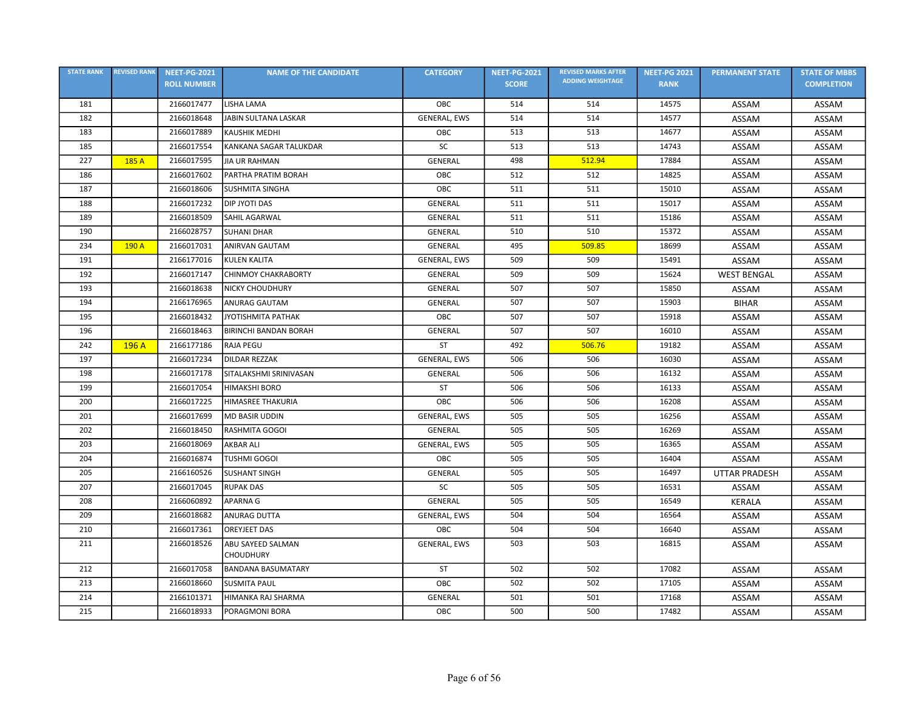| STATE RANK | REVISED RANK | NEET-PG-2021 ROLL NUMBER | NAME OF THE CANDIDATE | CATEGORY | NEET-PG-2021 SCORE | REVISED MARKS AFTER ADDING WEIGHTAGE | NEET-PG 2021 RANK | PERMANENT STATE | STATE OF MBBS COMPLETION |
|---|---|---|---|---|---|---|---|---|---|
| 181 | | 2166017477 | LISHA LAMA | OBC | 514 | 514 | 14575 | ASSAM | ASSAM |
| 182 | | 2166018648 | JABIN SULTANA LASKAR | GENERAL, EWS | 514 | 514 | 14577 | ASSAM | ASSAM |
| 183 | | 2166017889 | KAUSHIK MEDHI | OBC | 513 | 513 | 14677 | ASSAM | ASSAM |
| 185 | | 2166017554 | KANKANA SAGAR TALUKDAR | SC | 513 | 513 | 14743 | ASSAM | ASSAM |
| 227 | 185 A | 2166017595 | JIA UR RAHMAN | GENERAL | 498 | 512.94 | 17884 | ASSAM | ASSAM |
| 186 | | 2166017602 | PARTHA PRATIM BORAH | OBC | 512 | 512 | 14825 | ASSAM | ASSAM |
| 187 | | 2166018606 | SUSHMITA SINGHA | OBC | 511 | 511 | 15010 | ASSAM | ASSAM |
| 188 | | 2166017232 | DIP JYOTI DAS | GENERAL | 511 | 511 | 15017 | ASSAM | ASSAM |
| 189 | | 2166018509 | SAHIL AGARWAL | GENERAL | 511 | 511 | 15186 | ASSAM | ASSAM |
| 190 | | 2166028757 | SUHANI DHAR | GENERAL | 510 | 510 | 15372 | ASSAM | ASSAM |
| 234 | 190 A | 2166017031 | ANIRVAN GAUTAM | GENERAL | 495 | 509.85 | 18699 | ASSAM | ASSAM |
| 191 | | 2166177016 | KULEN KALITA | GENERAL, EWS | 509 | 509 | 15491 | ASSAM | ASSAM |
| 192 | | 2166017147 | CHINMOY CHAKRABORTY | GENERAL | 509 | 509 | 15624 | WEST BENGAL | ASSAM |
| 193 | | 2166018638 | NICKY CHOUDHURY | GENERAL | 507 | 507 | 15850 | ASSAM | ASSAM |
| 194 | | 2166176965 | ANURAG GAUTAM | GENERAL | 507 | 507 | 15903 | BIHAR | ASSAM |
| 195 | | 2166018432 | JYOTISHMITA PATHAK | OBC | 507 | 507 | 15918 | ASSAM | ASSAM |
| 196 | | 2166018463 | BIRINCHI BANDAN BORAH | GENERAL | 507 | 507 | 16010 | ASSAM | ASSAM |
| 242 | 196 A | 2166177186 | RAJA PEGU | ST | 492 | 506.76 | 19182 | ASSAM | ASSAM |
| 197 | | 2166017234 | DILDAR REZZAK | GENERAL, EWS | 506 | 506 | 16030 | ASSAM | ASSAM |
| 198 | | 2166017178 | SITALAKSHMI SRINIVASAN | GENERAL | 506 | 506 | 16132 | ASSAM | ASSAM |
| 199 | | 2166017054 | HIMAKSHI BORO | ST | 506 | 506 | 16133 | ASSAM | ASSAM |
| 200 | | 2166017225 | HIMASREE THAKURIA | OBC | 506 | 506 | 16208 | ASSAM | ASSAM |
| 201 | | 2166017699 | MD BASIR UDDIN | GENERAL, EWS | 505 | 505 | 16256 | ASSAM | ASSAM |
| 202 | | 2166018450 | RASHMITA GOGOI | GENERAL | 505 | 505 | 16269 | ASSAM | ASSAM |
| 203 | | 2166018069 | AKBAR ALI | GENERAL, EWS | 505 | 505 | 16365 | ASSAM | ASSAM |
| 204 | | 2166016874 | TUSHMI GOGOI | OBC | 505 | 505 | 16404 | ASSAM | ASSAM |
| 205 | | 2166160526 | SUSHANT SINGH | GENERAL | 505 | 505 | 16497 | UTTAR PRADESH | ASSAM |
| 207 | | 2166017045 | RUPAK DAS | SC | 505 | 505 | 16531 | ASSAM | ASSAM |
| 208 | | 2166060892 | APARNA G | GENERAL | 505 | 505 | 16549 | KERALA | ASSAM |
| 209 | | 2166018682 | ANURAG DUTTA | GENERAL, EWS | 504 | 504 | 16564 | ASSAM | ASSAM |
| 210 | | 2166017361 | OREYJEET DAS | OBC | 504 | 504 | 16640 | ASSAM | ASSAM |
| 211 | | 2166018526 | ABU SAYEED SALMAN CHOUDHURY | GENERAL, EWS | 503 | 503 | 16815 | ASSAM | ASSAM |
| 212 | | 2166017058 | BANDANA BASUMATARY | ST | 502 | 502 | 17082 | ASSAM | ASSAM |
| 213 | | 2166018660 | SUSMITA PAUL | OBC | 502 | 502 | 17105 | ASSAM | ASSAM |
| 214 | | 2166101371 | HIMANKA RAJ SHARMA | GENERAL | 501 | 501 | 17168 | ASSAM | ASSAM |
| 215 | | 2166018933 | PORAGMONI BORA | OBC | 500 | 500 | 17482 | ASSAM | ASSAM |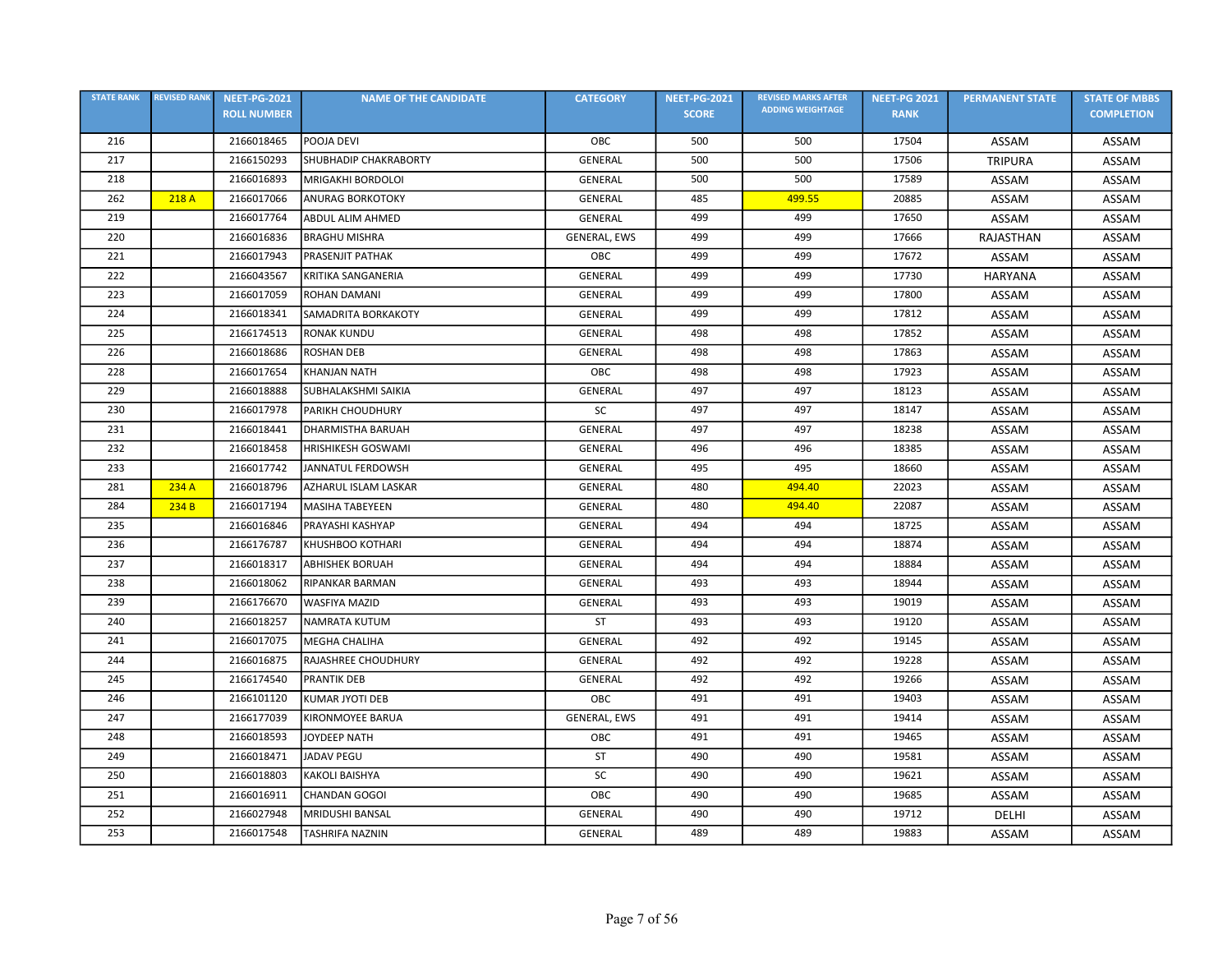| STATE RANK | REVISED RANK | NEET-PG-2021 ROLL NUMBER | NAME OF THE CANDIDATE | CATEGORY | NEET-PG-2021 SCORE | REVISED MARKS AFTER ADDING WEIGHTAGE | NEET-PG 2021 RANK | PERMANENT STATE | STATE OF MBBS COMPLETION |
|---|---|---|---|---|---|---|---|---|---|
| 216 | | 2166018465 | POOJA DEVI | OBC | 500 | 500 | 17504 | ASSAM | ASSAM |
| 217 | | 2166150293 | SHUBHADIP CHAKRABORTY | GENERAL | 500 | 500 | 17506 | TRIPURA | ASSAM |
| 218 | | 2166016893 | MRIGAKHI BORDOLOI | GENERAL | 500 | 500 | 17589 | ASSAM | ASSAM |
| 262 | 218 A | 2166017066 | ANURAG BORKOTOKY | GENERAL | 485 | 499.55 | 20885 | ASSAM | ASSAM |
| 219 | | 2166017764 | ABDUL ALIM AHMED | GENERAL | 499 | 499 | 17650 | ASSAM | ASSAM |
| 220 | | 2166016836 | BRAGHU MISHRA | GENERAL, EWS | 499 | 499 | 17666 | RAJASTHAN | ASSAM |
| 221 | | 2166017943 | PRASENJIT PATHAK | OBC | 499 | 499 | 17672 | ASSAM | ASSAM |
| 222 | | 2166043567 | KRITIKA SANGANERIA | GENERAL | 499 | 499 | 17730 | HARYANA | ASSAM |
| 223 | | 2166017059 | ROHAN DAMANI | GENERAL | 499 | 499 | 17800 | ASSAM | ASSAM |
| 224 | | 2166018341 | SAMADRITA BORKAKOTY | GENERAL | 499 | 499 | 17812 | ASSAM | ASSAM |
| 225 | | 2166174513 | RONAK KUNDU | GENERAL | 498 | 498 | 17852 | ASSAM | ASSAM |
| 226 | | 2166018686 | ROSHAN DEB | GENERAL | 498 | 498 | 17863 | ASSAM | ASSAM |
| 228 | | 2166017654 | KHANJAN NATH | OBC | 498 | 498 | 17923 | ASSAM | ASSAM |
| 229 | | 2166018888 | SUBHALAKSHMI SAIKIA | GENERAL | 497 | 497 | 18123 | ASSAM | ASSAM |
| 230 | | 2166017978 | PARIKH CHOUDHURY | SC | 497 | 497 | 18147 | ASSAM | ASSAM |
| 231 | | 2166018441 | DHARMISTHA BARUAH | GENERAL | 497 | 497 | 18238 | ASSAM | ASSAM |
| 232 | | 2166018458 | HRISHIKESH GOSWAMI | GENERAL | 496 | 496 | 18385 | ASSAM | ASSAM |
| 233 | | 2166017742 | JANNATUL FERDOWSH | GENERAL | 495 | 495 | 18660 | ASSAM | ASSAM |
| 281 | 234 A | 2166018796 | AZHARUL ISLAM LASKAR | GENERAL | 480 | 494.40 | 22023 | ASSAM | ASSAM |
| 284 | 234 B | 2166017194 | MASIHA TABEYEEN | GENERAL | 480 | 494.40 | 22087 | ASSAM | ASSAM |
| 235 | | 2166016846 | PRAYASHI KASHYAP | GENERAL | 494 | 494 | 18725 | ASSAM | ASSAM |
| 236 | | 2166176787 | KHUSHBOO KOTHARI | GENERAL | 494 | 494 | 18874 | ASSAM | ASSAM |
| 237 | | 2166018317 | ABHISHEK BORUAH | GENERAL | 494 | 494 | 18884 | ASSAM | ASSAM |
| 238 | | 2166018062 | RIPANKAR BARMAN | GENERAL | 493 | 493 | 18944 | ASSAM | ASSAM |
| 239 | | 2166176670 | WASFIYA MAZID | GENERAL | 493 | 493 | 19019 | ASSAM | ASSAM |
| 240 | | 2166018257 | NAMRATA KUTUM | ST | 493 | 493 | 19120 | ASSAM | ASSAM |
| 241 | | 2166017075 | MEGHA CHALIHA | GENERAL | 492 | 492 | 19145 | ASSAM | ASSAM |
| 244 | | 2166016875 | RAJASHREE CHOUDHURY | GENERAL | 492 | 492 | 19228 | ASSAM | ASSAM |
| 245 | | 2166174540 | PRANTIK DEB | GENERAL | 492 | 492 | 19266 | ASSAM | ASSAM |
| 246 | | 2166101120 | KUMAR JYOTI DEB | OBC | 491 | 491 | 19403 | ASSAM | ASSAM |
| 247 | | 2166177039 | KIRONMOYEE BARUA | GENERAL, EWS | 491 | 491 | 19414 | ASSAM | ASSAM |
| 248 | | 2166018593 | JOYDEEP NATH | OBC | 491 | 491 | 19465 | ASSAM | ASSAM |
| 249 | | 2166018471 | JADAV PEGU | ST | 490 | 490 | 19581 | ASSAM | ASSAM |
| 250 | | 2166018803 | KAKOLI BAISHYA | SC | 490 | 490 | 19621 | ASSAM | ASSAM |
| 251 | | 2166016911 | CHANDAN GOGOI | OBC | 490 | 490 | 19685 | ASSAM | ASSAM |
| 252 | | 2166027948 | MRIDUSHI BANSAL | GENERAL | 490 | 490 | 19712 | DELHI | ASSAM |
| 253 | | 2166017548 | TASHRIFA NAZNIN | GENERAL | 489 | 489 | 19883 | ASSAM | ASSAM |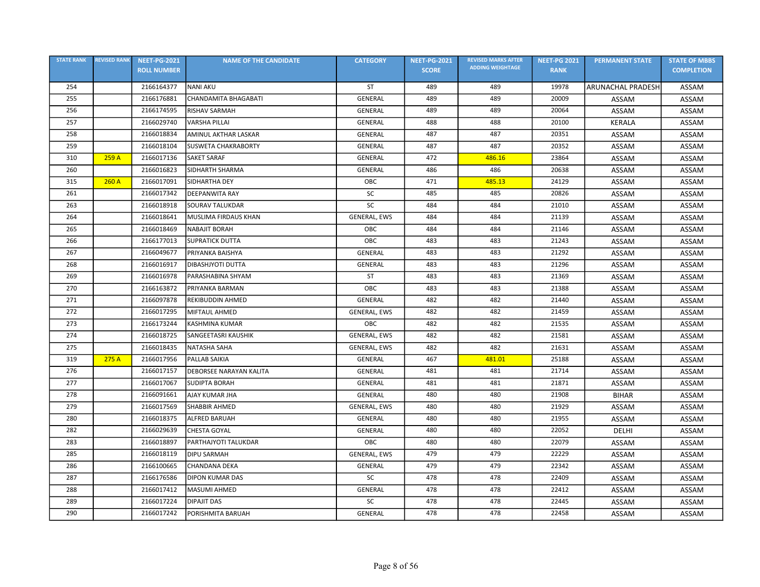| STATE RANK | REVISED RANK | NEET-PG-2021 ROLL NUMBER | NAME OF THE CANDIDATE | CATEGORY | NEET-PG-2021 SCORE | REVISED MARKS AFTER ADDING WEIGHTAGE | NEET-PG 2021 RANK | PERMANENT STATE | STATE OF MBBS COMPLETION |
|---|---|---|---|---|---|---|---|---|---|
| 254 | | 2166164377 | NANI AKU | ST | 489 | 489 | 19978 | ARUNACHAL PRADESH | ASSAM |
| 255 | | 2166176881 | CHANDAMITA BHAGABATI | GENERAL | 489 | 489 | 20009 | ASSAM | ASSAM |
| 256 | | 2166174595 | RISHAV SARMAH | GENERAL | 489 | 489 | 20064 | ASSAM | ASSAM |
| 257 | | 2166029740 | VARSHA PILLAI | GENERAL | 488 | 488 | 20100 | KERALA | ASSAM |
| 258 | | 2166018834 | AMINUL AKHTAR LASKAR | GENERAL | 487 | 487 | 20351 | ASSAM | ASSAM |
| 259 | | 2166018104 | SUSWETA CHAKRABORTY | GENERAL | 487 | 487 | 20352 | ASSAM | ASSAM |
| 310 | 259 A | 2166017136 | SAKET SARAF | GENERAL | 472 | 486.16 | 23864 | ASSAM | ASSAM |
| 260 | | 2166016823 | SIDHARTH SHARMA | GENERAL | 486 | 486 | 20638 | ASSAM | ASSAM |
| 315 | 260 A | 2166017091 | SIDHARTHA DEY | OBC | 471 | 485.13 | 24129 | ASSAM | ASSAM |
| 261 | | 2166017342 | DEEPANWITA RAY | SC | 485 | 485 | 20826 | ASSAM | ASSAM |
| 263 | | 2166018918 | SOURAV TALUKDAR | SC | 484 | 484 | 21010 | ASSAM | ASSAM |
| 264 | | 2166018641 | MUSLIMA FIRDAUS KHAN | GENERAL, EWS | 484 | 484 | 21139 | ASSAM | ASSAM |
| 265 | | 2166018469 | NABAJIT BORAH | OBC | 484 | 484 | 21146 | ASSAM | ASSAM |
| 266 | | 2166177013 | SUPRATICK DUTTA | OBC | 483 | 483 | 21243 | ASSAM | ASSAM |
| 267 | | 2166049677 | PRIYANKA BAISHYA | GENERAL | 483 | 483 | 21292 | ASSAM | ASSAM |
| 268 | | 2166016917 | DIBASHJYOTI DUTTA | GENERAL | 483 | 483 | 21296 | ASSAM | ASSAM |
| 269 | | 2166016978 | PARASHABINA SHYAM | ST | 483 | 483 | 21369 | ASSAM | ASSAM |
| 270 | | 2166163872 | PRIYANKA BARMAN | OBC | 483 | 483 | 21388 | ASSAM | ASSAM |
| 271 | | 2166097878 | REKIBUDDIN AHMED | GENERAL | 482 | 482 | 21440 | ASSAM | ASSAM |
| 272 | | 2166017295 | MIFTAUL AHMED | GENERAL, EWS | 482 | 482 | 21459 | ASSAM | ASSAM |
| 273 | | 2166173244 | KASHMINA KUMAR | OBC | 482 | 482 | 21535 | ASSAM | ASSAM |
| 274 | | 2166018725 | SANGEETASRI KAUSHIK | GENERAL, EWS | 482 | 482 | 21581 | ASSAM | ASSAM |
| 275 | | 2166018435 | NATASHA SAHA | GENERAL, EWS | 482 | 482 | 21631 | ASSAM | ASSAM |
| 319 | 275 A | 2166017956 | PALLAB SAIKIA | GENERAL | 467 | 481.01 | 25188 | ASSAM | ASSAM |
| 276 | | 2166017157 | DEBORSEE NARAYAN KALITA | GENERAL | 481 | 481 | 21714 | ASSAM | ASSAM |
| 277 | | 2166017067 | SUDIPTA BORAH | GENERAL | 481 | 481 | 21871 | ASSAM | ASSAM |
| 278 | | 2166091661 | AJAY KUMAR JHA | GENERAL | 480 | 480 | 21908 | BIHAR | ASSAM |
| 279 | | 2166017569 | SHABBIR AHMED | GENERAL, EWS | 480 | 480 | 21929 | ASSAM | ASSAM |
| 280 | | 2166018375 | ALFRED BARUAH | GENERAL | 480 | 480 | 21955 | ASSAM | ASSAM |
| 282 | | 2166029639 | CHESTA GOYAL | GENERAL | 480 | 480 | 22052 | DELHI | ASSAM |
| 283 | | 2166018897 | PARTHAJYOTI TALUKDAR | OBC | 480 | 480 | 22079 | ASSAM | ASSAM |
| 285 | | 2166018119 | DIPU SARMAH | GENERAL, EWS | 479 | 479 | 22229 | ASSAM | ASSAM |
| 286 | | 2166100665 | CHANDANA DEKA | GENERAL | 479 | 479 | 22342 | ASSAM | ASSAM |
| 287 | | 2166176586 | DIPON KUMAR DAS | SC | 478 | 478 | 22409 | ASSAM | ASSAM |
| 288 | | 2166017412 | MASUMI AHMED | GENERAL | 478 | 478 | 22412 | ASSAM | ASSAM |
| 289 | | 2166017224 | DIPAJIT DAS | SC | 478 | 478 | 22445 | ASSAM | ASSAM |
| 290 | | 2166017242 | PORISHMITA BARUAH | GENERAL | 478 | 478 | 22458 | ASSAM | ASSAM |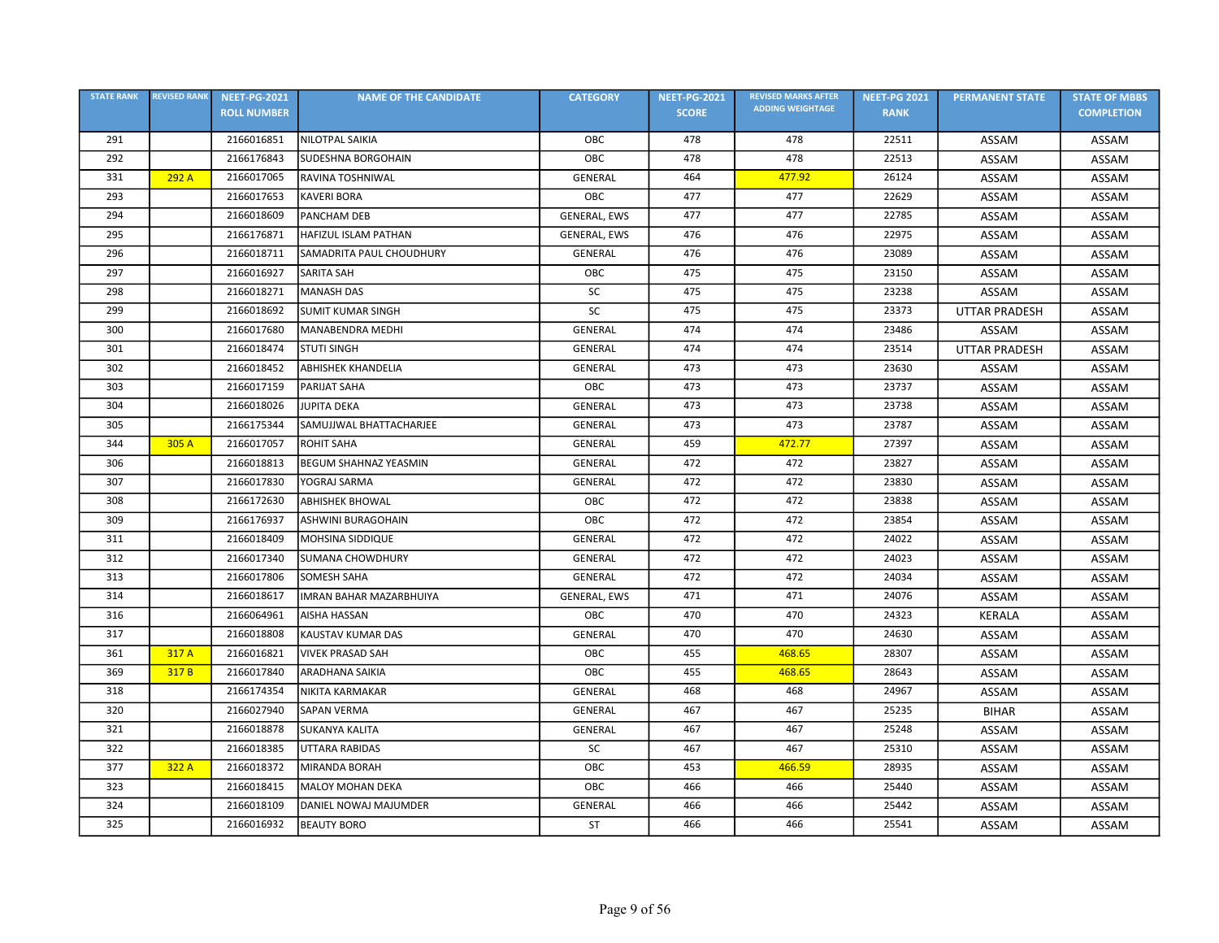| STATE RANK | REVISED RANK | NEET-PG-2021 ROLL NUMBER | NAME OF THE CANDIDATE | CATEGORY | NEET-PG-2021 SCORE | REVISED MARKS AFTER ADDING WEIGHTAGE | NEET-PG 2021 RANK | PERMANENT STATE | STATE OF MBBS COMPLETION |
|---|---|---|---|---|---|---|---|---|---|
| 291 | | 2166016851 | NILOTPAL SAIKIA | OBC | 478 | 478 | 22511 | ASSAM | ASSAM |
| 292 | | 2166176843 | SUDESHNA BORGOHAIN | OBC | 478 | 478 | 22513 | ASSAM | ASSAM |
| 331 | 292 A | 2166017065 | RAVINA TOSHNIWAL | GENERAL | 464 | 477.92 | 26124 | ASSAM | ASSAM |
| 293 | | 2166017653 | KAVERI BORA | OBC | 477 | 477 | 22629 | ASSAM | ASSAM |
| 294 | | 2166018609 | PANCHAM DEB | GENERAL, EWS | 477 | 477 | 22785 | ASSAM | ASSAM |
| 295 | | 2166176871 | HAFIZUL ISLAM PATHAN | GENERAL, EWS | 476 | 476 | 22975 | ASSAM | ASSAM |
| 296 | | 2166018711 | SAMADRITA PAUL CHOUDHURY | GENERAL | 476 | 476 | 23089 | ASSAM | ASSAM |
| 297 | | 2166016927 | SARITA SAH | OBC | 475 | 475 | 23150 | ASSAM | ASSAM |
| 298 | | 2166018271 | MANASH DAS | SC | 475 | 475 | 23238 | ASSAM | ASSAM |
| 299 | | 2166018692 | SUMIT KUMAR SINGH | SC | 475 | 475 | 23373 | UTTAR PRADESH | ASSAM |
| 300 | | 2166017680 | MANABENDRA MEDHI | GENERAL | 474 | 474 | 23486 | ASSAM | ASSAM |
| 301 | | 2166018474 | STUTI SINGH | GENERAL | 474 | 474 | 23514 | UTTAR PRADESH | ASSAM |
| 302 | | 2166018452 | ABHISHEK KHANDELIA | GENERAL | 473 | 473 | 23630 | ASSAM | ASSAM |
| 303 | | 2166017159 | PARIJAT SAHA | OBC | 473 | 473 | 23737 | ASSAM | ASSAM |
| 304 | | 2166018026 | JUPITA DEKA | GENERAL | 473 | 473 | 23738 | ASSAM | ASSAM |
| 305 | | 2166175344 | SAMUJJWAL BHATTACHARJEE | GENERAL | 473 | 473 | 23787 | ASSAM | ASSAM |
| 344 | 305 A | 2166017057 | ROHIT SAHA | GENERAL | 459 | 472.77 | 27397 | ASSAM | ASSAM |
| 306 | | 2166018813 | BEGUM SHAHNAZ YEASMIN | GENERAL | 472 | 472 | 23827 | ASSAM | ASSAM |
| 307 | | 2166017830 | YOGRAJ SARMA | GENERAL | 472 | 472 | 23830 | ASSAM | ASSAM |
| 308 | | 2166172630 | ABHISHEK BHOWAL | OBC | 472 | 472 | 23838 | ASSAM | ASSAM |
| 309 | | 2166176937 | ASHWINI BURAGOHAIN | OBC | 472 | 472 | 23854 | ASSAM | ASSAM |
| 311 | | 2166018409 | MOHSINA SIDDIQUE | GENERAL | 472 | 472 | 24022 | ASSAM | ASSAM |
| 312 | | 2166017340 | SUMANA CHOWDHURY | GENERAL | 472 | 472 | 24023 | ASSAM | ASSAM |
| 313 | | 2166017806 | SOMESH SAHA | GENERAL | 472 | 472 | 24034 | ASSAM | ASSAM |
| 314 | | 2166018617 | IMRAN BAHAR MAZARBHUIYA | GENERAL, EWS | 471 | 471 | 24076 | ASSAM | ASSAM |
| 316 | | 2166064961 | AISHA HASSAN | OBC | 470 | 470 | 24323 | KERALA | ASSAM |
| 317 | | 2166018808 | KAUSTAV KUMAR DAS | GENERAL | 470 | 470 | 24630 | ASSAM | ASSAM |
| 361 | 317 A | 2166016821 | VIVEK PRASAD SAH | OBC | 455 | 468.65 | 28307 | ASSAM | ASSAM |
| 369 | 317 B | 2166017840 | ARADHANA SAIKIA | OBC | 455 | 468.65 | 28643 | ASSAM | ASSAM |
| 318 | | 2166174354 | NIKITA KARMAKAR | GENERAL | 468 | 468 | 24967 | ASSAM | ASSAM |
| 320 | | 2166027940 | SAPAN VERMA | GENERAL | 467 | 467 | 25235 | BIHAR | ASSAM |
| 321 | | 2166018878 | SUKANYA KALITA | GENERAL | 467 | 467 | 25248 | ASSAM | ASSAM |
| 322 | | 2166018385 | UTTARA RABIDAS | SC | 467 | 467 | 25310 | ASSAM | ASSAM |
| 377 | 322 A | 2166018372 | MIRANDA BORAH | OBC | 453 | 466.59 | 28935 | ASSAM | ASSAM |
| 323 | | 2166018415 | MALOY MOHAN DEKA | OBC | 466 | 466 | 25440 | ASSAM | ASSAM |
| 324 | | 2166018109 | DANIEL NOWAJ MAJUMDER | GENERAL | 466 | 466 | 25442 | ASSAM | ASSAM |
| 325 | | 2166016932 | BEAUTY BORO | ST | 466 | 466 | 25541 | ASSAM | ASSAM |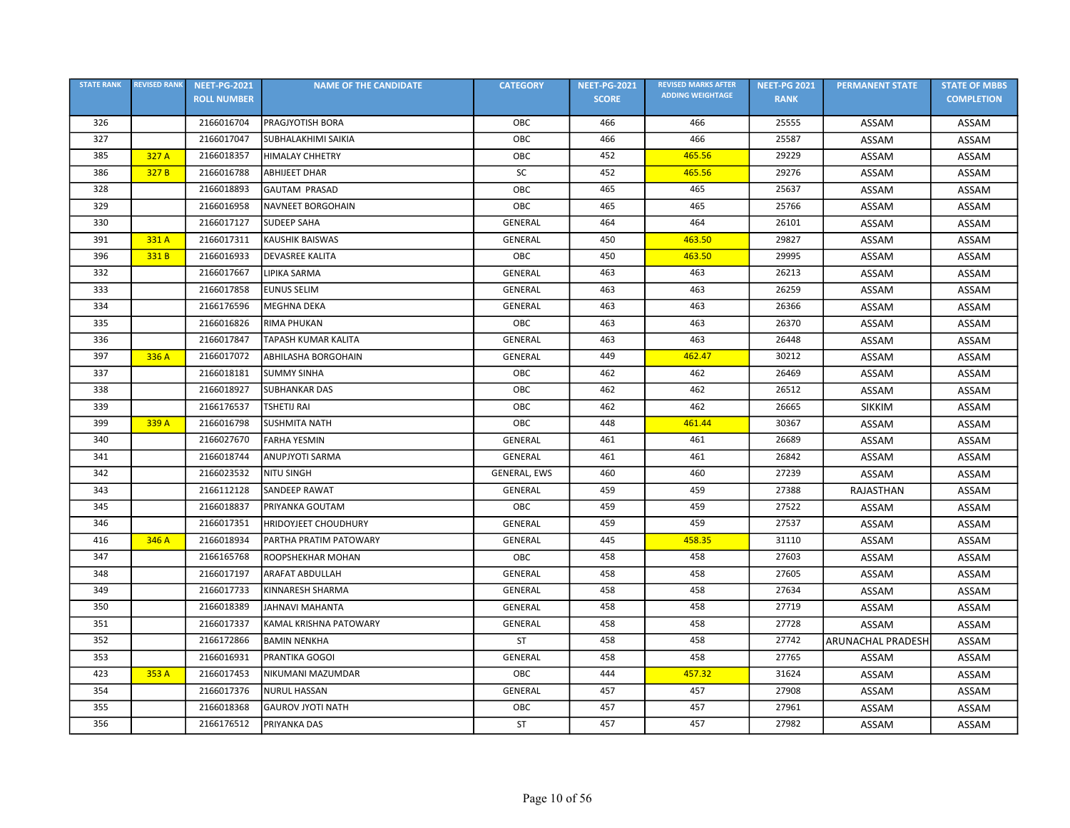| STATE RANK | REVISED RANK | NEET-PG-2021 ROLL NUMBER | NAME OF THE CANDIDATE | CATEGORY | NEET-PG-2021 SCORE | REVISED MARKS AFTER ADDING WEIGHTAGE | NEET-PG 2021 RANK | PERMANENT STATE | STATE OF MBBS COMPLETION |
|---|---|---|---|---|---|---|---|---|---|
| 326 | | 2166016704 | PRAGJYOTISH BORA | OBC | 466 | 466 | 25555 | ASSAM | ASSAM |
| 327 | | 2166017047 | SUBHALAKHIMI SAIKIA | OBC | 466 | 466 | 25587 | ASSAM | ASSAM |
| 385 | 327 A | 2166018357 | HIMALAY CHHETRY | OBC | 452 | 465.56 | 29229 | ASSAM | ASSAM |
| 386 | 327 B | 2166016788 | ABHIJEET DHAR | SC | 452 | 465.56 | 29276 | ASSAM | ASSAM |
| 328 | | 2166018893 | GAUTAM PRASAD | OBC | 465 | 465 | 25637 | ASSAM | ASSAM |
| 329 | | 2166016958 | NAVNEET BORGOHAIN | OBC | 465 | 465 | 25766 | ASSAM | ASSAM |
| 330 | | 2166017127 | SUDEEP SAHA | GENERAL | 464 | 464 | 26101 | ASSAM | ASSAM |
| 391 | 331 A | 2166017311 | KAUSHIK BAISWAS | GENERAL | 450 | 463.50 | 29827 | ASSAM | ASSAM |
| 396 | 331 B | 2166016933 | DEVASREE KALITA | OBC | 450 | 463.50 | 29995 | ASSAM | ASSAM |
| 332 | | 2166017667 | LIPIKA SARMA | GENERAL | 463 | 463 | 26213 | ASSAM | ASSAM |
| 333 | | 2166017858 | EUNUS SELIM | GENERAL | 463 | 463 | 26259 | ASSAM | ASSAM |
| 334 | | 2166176596 | MEGHNA DEKA | GENERAL | 463 | 463 | 26366 | ASSAM | ASSAM |
| 335 | | 2166016826 | RIMA PHUKAN | OBC | 463 | 463 | 26370 | ASSAM | ASSAM |
| 336 | | 2166017847 | TAPASH KUMAR KALITA | GENERAL | 463 | 463 | 26448 | ASSAM | ASSAM |
| 397 | 336 A | 2166017072 | ABHILASHA BORGOHAIN | GENERAL | 449 | 462.47 | 30212 | ASSAM | ASSAM |
| 337 | | 2166018181 | SUMMY SINHA | OBC | 462 | 462 | 26469 | ASSAM | ASSAM |
| 338 | | 2166018927 | SUBHANKAR DAS | OBC | 462 | 462 | 26512 | ASSAM | ASSAM |
| 339 | | 2166176537 | TSHETIJ RAI | OBC | 462 | 462 | 26665 | SIKKIM | ASSAM |
| 399 | 339 A | 2166016798 | SUSHMITA NATH | OBC | 448 | 461.44 | 30367 | ASSAM | ASSAM |
| 340 | | 2166027670 | FARHA YESMIN | GENERAL | 461 | 461 | 26689 | ASSAM | ASSAM |
| 341 | | 2166018744 | ANUPJYOTI SARMA | GENERAL | 461 | 461 | 26842 | ASSAM | ASSAM |
| 342 | | 2166023532 | NITU SINGH | GENERAL, EWS | 460 | 460 | 27239 | ASSAM | ASSAM |
| 343 | | 2166112128 | SANDEEP RAWAT | GENERAL | 459 | 459 | 27388 | RAJASTHAN | ASSAM |
| 345 | | 2166018837 | PRIYANKA GOUTAM | OBC | 459 | 459 | 27522 | ASSAM | ASSAM |
| 346 | | 2166017351 | HRIDOYJEET CHOUDHURY | GENERAL | 459 | 459 | 27537 | ASSAM | ASSAM |
| 416 | 346 A | 2166018934 | PARTHA PRATIM PATOWARY | GENERAL | 445 | 458.35 | 31110 | ASSAM | ASSAM |
| 347 | | 2166165768 | ROOPSHEKHAR MOHAN | OBC | 458 | 458 | 27603 | ASSAM | ASSAM |
| 348 | | 2166017197 | ARAFAT ABDULLAH | GENERAL | 458 | 458 | 27605 | ASSAM | ASSAM |
| 349 | | 2166017733 | KINNARESH SHARMA | GENERAL | 458 | 458 | 27634 | ASSAM | ASSAM |
| 350 | | 2166018389 | JAHNAVI MAHANTA | GENERAL | 458 | 458 | 27719 | ASSAM | ASSAM |
| 351 | | 2166017337 | KAMAL KRISHNA PATOWARY | GENERAL | 458 | 458 | 27728 | ASSAM | ASSAM |
| 352 | | 2166172866 | BAMIN NENKHA | ST | 458 | 458 | 27742 | ARUNACHAL PRADESH | ASSAM |
| 353 | | 2166016931 | PRANTIKA GOGOI | GENERAL | 458 | 458 | 27765 | ASSAM | ASSAM |
| 423 | 353 A | 2166017453 | NIKUMANI MAZUMDAR | OBC | 444 | 457.32 | 31624 | ASSAM | ASSAM |
| 354 | | 2166017376 | NURUL HASSAN | GENERAL | 457 | 457 | 27908 | ASSAM | ASSAM |
| 355 | | 2166018368 | GAUROV JYOTI NATH | OBC | 457 | 457 | 27961 | ASSAM | ASSAM |
| 356 | | 2166176512 | PRIYANKA DAS | ST | 457 | 457 | 27982 | ASSAM | ASSAM |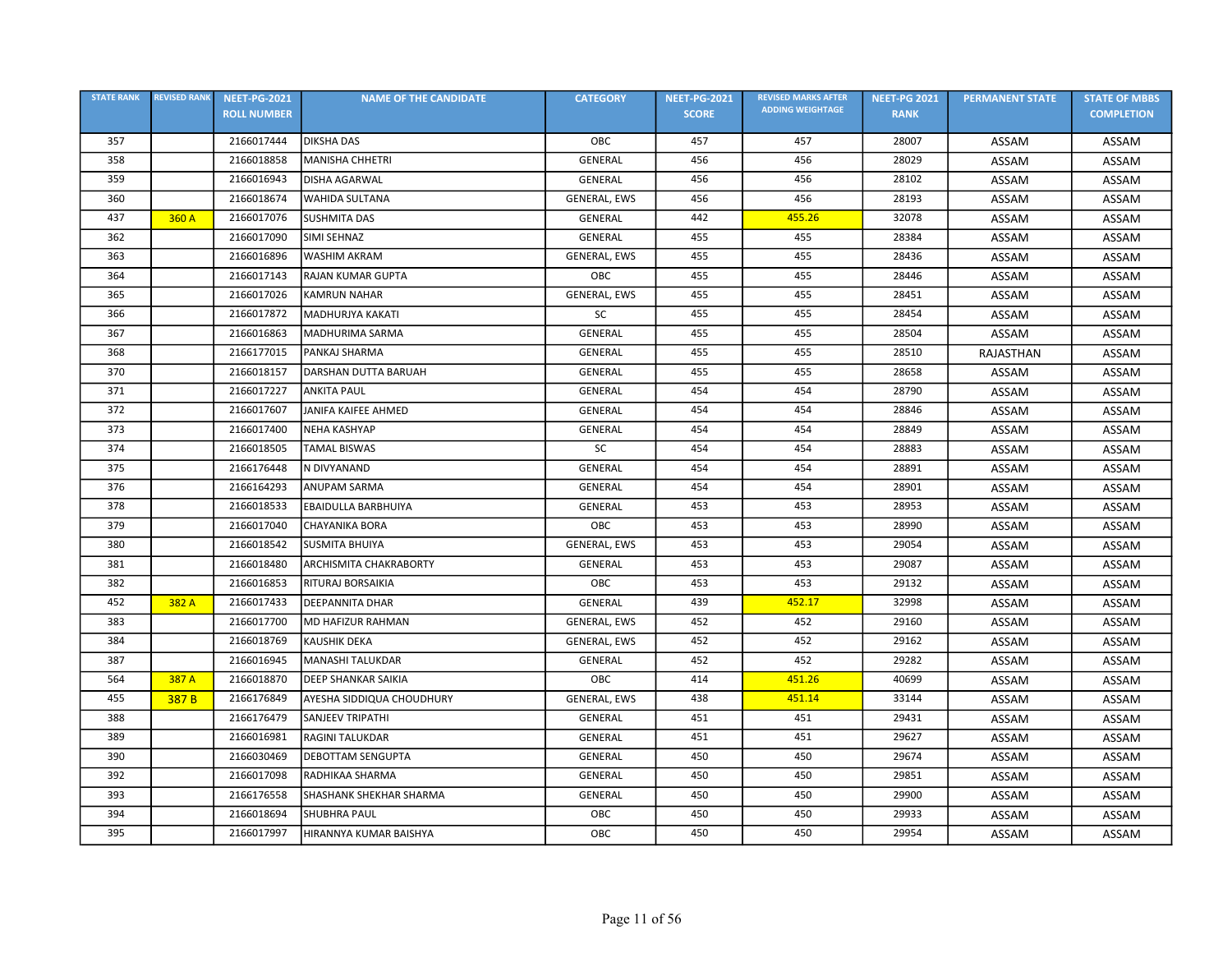| STATE RANK | REVISED RANK | NEET-PG-2021 ROLL NUMBER | NAME OF THE CANDIDATE | CATEGORY | NEET-PG-2021 SCORE | REVISED MARKS AFTER ADDING WEIGHTAGE | NEET-PG 2021 RANK | PERMANENT STATE | STATE OF MBBS COMPLETION |
|---|---|---|---|---|---|---|---|---|---|
| 357 | | 2166017444 | DIKSHA DAS | OBC | 457 | 457 | 28007 | ASSAM | ASSAM |
| 358 | | 2166018858 | MANISHA CHHETRI | GENERAL | 456 | 456 | 28029 | ASSAM | ASSAM |
| 359 | | 2166016943 | DISHA AGARWAL | GENERAL | 456 | 456 | 28102 | ASSAM | ASSAM |
| 360 | | 2166018674 | WAHIDA SULTANA | GENERAL, EWS | 456 | 456 | 28193 | ASSAM | ASSAM |
| 437 | 360 A | 2166017076 | SUSHMITA DAS | GENERAL | 442 | 455.26 | 32078 | ASSAM | ASSAM |
| 362 | | 2166017090 | SIMI SEHNAZ | GENERAL | 455 | 455 | 28384 | ASSAM | ASSAM |
| 363 | | 2166016896 | WASHIM AKRAM | GENERAL, EWS | 455 | 455 | 28436 | ASSAM | ASSAM |
| 364 | | 2166017143 | RAJAN KUMAR GUPTA | OBC | 455 | 455 | 28446 | ASSAM | ASSAM |
| 365 | | 2166017026 | KAMRUN NAHAR | GENERAL, EWS | 455 | 455 | 28451 | ASSAM | ASSAM |
| 366 | | 2166017872 | MADHURJYA KAKATI | SC | 455 | 455 | 28454 | ASSAM | ASSAM |
| 367 | | 2166016863 | MADHURIMA SARMA | GENERAL | 455 | 455 | 28504 | ASSAM | ASSAM |
| 368 | | 2166177015 | PANKAJ SHARMA | GENERAL | 455 | 455 | 28510 | RAJASTHAN | ASSAM |
| 370 | | 2166018157 | DARSHAN DUTTA BARUAH | GENERAL | 455 | 455 | 28658 | ASSAM | ASSAM |
| 371 | | 2166017227 | ANKITA PAUL | GENERAL | 454 | 454 | 28790 | ASSAM | ASSAM |
| 372 | | 2166017607 | JANIFA KAIFEE AHMED | GENERAL | 454 | 454 | 28846 | ASSAM | ASSAM |
| 373 | | 2166017400 | NEHA KASHYAP | GENERAL | 454 | 454 | 28849 | ASSAM | ASSAM |
| 374 | | 2166018505 | TAMAL BISWAS | SC | 454 | 454 | 28883 | ASSAM | ASSAM |
| 375 | | 2166176448 | N DIVYANAND | GENERAL | 454 | 454 | 28891 | ASSAM | ASSAM |
| 376 | | 2166164293 | ANUPAM SARMA | GENERAL | 454 | 454 | 28901 | ASSAM | ASSAM |
| 378 | | 2166018533 | EBAIDULLA BARBHUIYA | GENERAL | 453 | 453 | 28953 | ASSAM | ASSAM |
| 379 | | 2166017040 | CHAYANIKA BORA | OBC | 453 | 453 | 28990 | ASSAM | ASSAM |
| 380 | | 2166018542 | SUSMITA BHUIYA | GENERAL, EWS | 453 | 453 | 29054 | ASSAM | ASSAM |
| 381 | | 2166018480 | ARCHISMITA CHAKRABORTY | GENERAL | 453 | 453 | 29087 | ASSAM | ASSAM |
| 382 | | 2166016853 | RITURAJ BORSAIKIA | OBC | 453 | 453 | 29132 | ASSAM | ASSAM |
| 452 | 382 A | 2166017433 | DEEPANNITA DHAR | GENERAL | 439 | 452.17 | 32998 | ASSAM | ASSAM |
| 383 | | 2166017700 | MD HAFIZUR RAHMAN | GENERAL, EWS | 452 | 452 | 29160 | ASSAM | ASSAM |
| 384 | | 2166018769 | KAUSHIK DEKA | GENERAL, EWS | 452 | 452 | 29162 | ASSAM | ASSAM |
| 387 | | 2166016945 | MANASHI TALUKDAR | GENERAL | 452 | 452 | 29282 | ASSAM | ASSAM |
| 564 | 387 A | 2166018870 | DEEP SHANKAR SAIKIA | OBC | 414 | 451.26 | 40699 | ASSAM | ASSAM |
| 455 | 387 B | 2166176849 | AYESHA SIDDIQUA CHOUDHURY | GENERAL, EWS | 438 | 451.14 | 33144 | ASSAM | ASSAM |
| 388 | | 2166176479 | SANJEEV TRIPATHI | GENERAL | 451 | 451 | 29431 | ASSAM | ASSAM |
| 389 | | 2166016981 | RAGINI TALUKDAR | GENERAL | 451 | 451 | 29627 | ASSAM | ASSAM |
| 390 | | 2166030469 | DEBOTTAM SENGUPTA | GENERAL | 450 | 450 | 29674 | ASSAM | ASSAM |
| 392 | | 2166017098 | RADHIKAA SHARMA | GENERAL | 450 | 450 | 29851 | ASSAM | ASSAM |
| 393 | | 2166176558 | SHASHANK SHEKHAR SHARMA | GENERAL | 450 | 450 | 29900 | ASSAM | ASSAM |
| 394 | | 2166018694 | SHUBHRA PAUL | OBC | 450 | 450 | 29933 | ASSAM | ASSAM |
| 395 | | 2166017997 | HIRANNYA KUMAR BAISHYA | OBC | 450 | 450 | 29954 | ASSAM | ASSAM |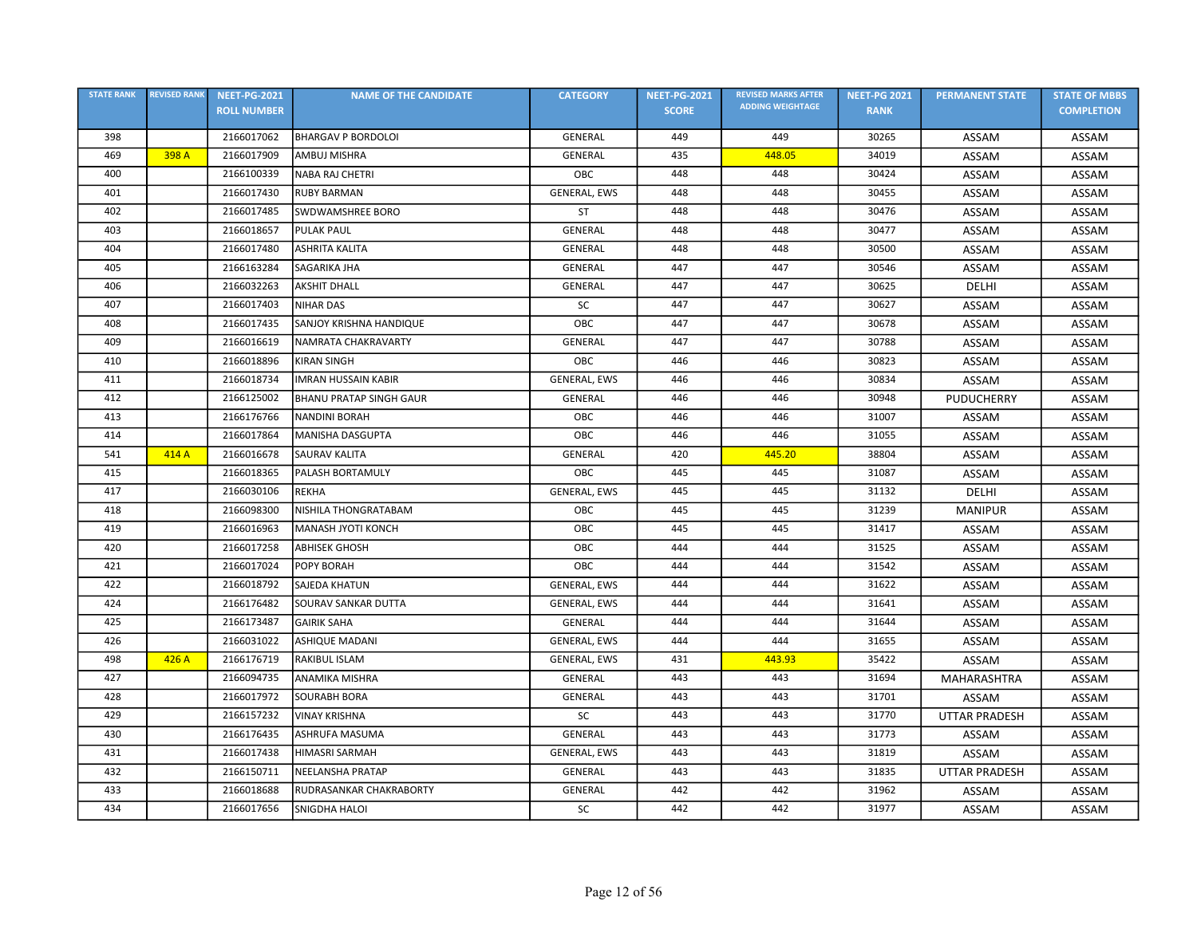| STATE RANK | REVISED RANK | NEET-PG-2021 ROLL NUMBER | NAME OF THE CANDIDATE | CATEGORY | NEET-PG-2021 SCORE | REVISED MARKS AFTER ADDING WEIGHTAGE | NEET-PG 2021 RANK | PERMANENT STATE | STATE OF MBBS COMPLETION |
|---|---|---|---|---|---|---|---|---|---|
| 398 | | 2166017062 | BHARGAV P BORDOLOI | GENERAL | 449 | 449 | 30265 | ASSAM | ASSAM |
| 469 | 398 A | 2166017909 | AMBUJ MISHRA | GENERAL | 435 | 448.05 | 34019 | ASSAM | ASSAM |
| 400 | | 2166100339 | NABA RAJ CHETRI | OBC | 448 | 448 | 30424 | ASSAM | ASSAM |
| 401 | | 2166017430 | RUBY BARMAN | GENERAL, EWS | 448 | 448 | 30455 | ASSAM | ASSAM |
| 402 | | 2166017485 | SWDWAMSHREE BORO | ST | 448 | 448 | 30476 | ASSAM | ASSAM |
| 403 | | 2166018657 | PULAK PAUL | GENERAL | 448 | 448 | 30477 | ASSAM | ASSAM |
| 404 | | 2166017480 | ASHRITA KALITA | GENERAL | 448 | 448 | 30500 | ASSAM | ASSAM |
| 405 | | 2166163284 | SAGARIKA JHA | GENERAL | 447 | 447 | 30546 | ASSAM | ASSAM |
| 406 | | 2166032263 | AKSHIT DHALL | GENERAL | 447 | 447 | 30625 | DELHI | ASSAM |
| 407 | | 2166017403 | NIHAR DAS | SC | 447 | 447 | 30627 | ASSAM | ASSAM |
| 408 | | 2166017435 | SANJOY KRISHNA HANDIQUE | OBC | 447 | 447 | 30678 | ASSAM | ASSAM |
| 409 | | 2166016619 | NAMRATA CHAKRAVARTY | GENERAL | 447 | 447 | 30788 | ASSAM | ASSAM |
| 410 | | 2166018896 | KIRAN SINGH | OBC | 446 | 446 | 30823 | ASSAM | ASSAM |
| 411 | | 2166018734 | IMRAN HUSSAIN KABIR | GENERAL, EWS | 446 | 446 | 30834 | ASSAM | ASSAM |
| 412 | | 2166125002 | BHANU PRATAP SINGH GAUR | GENERAL | 446 | 446 | 30948 | PUDUCHERRY | ASSAM |
| 413 | | 2166176766 | NANDINI BORAH | OBC | 446 | 446 | 31007 | ASSAM | ASSAM |
| 414 | | 2166017864 | MANISHA DASGUPTA | OBC | 446 | 446 | 31055 | ASSAM | ASSAM |
| 541 | 414 A | 2166016678 | SAURAV KALITA | GENERAL | 420 | 445.20 | 38804 | ASSAM | ASSAM |
| 415 | | 2166018365 | PALASH BORTAMULY | OBC | 445 | 445 | 31087 | ASSAM | ASSAM |
| 417 | | 2166030106 | REKHA | GENERAL, EWS | 445 | 445 | 31132 | DELHI | ASSAM |
| 418 | | 2166098300 | NISHILA THONGRATABAM | OBC | 445 | 445 | 31239 | MANIPUR | ASSAM |
| 419 | | 2166016963 | MANASH JYOTI KONCH | OBC | 445 | 445 | 31417 | ASSAM | ASSAM |
| 420 | | 2166017258 | ABHISEK GHOSH | OBC | 444 | 444 | 31525 | ASSAM | ASSAM |
| 421 | | 2166017024 | POPY BORAH | OBC | 444 | 444 | 31542 | ASSAM | ASSAM |
| 422 | | 2166018792 | SAJEDA KHATUN | GENERAL, EWS | 444 | 444 | 31622 | ASSAM | ASSAM |
| 424 | | 2166176482 | SOURAV SANKAR DUTTA | GENERAL, EWS | 444 | 444 | 31641 | ASSAM | ASSAM |
| 425 | | 2166173487 | GAIRIK SAHA | GENERAL | 444 | 444 | 31644 | ASSAM | ASSAM |
| 426 | | 2166031022 | ASHIQUE MADANI | GENERAL, EWS | 444 | 444 | 31655 | ASSAM | ASSAM |
| 498 | 426 A | 2166176719 | RAKIBUL ISLAM | GENERAL, EWS | 431 | 443.93 | 35422 | ASSAM | ASSAM |
| 427 | | 2166094735 | ANAMIKA MISHRA | GENERAL | 443 | 443 | 31694 | MAHARASHTRA | ASSAM |
| 428 | | 2166017972 | SOURABH BORA | GENERAL | 443 | 443 | 31701 | ASSAM | ASSAM |
| 429 | | 2166157232 | VINAY KRISHNA | SC | 443 | 443 | 31770 | UTTAR PRADESH | ASSAM |
| 430 | | 2166176435 | ASHRUFA MASUMA | GENERAL | 443 | 443 | 31773 | ASSAM | ASSAM |
| 431 | | 2166017438 | HIMASRI SARMAH | GENERAL, EWS | 443 | 443 | 31819 | ASSAM | ASSAM |
| 432 | | 2166150711 | NEELANSHA PRATAP | GENERAL | 443 | 443 | 31835 | UTTAR PRADESH | ASSAM |
| 433 | | 2166018688 | RUDRASANKAR CHAKRABORTY | GENERAL | 442 | 442 | 31962 | ASSAM | ASSAM |
| 434 | | 2166017656 | SNIGDHA HALOI | SC | 442 | 442 | 31977 | ASSAM | ASSAM |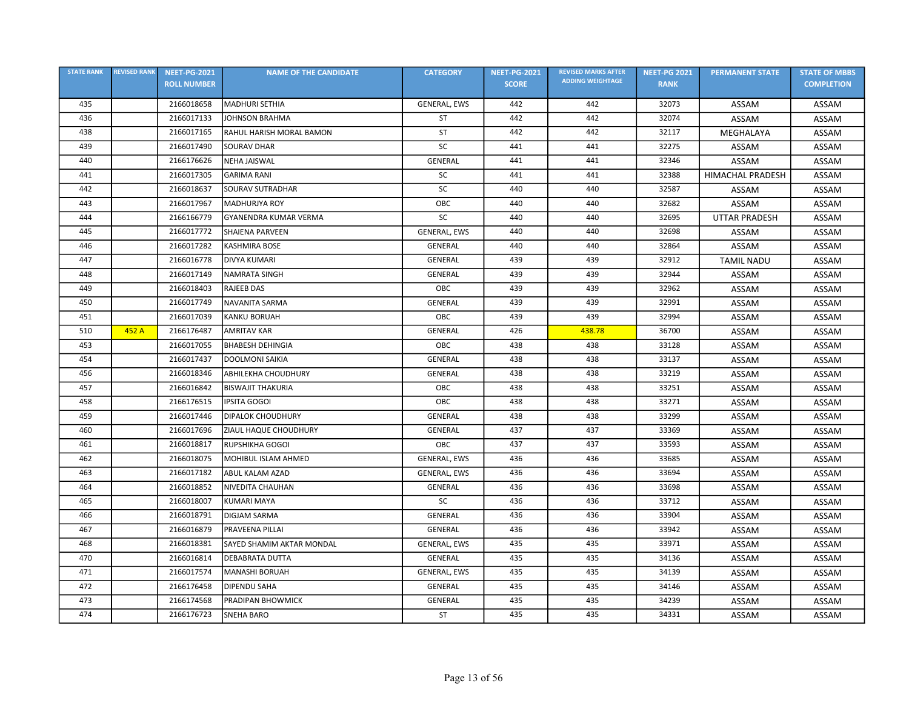| STATE RANK | REVISED RANK | NEET-PG-2021 ROLL NUMBER | NAME OF THE CANDIDATE | CATEGORY | NEET-PG-2021 SCORE | REVISED MARKS AFTER ADDING WEIGHTAGE | NEET-PG 2021 RANK | PERMANENT STATE | STATE OF MBBS COMPLETION |
|---|---|---|---|---|---|---|---|---|---|
| 435 | | 2166018658 | MADHURI SETHIA | GENERAL, EWS | 442 | 442 | 32073 | ASSAM | ASSAM |
| 436 | | 2166017133 | JOHNSON BRAHMA | ST | 442 | 442 | 32074 | ASSAM | ASSAM |
| 438 | | 2166017165 | RAHUL HARISH MORAL BAMON | ST | 442 | 442 | 32117 | MEGHALAYA | ASSAM |
| 439 | | 2166017490 | SOURAV DHAR | SC | 441 | 441 | 32275 | ASSAM | ASSAM |
| 440 | | 2166176626 | NEHA JAISWAL | GENERAL | 441 | 441 | 32346 | ASSAM | ASSAM |
| 441 | | 2166017305 | GARIMA RANI | SC | 441 | 441 | 32388 | HIMACHAL PRADESH | ASSAM |
| 442 | | 2166018637 | SOURAV SUTRADHAR | SC | 440 | 440 | 32587 | ASSAM | ASSAM |
| 443 | | 2166017967 | MADHURJYA ROY | OBC | 440 | 440 | 32682 | ASSAM | ASSAM |
| 444 | | 2166166779 | GYANENDRA KUMAR VERMA | SC | 440 | 440 | 32695 | UTTAR PRADESH | ASSAM |
| 445 | | 2166017772 | SHAIENA PARVEEN | GENERAL, EWS | 440 | 440 | 32698 | ASSAM | ASSAM |
| 446 | | 2166017282 | KASHMIRA BOSE | GENERAL | 440 | 440 | 32864 | ASSAM | ASSAM |
| 447 | | 2166016778 | DIVYA KUMARI | GENERAL | 439 | 439 | 32912 | TAMIL NADU | ASSAM |
| 448 | | 2166017149 | NAMRATA SINGH | GENERAL | 439 | 439 | 32944 | ASSAM | ASSAM |
| 449 | | 2166018403 | RAJEEB DAS | OBC | 439 | 439 | 32962 | ASSAM | ASSAM |
| 450 | | 2166017749 | NAVANITA SARMA | GENERAL | 439 | 439 | 32991 | ASSAM | ASSAM |
| 451 | | 2166017039 | KANKU BORUAH | OBC | 439 | 439 | 32994 | ASSAM | ASSAM |
| 510 | 452 A | 2166176487 | AMRITAV KAR | GENERAL | 426 | 438.78 | 36700 | ASSAM | ASSAM |
| 453 | | 2166017055 | BHABESH DEHINGIA | OBC | 438 | 438 | 33128 | ASSAM | ASSAM |
| 454 | | 2166017437 | DOOLMONI SAIKIA | GENERAL | 438 | 438 | 33137 | ASSAM | ASSAM |
| 456 | | 2166018346 | ABHILEKHA CHOUDHURY | GENERAL | 438 | 438 | 33219 | ASSAM | ASSAM |
| 457 | | 2166016842 | BISWAJIT THAKURIA | OBC | 438 | 438 | 33251 | ASSAM | ASSAM |
| 458 | | 2166176515 | IPSITA GOGOI | OBC | 438 | 438 | 33271 | ASSAM | ASSAM |
| 459 | | 2166017446 | DIPALOK CHOUDHURY | GENERAL | 438 | 438 | 33299 | ASSAM | ASSAM |
| 460 | | 2166017696 | ZIAUL HAQUE CHOUDHURY | GENERAL | 437 | 437 | 33369 | ASSAM | ASSAM |
| 461 | | 2166018817 | RUPSHIKHA GOGOI | OBC | 437 | 437 | 33593 | ASSAM | ASSAM |
| 462 | | 2166018075 | MOHIBUL ISLAM AHMED | GENERAL, EWS | 436 | 436 | 33685 | ASSAM | ASSAM |
| 463 | | 2166017182 | ABUL KALAM AZAD | GENERAL, EWS | 436 | 436 | 33694 | ASSAM | ASSAM |
| 464 | | 2166018852 | NIVEDITA CHAUHAN | GENERAL | 436 | 436 | 33698 | ASSAM | ASSAM |
| 465 | | 2166018007 | KUMARI MAYA | SC | 436 | 436 | 33712 | ASSAM | ASSAM |
| 466 | | 2166018791 | DIGJAM SARMA | GENERAL | 436 | 436 | 33904 | ASSAM | ASSAM |
| 467 | | 2166016879 | PRAVEENA PILLAI | GENERAL | 436 | 436 | 33942 | ASSAM | ASSAM |
| 468 | | 2166018381 | SAYED SHAMIM AKTAR MONDAL | GENERAL, EWS | 435 | 435 | 33971 | ASSAM | ASSAM |
| 470 | | 2166016814 | DEBABRATA DUTTA | GENERAL | 435 | 435 | 34136 | ASSAM | ASSAM |
| 471 | | 2166017574 | MANASHI BORUAH | GENERAL, EWS | 435 | 435 | 34139 | ASSAM | ASSAM |
| 472 | | 2166176458 | DIPENDU SAHA | GENERAL | 435 | 435 | 34146 | ASSAM | ASSAM |
| 473 | | 2166174568 | PRADIPAN BHOWMICK | GENERAL | 435 | 435 | 34239 | ASSAM | ASSAM |
| 474 | | 2166176723 | SNEHA BARO | ST | 435 | 435 | 34331 | ASSAM | ASSAM |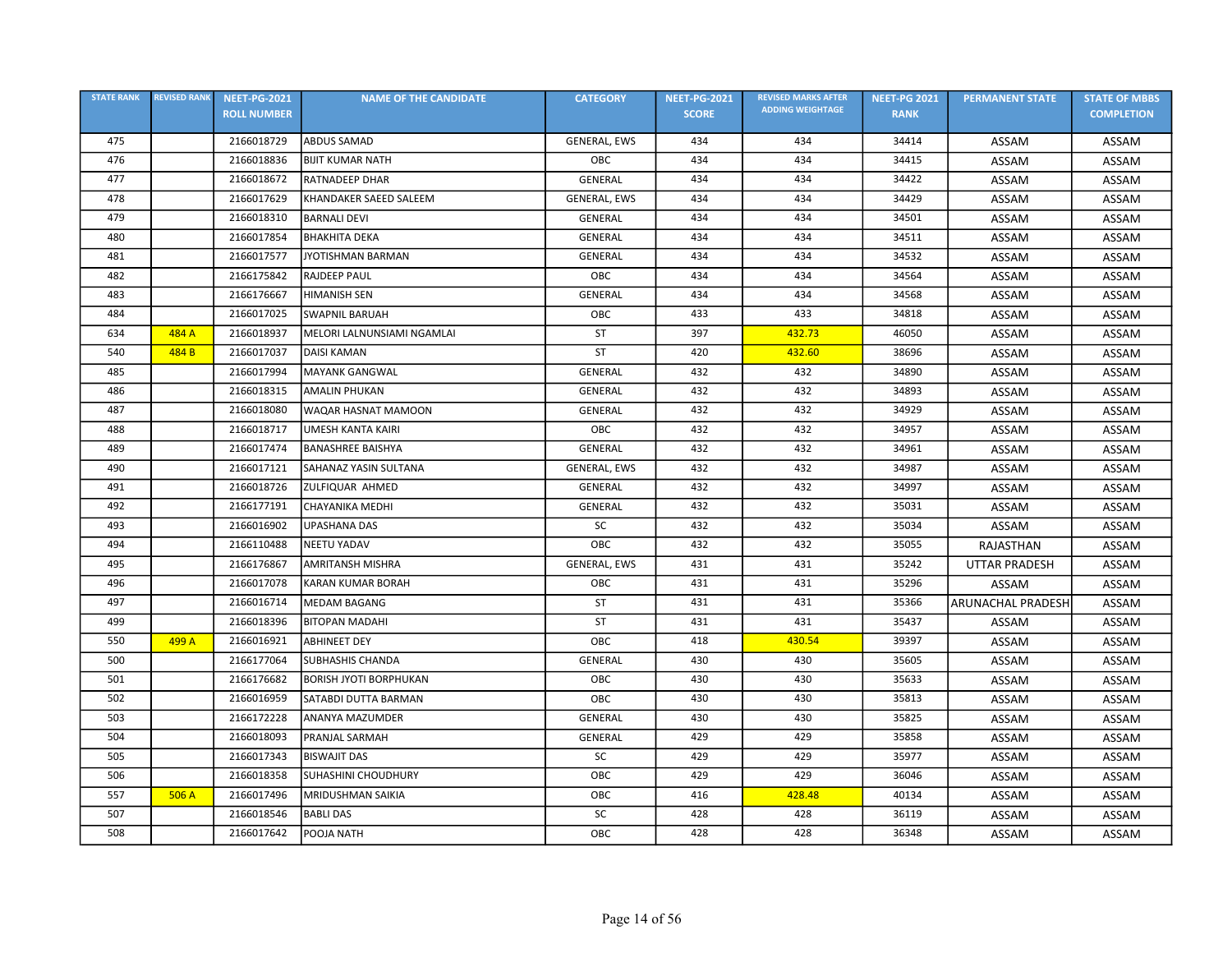| STATE RANK | REVISED RANK | NEET-PG-2021 ROLL NUMBER | NAME OF THE CANDIDATE | CATEGORY | NEET-PG-2021 SCORE | REVISED MARKS AFTER ADDING WEIGHTAGE | NEET-PG 2021 RANK | PERMANENT STATE | STATE OF MBBS COMPLETION |
|---|---|---|---|---|---|---|---|---|---|
| 475 | | 2166018729 | ABDUS SAMAD | GENERAL, EWS | 434 | 434 | 34414 | ASSAM | ASSAM |
| 476 | | 2166018836 | BIJIT KUMAR NATH | OBC | 434 | 434 | 34415 | ASSAM | ASSAM |
| 477 | | 2166018672 | RATNADEEP DHAR | GENERAL | 434 | 434 | 34422 | ASSAM | ASSAM |
| 478 | | 2166017629 | KHANDAKER SAEED SALEEM | GENERAL, EWS | 434 | 434 | 34429 | ASSAM | ASSAM |
| 479 | | 2166018310 | BARNALI DEVI | GENERAL | 434 | 434 | 34501 | ASSAM | ASSAM |
| 480 | | 2166017854 | BHAKHITA DEKA | GENERAL | 434 | 434 | 34511 | ASSAM | ASSAM |
| 481 | | 2166017577 | JYOTISHMAN BARMAN | GENERAL | 434 | 434 | 34532 | ASSAM | ASSAM |
| 482 | | 2166175842 | RAJDEEP PAUL | OBC | 434 | 434 | 34564 | ASSAM | ASSAM |
| 483 | | 2166176667 | HIMANISH SEN | GENERAL | 434 | 434 | 34568 | ASSAM | ASSAM |
| 484 | | 2166017025 | SWAPNIL BARUAH | OBC | 433 | 433 | 34818 | ASSAM | ASSAM |
| 634 | 484 A | 2166018937 | MELORI LALNUNSIAMI NGAMLAI | ST | 397 | 432.73 | 46050 | ASSAM | ASSAM |
| 540 | 484 B | 2166017037 | DAISI KAMAN | ST | 420 | 432.60 | 38696 | ASSAM | ASSAM |
| 485 | | 2166017994 | MAYANK GANGWAL | GENERAL | 432 | 432 | 34890 | ASSAM | ASSAM |
| 486 | | 2166018315 | AMALIN PHUKAN | GENERAL | 432 | 432 | 34893 | ASSAM | ASSAM |
| 487 | | 2166018080 | WAQAR HASNAT MAMOON | GENERAL | 432 | 432 | 34929 | ASSAM | ASSAM |
| 488 | | 2166018717 | UMESH KANTA KAIRI | OBC | 432 | 432 | 34957 | ASSAM | ASSAM |
| 489 | | 2166017474 | BANASHREE BAISHYA | GENERAL | 432 | 432 | 34961 | ASSAM | ASSAM |
| 490 | | 2166017121 | SAHANAZ YASIN SULTANA | GENERAL, EWS | 432 | 432 | 34987 | ASSAM | ASSAM |
| 491 | | 2166018726 | ZULFIQUAR AHMED | GENERAL | 432 | 432 | 34997 | ASSAM | ASSAM |
| 492 | | 2166177191 | CHAYANIKA MEDHI | GENERAL | 432 | 432 | 35031 | ASSAM | ASSAM |
| 493 | | 2166016902 | UPASHANA DAS | SC | 432 | 432 | 35034 | ASSAM | ASSAM |
| 494 | | 2166110488 | NEETU YADAV | OBC | 432 | 432 | 35055 | RAJASTHAN | ASSAM |
| 495 | | 2166176867 | AMRITANSH MISHRA | GENERAL, EWS | 431 | 431 | 35242 | UTTAR PRADESH | ASSAM |
| 496 | | 2166017078 | KARAN KUMAR BORAH | OBC | 431 | 431 | 35296 | ASSAM | ASSAM |
| 497 | | 2166016714 | MEDAM BAGANG | ST | 431 | 431 | 35366 | ARUNACHAL PRADESH | ASSAM |
| 499 | | 2166018396 | BITOPAN MADAHI | ST | 431 | 431 | 35437 | ASSAM | ASSAM |
| 550 | 499 A | 2166016921 | ABHINEET DEY | OBC | 418 | 430.54 | 39397 | ASSAM | ASSAM |
| 500 | | 2166177064 | SUBHASHIS CHANDA | GENERAL | 430 | 430 | 35605 | ASSAM | ASSAM |
| 501 | | 2166176682 | BORISH JYOTI BORPHUKAN | OBC | 430 | 430 | 35633 | ASSAM | ASSAM |
| 502 | | 2166016959 | SATABDI DUTTA BARMAN | OBC | 430 | 430 | 35813 | ASSAM | ASSAM |
| 503 | | 2166172228 | ANANYA MAZUMDER | GENERAL | 430 | 430 | 35825 | ASSAM | ASSAM |
| 504 | | 2166018093 | PRANJAL SARMAH | GENERAL | 429 | 429 | 35858 | ASSAM | ASSAM |
| 505 | | 2166017343 | BISWAJIT DAS | SC | 429 | 429 | 35977 | ASSAM | ASSAM |
| 506 | | 2166018358 | SUHASHINI CHOUDHURY | OBC | 429 | 429 | 36046 | ASSAM | ASSAM |
| 557 | 506 A | 2166017496 | MRIDUSHMAN SAIKIA | OBC | 416 | 428.48 | 40134 | ASSAM | ASSAM |
| 507 | | 2166018546 | BABLI DAS | SC | 428 | 428 | 36119 | ASSAM | ASSAM |
| 508 | | 2166017642 | POOJA NATH | OBC | 428 | 428 | 36348 | ASSAM | ASSAM |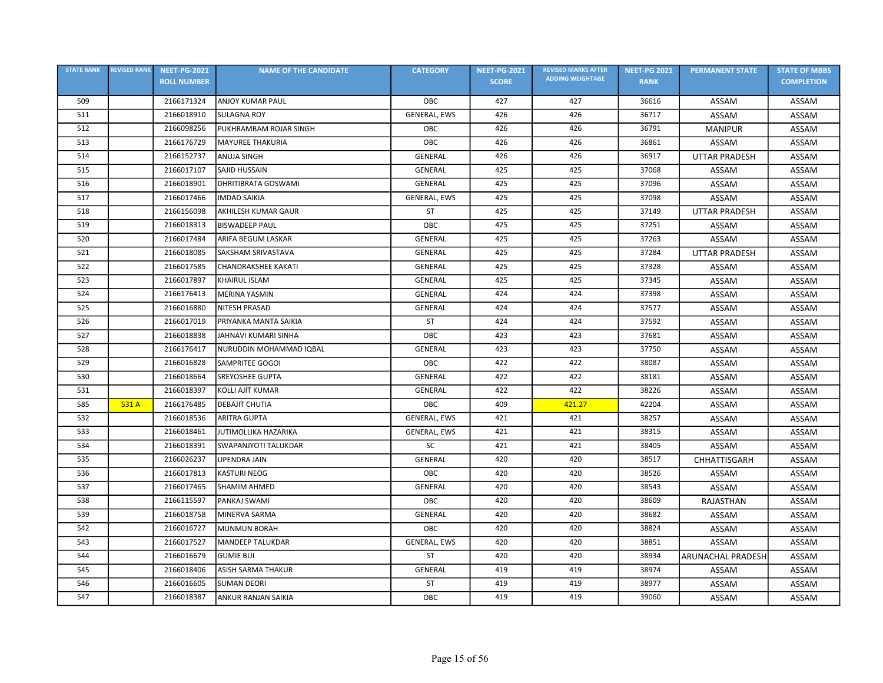| STATE RANK | REVISED RANK | NEET-PG-2021 ROLL NUMBER | NAME OF THE CANDIDATE | CATEGORY | NEET-PG-2021 SCORE | REVISED MARKS AFTER ADDING WEIGHTAGE | NEET-PG 2021 RANK | PERMANENT STATE | STATE OF MBBS COMPLETION |
|---|---|---|---|---|---|---|---|---|---|
| 509 | | 2166171324 | ANJOY KUMAR PAUL | OBC | 427 | 427 | 36616 | ASSAM | ASSAM |
| 511 | | 2166018910 | SULAGNA ROY | GENERAL, EWS | 426 | 426 | 36717 | ASSAM | ASSAM |
| 512 | | 2166098256 | PUKHRAMBAM ROJAR SINGH | OBC | 426 | 426 | 36791 | MANIPUR | ASSAM |
| 513 | | 2166176729 | MAYUREE THAKURIA | OBC | 426 | 426 | 36861 | ASSAM | ASSAM |
| 514 | | 2166152737 | ANUJA SINGH | GENERAL | 426 | 426 | 36917 | UTTAR PRADESH | ASSAM |
| 515 | | 2166017107 | SAJID HUSSAIN | GENERAL | 425 | 425 | 37068 | ASSAM | ASSAM |
| 516 | | 2166018901 | DHRITIBRATA GOSWAMI | GENERAL | 425 | 425 | 37096 | ASSAM | ASSAM |
| 517 | | 2166017466 | IMDAD SAIKIA | GENERAL, EWS | 425 | 425 | 37098 | ASSAM | ASSAM |
| 518 | | 2166156098 | AKHILESH KUMAR GAUR | ST | 425 | 425 | 37149 | UTTAR PRADESH | ASSAM |
| 519 | | 2166018313 | BISWADEEP PAUL | OBC | 425 | 425 | 37251 | ASSAM | ASSAM |
| 520 | | 2166017484 | ARIFA BEGUM LASKAR | GENERAL | 425 | 425 | 37263 | ASSAM | ASSAM |
| 521 | | 2166018085 | SAKSHAM SRIVASTAVA | GENERAL | 425 | 425 | 37284 | UTTAR PRADESH | ASSAM |
| 522 | | 2166017585 | CHANDRAKSHEE KAKATI | GENERAL | 425 | 425 | 37328 | ASSAM | ASSAM |
| 523 | | 2166017897 | KHAIRUL ISLAM | GENERAL | 425 | 425 | 37345 | ASSAM | ASSAM |
| 524 | | 2166176413 | MERINA YASMIN | GENERAL | 424 | 424 | 37398 | ASSAM | ASSAM |
| 525 | | 2166016880 | NITESH PRASAD | GENERAL | 424 | 424 | 37577 | ASSAM | ASSAM |
| 526 | | 2166017019 | PRIYANKA MANTA SAIKIA | ST | 424 | 424 | 37592 | ASSAM | ASSAM |
| 527 | | 2166018838 | JAHNAVI KUMARI SINHA | OBC | 423 | 423 | 37681 | ASSAM | ASSAM |
| 528 | | 2166176417 | NURUDDIN MOHAMMAD IQBAL | GENERAL | 423 | 423 | 37750 | ASSAM | ASSAM |
| 529 | | 2166016828 | SAMPRITEE GOGOI | OBC | 422 | 422 | 38087 | ASSAM | ASSAM |
| 530 | | 2166018664 | SREYOSHEE GUPTA | GENERAL | 422 | 422 | 38181 | ASSAM | ASSAM |
| 531 | | 2166018397 | KOLLI AJIT KUMAR | GENERAL | 422 | 422 | 38226 | ASSAM | ASSAM |
| 585 | 531 A | 2166176485 | DEBAJIT CHUTIA | OBC | 409 | 421.27 | 42204 | ASSAM | ASSAM |
| 532 | | 2166018536 | ARITRA GUPTA | GENERAL, EWS | 421 | 421 | 38257 | ASSAM | ASSAM |
| 533 | | 2166018461 | JUTIMOLLIKA HAZARIKA | GENERAL, EWS | 421 | 421 | 38315 | ASSAM | ASSAM |
| 534 | | 2166018391 | SWAPANJYOTI TALUKDAR | SC | 421 | 421 | 38405 | ASSAM | ASSAM |
| 535 | | 2166026237 | UPENDRA JAIN | GENERAL | 420 | 420 | 38517 | CHHATTISGARH | ASSAM |
| 536 | | 2166017813 | KASTURI NEOG | OBC | 420 | 420 | 38526 | ASSAM | ASSAM |
| 537 | | 2166017465 | SHAMIM AHMED | GENERAL | 420 | 420 | 38543 | ASSAM | ASSAM |
| 538 | | 2166115597 | PANKAJ SWAMI | OBC | 420 | 420 | 38609 | RAJASTHAN | ASSAM |
| 539 | | 2166018758 | MINERVA SARMA | GENERAL | 420 | 420 | 38682 | ASSAM | ASSAM |
| 542 | | 2166016727 | MUNMUN BORAH | OBC | 420 | 420 | 38824 | ASSAM | ASSAM |
| 543 | | 2166017527 | MANDEEP TALUKDAR | GENERAL, EWS | 420 | 420 | 38851 | ASSAM | ASSAM |
| 544 | | 2166016679 | GUMIE BUI | ST | 420 | 420 | 38934 | ARUNACHAL PRADESH | ASSAM |
| 545 | | 2166018406 | ASISH SARMA THAKUR | GENERAL | 419 | 419 | 38974 | ASSAM | ASSAM |
| 546 | | 2166016605 | SUMAN DEORI | ST | 419 | 419 | 38977 | ASSAM | ASSAM |
| 547 | | 2166018387 | ANKUR RANJAN SAIKIA | OBC | 419 | 419 | 39060 | ASSAM | ASSAM |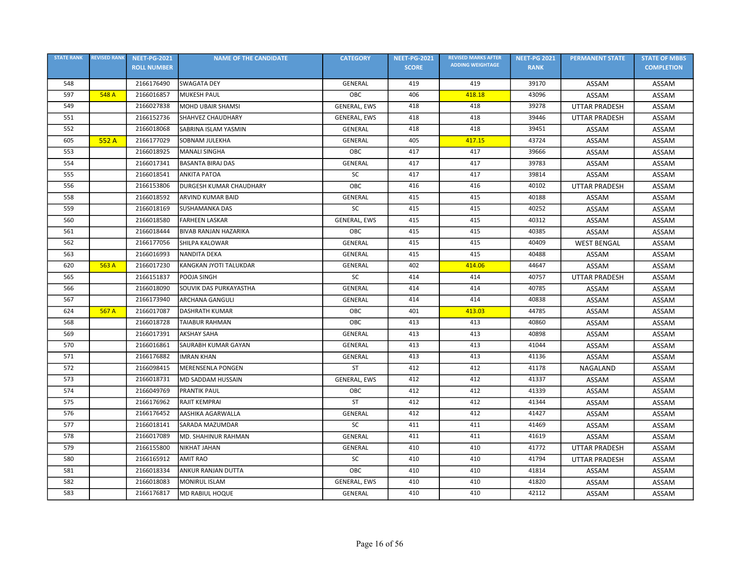| STATE RANK | REVISED RANK | NEET-PG-2021 ROLL NUMBER | NAME OF THE CANDIDATE | CATEGORY | NEET-PG-2021 SCORE | REVISED MARKS AFTER ADDING WEIGHTAGE | NEET-PG 2021 RANK | PERMANENT STATE | STATE OF MBBS COMPLETION |
|---|---|---|---|---|---|---|---|---|---|
| 548 | | 2166176490 | SWAGATA DEY | GENERAL | 419 | 419 | 39170 | ASSAM | ASSAM |
| 597 | 548 A | 2166016857 | MUKESH PAUL | OBC | 406 | 418.18 | 43096 | ASSAM | ASSAM |
| 549 | | 2166027838 | MOHD UBAIR SHAMSI | GENERAL, EWS | 418 | 418 | 39278 | UTTAR PRADESH | ASSAM |
| 551 | | 2166152736 | SHAHVEZ CHAUDHARY | GENERAL, EWS | 418 | 418 | 39446 | UTTAR PRADESH | ASSAM |
| 552 | | 2166018068 | SABRINA ISLAM YASMIN | GENERAL | 418 | 418 | 39451 | ASSAM | ASSAM |
| 605 | 552 A | 2166177029 | SOBNAM JULEKHA | GENERAL | 405 | 417.15 | 43724 | ASSAM | ASSAM |
| 553 | | 2166018925 | MANALI SINGHA | OBC | 417 | 417 | 39666 | ASSAM | ASSAM |
| 554 | | 2166017341 | BASANTA BIRAJ DAS | GENERAL | 417 | 417 | 39783 | ASSAM | ASSAM |
| 555 | | 2166018541 | ANKITA PATOA | SC | 417 | 417 | 39814 | ASSAM | ASSAM |
| 556 | | 2166153806 | DURGESH KUMAR CHAUDHARY | OBC | 416 | 416 | 40102 | UTTAR PRADESH | ASSAM |
| 558 | | 2166018592 | ARVIND KUMAR BAID | GENERAL | 415 | 415 | 40188 | ASSAM | ASSAM |
| 559 | | 2166018169 | SUSHAMANKA DAS | SC | 415 | 415 | 40252 | ASSAM | ASSAM |
| 560 | | 2166018580 | FARHEEN LASKAR | GENERAL, EWS | 415 | 415 | 40312 | ASSAM | ASSAM |
| 561 | | 2166018444 | BIVAB RANJAN HAZARIKA | OBC | 415 | 415 | 40385 | ASSAM | ASSAM |
| 562 | | 2166177056 | SHILPA KALOWAR | GENERAL | 415 | 415 | 40409 | WEST BENGAL | ASSAM |
| 563 | | 2166016993 | NANDITA DEKA | GENERAL | 415 | 415 | 40488 | ASSAM | ASSAM |
| 620 | 563 A | 2166017230 | KANGKAN JYOTI TALUKDAR | GENERAL | 402 | 414.06 | 44647 | ASSAM | ASSAM |
| 565 | | 2166151837 | POOJA SINGH | SC | 414 | 414 | 40757 | UTTAR PRADESH | ASSAM |
| 566 | | 2166018090 | SOUVIK DAS PURKAYASTHA | GENERAL | 414 | 414 | 40785 | ASSAM | ASSAM |
| 567 | | 2166173940 | ARCHANA GANGULI | GENERAL | 414 | 414 | 40838 | ASSAM | ASSAM |
| 624 | 567 A | 2166017087 | DASHRATH KUMAR | OBC | 401 | 413.03 | 44785 | ASSAM | ASSAM |
| 568 | | 2166018728 | TAIABUR RAHMAN | OBC | 413 | 413 | 40860 | ASSAM | ASSAM |
| 569 | | 2166017391 | AKSHAY SAHA | GENERAL | 413 | 413 | 40898 | ASSAM | ASSAM |
| 570 | | 2166016861 | SAURABH KUMAR GAYAN | GENERAL | 413 | 413 | 41044 | ASSAM | ASSAM |
| 571 | | 2166176882 | IMRAN KHAN | GENERAL | 413 | 413 | 41136 | ASSAM | ASSAM |
| 572 | | 2166098415 | MERENSENLA PONGEN | ST | 412 | 412 | 41178 | NAGALAND | ASSAM |
| 573 | | 2166018731 | MD SADDAM HUSSAIN | GENERAL, EWS | 412 | 412 | 41337 | ASSAM | ASSAM |
| 574 | | 2166049769 | PRANTIK PAUL | OBC | 412 | 412 | 41339 | ASSAM | ASSAM |
| 575 | | 2166176962 | RAJIT KEMPRAI | ST | 412 | 412 | 41344 | ASSAM | ASSAM |
| 576 | | 2166176452 | AASHIKA AGARWALLA | GENERAL | 412 | 412 | 41427 | ASSAM | ASSAM |
| 577 | | 2166018141 | SARADA MAZUMDAR | SC | 411 | 411 | 41469 | ASSAM | ASSAM |
| 578 | | 2166017089 | MD. SHAHINUR RAHMAN | GENERAL | 411 | 411 | 41619 | ASSAM | ASSAM |
| 579 | | 2166155800 | NIKHAT JAHAN | GENERAL | 410 | 410 | 41772 | UTTAR PRADESH | ASSAM |
| 580 | | 2166165912 | AMIT RAO | SC | 410 | 410 | 41794 | UTTAR PRADESH | ASSAM |
| 581 | | 2166018334 | ANKUR RANJAN DUTTA | OBC | 410 | 410 | 41814 | ASSAM | ASSAM |
| 582 | | 2166018083 | MONIRUL ISLAM | GENERAL, EWS | 410 | 410 | 41820 | ASSAM | ASSAM |
| 583 | | 2166176817 | MD RABIUL HOQUE | GENERAL | 410 | 410 | 42112 | ASSAM | ASSAM |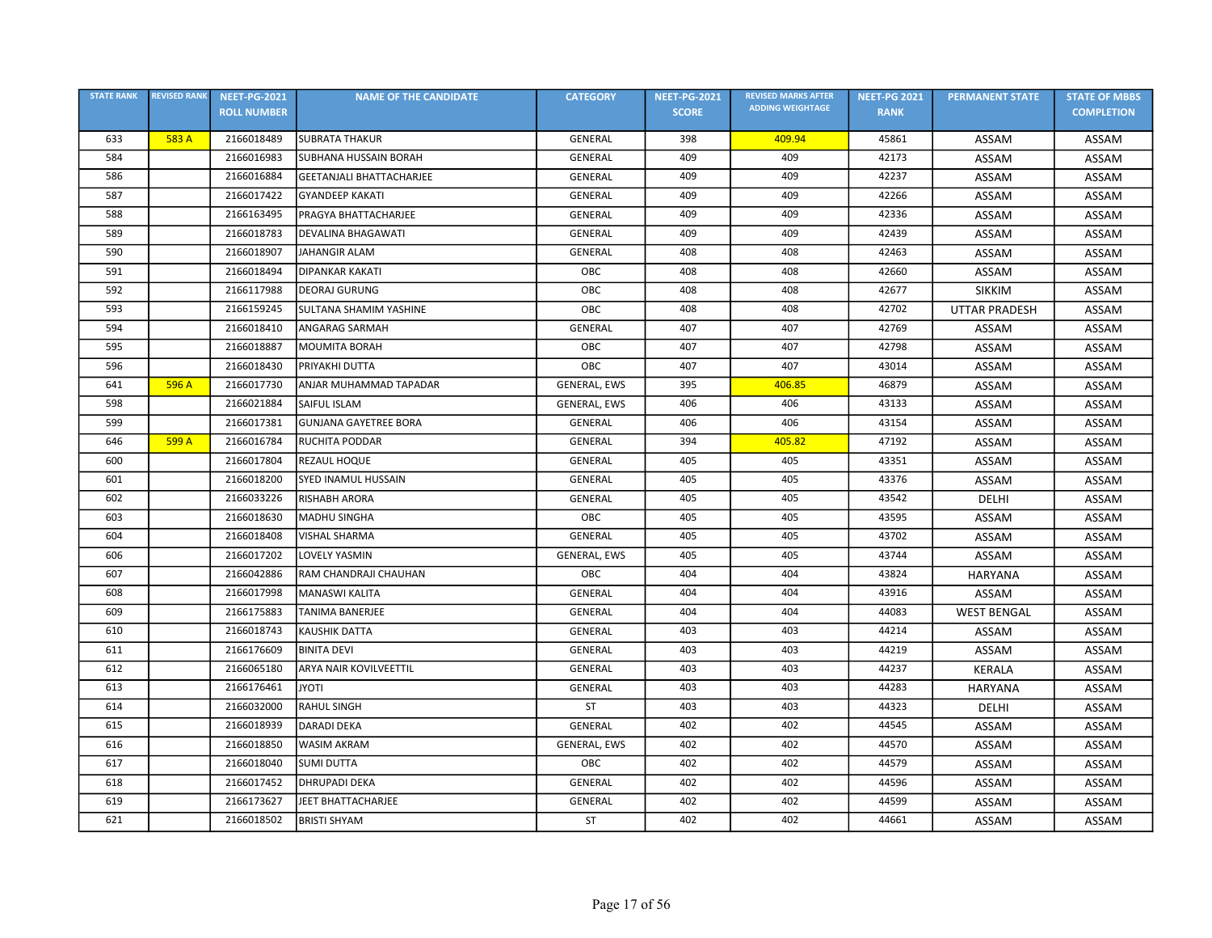| STATE RANK | REVISED RANK | NEET-PG-2021 ROLL NUMBER | NAME OF THE CANDIDATE | CATEGORY | NEET-PG-2021 SCORE | REVISED MARKS AFTER ADDING WEIGHTAGE | NEET-PG 2021 RANK | PERMANENT STATE | STATE OF MBBS COMPLETION |
|---|---|---|---|---|---|---|---|---|---|
| 633 | 583 A | 2166018489 | SUBRATA THAKUR | GENERAL | 398 | 409.94 | 45861 | ASSAM | ASSAM |
| 584 | | 2166016983 | SUBHANA HUSSAIN BORAH | GENERAL | 409 | 409 | 42173 | ASSAM | ASSAM |
| 586 | | 2166016884 | GEETANJALI BHATTACHARJEE | GENERAL | 409 | 409 | 42237 | ASSAM | ASSAM |
| 587 | | 2166017422 | GYANDEEP KAKATI | GENERAL | 409 | 409 | 42266 | ASSAM | ASSAM |
| 588 | | 2166163495 | PRAGYA BHATTACHARJEE | GENERAL | 409 | 409 | 42336 | ASSAM | ASSAM |
| 589 | | 2166018783 | DEVALINA BHAGAWATI | GENERAL | 409 | 409 | 42439 | ASSAM | ASSAM |
| 590 | | 2166018907 | JAHANGIR ALAM | GENERAL | 408 | 408 | 42463 | ASSAM | ASSAM |
| 591 | | 2166018494 | DIPANKAR KAKATI | OBC | 408 | 408 | 42660 | ASSAM | ASSAM |
| 592 | | 2166117988 | DEORAJ GURUNG | OBC | 408 | 408 | 42677 | SIKKIM | ASSAM |
| 593 | | 2166159245 | SULTANA SHAMIM YASHINE | OBC | 408 | 408 | 42702 | UTTAR PRADESH | ASSAM |
| 594 | | 2166018410 | ANGARAG SARMAH | GENERAL | 407 | 407 | 42769 | ASSAM | ASSAM |
| 595 | | 2166018887 | MOUMITA BORAH | OBC | 407 | 407 | 42798 | ASSAM | ASSAM |
| 596 | | 2166018430 | PRIYAKHI DUTTA | OBC | 407 | 407 | 43014 | ASSAM | ASSAM |
| 641 | 596 A | 2166017730 | ANJAR MUHAMMAD TAPADAR | GENERAL, EWS | 395 | 406.85 | 46879 | ASSAM | ASSAM |
| 598 | | 2166021884 | SAIFUL ISLAM | GENERAL, EWS | 406 | 406 | 43133 | ASSAM | ASSAM |
| 599 | | 2166017381 | GUNJANA GAYETREE BORA | GENERAL | 406 | 406 | 43154 | ASSAM | ASSAM |
| 646 | 599 A | 2166016784 | RUCHITA PODDAR | GENERAL | 394 | 405.82 | 47192 | ASSAM | ASSAM |
| 600 | | 2166017804 | REZAUL HOQUE | GENERAL | 405 | 405 | 43351 | ASSAM | ASSAM |
| 601 | | 2166018200 | SYED INAMUL HUSSAIN | GENERAL | 405 | 405 | 43376 | ASSAM | ASSAM |
| 602 | | 2166033226 | RISHABH ARORA | GENERAL | 405 | 405 | 43542 | DELHI | ASSAM |
| 603 | | 2166018630 | MADHU SINGHA | OBC | 405 | 405 | 43595 | ASSAM | ASSAM |
| 604 | | 2166018408 | VISHAL SHARMA | GENERAL | 405 | 405 | 43702 | ASSAM | ASSAM |
| 606 | | 2166017202 | LOVELY YASMIN | GENERAL, EWS | 405 | 405 | 43744 | ASSAM | ASSAM |
| 607 | | 2166042886 | RAM CHANDRAJI CHAUHAN | OBC | 404 | 404 | 43824 | HARYANA | ASSAM |
| 608 | | 2166017998 | MANASWI KALITA | GENERAL | 404 | 404 | 43916 | ASSAM | ASSAM |
| 609 | | 2166175883 | TANIMA BANERJEE | GENERAL | 404 | 404 | 44083 | WEST BENGAL | ASSAM |
| 610 | | 2166018743 | KAUSHIK DATTA | GENERAL | 403 | 403 | 44214 | ASSAM | ASSAM |
| 611 | | 2166176609 | BINITA DEVI | GENERAL | 403 | 403 | 44219 | ASSAM | ASSAM |
| 612 | | 2166065180 | ARYA NAIR KOVILVEETTIL | GENERAL | 403 | 403 | 44237 | KERALA | ASSAM |
| 613 | | 2166176461 | JYOTI | GENERAL | 403 | 403 | 44283 | HARYANA | ASSAM |
| 614 | | 2166032000 | RAHUL SINGH | ST | 403 | 403 | 44323 | DELHI | ASSAM |
| 615 | | 2166018939 | DARADI DEKA | GENERAL | 402 | 402 | 44545 | ASSAM | ASSAM |
| 616 | | 2166018850 | WASIM AKRAM | GENERAL, EWS | 402 | 402 | 44570 | ASSAM | ASSAM |
| 617 | | 2166018040 | SUMI DUTTA | OBC | 402 | 402 | 44579 | ASSAM | ASSAM |
| 618 | | 2166017452 | DHRUPADI DEKA | GENERAL | 402 | 402 | 44596 | ASSAM | ASSAM |
| 619 | | 2166173627 | JEET BHATTACHARJEE | GENERAL | 402 | 402 | 44599 | ASSAM | ASSAM |
| 621 | | 2166018502 | BRISTI SHYAM | ST | 402 | 402 | 44661 | ASSAM | ASSAM |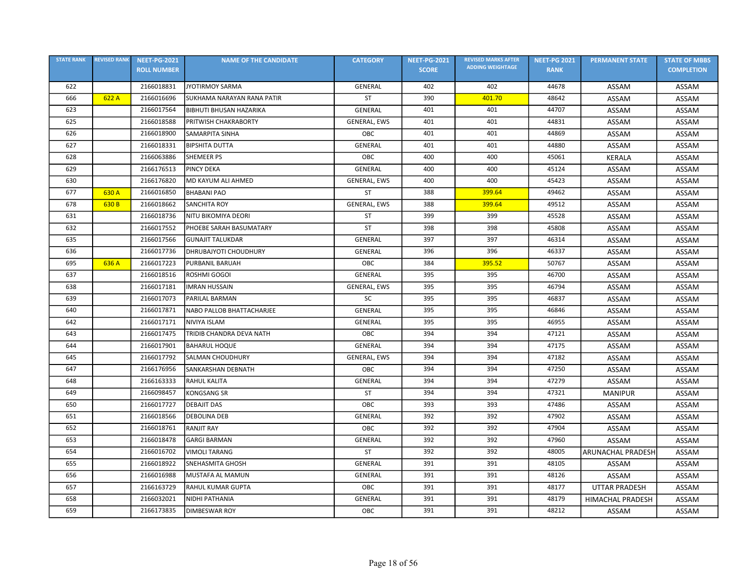| STATE RANK | REVISED RANK | NEET-PG-2021 ROLL NUMBER | NAME OF THE CANDIDATE | CATEGORY | NEET-PG-2021 SCORE | REVISED MARKS AFTER ADDING WEIGHTAGE | NEET-PG 2021 RANK | PERMANENT STATE | STATE OF MBBS COMPLETION |
|---|---|---|---|---|---|---|---|---|---|
| 622 | | 2166018831 | JYOTIRMOY SARMA | GENERAL | 402 | 402 | 44678 | ASSAM | ASSAM |
| 666 | 622 A | 2166016696 | SUKHAMA NARAYAN RANA PATIR | ST | 390 | 401.70 | 48642 | ASSAM | ASSAM |
| 623 | | 2166017564 | BIBHUTI BHUSAN HAZARIKA | GENERAL | 401 | 401 | 44707 | ASSAM | ASSAM |
| 625 | | 2166018588 | PRITWISH CHAKRABORTY | GENERAL, EWS | 401 | 401 | 44831 | ASSAM | ASSAM |
| 626 | | 2166018900 | SAMARPITA SINHA | OBC | 401 | 401 | 44869 | ASSAM | ASSAM |
| 627 | | 2166018331 | BIPSHITA DUTTA | GENERAL | 401 | 401 | 44880 | ASSAM | ASSAM |
| 628 | | 2166063886 | SHEMEER PS | OBC | 400 | 400 | 45061 | KERALA | ASSAM |
| 629 | | 2166176513 | PINCY DEKA | GENERAL | 400 | 400 | 45124 | ASSAM | ASSAM |
| 630 | | 2166176820 | MD KAYUM ALI AHMED | GENERAL, EWS | 400 | 400 | 45423 | ASSAM | ASSAM |
| 677 | 630 A | 2166016850 | BHABANI PAO | ST | 388 | 399.64 | 49462 | ASSAM | ASSAM |
| 678 | 630 B | 2166018662 | SANCHITA ROY | GENERAL, EWS | 388 | 399.64 | 49512 | ASSAM | ASSAM |
| 631 | | 2166018736 | NITU BIKOMIYA DEORI | ST | 399 | 399 | 45528 | ASSAM | ASSAM |
| 632 | | 2166017552 | PHOEBE SARAH BASUMATARY | ST | 398 | 398 | 45808 | ASSAM | ASSAM |
| 635 | | 2166017566 | GUNAJIT TALUKDAR | GENERAL | 397 | 397 | 46314 | ASSAM | ASSAM |
| 636 | | 2166017736 | DHRUBAJYOTI CHOUDHURY | GENERAL | 396 | 396 | 46337 | ASSAM | ASSAM |
| 695 | 636 A | 2166017223 | PURBANIL BARUAH | OBC | 384 | 395.52 | 50767 | ASSAM | ASSAM |
| 637 | | 2166018516 | ROSHMI GOGOI | GENERAL | 395 | 395 | 46700 | ASSAM | ASSAM |
| 638 | | 2166017181 | IMRAN HUSSAIN | GENERAL, EWS | 395 | 395 | 46794 | ASSAM | ASSAM |
| 639 | | 2166017073 | PARILAL BARMAN | SC | 395 | 395 | 46837 | ASSAM | ASSAM |
| 640 | | 2166017871 | NABO PALLOB BHATTACHARJEE | GENERAL | 395 | 395 | 46846 | ASSAM | ASSAM |
| 642 | | 2166017171 | NIVIYA ISLAM | GENERAL | 395 | 395 | 46955 | ASSAM | ASSAM |
| 643 | | 2166017475 | TRIDIB CHANDRA DEVA NATH | OBC | 394 | 394 | 47121 | ASSAM | ASSAM |
| 644 | | 2166017901 | BAHARUL HOQUE | GENERAL | 394 | 394 | 47175 | ASSAM | ASSAM |
| 645 | | 2166017792 | SALMAN CHOUDHURY | GENERAL, EWS | 394 | 394 | 47182 | ASSAM | ASSAM |
| 647 | | 2166176956 | SANKARSHAN DEBNATH | OBC | 394 | 394 | 47250 | ASSAM | ASSAM |
| 648 | | 2166163333 | RAHUL KALITA | GENERAL | 394 | 394 | 47279 | ASSAM | ASSAM |
| 649 | | 2166098457 | KONGSANG SR | ST | 394 | 394 | 47321 | MANIPUR | ASSAM |
| 650 | | 2166017727 | DEBAJIT DAS | OBC | 393 | 393 | 47486 | ASSAM | ASSAM |
| 651 | | 2166018566 | DEBOLINA DEB | GENERAL | 392 | 392 | 47902 | ASSAM | ASSAM |
| 652 | | 2166018761 | RANJIT RAY | OBC | 392 | 392 | 47904 | ASSAM | ASSAM |
| 653 | | 2166018478 | GARGI BARMAN | GENERAL | 392 | 392 | 47960 | ASSAM | ASSAM |
| 654 | | 2166016702 | VIMOLI TARANG | ST | 392 | 392 | 48005 | ARUNACHAL PRADESH | ASSAM |
| 655 | | 2166018922 | SNEHASMITA GHOSH | GENERAL | 391 | 391 | 48105 | ASSAM | ASSAM |
| 656 | | 2166016988 | MUSTAFA AL MAMUN | GENERAL | 391 | 391 | 48126 | ASSAM | ASSAM |
| 657 | | 2166163729 | RAHUL KUMAR GUPTA | OBC | 391 | 391 | 48177 | UTTAR PRADESH | ASSAM |
| 658 | | 2166032021 | NIDHI PATHANIA | GENERAL | 391 | 391 | 48179 | HIMACHAL PRADESH | ASSAM |
| 659 | | 2166173835 | DIMBESWAR ROY | OBC | 391 | 391 | 48212 | ASSAM | ASSAM |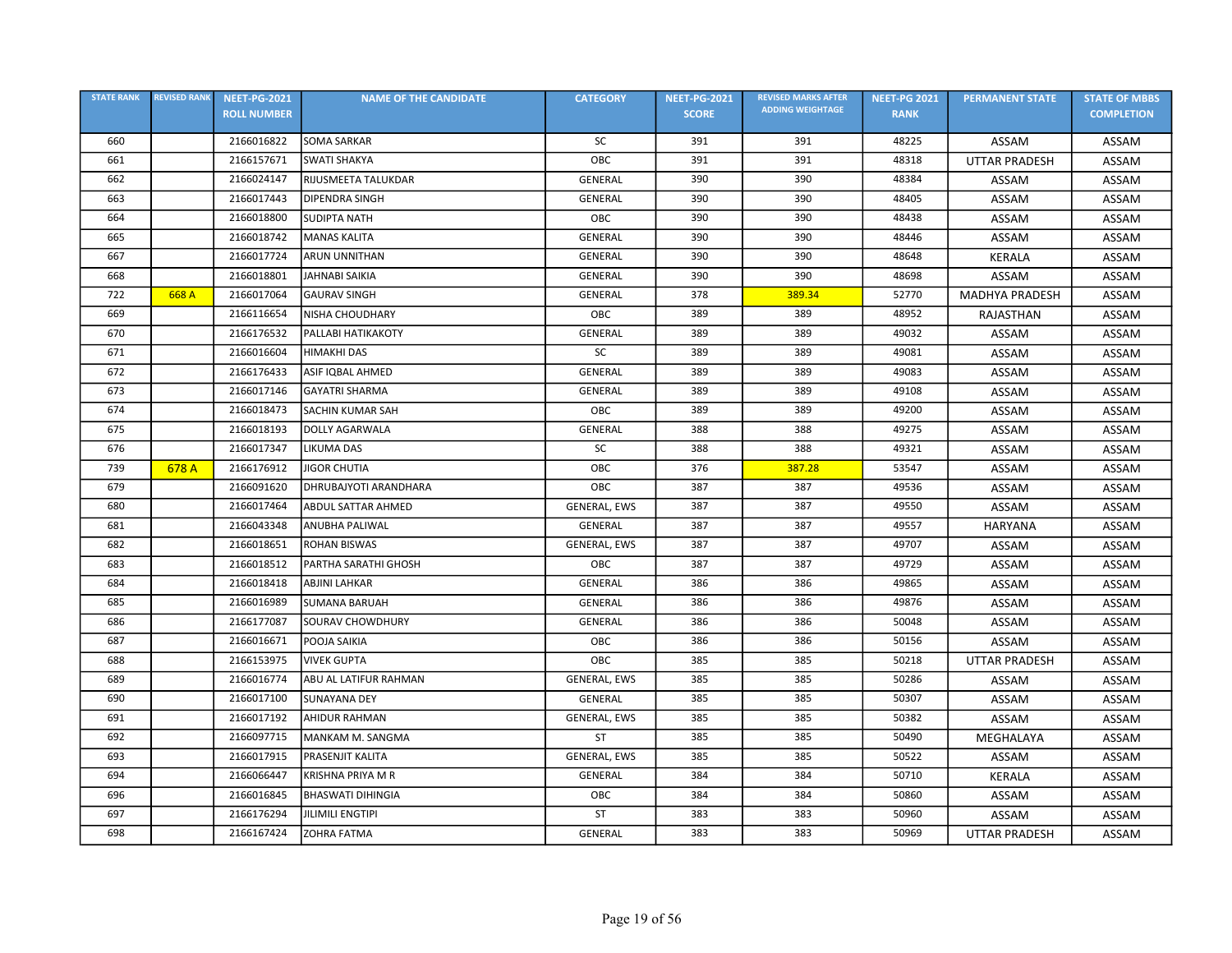| STATE RANK | REVISED RANK | NEET-PG-2021 ROLL NUMBER | NAME OF THE CANDIDATE | CATEGORY | NEET-PG-2021 SCORE | REVISED MARKS AFTER ADDING WEIGHTAGE | NEET-PG 2021 RANK | PERMANENT STATE | STATE OF MBBS COMPLETION |
|---|---|---|---|---|---|---|---|---|---|
| 660 | | 2166016822 | SOMA SARKAR | SC | 391 | 391 | 48225 | ASSAM | ASSAM |
| 661 | | 2166157671 | SWATI SHAKYA | OBC | 391 | 391 | 48318 | UTTAR PRADESH | ASSAM |
| 662 | | 2166024147 | RIJUSMEETA TALUKDAR | GENERAL | 390 | 390 | 48384 | ASSAM | ASSAM |
| 663 | | 2166017443 | DIPENDRA SINGH | GENERAL | 390 | 390 | 48405 | ASSAM | ASSAM |
| 664 | | 2166018800 | SUDIPTA NATH | OBC | 390 | 390 | 48438 | ASSAM | ASSAM |
| 665 | | 2166018742 | MANAS KALITA | GENERAL | 390 | 390 | 48446 | ASSAM | ASSAM |
| 667 | | 2166017724 | ARUN UNNITHAN | GENERAL | 390 | 390 | 48648 | KERALA | ASSAM |
| 668 | | 2166018801 | JAHNABI SAIKIA | GENERAL | 390 | 390 | 48698 | ASSAM | ASSAM |
| 722 | 668 A | 2166017064 | GAURAV SINGH | GENERAL | 378 | 389.34 | 52770 | MADHYA PRADESH | ASSAM |
| 669 | | 2166116654 | NISHA CHOUDHARY | OBC | 389 | 389 | 48952 | RAJASTHAN | ASSAM |
| 670 | | 2166176532 | PALLABI HATIKAKOTY | GENERAL | 389 | 389 | 49032 | ASSAM | ASSAM |
| 671 | | 2166016604 | HIMAKHI DAS | SC | 389 | 389 | 49081 | ASSAM | ASSAM |
| 672 | | 2166176433 | ASIF IQBAL AHMED | GENERAL | 389 | 389 | 49083 | ASSAM | ASSAM |
| 673 | | 2166017146 | GAYATRI SHARMA | GENERAL | 389 | 389 | 49108 | ASSAM | ASSAM |
| 674 | | 2166018473 | SACHIN KUMAR SAH | OBC | 389 | 389 | 49200 | ASSAM | ASSAM |
| 675 | | 2166018193 | DOLLY AGARWALA | GENERAL | 388 | 388 | 49275 | ASSAM | ASSAM |
| 676 | | 2166017347 | LIKUMA DAS | SC | 388 | 388 | 49321 | ASSAM | ASSAM |
| 739 | 678 A | 2166176912 | JIGOR CHUTIA | OBC | 376 | 387.28 | 53547 | ASSAM | ASSAM |
| 679 | | 2166091620 | DHRUBAJYOTI ARANDHARA | OBC | 387 | 387 | 49536 | ASSAM | ASSAM |
| 680 | | 2166017464 | ABDUL SATTAR AHMED | GENERAL, EWS | 387 | 387 | 49550 | ASSAM | ASSAM |
| 681 | | 2166043348 | ANUBHA PALIWAL | GENERAL | 387 | 387 | 49557 | HARYANA | ASSAM |
| 682 | | 2166018651 | ROHAN BISWAS | GENERAL, EWS | 387 | 387 | 49707 | ASSAM | ASSAM |
| 683 | | 2166018512 | PARTHA SARATHI GHOSH | OBC | 387 | 387 | 49729 | ASSAM | ASSAM |
| 684 | | 2166018418 | ABJINI LAHKAR | GENERAL | 386 | 386 | 49865 | ASSAM | ASSAM |
| 685 | | 2166016989 | SUMANA BARUAH | GENERAL | 386 | 386 | 49876 | ASSAM | ASSAM |
| 686 | | 2166177087 | SOURAV CHOWDHURY | GENERAL | 386 | 386 | 50048 | ASSAM | ASSAM |
| 687 | | 2166016671 | POOJA SAIKIA | OBC | 386 | 386 | 50156 | ASSAM | ASSAM |
| 688 | | 2166153975 | VIVEK GUPTA | OBC | 385 | 385 | 50218 | UTTAR PRADESH | ASSAM |
| 689 | | 2166016774 | ABU AL LATIFUR RAHMAN | GENERAL, EWS | 385 | 385 | 50286 | ASSAM | ASSAM |
| 690 | | 2166017100 | SUNAYANA DEY | GENERAL | 385 | 385 | 50307 | ASSAM | ASSAM |
| 691 | | 2166017192 | AHIDUR RAHMAN | GENERAL, EWS | 385 | 385 | 50382 | ASSAM | ASSAM |
| 692 | | 2166097715 | MANKAM M. SANGMA | ST | 385 | 385 | 50490 | MEGHALAYA | ASSAM |
| 693 | | 2166017915 | PRASENJIT KALITA | GENERAL, EWS | 385 | 385 | 50522 | ASSAM | ASSAM |
| 694 | | 2166066447 | KRISHNA PRIYA M R | GENERAL | 384 | 384 | 50710 | KERALA | ASSAM |
| 696 | | 2166016845 | BHASWATI DIHINGIA | OBC | 384 | 384 | 50860 | ASSAM | ASSAM |
| 697 | | 2166176294 | JILIMILI ENGTIPI | ST | 383 | 383 | 50960 | ASSAM | ASSAM |
| 698 | | 2166167424 | ZOHRA FATMA | GENERAL | 383 | 383 | 50969 | UTTAR PRADESH | ASSAM |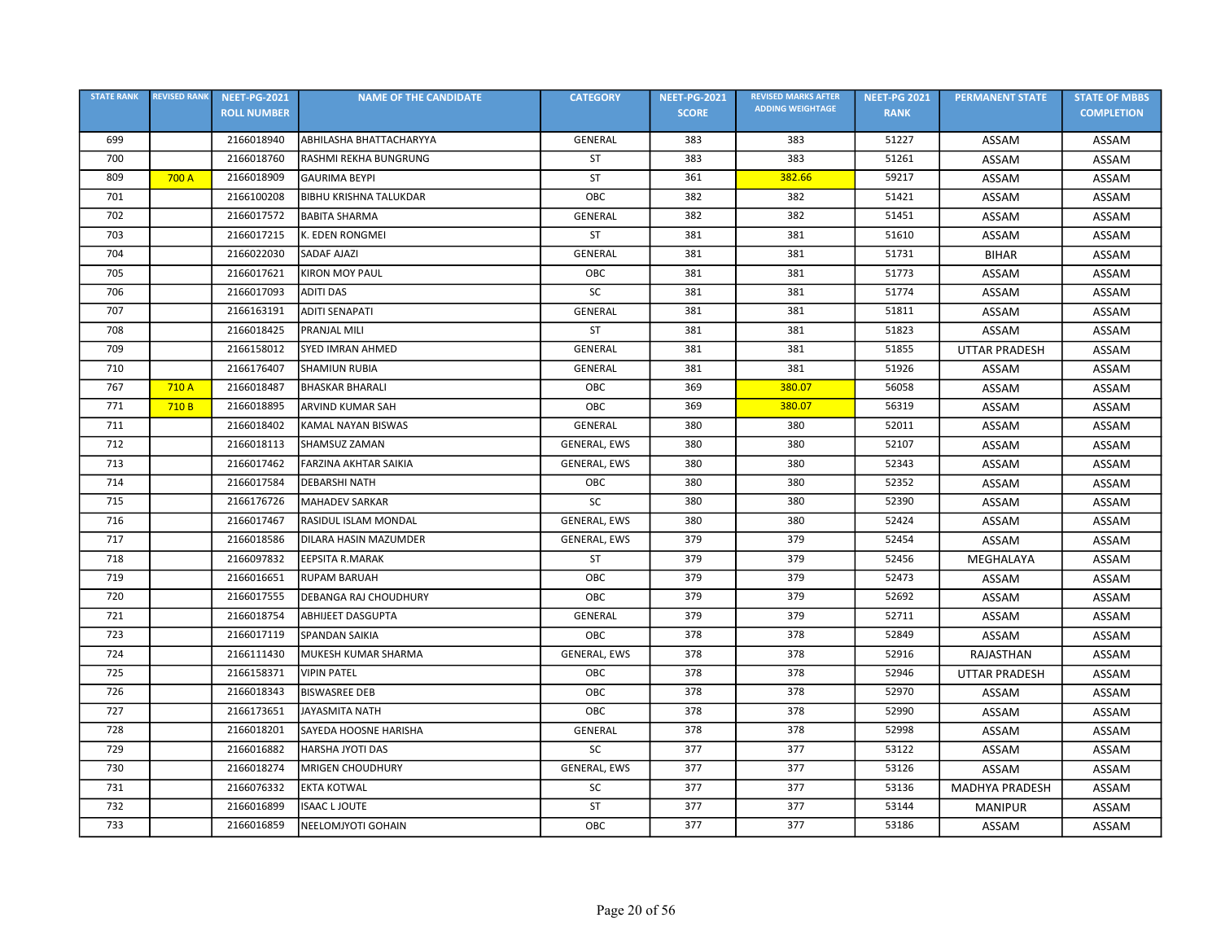| STATE RANK | REVISED RANK | NEET-PG-2021 ROLL NUMBER | NAME OF THE CANDIDATE | CATEGORY | NEET-PG-2021 SCORE | REVISED MARKS AFTER ADDING WEIGHTAGE | NEET-PG 2021 RANK | PERMANENT STATE | STATE OF MBBS COMPLETION |
|---|---|---|---|---|---|---|---|---|---|
| 699 | | 2166018940 | ABHILASHA BHATTACHARYYA | GENERAL | 383 | 383 | 51227 | ASSAM | ASSAM |
| 700 | | 2166018760 | RASHMI REKHA BUNGRUNG | ST | 383 | 383 | 51261 | ASSAM | ASSAM |
| 809 | 700 A | 2166018909 | GAURIMA BEYPI | ST | 361 | 382.66 | 59217 | ASSAM | ASSAM |
| 701 | | 2166100208 | BIBHU KRISHNA TALUKDAR | OBC | 382 | 382 | 51421 | ASSAM | ASSAM |
| 702 | | 2166017572 | BABITA SHARMA | GENERAL | 382 | 382 | 51451 | ASSAM | ASSAM |
| 703 | | 2166017215 | K. EDEN RONGMEI | ST | 381 | 381 | 51610 | ASSAM | ASSAM |
| 704 | | 2166022030 | SADAF AJAZI | GENERAL | 381 | 381 | 51731 | BIHAR | ASSAM |
| 705 | | 2166017621 | KIRON MOY PAUL | OBC | 381 | 381 | 51773 | ASSAM | ASSAM |
| 706 | | 2166017093 | ADITI DAS | SC | 381 | 381 | 51774 | ASSAM | ASSAM |
| 707 | | 2166163191 | ADITI SENAPATI | GENERAL | 381 | 381 | 51811 | ASSAM | ASSAM |
| 708 | | 2166018425 | PRANJAL MILI | ST | 381 | 381 | 51823 | ASSAM | ASSAM |
| 709 | | 2166158012 | SYED IMRAN AHMED | GENERAL | 381 | 381 | 51855 | UTTAR PRADESH | ASSAM |
| 710 | | 2166176407 | SHAMIUN RUBIA | GENERAL | 381 | 381 | 51926 | ASSAM | ASSAM |
| 767 | 710 A | 2166018487 | BHASKAR BHARALI | OBC | 369 | 380.07 | 56058 | ASSAM | ASSAM |
| 771 | 710 B | 2166018895 | ARVIND KUMAR SAH | OBC | 369 | 380.07 | 56319 | ASSAM | ASSAM |
| 711 | | 2166018402 | KAMAL NAYAN BISWAS | GENERAL | 380 | 380 | 52011 | ASSAM | ASSAM |
| 712 | | 2166018113 | SHAMSUZ ZAMAN | GENERAL, EWS | 380 | 380 | 52107 | ASSAM | ASSAM |
| 713 | | 2166017462 | FARZINA AKHTAR SAIKIA | GENERAL, EWS | 380 | 380 | 52343 | ASSAM | ASSAM |
| 714 | | 2166017584 | DEBARSHI NATH | OBC | 380 | 380 | 52352 | ASSAM | ASSAM |
| 715 | | 2166176726 | MAHADEV SARKAR | SC | 380 | 380 | 52390 | ASSAM | ASSAM |
| 716 | | 2166017467 | RASIDUL ISLAM MONDAL | GENERAL, EWS | 380 | 380 | 52424 | ASSAM | ASSAM |
| 717 | | 2166018586 | DILARA HASIN MAZUMDER | GENERAL, EWS | 379 | 379 | 52454 | ASSAM | ASSAM |
| 718 | | 2166097832 | EEPSITA R.MARAK | ST | 379 | 379 | 52456 | MEGHALAYA | ASSAM |
| 719 | | 2166016651 | RUPAM BARUAH | OBC | 379 | 379 | 52473 | ASSAM | ASSAM |
| 720 | | 2166017555 | DEBANGA RAJ CHOUDHURY | OBC | 379 | 379 | 52692 | ASSAM | ASSAM |
| 721 | | 2166018754 | ABHIJEET DASGUPTA | GENERAL | 379 | 379 | 52711 | ASSAM | ASSAM |
| 723 | | 2166017119 | SPANDAN SAIKIA | OBC | 378 | 378 | 52849 | ASSAM | ASSAM |
| 724 | | 2166111430 | MUKESH KUMAR SHARMA | GENERAL, EWS | 378 | 378 | 52916 | RAJASTHAN | ASSAM |
| 725 | | 2166158371 | VIPIN PATEL | OBC | 378 | 378 | 52946 | UTTAR PRADESH | ASSAM |
| 726 | | 2166018343 | BISWASREE DEB | OBC | 378 | 378 | 52970 | ASSAM | ASSAM |
| 727 | | 2166173651 | JAYASMITA NATH | OBC | 378 | 378 | 52990 | ASSAM | ASSAM |
| 728 | | 2166018201 | SAYEDA HOOSNE HARISHA | GENERAL | 378 | 378 | 52998 | ASSAM | ASSAM |
| 729 | | 2166016882 | HARSHA JYOTI DAS | SC | 377 | 377 | 53122 | ASSAM | ASSAM |
| 730 | | 2166018274 | MRIGEN CHOUDHURY | GENERAL, EWS | 377 | 377 | 53126 | ASSAM | ASSAM |
| 731 | | 2166076332 | EKTA KOTWAL | SC | 377 | 377 | 53136 | MADHYA PRADESH | ASSAM |
| 732 | | 2166016899 | ISAAC L JOUTE | ST | 377 | 377 | 53144 | MANIPUR | ASSAM |
| 733 | | 2166016859 | NEELOMJYOTI GOHAIN | OBC | 377 | 377 | 53186 | ASSAM | ASSAM |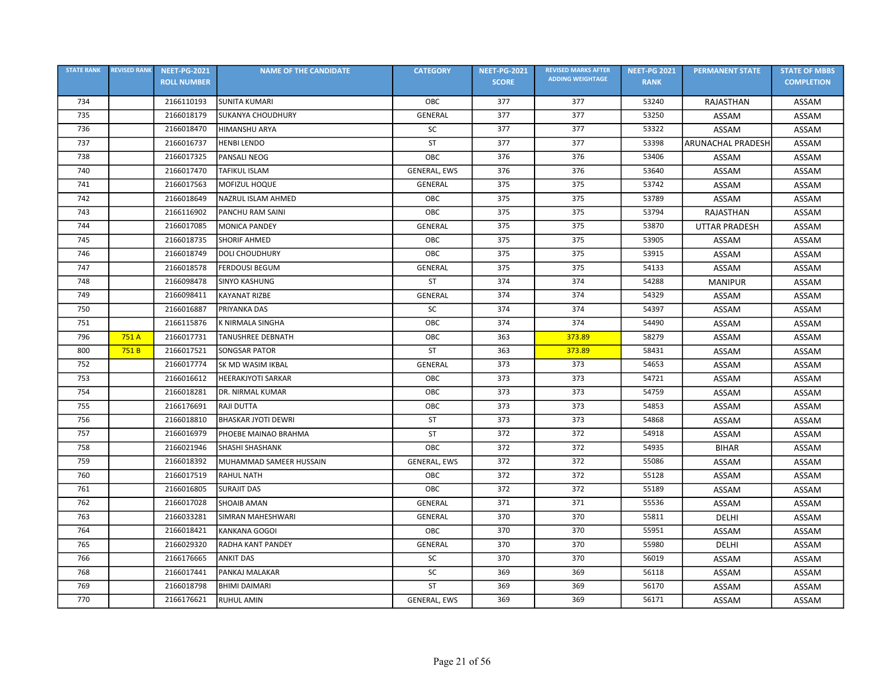| STATE RANK | REVISED RANK | NEET-PG-2021 ROLL NUMBER | NAME OF THE CANDIDATE | CATEGORY | NEET-PG-2021 SCORE | REVISED MARKS AFTER ADDING WEIGHTAGE | NEET-PG 2021 RANK | PERMANENT STATE | STATE OF MBBS COMPLETION |
|---|---|---|---|---|---|---|---|---|---|
| 734 | | 2166110193 | SUNITA KUMARI | OBC | 377 | 377 | 53240 | RAJASTHAN | ASSAM |
| 735 | | 2166018179 | SUKANYA CHOUDHURY | GENERAL | 377 | 377 | 53250 | ASSAM | ASSAM |
| 736 | | 2166018470 | HIMANSHU ARYA | SC | 377 | 377 | 53322 | ASSAM | ASSAM |
| 737 | | 2166016737 | HENBI LENDO | ST | 377 | 377 | 53398 | ARUNACHAL PRADESH | ASSAM |
| 738 | | 2166017325 | PANSALI NEOG | OBC | 376 | 376 | 53406 | ASSAM | ASSAM |
| 740 | | 2166017470 | TAFIKUL ISLAM | GENERAL, EWS | 376 | 376 | 53640 | ASSAM | ASSAM |
| 741 | | 2166017563 | MOFIZUL HOQUE | GENERAL | 375 | 375 | 53742 | ASSAM | ASSAM |
| 742 | | 2166018649 | NAZRUL ISLAM AHMED | OBC | 375 | 375 | 53789 | ASSAM | ASSAM |
| 743 | | 2166116902 | PANCHU RAM SAINI | OBC | 375 | 375 | 53794 | RAJASTHAN | ASSAM |
| 744 | | 2166017085 | MONICA PANDEY | GENERAL | 375 | 375 | 53870 | UTTAR PRADESH | ASSAM |
| 745 | | 2166018735 | SHORIF AHMED | OBC | 375 | 375 | 53905 | ASSAM | ASSAM |
| 746 | | 2166018749 | DOLI CHOUDHURY | OBC | 375 | 375 | 53915 | ASSAM | ASSAM |
| 747 | | 2166018578 | FERDOUSI BEGUM | GENERAL | 375 | 375 | 54133 | ASSAM | ASSAM |
| 748 | | 2166098478 | SINYO KASHUNG | ST | 374 | 374 | 54288 | MANIPUR | ASSAM |
| 749 | | 2166098411 | KAYANAT RIZBE | GENERAL | 374 | 374 | 54329 | ASSAM | ASSAM |
| 750 | | 2166016887 | PRIYANKA DAS | SC | 374 | 374 | 54397 | ASSAM | ASSAM |
| 751 | | 2166115876 | K NIRMALA SINGHA | OBC | 374 | 374 | 54490 | ASSAM | ASSAM |
| 796 | 751 A | 2166017731 | TANUSHREE DEBNATH | OBC | 363 | 373.89 | 58279 | ASSAM | ASSAM |
| 800 | 751 B | 2166017521 | SONGSAR PATOR | ST | 363 | 373.89 | 58431 | ASSAM | ASSAM |
| 752 | | 2166017774 | SK MD WASIM IKBAL | GENERAL | 373 | 373 | 54653 | ASSAM | ASSAM |
| 753 | | 2166016612 | HEERAKJYOTI SARKAR | OBC | 373 | 373 | 54721 | ASSAM | ASSAM |
| 754 | | 2166018281 | DR. NIRMAL KUMAR | OBC | 373 | 373 | 54759 | ASSAM | ASSAM |
| 755 | | 2166176691 | RAJI DUTTA | OBC | 373 | 373 | 54853 | ASSAM | ASSAM |
| 756 | | 2166018810 | BHASKAR JYOTI DEWRI | ST | 373 | 373 | 54868 | ASSAM | ASSAM |
| 757 | | 2166016979 | PHOEBE MAINAO BRAHMA | ST | 372 | 372 | 54918 | ASSAM | ASSAM |
| 758 | | 2166021946 | SHASHI SHASHANK | OBC | 372 | 372 | 54935 | BIHAR | ASSAM |
| 759 | | 2166018392 | MUHAMMAD SAMEER HUSSAIN | GENERAL, EWS | 372 | 372 | 55086 | ASSAM | ASSAM |
| 760 | | 2166017519 | RAHUL NATH | OBC | 372 | 372 | 55128 | ASSAM | ASSAM |
| 761 | | 2166016805 | SURAJIT DAS | OBC | 372 | 372 | 55189 | ASSAM | ASSAM |
| 762 | | 2166017028 | SHOAIB AMAN | GENERAL | 371 | 371 | 55536 | ASSAM | ASSAM |
| 763 | | 2166033281 | SIMRAN MAHESHWARI | GENERAL | 370 | 370 | 55811 | DELHI | ASSAM |
| 764 | | 2166018421 | KANKANA GOGOI | OBC | 370 | 370 | 55951 | ASSAM | ASSAM |
| 765 | | 2166029320 | RADHA KANT PANDEY | GENERAL | 370 | 370 | 55980 | DELHI | ASSAM |
| 766 | | 2166176665 | ANKIT DAS | SC | 370 | 370 | 56019 | ASSAM | ASSAM |
| 768 | | 2166017441 | PANKAJ MALAKAR | SC | 369 | 369 | 56118 | ASSAM | ASSAM |
| 769 | | 2166018798 | BHIMI DAIMARI | ST | 369 | 369 | 56170 | ASSAM | ASSAM |
| 770 | | 2166176621 | RUHUL AMIN | GENERAL, EWS | 369 | 369 | 56171 | ASSAM | ASSAM |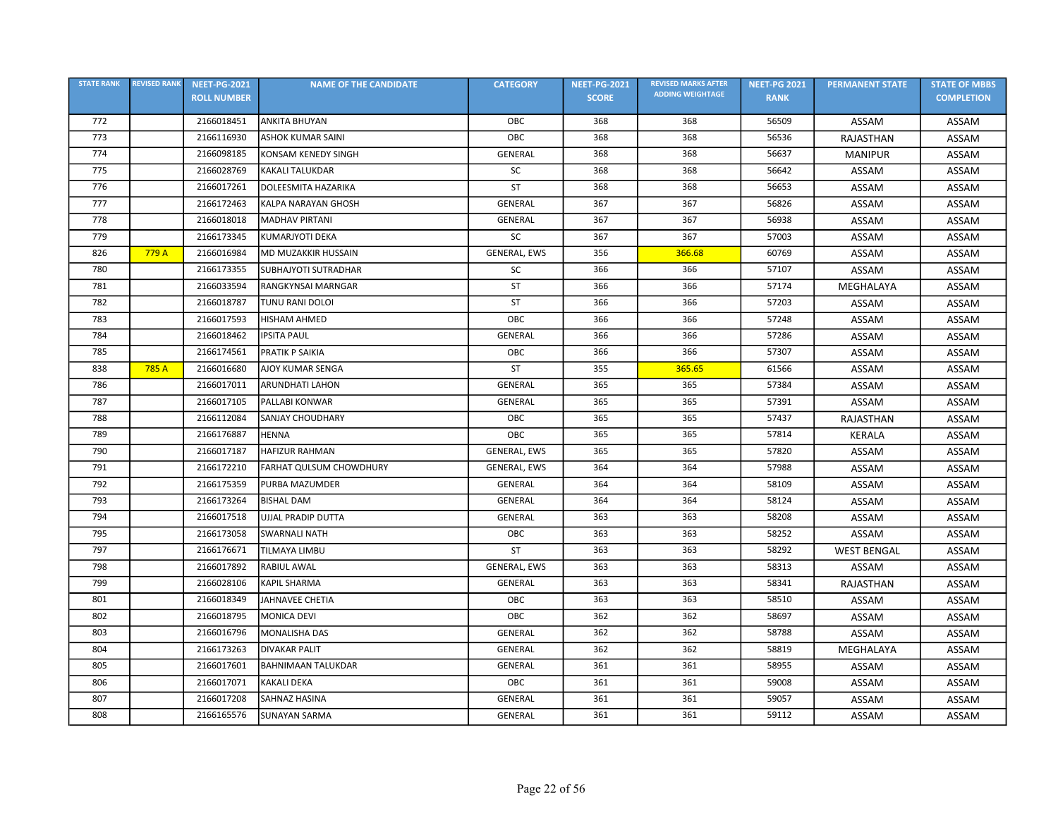| STATE RANK | REVISED RANK | NEET-PG-2021 ROLL NUMBER | NAME OF THE CANDIDATE | CATEGORY | NEET-PG-2021 SCORE | REVISED MARKS AFTER ADDING WEIGHTAGE | NEET-PG 2021 RANK | PERMANENT STATE | STATE OF MBBS COMPLETION |
|---|---|---|---|---|---|---|---|---|---|
| 772 | | 2166018451 | ANKITA BHUYAN | OBC | 368 | 368 | 56509 | ASSAM | ASSAM |
| 773 | | 2166116930 | ASHOK KUMAR SAINI | OBC | 368 | 368 | 56536 | RAJASTHAN | ASSAM |
| 774 | | 2166098185 | KONSAM KENEDY SINGH | GENERAL | 368 | 368 | 56637 | MANIPUR | ASSAM |
| 775 | | 2166028769 | KAKALI TALUKDAR | SC | 368 | 368 | 56642 | ASSAM | ASSAM |
| 776 | | 2166017261 | DOLEESMITA HAZARIKA | ST | 368 | 368 | 56653 | ASSAM | ASSAM |
| 777 | | 2166172463 | KALPA NARAYAN GHOSH | GENERAL | 367 | 367 | 56826 | ASSAM | ASSAM |
| 778 | | 2166018018 | MADHAV PIRTANI | GENERAL | 367 | 367 | 56938 | ASSAM | ASSAM |
| 779 | | 2166173345 | KUMARJYOTI DEKA | SC | 367 | 367 | 57003 | ASSAM | ASSAM |
| 826 | 779 A | 2166016984 | MD MUZAKKIR HUSSAIN | GENERAL, EWS | 356 | 366.68 | 60769 | ASSAM | ASSAM |
| 780 | | 2166173355 | SUBHAJYOTI SUTRADHAR | SC | 366 | 366 | 57107 | ASSAM | ASSAM |
| 781 | | 2166033594 | RANGKYNSAI MARNGAR | ST | 366 | 366 | 57174 | MEGHALAYA | ASSAM |
| 782 | | 2166018787 | TUNU RANI DOLOI | ST | 366 | 366 | 57203 | ASSAM | ASSAM |
| 783 | | 2166017593 | HISHAM AHMED | OBC | 366 | 366 | 57248 | ASSAM | ASSAM |
| 784 | | 2166018462 | IPSITA PAUL | GENERAL | 366 | 366 | 57286 | ASSAM | ASSAM |
| 785 | | 2166174561 | PRATIK P SAIKIA | OBC | 366 | 366 | 57307 | ASSAM | ASSAM |
| 838 | 785 A | 2166016680 | AJOY KUMAR SENGA | ST | 355 | 365.65 | 61566 | ASSAM | ASSAM |
| 786 | | 2166017011 | ARUNDHATI LAHON | GENERAL | 365 | 365 | 57384 | ASSAM | ASSAM |
| 787 | | 2166017105 | PALLABI KONWAR | GENERAL | 365 | 365 | 57391 | ASSAM | ASSAM |
| 788 | | 2166112084 | SANJAY CHOUDHARY | OBC | 365 | 365 | 57437 | RAJASTHAN | ASSAM |
| 789 | | 2166176887 | HENNA | OBC | 365 | 365 | 57814 | KERALA | ASSAM |
| 790 | | 2166017187 | HAFIZUR RAHMAN | GENERAL, EWS | 365 | 365 | 57820 | ASSAM | ASSAM |
| 791 | | 2166172210 | FARHAT QULSUM CHOWDHURY | GENERAL, EWS | 364 | 364 | 57988 | ASSAM | ASSAM |
| 792 | | 2166175359 | PURBA MAZUMDER | GENERAL | 364 | 364 | 58109 | ASSAM | ASSAM |
| 793 | | 2166173264 | BISHAL DAM | GENERAL | 364 | 364 | 58124 | ASSAM | ASSAM |
| 794 | | 2166017518 | UJJAL PRADIP DUTTA | GENERAL | 363 | 363 | 58208 | ASSAM | ASSAM |
| 795 | | 2166173058 | SWARNALI NATH | OBC | 363 | 363 | 58252 | ASSAM | ASSAM |
| 797 | | 2166176671 | TILMAYA LIMBU | ST | 363 | 363 | 58292 | WEST BENGAL | ASSAM |
| 798 | | 2166017892 | RABIUL AWAL | GENERAL, EWS | 363 | 363 | 58313 | ASSAM | ASSAM |
| 799 | | 2166028106 | KAPIL SHARMA | GENERAL | 363 | 363 | 58341 | RAJASTHAN | ASSAM |
| 801 | | 2166018349 | JAHNAVEE CHETIA | OBC | 363 | 363 | 58510 | ASSAM | ASSAM |
| 802 | | 2166018795 | MONICA DEVI | OBC | 362 | 362 | 58697 | ASSAM | ASSAM |
| 803 | | 2166016796 | MONALISHA DAS | GENERAL | 362 | 362 | 58788 | ASSAM | ASSAM |
| 804 | | 2166173263 | DIVAKAR PALIT | GENERAL | 362 | 362 | 58819 | MEGHALAYA | ASSAM |
| 805 | | 2166017601 | BAHNIMAAN TALUKDAR | GENERAL | 361 | 361 | 58955 | ASSAM | ASSAM |
| 806 | | 2166017071 | KAKALI DEKA | OBC | 361 | 361 | 59008 | ASSAM | ASSAM |
| 807 | | 2166017208 | SAHNAZ HASINA | GENERAL | 361 | 361 | 59057 | ASSAM | ASSAM |
| 808 | | 2166165576 | SUNAYAN SARMA | GENERAL | 361 | 361 | 59112 | ASSAM | ASSAM |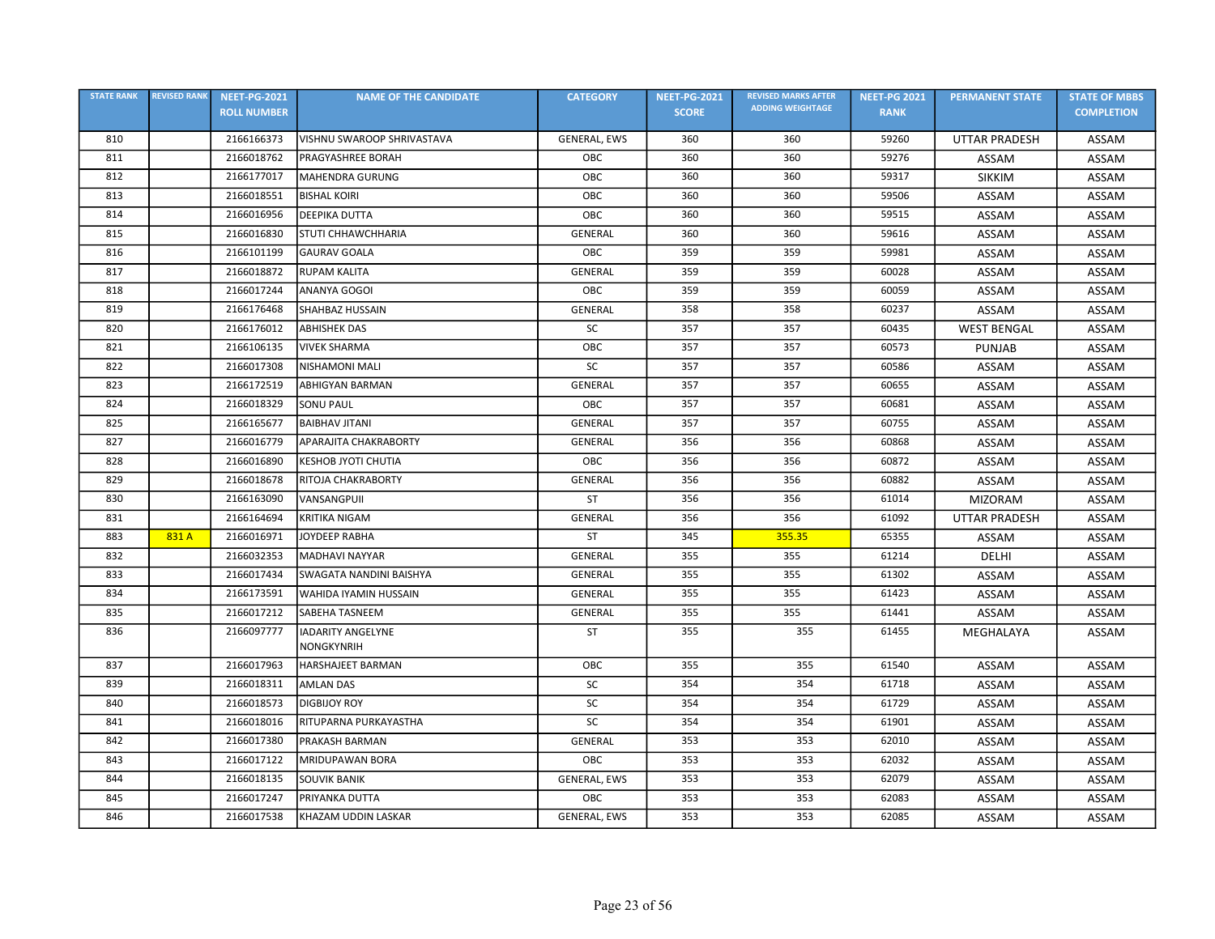| STATE RANK | REVISED RANK | NEET-PG-2021 ROLL NUMBER | NAME OF THE CANDIDATE | CATEGORY | NEET-PG-2021 SCORE | REVISED MARKS AFTER ADDING WEIGHTAGE | NEET-PG 2021 RANK | PERMANENT STATE | STATE OF MBBS COMPLETION |
|---|---|---|---|---|---|---|---|---|---|
| 810 | | 2166166373 | VISHNU SWAROOP SHRIVASTAVA | GENERAL, EWS | 360 | 360 | 59260 | UTTAR PRADESH | ASSAM |
| 811 | | 2166018762 | PRAGYASHREE BORAH | OBC | 360 | 360 | 59276 | ASSAM | ASSAM |
| 812 | | 2166177017 | MAHENDRA GURUNG | OBC | 360 | 360 | 59317 | SIKKIM | ASSAM |
| 813 | | 2166018551 | BISHAL KOIRI | OBC | 360 | 360 | 59506 | ASSAM | ASSAM |
| 814 | | 2166016956 | DEEPIKA DUTTA | OBC | 360 | 360 | 59515 | ASSAM | ASSAM |
| 815 | | 2166016830 | STUTI CHHAWCHHARIA | GENERAL | 360 | 360 | 59616 | ASSAM | ASSAM |
| 816 | | 2166101199 | GAURAV GOALA | OBC | 359 | 359 | 59981 | ASSAM | ASSAM |
| 817 | | 2166018872 | RUPAM KALITA | GENERAL | 359 | 359 | 60028 | ASSAM | ASSAM |
| 818 | | 2166017244 | ANANYA GOGOI | OBC | 359 | 359 | 60059 | ASSAM | ASSAM |
| 819 | | 2166176468 | SHAHBAZ HUSSAIN | GENERAL | 358 | 358 | 60237 | ASSAM | ASSAM |
| 820 | | 2166176012 | ABHISHEK DAS | SC | 357 | 357 | 60435 | WEST BENGAL | ASSAM |
| 821 | | 2166106135 | VIVEK SHARMA | OBC | 357 | 357 | 60573 | PUNJAB | ASSAM |
| 822 | | 2166017308 | NISHAMONI MALI | SC | 357 | 357 | 60586 | ASSAM | ASSAM |
| 823 | | 2166172519 | ABHIGYAN BARMAN | GENERAL | 357 | 357 | 60655 | ASSAM | ASSAM |
| 824 | | 2166018329 | SONU PAUL | OBC | 357 | 357 | 60681 | ASSAM | ASSAM |
| 825 | | 2166165677 | BAIBHAV JITANI | GENERAL | 357 | 357 | 60755 | ASSAM | ASSAM |
| 827 | | 2166016779 | APARAJITA CHAKRABORTY | GENERAL | 356 | 356 | 60868 | ASSAM | ASSAM |
| 828 | | 2166016890 | KESHOB JYOTI CHUTIA | OBC | 356 | 356 | 60872 | ASSAM | ASSAM |
| 829 | | 2166018678 | RITOJA CHAKRABORTY | GENERAL | 356 | 356 | 60882 | ASSAM | ASSAM |
| 830 | | 2166163090 | VANSANGPUII | ST | 356 | 356 | 61014 | MIZORAM | ASSAM |
| 831 | | 2166164694 | KRITIKA NIGAM | GENERAL | 356 | 356 | 61092 | UTTAR PRADESH | ASSAM |
| 883 | 831 A | 2166016971 | JOYDEEP RABHA | ST | 345 | 355.35 | 65355 | ASSAM | ASSAM |
| 832 | | 2166032353 | MADHAVI NAYYAR | GENERAL | 355 | 355 | 61214 | DELHI | ASSAM |
| 833 | | 2166017434 | SWAGATA NANDINI BAISHYA | GENERAL | 355 | 355 | 61302 | ASSAM | ASSAM |
| 834 | | 2166173591 | WAHIDA IYAMIN HUSSAIN | GENERAL | 355 | 355 | 61423 | ASSAM | ASSAM |
| 835 | | 2166017212 | SABEHA TASNEEM | GENERAL | 355 | 355 | 61441 | ASSAM | ASSAM |
| 836 | | 2166097777 | IADARITY ANGELYNE NONGKYNRIH | ST | 355 | 355 | 61455 | MEGHALAYA | ASSAM |
| 837 | | 2166017963 | HARSHAJEET BARMAN | OBC | 355 | 355 | 61540 | ASSAM | ASSAM |
| 839 | | 2166018311 | AMLAN DAS | SC | 354 | 354 | 61718 | ASSAM | ASSAM |
| 840 | | 2166018573 | DIGBIJOY ROY | SC | 354 | 354 | 61729 | ASSAM | ASSAM |
| 841 | | 2166018016 | RITUPARNA PURKAYASTHA | SC | 354 | 354 | 61901 | ASSAM | ASSAM |
| 842 | | 2166017380 | PRAKASH BARMAN | GENERAL | 353 | 353 | 62010 | ASSAM | ASSAM |
| 843 | | 2166017122 | MRIDUPAWAN BORA | OBC | 353 | 353 | 62032 | ASSAM | ASSAM |
| 844 | | 2166018135 | SOUVIK BANIK | GENERAL, EWS | 353 | 353 | 62079 | ASSAM | ASSAM |
| 845 | | 2166017247 | PRIYANKA DUTTA | OBC | 353 | 353 | 62083 | ASSAM | ASSAM |
| 846 | | 2166017538 | KHAZAM UDDIN LASKAR | GENERAL, EWS | 353 | 353 | 62085 | ASSAM | ASSAM |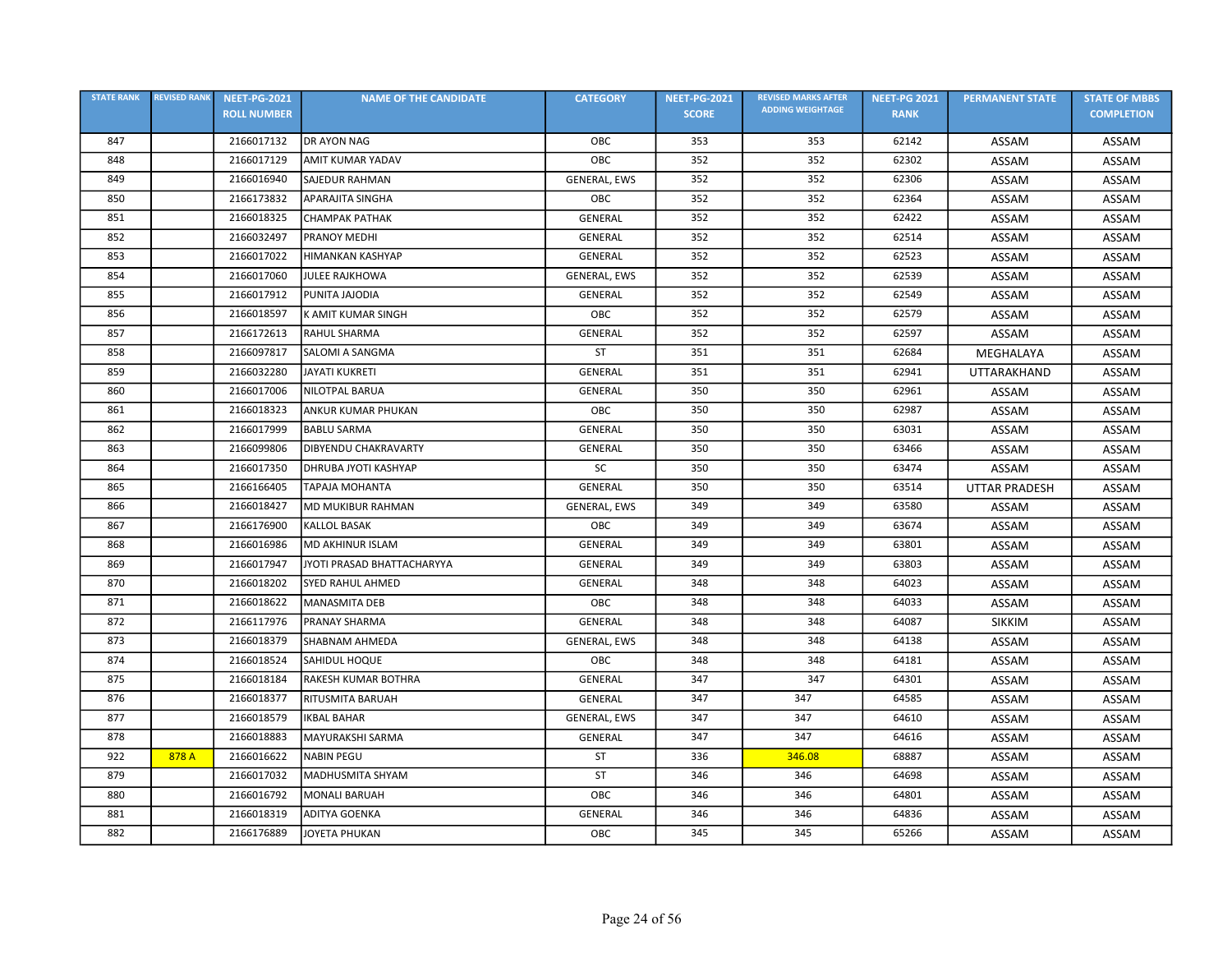| STATE RANK | REVISED RANK | NEET-PG-2021 ROLL NUMBER | NAME OF THE CANDIDATE | CATEGORY | NEET-PG-2021 SCORE | REVISED MARKS AFTER ADDING WEIGHTAGE | NEET-PG 2021 RANK | PERMANENT STATE | STATE OF MBBS COMPLETION |
|---|---|---|---|---|---|---|---|---|---|
| 847 | | 2166017132 | DR AYON NAG | OBC | 353 | 353 | 62142 | ASSAM | ASSAM |
| 848 | | 2166017129 | AMIT KUMAR YADAV | OBC | 352 | 352 | 62302 | ASSAM | ASSAM |
| 849 | | 2166016940 | SAJEDUR RAHMAN | GENERAL, EWS | 352 | 352 | 62306 | ASSAM | ASSAM |
| 850 | | 2166173832 | APARAJITA SINGHA | OBC | 352 | 352 | 62364 | ASSAM | ASSAM |
| 851 | | 2166018325 | CHAMPAK PATHAK | GENERAL | 352 | 352 | 62422 | ASSAM | ASSAM |
| 852 | | 2166032497 | PRANOY MEDHI | GENERAL | 352 | 352 | 62514 | ASSAM | ASSAM |
| 853 | | 2166017022 | HIMANKAN KASHYAP | GENERAL | 352 | 352 | 62523 | ASSAM | ASSAM |
| 854 | | 2166017060 | JULEE RAJKHOWA | GENERAL, EWS | 352 | 352 | 62539 | ASSAM | ASSAM |
| 855 | | 2166017912 | PUNITA JAJODIA | GENERAL | 352 | 352 | 62549 | ASSAM | ASSAM |
| 856 | | 2166018597 | K AMIT KUMAR SINGH | OBC | 352 | 352 | 62579 | ASSAM | ASSAM |
| 857 | | 2166172613 | RAHUL SHARMA | GENERAL | 352 | 352 | 62597 | ASSAM | ASSAM |
| 858 | | 2166097817 | SALOMI A SANGMA | ST | 351 | 351 | 62684 | MEGHALAYA | ASSAM |
| 859 | | 2166032280 | JAYATI KUKRETI | GENERAL | 351 | 351 | 62941 | UTTARAKHAND | ASSAM |
| 860 | | 2166017006 | NILOTPAL BARUA | GENERAL | 350 | 350 | 62961 | ASSAM | ASSAM |
| 861 | | 2166018323 | ANKUR KUMAR PHUKAN | OBC | 350 | 350 | 62987 | ASSAM | ASSAM |
| 862 | | 2166017999 | BABLU SARMA | GENERAL | 350 | 350 | 63031 | ASSAM | ASSAM |
| 863 | | 2166099806 | DIBYENDU CHAKRAVARTY | GENERAL | 350 | 350 | 63466 | ASSAM | ASSAM |
| 864 | | 2166017350 | DHRUBA JYOTI KASHYAP | SC | 350 | 350 | 63474 | ASSAM | ASSAM |
| 865 | | 2166166405 | TAPAJA MOHANTA | GENERAL | 350 | 350 | 63514 | UTTAR PRADESH | ASSAM |
| 866 | | 2166018427 | MD MUKIBUR RAHMAN | GENERAL, EWS | 349 | 349 | 63580 | ASSAM | ASSAM |
| 867 | | 2166176900 | KALLOL BASAK | OBC | 349 | 349 | 63674 | ASSAM | ASSAM |
| 868 | | 2166016986 | MD AKHINUR ISLAM | GENERAL | 349 | 349 | 63801 | ASSAM | ASSAM |
| 869 | | 2166017947 | JYOTI PRASAD BHATTACHARYYA | GENERAL | 349 | 349 | 63803 | ASSAM | ASSAM |
| 870 | | 2166018202 | SYED RAHUL AHMED | GENERAL | 348 | 348 | 64023 | ASSAM | ASSAM |
| 871 | | 2166018622 | MANASMITA DEB | OBC | 348 | 348 | 64033 | ASSAM | ASSAM |
| 872 | | 2166117976 | PRANAY SHARMA | GENERAL | 348 | 348 | 64087 | SIKKIM | ASSAM |
| 873 | | 2166018379 | SHABNAM AHMEDA | GENERAL, EWS | 348 | 348 | 64138 | ASSAM | ASSAM |
| 874 | | 2166018524 | SAHIDUL HOQUE | OBC | 348 | 348 | 64181 | ASSAM | ASSAM |
| 875 | | 2166018184 | RAKESH KUMAR BOTHRA | GENERAL | 347 | 347 | 64301 | ASSAM | ASSAM |
| 876 | | 2166018377 | RITUSMITA BARUAH | GENERAL | 347 | 347 | 64585 | ASSAM | ASSAM |
| 877 | | 2166018579 | IKBAL BAHAR | GENERAL, EWS | 347 | 347 | 64610 | ASSAM | ASSAM |
| 878 | | 2166018883 | MAYURAKSHI SARMA | GENERAL | 347 | 347 | 64616 | ASSAM | ASSAM |
| 922 | 878 A | 2166016622 | NABIN PEGU | ST | 336 | 346.08 | 68887 | ASSAM | ASSAM |
| 879 | | 2166017032 | MADHUSMITA SHYAM | ST | 346 | 346 | 64698 | ASSAM | ASSAM |
| 880 | | 2166016792 | MONALI BARUAH | OBC | 346 | 346 | 64801 | ASSAM | ASSAM |
| 881 | | 2166018319 | ADITYA GOENKA | GENERAL | 346 | 346 | 64836 | ASSAM | ASSAM |
| 882 | | 2166176889 | JOYETA PHUKAN | OBC | 345 | 345 | 65266 | ASSAM | ASSAM |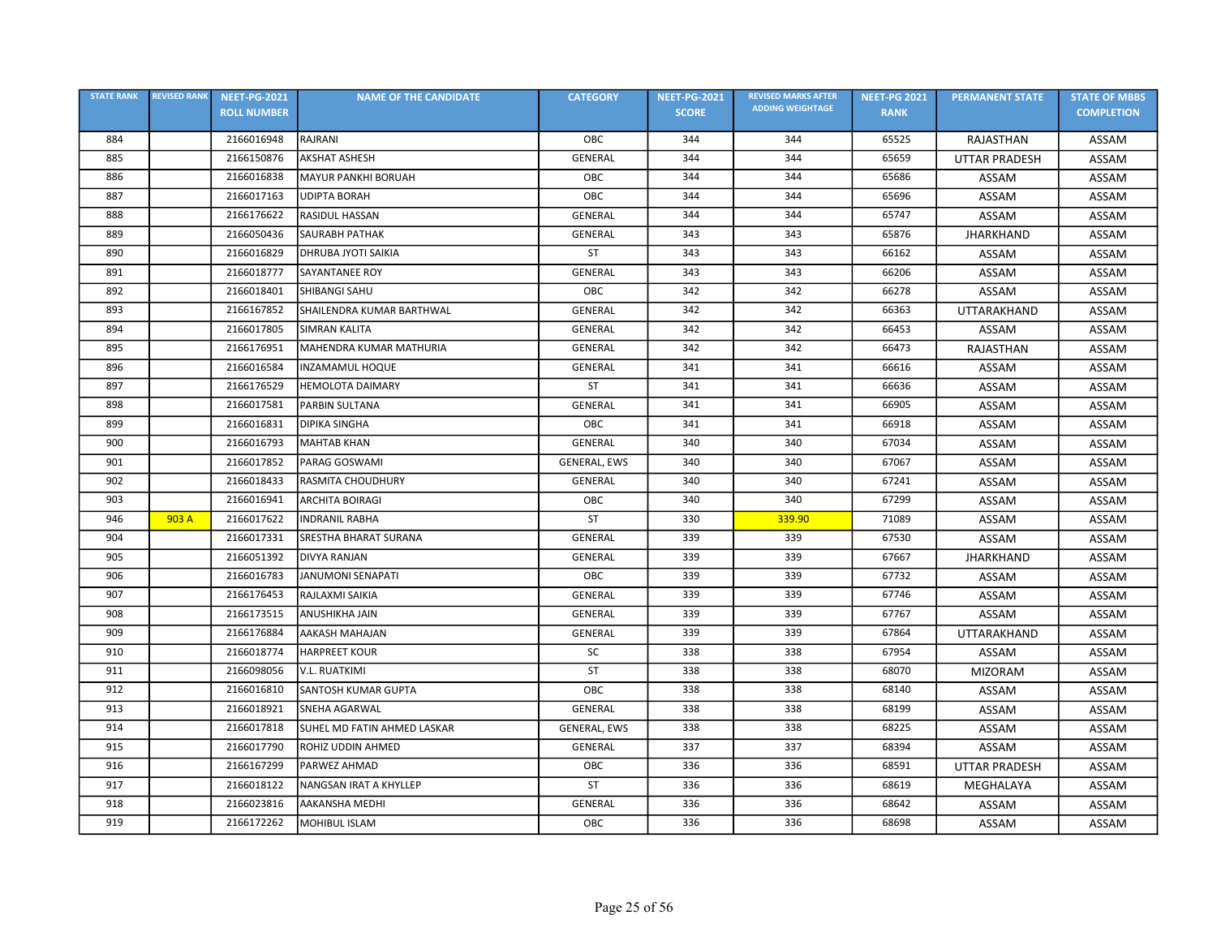| STATE RANK | REVISED RANK | NEET-PG-2021 ROLL NUMBER | NAME OF THE CANDIDATE | CATEGORY | NEET-PG-2021 SCORE | REVISED MARKS AFTER ADDING WEIGHTAGE | NEET-PG 2021 RANK | PERMANENT STATE | STATE OF MBBS COMPLETION |
|---|---|---|---|---|---|---|---|---|---|
| 884 | | 2166016948 | RAJRANI | OBC | 344 | 344 | 65525 | RAJASTHAN | ASSAM |
| 885 | | 2166150876 | AKSHAT ASHESH | GENERAL | 344 | 344 | 65659 | UTTAR PRADESH | ASSAM |
| 886 | | 2166016838 | MAYUR PANKHI BORUAH | OBC | 344 | 344 | 65686 | ASSAM | ASSAM |
| 887 | | 2166017163 | UDIPTA BORAH | OBC | 344 | 344 | 65696 | ASSAM | ASSAM |
| 888 | | 2166176622 | RASIDUL HASSAN | GENERAL | 344 | 344 | 65747 | ASSAM | ASSAM |
| 889 | | 2166050436 | SAURABH PATHAK | GENERAL | 343 | 343 | 65876 | JHARKHAND | ASSAM |
| 890 | | 2166016829 | DHRUBA JYOTI SAIKIA | ST | 343 | 343 | 66162 | ASSAM | ASSAM |
| 891 | | 2166018777 | SAYANTANEE ROY | GENERAL | 343 | 343 | 66206 | ASSAM | ASSAM |
| 892 | | 2166018401 | SHIBANGI SAHU | OBC | 342 | 342 | 66278 | ASSAM | ASSAM |
| 893 | | 2166167852 | SHAILENDRA KUMAR BARTHWAL | GENERAL | 342 | 342 | 66363 | UTTARAKHAND | ASSAM |
| 894 | | 2166017805 | SIMRAN KALITA | GENERAL | 342 | 342 | 66453 | ASSAM | ASSAM |
| 895 | | 2166176951 | MAHENDRA KUMAR MATHURIA | GENERAL | 342 | 342 | 66473 | RAJASTHAN | ASSAM |
| 896 | | 2166016584 | INZAMAMUL HOQUE | GENERAL | 341 | 341 | 66616 | ASSAM | ASSAM |
| 897 | | 2166176529 | HEMOLOTA DAIMARY | ST | 341 | 341 | 66636 | ASSAM | ASSAM |
| 898 | | 2166017581 | PARBIN SULTANA | GENERAL | 341 | 341 | 66905 | ASSAM | ASSAM |
| 899 | | 2166016831 | DIPIKA SINGHA | OBC | 341 | 341 | 66918 | ASSAM | ASSAM |
| 900 | | 2166016793 | MAHTAB KHAN | GENERAL | 340 | 340 | 67034 | ASSAM | ASSAM |
| 901 | | 2166017852 | PARAG GOSWAMI | GENERAL, EWS | 340 | 340 | 67067 | ASSAM | ASSAM |
| 902 | | 2166018433 | RASMITA CHOUDHURY | GENERAL | 340 | 340 | 67241 | ASSAM | ASSAM |
| 903 | | 2166016941 | ARCHITA BOIRAGI | OBC | 340 | 340 | 67299 | ASSAM | ASSAM |
| 946 | 903 A | 2166017622 | INDRANIL RABHA | ST | 330 | 339.90 | 71089 | ASSAM | ASSAM |
| 904 | | 2166017331 | SRESTHA BHARAT SURANA | GENERAL | 339 | 339 | 67530 | ASSAM | ASSAM |
| 905 | | 2166051392 | DIVYA RANJAN | GENERAL | 339 | 339 | 67667 | JHARKHAND | ASSAM |
| 906 | | 2166016783 | JANUMONI SENAPATI | OBC | 339 | 339 | 67732 | ASSAM | ASSAM |
| 907 | | 2166176453 | RAJLAXMI SAIKIA | GENERAL | 339 | 339 | 67746 | ASSAM | ASSAM |
| 908 | | 2166173515 | ANUSHIKHA JAIN | GENERAL | 339 | 339 | 67767 | ASSAM | ASSAM |
| 909 | | 2166176884 | AAKASH MAHAJAN | GENERAL | 339 | 339 | 67864 | UTTARAKHAND | ASSAM |
| 910 | | 2166018774 | HARPREET KOUR | SC | 338 | 338 | 67954 | ASSAM | ASSAM |
| 911 | | 2166098056 | V.L. RUATKIMI | ST | 338 | 338 | 68070 | MIZORAM | ASSAM |
| 912 | | 2166016810 | SANTOSH KUMAR GUPTA | OBC | 338 | 338 | 68140 | ASSAM | ASSAM |
| 913 | | 2166018921 | SNEHA AGARWAL | GENERAL | 338 | 338 | 68199 | ASSAM | ASSAM |
| 914 | | 2166017818 | SUHEL MD FATIN AHMED LASKAR | GENERAL, EWS | 338 | 338 | 68225 | ASSAM | ASSAM |
| 915 | | 2166017790 | ROHIZ UDDIN AHMED | GENERAL | 337 | 337 | 68394 | ASSAM | ASSAM |
| 916 | | 2166167299 | PARWEZ AHMAD | OBC | 336 | 336 | 68591 | UTTAR PRADESH | ASSAM |
| 917 | | 2166018122 | NANGSAN IRAT A KHYLLEP | ST | 336 | 336 | 68619 | MEGHALAYA | ASSAM |
| 918 | | 2166023816 | AAKANSHA MEDHI | GENERAL | 336 | 336 | 68642 | ASSAM | ASSAM |
| 919 | | 2166172262 | MOHIBUL ISLAM | OBC | 336 | 336 | 68698 | ASSAM | ASSAM |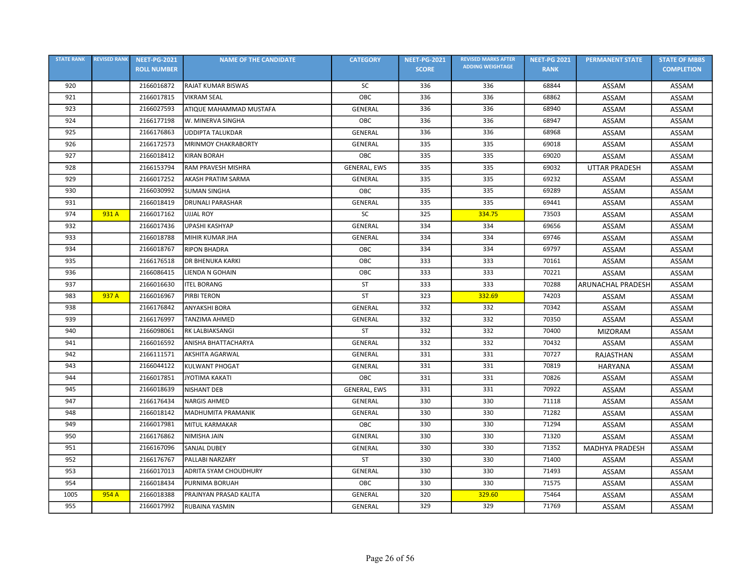| STATE RANK | REVISED RANK | NEET-PG-2021 ROLL NUMBER | NAME OF THE CANDIDATE | CATEGORY | NEET-PG-2021 SCORE | REVISED MARKS AFTER ADDING WEIGHTAGE | NEET-PG 2021 RANK | PERMANENT STATE | STATE OF MBBS COMPLETION |
|---|---|---|---|---|---|---|---|---|---|
| 920 | | 2166016872 | RAJAT KUMAR BISWAS | SC | 336 | 336 | 68844 | ASSAM | ASSAM |
| 921 | | 2166017815 | VIKRAM SEAL | OBC | 336 | 336 | 68862 | ASSAM | ASSAM |
| 923 | | 2166027593 | ATIQUE MAHAMMAD MUSTAFA | GENERAL | 336 | 336 | 68940 | ASSAM | ASSAM |
| 924 | | 2166177198 | W. MINERVA SINGHA | OBC | 336 | 336 | 68947 | ASSAM | ASSAM |
| 925 | | 2166176863 | UDDIPTA TALUKDAR | GENERAL | 336 | 336 | 68968 | ASSAM | ASSAM |
| 926 | | 2166172573 | MRINMOY CHAKRABORTY | GENERAL | 335 | 335 | 69018 | ASSAM | ASSAM |
| 927 | | 2166018412 | KIRAN BORAH | OBC | 335 | 335 | 69020 | ASSAM | ASSAM |
| 928 | | 2166153794 | RAM PRAVESH MISHRA | GENERAL, EWS | 335 | 335 | 69032 | UTTAR PRADESH | ASSAM |
| 929 | | 2166017252 | AKASH PRATIM SARMA | GENERAL | 335 | 335 | 69232 | ASSAM | ASSAM |
| 930 | | 2166030992 | SUMAN SINGHA | OBC | 335 | 335 | 69289 | ASSAM | ASSAM |
| 931 | | 2166018419 | DRUNALI PARASHAR | GENERAL | 335 | 335 | 69441 | ASSAM | ASSAM |
| 974 | 931 A | 2166017162 | UJJAL ROY | SC | 325 | 334.75 | 73503 | ASSAM | ASSAM |
| 932 | | 2166017436 | UPASHI KASHYAP | GENERAL | 334 | 334 | 69656 | ASSAM | ASSAM |
| 933 | | 2166018788 | MIHIR KUMAR JHA | GENERAL | 334 | 334 | 69746 | ASSAM | ASSAM |
| 934 | | 2166018767 | RIPON BHADRA | OBC | 334 | 334 | 69797 | ASSAM | ASSAM |
| 935 | | 2166176518 | DR BHENUKA KARKI | OBC | 333 | 333 | 70161 | ASSAM | ASSAM |
| 936 | | 2166086415 | LIENDA N GOHAIN | OBC | 333 | 333 | 70221 | ASSAM | ASSAM |
| 937 | | 2166016630 | ITEL BORANG | ST | 333 | 333 | 70288 | ARUNACHAL PRADESH | ASSAM |
| 983 | 937 A | 2166016967 | PIRBI TERON | ST | 323 | 332.69 | 74203 | ASSAM | ASSAM |
| 938 | | 2166176842 | ANYAKSHI BORA | GENERAL | 332 | 332 | 70342 | ASSAM | ASSAM |
| 939 | | 2166176997 | TANZIMA AHMED | GENERAL | 332 | 332 | 70350 | ASSAM | ASSAM |
| 940 | | 2166098061 | RK LALBIAKSANGI | ST | 332 | 332 | 70400 | MIZORAM | ASSAM |
| 941 | | 2166016592 | ANISHA BHATTACHARYA | GENERAL | 332 | 332 | 70432 | ASSAM | ASSAM |
| 942 | | 2166111571 | AKSHITA AGARWAL | GENERAL | 331 | 331 | 70727 | RAJASTHAN | ASSAM |
| 943 | | 2166044122 | KULWANT PHOGAT | GENERAL | 331 | 331 | 70819 | HARYANA | ASSAM |
| 944 | | 2166017851 | JYOTIMA KAKATI | OBC | 331 | 331 | 70826 | ASSAM | ASSAM |
| 945 | | 2166018639 | NISHANT DEB | GENERAL, EWS | 331 | 331 | 70922 | ASSAM | ASSAM |
| 947 | | 2166176434 | NARGIS AHMED | GENERAL | 330 | 330 | 71118 | ASSAM | ASSAM |
| 948 | | 2166018142 | MADHUMITA PRAMANIK | GENERAL | 330 | 330 | 71282 | ASSAM | ASSAM |
| 949 | | 2166017981 | MITUL KARMAKAR | OBC | 330 | 330 | 71294 | ASSAM | ASSAM |
| 950 | | 2166176862 | NIMISHA JAIN | GENERAL | 330 | 330 | 71320 | ASSAM | ASSAM |
| 951 | | 2166167096 | SANJAL DUBEY | GENERAL | 330 | 330 | 71352 | MADHYA PRADESH | ASSAM |
| 952 | | 2166176767 | PALLABI NARZARY | ST | 330 | 330 | 71400 | ASSAM | ASSAM |
| 953 | | 2166017013 | ADRITA SYAM CHOUDHURY | GENERAL | 330 | 330 | 71493 | ASSAM | ASSAM |
| 954 | | 2166018434 | PURNIMA BORUAH | OBC | 330 | 330 | 71575 | ASSAM | ASSAM |
| 1005 | 954 A | 2166018388 | PRAJNYAN PRASAD KALITA | GENERAL | 320 | 329.60 | 75464 | ASSAM | ASSAM |
| 955 | | 2166017992 | RUBAINA YASMIN | GENERAL | 329 | 329 | 71769 | ASSAM | ASSAM |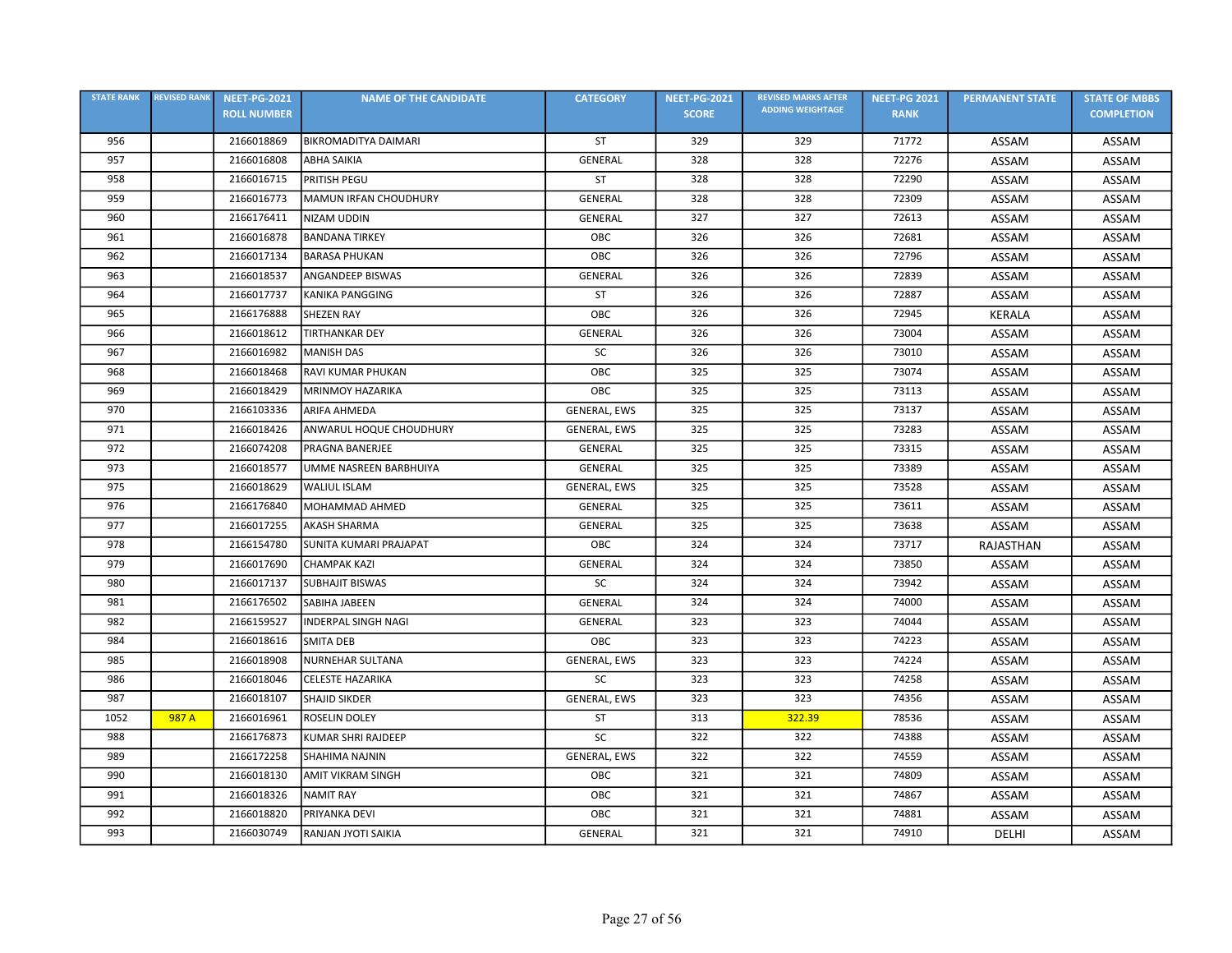| STATE RANK | REVISED RANK | NEET-PG-2021 ROLL NUMBER | NAME OF THE CANDIDATE | CATEGORY | NEET-PG-2021 SCORE | REVISED MARKS AFTER ADDING WEIGHTAGE | NEET-PG 2021 RANK | PERMANENT STATE | STATE OF MBBS COMPLETION |
|---|---|---|---|---|---|---|---|---|---|
| 956 | | 2166018869 | BIKROMADITYA DAIMARI | ST | 329 | 329 | 71772 | ASSAM | ASSAM |
| 957 | | 2166016808 | ABHA SAIKIA | GENERAL | 328 | 328 | 72276 | ASSAM | ASSAM |
| 958 | | 2166016715 | PRITISH PEGU | ST | 328 | 328 | 72290 | ASSAM | ASSAM |
| 959 | | 2166016773 | MAMUN IRFAN CHOUDHURY | GENERAL | 328 | 328 | 72309 | ASSAM | ASSAM |
| 960 | | 2166176411 | NIZAM UDDIN | GENERAL | 327 | 327 | 72613 | ASSAM | ASSAM |
| 961 | | 2166016878 | BANDANA TIRKEY | OBC | 326 | 326 | 72681 | ASSAM | ASSAM |
| 962 | | 2166017134 | BARASA PHUKAN | OBC | 326 | 326 | 72796 | ASSAM | ASSAM |
| 963 | | 2166018537 | ANGANDEEP BISWAS | GENERAL | 326 | 326 | 72839 | ASSAM | ASSAM |
| 964 | | 2166017737 | KANIKA PANGGING | ST | 326 | 326 | 72887 | ASSAM | ASSAM |
| 965 | | 2166176888 | SHEZEN RAY | OBC | 326 | 326 | 72945 | KERALA | ASSAM |
| 966 | | 2166018612 | TIRTHANKAR DEY | GENERAL | 326 | 326 | 73004 | ASSAM | ASSAM |
| 967 | | 2166016982 | MANISH DAS | SC | 326 | 326 | 73010 | ASSAM | ASSAM |
| 968 | | 2166018468 | RAVI KUMAR PHUKAN | OBC | 325 | 325 | 73074 | ASSAM | ASSAM |
| 969 | | 2166018429 | MRINMOY HAZARIKA | OBC | 325 | 325 | 73113 | ASSAM | ASSAM |
| 970 | | 2166103336 | ARIFA AHMEDA | GENERAL, EWS | 325 | 325 | 73137 | ASSAM | ASSAM |
| 971 | | 2166018426 | ANWARUL HOQUE CHOUDHURY | GENERAL, EWS | 325 | 325 | 73283 | ASSAM | ASSAM |
| 972 | | 2166074208 | PRAGNA BANERJEE | GENERAL | 325 | 325 | 73315 | ASSAM | ASSAM |
| 973 | | 2166018577 | UMME NASREEN BARBHUIYA | GENERAL | 325 | 325 | 73389 | ASSAM | ASSAM |
| 975 | | 2166018629 | WALIUL ISLAM | GENERAL, EWS | 325 | 325 | 73528 | ASSAM | ASSAM |
| 976 | | 2166176840 | MOHAMMAD AHMED | GENERAL | 325 | 325 | 73611 | ASSAM | ASSAM |
| 977 | | 2166017255 | AKASH SHARMA | GENERAL | 325 | 325 | 73638 | ASSAM | ASSAM |
| 978 | | 2166154780 | SUNITA KUMARI PRAJAPAT | OBC | 324 | 324 | 73717 | RAJASTHAN | ASSAM |
| 979 | | 2166017690 | CHAMPAK KAZI | GENERAL | 324 | 324 | 73850 | ASSAM | ASSAM |
| 980 | | 2166017137 | SUBHAJIT BISWAS | SC | 324 | 324 | 73942 | ASSAM | ASSAM |
| 981 | | 2166176502 | SABIHA JABEEN | GENERAL | 324 | 324 | 74000 | ASSAM | ASSAM |
| 982 | | 2166159527 | INDERPAL SINGH NAGI | GENERAL | 323 | 323 | 74044 | ASSAM | ASSAM |
| 984 | | 2166018616 | SMITA DEB | OBC | 323 | 323 | 74223 | ASSAM | ASSAM |
| 985 | | 2166018908 | NURNEHAR SULTANA | GENERAL, EWS | 323 | 323 | 74224 | ASSAM | ASSAM |
| 986 | | 2166018046 | CELESTE HAZARIKA | SC | 323 | 323 | 74258 | ASSAM | ASSAM |
| 987 | | 2166018107 | SHAJID SIKDER | GENERAL, EWS | 323 | 323 | 74356 | ASSAM | ASSAM |
| 1052 | 987 A | 2166016961 | ROSELIN DOLEY | ST | 313 | 322.39 | 78536 | ASSAM | ASSAM |
| 988 | | 2166176873 | KUMAR SHRI RAJDEEP | SC | 322 | 322 | 74388 | ASSAM | ASSAM |
| 989 | | 2166172258 | SHAHIMA NAJNIN | GENERAL, EWS | 322 | 322 | 74559 | ASSAM | ASSAM |
| 990 | | 2166018130 | AMIT VIKRAM SINGH | OBC | 321 | 321 | 74809 | ASSAM | ASSAM |
| 991 | | 2166018326 | NAMIT RAY | OBC | 321 | 321 | 74867 | ASSAM | ASSAM |
| 992 | | 2166018820 | PRIYANKA DEVI | OBC | 321 | 321 | 74881 | ASSAM | ASSAM |
| 993 | | 2166030749 | RANJAN JYOTI SAIKIA | GENERAL | 321 | 321 | 74910 | DELHI | ASSAM |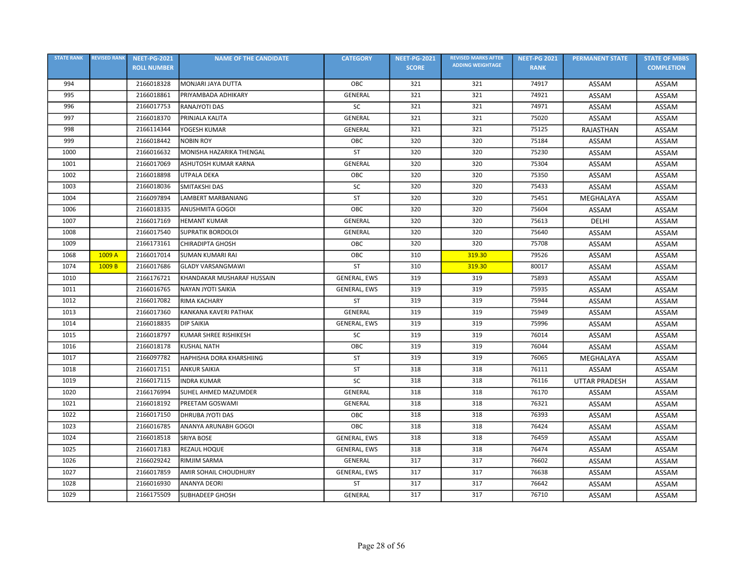| STATE RANK | REVISED RANK | NEET-PG-2021 ROLL NUMBER | NAME OF THE CANDIDATE | CATEGORY | NEET-PG-2021 SCORE | REVISED MARKS AFTER ADDING WEIGHTAGE | NEET-PG 2021 RANK | PERMANENT STATE | STATE OF MBBS COMPLETION |
|---|---|---|---|---|---|---|---|---|---|
| 994 | | 2166018328 | MONJARI JAYA DUTTA | OBC | 321 | 321 | 74917 | ASSAM | ASSAM |
| 995 | | 2166018861 | PRIYAMBADA ADHIKARY | GENERAL | 321 | 321 | 74921 | ASSAM | ASSAM |
| 996 | | 2166017753 | RANAJYOTI DAS | SC | 321 | 321 | 74971 | ASSAM | ASSAM |
| 997 | | 2166018370 | PRINJALA KALITA | GENERAL | 321 | 321 | 75020 | ASSAM | ASSAM |
| 998 | | 2166114344 | YOGESH KUMAR | GENERAL | 321 | 321 | 75125 | RAJASTHAN | ASSAM |
| 999 | | 2166018442 | NOBIN ROY | OBC | 320 | 320 | 75184 | ASSAM | ASSAM |
| 1000 | | 2166016632 | MONISHA HAZARIKA THENGAL | ST | 320 | 320 | 75230 | ASSAM | ASSAM |
| 1001 | | 2166017069 | ASHUTOSH KUMAR KARNA | GENERAL | 320 | 320 | 75304 | ASSAM | ASSAM |
| 1002 | | 2166018898 | UTPALA DEKA | OBC | 320 | 320 | 75350 | ASSAM | ASSAM |
| 1003 | | 2166018036 | SMITAKSHI DAS | SC | 320 | 320 | 75433 | ASSAM | ASSAM |
| 1004 | | 2166097894 | LAMBERT MARBANIANG | ST | 320 | 320 | 75451 | MEGHALAYA | ASSAM |
| 1006 | | 2166018335 | ANUSHMITA GOGOI | OBC | 320 | 320 | 75604 | ASSAM | ASSAM |
| 1007 | | 2166017169 | HEMANT KUMAR | GENERAL | 320 | 320 | 75613 | DELHI | ASSAM |
| 1008 | | 2166017540 | SUPRATIK BORDOLOI | GENERAL | 320 | 320 | 75640 | ASSAM | ASSAM |
| 1009 | | 2166173161 | CHIRADIPTA GHOSH | OBC | 320 | 320 | 75708 | ASSAM | ASSAM |
| 1068 | 1009 A | 2166017014 | SUMAN KUMARI RAI | OBC | 310 | 319.30 | 79526 | ASSAM | ASSAM |
| 1074 | 1009 B | 2166017686 | GLADY VARSANGMAWI | ST | 310 | 319.30 | 80017 | ASSAM | ASSAM |
| 1010 | | 2166176721 | KHANDAKAR MUSHARAF HUSSAIN | GENERAL, EWS | 319 | 319 | 75893 | ASSAM | ASSAM |
| 1011 | | 2166016765 | NAYAN JYOTI SAIKIA | GENERAL, EWS | 319 | 319 | 75935 | ASSAM | ASSAM |
| 1012 | | 2166017082 | RIMA KACHARY | ST | 319 | 319 | 75944 | ASSAM | ASSAM |
| 1013 | | 2166017360 | KANKANA KAVERI PATHAK | GENERAL | 319 | 319 | 75949 | ASSAM | ASSAM |
| 1014 | | 2166018835 | DIP SAIKIA | GENERAL, EWS | 319 | 319 | 75996 | ASSAM | ASSAM |
| 1015 | | 2166018797 | KUMAR SHREE RISHIKESH | SC | 319 | 319 | 76014 | ASSAM | ASSAM |
| 1016 | | 2166018178 | KUSHAL NATH | OBC | 319 | 319 | 76044 | ASSAM | ASSAM |
| 1017 | | 2166097782 | HAPHISHA DORA KHARSHIING | ST | 319 | 319 | 76065 | MEGHALAYA | ASSAM |
| 1018 | | 2166017151 | ANKUR SAIKIA | ST | 318 | 318 | 76111 | ASSAM | ASSAM |
| 1019 | | 2166017115 | INDRA KUMAR | SC | 318 | 318 | 76116 | UTTAR PRADESH | ASSAM |
| 1020 | | 2166176994 | SUHEL AHMED MAZUMDER | GENERAL | 318 | 318 | 76170 | ASSAM | ASSAM |
| 1021 | | 2166018192 | PREETAM GOSWAMI | GENERAL | 318 | 318 | 76321 | ASSAM | ASSAM |
| 1022 | | 2166017150 | DHRUBA JYOTI DAS | OBC | 318 | 318 | 76393 | ASSAM | ASSAM |
| 1023 | | 2166016785 | ANANYA ARUNABH GOGOI | OBC | 318 | 318 | 76424 | ASSAM | ASSAM |
| 1024 | | 2166018518 | SRIYA BOSE | GENERAL, EWS | 318 | 318 | 76459 | ASSAM | ASSAM |
| 1025 | | 2166017183 | REZAUL HOQUE | GENERAL, EWS | 318 | 318 | 76474 | ASSAM | ASSAM |
| 1026 | | 2166029242 | RIMJIM SARMA | GENERAL | 317 | 317 | 76602 | ASSAM | ASSAM |
| 1027 | | 2166017859 | AMIR SOHAIL CHOUDHURY | GENERAL, EWS | 317 | 317 | 76638 | ASSAM | ASSAM |
| 1028 | | 2166016930 | ANANYA DEORI | ST | 317 | 317 | 76642 | ASSAM | ASSAM |
| 1029 | | 2166175509 | SUBHADEEP GHOSH | GENERAL | 317 | 317 | 76710 | ASSAM | ASSAM |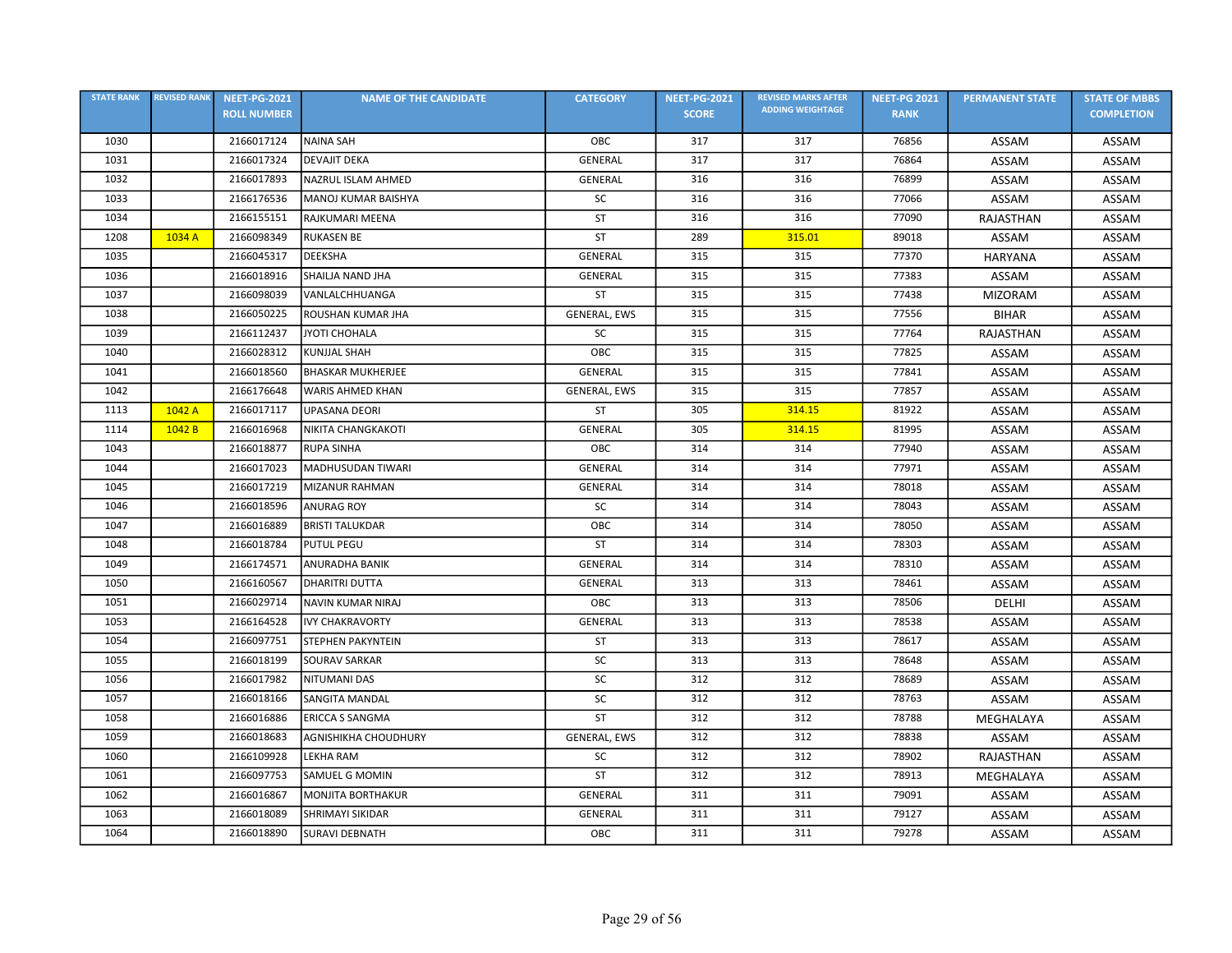| STATE RANK | REVISED RANK | NEET-PG-2021 ROLL NUMBER | NAME OF THE CANDIDATE | CATEGORY | NEET-PG-2021 SCORE | REVISED MARKS AFTER ADDING WEIGHTAGE | NEET-PG 2021 RANK | PERMANENT STATE | STATE OF MBBS COMPLETION |
|---|---|---|---|---|---|---|---|---|---|
| 1030 | | 2166017124 | NAINA SAH | OBC | 317 | 317 | 76856 | ASSAM | ASSAM |
| 1031 | | 2166017324 | DEVAJIT DEKA | GENERAL | 317 | 317 | 76864 | ASSAM | ASSAM |
| 1032 | | 2166017893 | NAZRUL ISLAM AHMED | GENERAL | 316 | 316 | 76899 | ASSAM | ASSAM |
| 1033 | | 2166176536 | MANOJ KUMAR BAISHYA | SC | 316 | 316 | 77066 | ASSAM | ASSAM |
| 1034 | | 2166155151 | RAJKUMARI MEENA | ST | 316 | 316 | 77090 | RAJASTHAN | ASSAM |
| 1208 | 1034 A | 2166098349 | RUKASEN BE | ST | 289 | 315.01 | 89018 | ASSAM | ASSAM |
| 1035 | | 2166045317 | DEEKSHA | GENERAL | 315 | 315 | 77370 | HARYANA | ASSAM |
| 1036 | | 2166018916 | SHAILJA NAND JHA | GENERAL | 315 | 315 | 77383 | ASSAM | ASSAM |
| 1037 | | 2166098039 | VANLALCHHUANGA | ST | 315 | 315 | 77438 | MIZORAM | ASSAM |
| 1038 | | 2166050225 | ROUSHAN KUMAR JHA | GENERAL, EWS | 315 | 315 | 77556 | BIHAR | ASSAM |
| 1039 | | 2166112437 | JYOTI CHOHALA | SC | 315 | 315 | 77764 | RAJASTHAN | ASSAM |
| 1040 | | 2166028312 | KUNJJAL SHAH | OBC | 315 | 315 | 77825 | ASSAM | ASSAM |
| 1041 | | 2166018560 | BHASKAR MUKHERJEE | GENERAL | 315 | 315 | 77841 | ASSAM | ASSAM |
| 1042 | | 2166176648 | WARIS AHMED KHAN | GENERAL, EWS | 315 | 315 | 77857 | ASSAM | ASSAM |
| 1113 | 1042 A | 2166017117 | UPASANA DEORI | ST | 305 | 314.15 | 81922 | ASSAM | ASSAM |
| 1114 | 1042 B | 2166016968 | NIKITA CHANGKAKOTI | GENERAL | 305 | 314.15 | 81995 | ASSAM | ASSAM |
| 1043 | | 2166018877 | RUPA SINHA | OBC | 314 | 314 | 77940 | ASSAM | ASSAM |
| 1044 | | 2166017023 | MADHUSUDAN TIWARI | GENERAL | 314 | 314 | 77971 | ASSAM | ASSAM |
| 1045 | | 2166017219 | MIZANUR RAHMAN | GENERAL | 314 | 314 | 78018 | ASSAM | ASSAM |
| 1046 | | 2166018596 | ANURAG ROY | SC | 314 | 314 | 78043 | ASSAM | ASSAM |
| 1047 | | 2166016889 | BRISTI TALUKDAR | OBC | 314 | 314 | 78050 | ASSAM | ASSAM |
| 1048 | | 2166018784 | PUTUL PEGU | ST | 314 | 314 | 78303 | ASSAM | ASSAM |
| 1049 | | 2166174571 | ANURADHA BANIK | GENERAL | 314 | 314 | 78310 | ASSAM | ASSAM |
| 1050 | | 2166160567 | DHARITRI DUTTA | GENERAL | 313 | 313 | 78461 | ASSAM | ASSAM |
| 1051 | | 2166029714 | NAVIN KUMAR NIRAJ | OBC | 313 | 313 | 78506 | DELHI | ASSAM |
| 1053 | | 2166164528 | IVY CHAKRAVORTY | GENERAL | 313 | 313 | 78538 | ASSAM | ASSAM |
| 1054 | | 2166097751 | STEPHEN PAKYNTEIN | ST | 313 | 313 | 78617 | ASSAM | ASSAM |
| 1055 | | 2166018199 | SOURAV SARKAR | SC | 313 | 313 | 78648 | ASSAM | ASSAM |
| 1056 | | 2166017982 | NITUMANI DAS | SC | 312 | 312 | 78689 | ASSAM | ASSAM |
| 1057 | | 2166018166 | SANGITA MANDAL | SC | 312 | 312 | 78763 | ASSAM | ASSAM |
| 1058 | | 2166016886 | ERICCA S SANGMA | ST | 312 | 312 | 78788 | MEGHALAYA | ASSAM |
| 1059 | | 2166018683 | AGNISHIKHA CHOUDHURY | GENERAL, EWS | 312 | 312 | 78838 | ASSAM | ASSAM |
| 1060 | | 2166109928 | LEKHA RAM | SC | 312 | 312 | 78902 | RAJASTHAN | ASSAM |
| 1061 | | 2166097753 | SAMUEL G MOMIN | ST | 312 | 312 | 78913 | MEGHALAYA | ASSAM |
| 1062 | | 2166016867 | MONJITA BORTHAKUR | GENERAL | 311 | 311 | 79091 | ASSAM | ASSAM |
| 1063 | | 2166018089 | SHRIMAYI SIKIDAR | GENERAL | 311 | 311 | 79127 | ASSAM | ASSAM |
| 1064 | | 2166018890 | SURAVI DEBNATH | OBC | 311 | 311 | 79278 | ASSAM | ASSAM |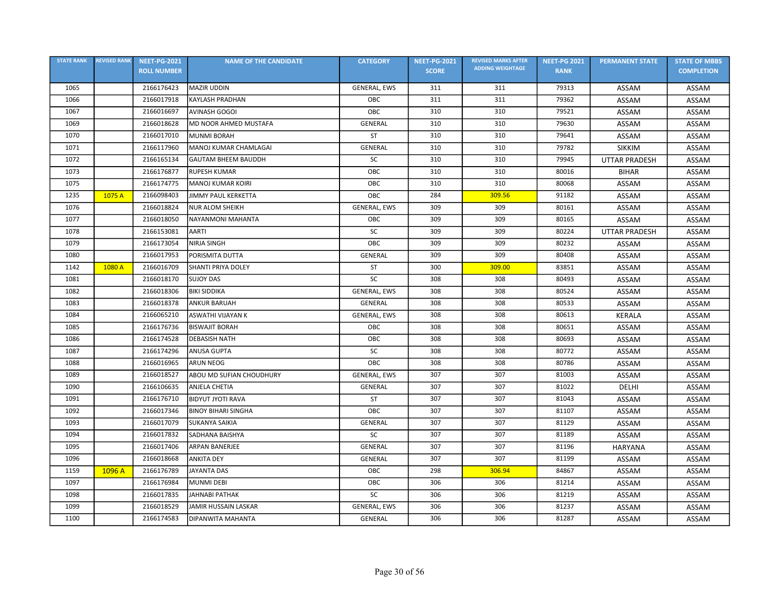| STATE RANK | REVISED RANK | NEET-PG-2021 ROLL NUMBER | NAME OF THE CANDIDATE | CATEGORY | NEET-PG-2021 SCORE | REVISED MARKS AFTER ADDING WEIGHTAGE | NEET-PG 2021 RANK | PERMANENT STATE | STATE OF MBBS COMPLETION |
|---|---|---|---|---|---|---|---|---|---|
| 1065 | | 2166176423 | MAZIR UDDIN | GENERAL, EWS | 311 | 311 | 79313 | ASSAM | ASSAM |
| 1066 | | 2166017918 | KAYLASH PRADHAN | OBC | 311 | 311 | 79362 | ASSAM | ASSAM |
| 1067 | | 2166016697 | AVINASH GOGOI | OBC | 310 | 310 | 79521 | ASSAM | ASSAM |
| 1069 | | 2166018628 | MD NOOR AHMED MUSTAFA | GENERAL | 310 | 310 | 79630 | ASSAM | ASSAM |
| 1070 | | 2166017010 | MUNMI BORAH | ST | 310 | 310 | 79641 | ASSAM | ASSAM |
| 1071 | | 2166117960 | MANOJ KUMAR CHAMLAGAI | GENERAL | 310 | 310 | 79782 | SIKKIM | ASSAM |
| 1072 | | 2166165134 | GAUTAM BHEEM BAUDDH | SC | 310 | 310 | 79945 | UTTAR PRADESH | ASSAM |
| 1073 | | 2166176877 | RUPESH KUMAR | OBC | 310 | 310 | 80016 | BIHAR | ASSAM |
| 1075 | | 2166174775 | MANOJ KUMAR KOIRI | OBC | 310 | 310 | 80068 | ASSAM | ASSAM |
| 1235 | 1075 A | 2166098403 | JIMMY PAUL KERKETTA | OBC | 284 | 309.56 | 91182 | ASSAM | ASSAM |
| 1076 | | 2166018824 | NUR ALOM SHEIKH | GENERAL, EWS | 309 | 309 | 80161 | ASSAM | ASSAM |
| 1077 | | 2166018050 | NAYANMONI MAHANTA | OBC | 309 | 309 | 80165 | ASSAM | ASSAM |
| 1078 | | 2166153081 | AARTI | SC | 309 | 309 | 80224 | UTTAR PRADESH | ASSAM |
| 1079 | | 2166173054 | NIRJA SINGH | OBC | 309 | 309 | 80232 | ASSAM | ASSAM |
| 1080 | | 2166017953 | PORISMITA DUTTA | GENERAL | 309 | 309 | 80408 | ASSAM | ASSAM |
| 1142 | 1080 A | 2166016709 | SHANTI PRIYA DOLEY | ST | 300 | 309.00 | 83851 | ASSAM | ASSAM |
| 1081 | | 2166018170 | SUJOY DAS | SC | 308 | 308 | 80493 | ASSAM | ASSAM |
| 1082 | | 2166018306 | BIKI SIDDIKA | GENERAL, EWS | 308 | 308 | 80524 | ASSAM | ASSAM |
| 1083 | | 2166018378 | ANKUR BARUAH | GENERAL | 308 | 308 | 80533 | ASSAM | ASSAM |
| 1084 | | 2166065210 | ASWATHI VIJAYAN K | GENERAL, EWS | 308 | 308 | 80613 | KERALA | ASSAM |
| 1085 | | 2166176736 | BISWAJIT BORAH | OBC | 308 | 308 | 80651 | ASSAM | ASSAM |
| 1086 | | 2166174528 | DEBASISH NATH | OBC | 308 | 308 | 80693 | ASSAM | ASSAM |
| 1087 | | 2166174296 | ANUSA GUPTA | SC | 308 | 308 | 80772 | ASSAM | ASSAM |
| 1088 | | 2166016965 | ARUN NEOG | OBC | 308 | 308 | 80786 | ASSAM | ASSAM |
| 1089 | | 2166018527 | ABOU MD SUFIAN CHOUDHURY | GENERAL, EWS | 307 | 307 | 81003 | ASSAM | ASSAM |
| 1090 | | 2166106635 | ANJELA CHETIA | GENERAL | 307 | 307 | 81022 | DELHI | ASSAM |
| 1091 | | 2166176710 | BIDYUT JYOTI RAVA | ST | 307 | 307 | 81043 | ASSAM | ASSAM |
| 1092 | | 2166017346 | BINOY BIHARI SINGHA | OBC | 307 | 307 | 81107 | ASSAM | ASSAM |
| 1093 | | 2166017079 | SUKANYA SAIKIA | GENERAL | 307 | 307 | 81129 | ASSAM | ASSAM |
| 1094 | | 2166017832 | SADHANA BAISHYA | SC | 307 | 307 | 81189 | ASSAM | ASSAM |
| 1095 | | 2166017406 | ARPAN BANERJEE | GENERAL | 307 | 307 | 81196 | HARYANA | ASSAM |
| 1096 | | 2166018668 | ANKITA DEY | GENERAL | 307 | 307 | 81199 | ASSAM | ASSAM |
| 1159 | 1096 A | 2166176789 | JAYANTA DAS | OBC | 298 | 306.94 | 84867 | ASSAM | ASSAM |
| 1097 | | 2166176984 | MUNMI DEBI | OBC | 306 | 306 | 81214 | ASSAM | ASSAM |
| 1098 | | 2166017835 | JAHNABI PATHAK | SC | 306 | 306 | 81219 | ASSAM | ASSAM |
| 1099 | | 2166018529 | JAMIR HUSSAIN LASKAR | GENERAL, EWS | 306 | 306 | 81237 | ASSAM | ASSAM |
| 1100 | | 2166174583 | DIPANWITA MAHANTA | GENERAL | 306 | 306 | 81287 | ASSAM | ASSAM |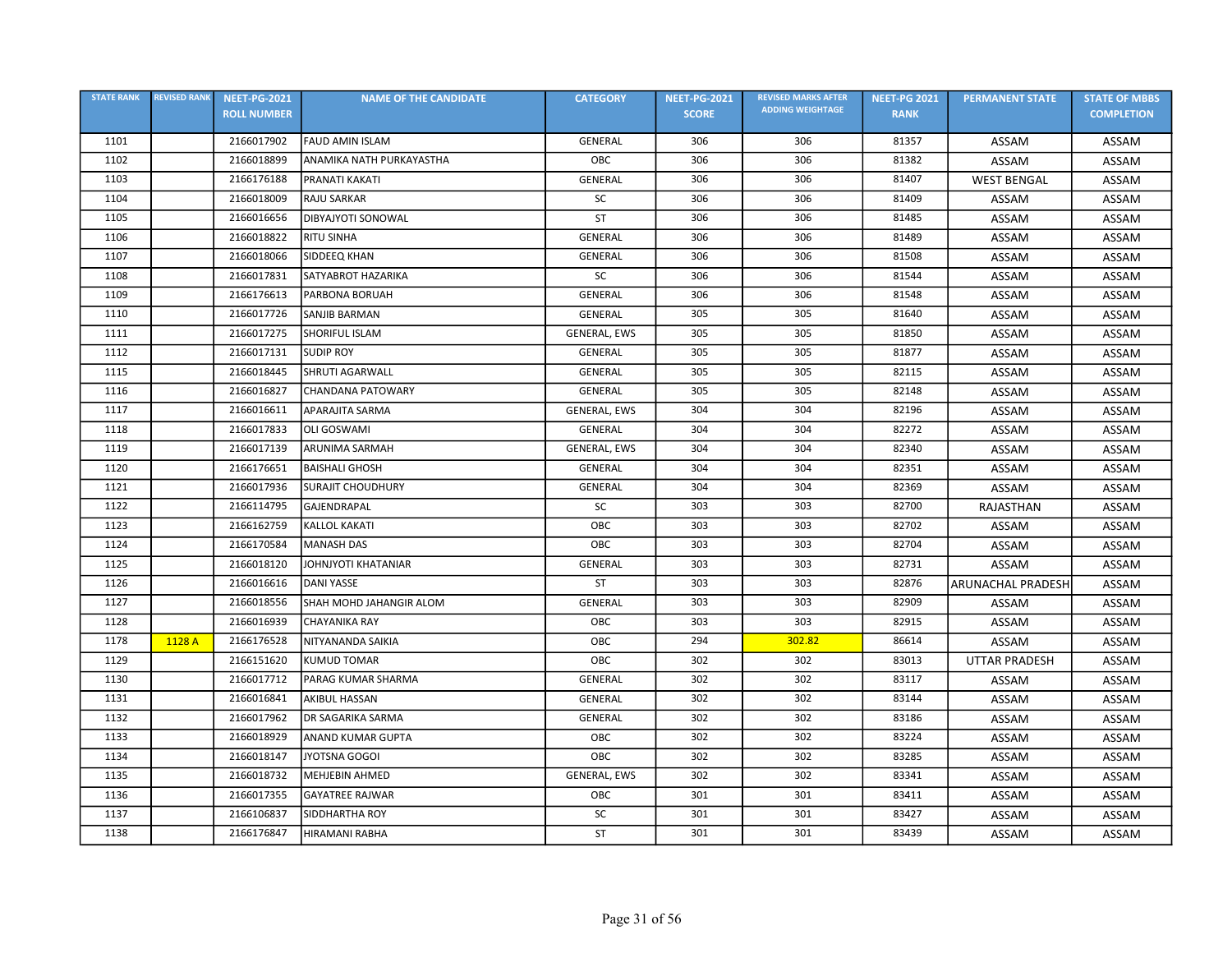| STATE RANK | REVISED RANK | NEET-PG-2021 ROLL NUMBER | NAME OF THE CANDIDATE | CATEGORY | NEET-PG-2021 SCORE | REVISED MARKS AFTER ADDING WEIGHTAGE | NEET-PG 2021 RANK | PERMANENT STATE | STATE OF MBBS COMPLETION |
|---|---|---|---|---|---|---|---|---|---|
| 1101 | | 2166017902 | FAUD AMIN ISLAM | GENERAL | 306 | 306 | 81357 | ASSAM | ASSAM |
| 1102 | | 2166018899 | ANAMIKA NATH PURKAYASTHA | OBC | 306 | 306 | 81382 | ASSAM | ASSAM |
| 1103 | | 2166176188 | PRANATI KAKATI | GENERAL | 306 | 306 | 81407 | WEST BENGAL | ASSAM |
| 1104 | | 2166018009 | RAJU SARKAR | SC | 306 | 306 | 81409 | ASSAM | ASSAM |
| 1105 | | 2166016656 | DIBYAJYOTI SONOWAL | ST | 306 | 306 | 81485 | ASSAM | ASSAM |
| 1106 | | 2166018822 | RITU SINHA | GENERAL | 306 | 306 | 81489 | ASSAM | ASSAM |
| 1107 | | 2166018066 | SIDDEEQ KHAN | GENERAL | 306 | 306 | 81508 | ASSAM | ASSAM |
| 1108 | | 2166017831 | SATYABROT HAZARIKA | SC | 306 | 306 | 81544 | ASSAM | ASSAM |
| 1109 | | 2166176613 | PARBONA BORUAH | GENERAL | 306 | 306 | 81548 | ASSAM | ASSAM |
| 1110 | | 2166017726 | SANJIB BARMAN | GENERAL | 305 | 305 | 81640 | ASSAM | ASSAM |
| 1111 | | 2166017275 | SHORIFUL ISLAM | GENERAL, EWS | 305 | 305 | 81850 | ASSAM | ASSAM |
| 1112 | | 2166017131 | SUDIP ROY | GENERAL | 305 | 305 | 81877 | ASSAM | ASSAM |
| 1115 | | 2166018445 | SHRUTI AGARWALL | GENERAL | 305 | 305 | 82115 | ASSAM | ASSAM |
| 1116 | | 2166016827 | CHANDANA PATOWARY | GENERAL | 305 | 305 | 82148 | ASSAM | ASSAM |
| 1117 | | 2166016611 | APARAJITA SARMA | GENERAL, EWS | 304 | 304 | 82196 | ASSAM | ASSAM |
| 1118 | | 2166017833 | OLI GOSWAMI | GENERAL | 304 | 304 | 82272 | ASSAM | ASSAM |
| 1119 | | 2166017139 | ARUNIMA SARMAH | GENERAL, EWS | 304 | 304 | 82340 | ASSAM | ASSAM |
| 1120 | | 2166176651 | BAISHALI GHOSH | GENERAL | 304 | 304 | 82351 | ASSAM | ASSAM |
| 1121 | | 2166017936 | SURAJIT CHOUDHURY | GENERAL | 304 | 304 | 82369 | ASSAM | ASSAM |
| 1122 | | 2166114795 | GAJENDRAPAL | SC | 303 | 303 | 82700 | RAJASTHAN | ASSAM |
| 1123 | | 2166162759 | KALLOL KAKATI | OBC | 303 | 303 | 82702 | ASSAM | ASSAM |
| 1124 | | 2166170584 | MANASH DAS | OBC | 303 | 303 | 82704 | ASSAM | ASSAM |
| 1125 | | 2166018120 | JOHNJYOTI KHATANIAR | GENERAL | 303 | 303 | 82731 | ASSAM | ASSAM |
| 1126 | | 2166016616 | DANI YASSE | ST | 303 | 303 | 82876 | ARUNACHAL PRADESH | ASSAM |
| 1127 | | 2166018556 | SHAH MOHD JAHANGIR ALOM | GENERAL | 303 | 303 | 82909 | ASSAM | ASSAM |
| 1128 | | 2166016939 | CHAYANIKA RAY | OBC | 303 | 303 | 82915 | ASSAM | ASSAM |
| 1178 | 1128 A | 2166176528 | NITYANANDA SAIKIA | OBC | 294 | 302.82 | 86614 | ASSAM | ASSAM |
| 1129 | | 2166151620 | KUMUD TOMAR | OBC | 302 | 302 | 83013 | UTTAR PRADESH | ASSAM |
| 1130 | | 2166017712 | PARAG KUMAR SHARMA | GENERAL | 302 | 302 | 83117 | ASSAM | ASSAM |
| 1131 | | 2166016841 | AKIBUL HASSAN | GENERAL | 302 | 302 | 83144 | ASSAM | ASSAM |
| 1132 | | 2166017962 | DR SAGARIKA SARMA | GENERAL | 302 | 302 | 83186 | ASSAM | ASSAM |
| 1133 | | 2166018929 | ANAND KUMAR GUPTA | OBC | 302 | 302 | 83224 | ASSAM | ASSAM |
| 1134 | | 2166018147 | JYOTSNA GOGOI | OBC | 302 | 302 | 83285 | ASSAM | ASSAM |
| 1135 | | 2166018732 | MEHJEBIN AHMED | GENERAL, EWS | 302 | 302 | 83341 | ASSAM | ASSAM |
| 1136 | | 2166017355 | GAYATREE RAJWAR | OBC | 301 | 301 | 83411 | ASSAM | ASSAM |
| 1137 | | 2166106837 | SIDDHARTHA ROY | SC | 301 | 301 | 83427 | ASSAM | ASSAM |
| 1138 | | 2166176847 | HIRAMANI RABHA | ST | 301 | 301 | 83439 | ASSAM | ASSAM |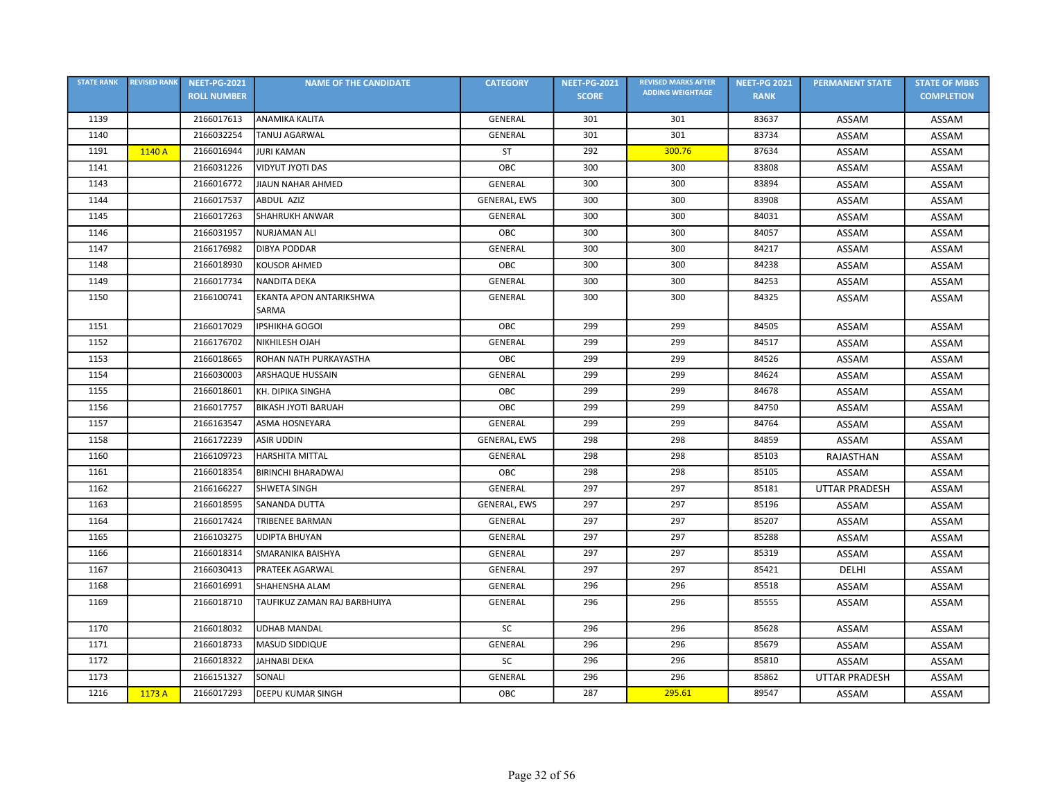| STATE RANK | REVISED RANK | NEET-PG-2021 ROLL NUMBER | NAME OF THE CANDIDATE | CATEGORY | NEET-PG-2021 SCORE | REVISED MARKS AFTER ADDING WEIGHTAGE | NEET-PG 2021 RANK | PERMANENT STATE | STATE OF MBBS COMPLETION |
|---|---|---|---|---|---|---|---|---|---|
| 1139 | | 2166017613 | ANAMIKA KALITA | GENERAL | 301 | 301 | 83637 | ASSAM | ASSAM |
| 1140 | | 2166032254 | TANUJ AGARWAL | GENERAL | 301 | 301 | 83734 | ASSAM | ASSAM |
| 1191 | 1140 A | 2166016944 | JURI KAMAN | ST | 292 | 300.76 | 87634 | ASSAM | ASSAM |
| 1141 | | 2166031226 | VIDYUT JYOTI DAS | OBC | 300 | 300 | 83808 | ASSAM | ASSAM |
| 1143 | | 2166016772 | JIAUN NAHAR AHMED | GENERAL | 300 | 300 | 83894 | ASSAM | ASSAM |
| 1144 | | 2166017537 | ABDUL AZIZ | GENERAL, EWS | 300 | 300 | 83908 | ASSAM | ASSAM |
| 1145 | | 2166017263 | SHAHRUKH ANWAR | GENERAL | 300 | 300 | 84031 | ASSAM | ASSAM |
| 1146 | | 2166031957 | NURJAMAN ALI | OBC | 300 | 300 | 84057 | ASSAM | ASSAM |
| 1147 | | 2166176982 | DIBYA PODDAR | GENERAL | 300 | 300 | 84217 | ASSAM | ASSAM |
| 1148 | | 2166018930 | KOUSOR AHMED | OBC | 300 | 300 | 84238 | ASSAM | ASSAM |
| 1149 | | 2166017734 | NANDITA DEKA | GENERAL | 300 | 300 | 84253 | ASSAM | ASSAM |
| 1150 | | 2166100741 | EKANTA APON ANTARIKSHWA SARMA | GENERAL | 300 | 300 | 84325 | ASSAM | ASSAM |
| 1151 | | 2166017029 | IPSHIKHA GOGOI | OBC | 299 | 299 | 84505 | ASSAM | ASSAM |
| 1152 | | 2166176702 | NIKHILESH OJAH | GENERAL | 299 | 299 | 84517 | ASSAM | ASSAM |
| 1153 | | 2166018665 | ROHAN NATH PURKAYASTHA | OBC | 299 | 299 | 84526 | ASSAM | ASSAM |
| 1154 | | 2166030003 | ARSHAQUE HUSSAIN | GENERAL | 299 | 299 | 84624 | ASSAM | ASSAM |
| 1155 | | 2166018601 | KH. DIPIKA SINGHA | OBC | 299 | 299 | 84678 | ASSAM | ASSAM |
| 1156 | | 2166017757 | BIKASH JYOTI BARUAH | OBC | 299 | 299 | 84750 | ASSAM | ASSAM |
| 1157 | | 2166163547 | ASMA HOSNEYARA | GENERAL | 299 | 299 | 84764 | ASSAM | ASSAM |
| 1158 | | 2166172239 | ASIR UDDIN | GENERAL, EWS | 298 | 298 | 84859 | ASSAM | ASSAM |
| 1160 | | 2166109723 | HARSHITA MITTAL | GENERAL | 298 | 298 | 85103 | RAJASTHAN | ASSAM |
| 1161 | | 2166018354 | BIRINCHI BHARADWAJ | OBC | 298 | 298 | 85105 | ASSAM | ASSAM |
| 1162 | | 2166166227 | SHWETA SINGH | GENERAL | 297 | 297 | 85181 | UTTAR PRADESH | ASSAM |
| 1163 | | 2166018595 | SANANDA DUTTA | GENERAL, EWS | 297 | 297 | 85196 | ASSAM | ASSAM |
| 1164 | | 2166017424 | TRIBENEE BARMAN | GENERAL | 297 | 297 | 85207 | ASSAM | ASSAM |
| 1165 | | 2166103275 | UDIPTA BHUYAN | GENERAL | 297 | 297 | 85288 | ASSAM | ASSAM |
| 1166 | | 2166018314 | SMARANIKA BAISHYA | GENERAL | 297 | 297 | 85319 | ASSAM | ASSAM |
| 1167 | | 2166030413 | PRATEEK AGARWAL | GENERAL | 297 | 297 | 85421 | DELHI | ASSAM |
| 1168 | | 2166016991 | SHAHENSHA ALAM | GENERAL | 296 | 296 | 85518 | ASSAM | ASSAM |
| 1169 | | 2166018710 | TAUFIKUZ ZAMAN RAJ BARBHUIYA | GENERAL | 296 | 296 | 85555 | ASSAM | ASSAM |
| 1170 | | 2166018032 | UDHAB MANDAL | SC | 296 | 296 | 85628 | ASSAM | ASSAM |
| 1171 | | 2166018733 | MASUD SIDDIQUE | GENERAL | 296 | 296 | 85679 | ASSAM | ASSAM |
| 1172 | | 2166018322 | JAHNABI DEKA | SC | 296 | 296 | 85810 | ASSAM | ASSAM |
| 1173 | | 2166151327 | SONALI | GENERAL | 296 | 296 | 85862 | UTTAR PRADESH | ASSAM |
| 1216 | 1173 A | 2166017293 | DEEPU KUMAR SINGH | OBC | 287 | 295.61 | 89547 | ASSAM | ASSAM |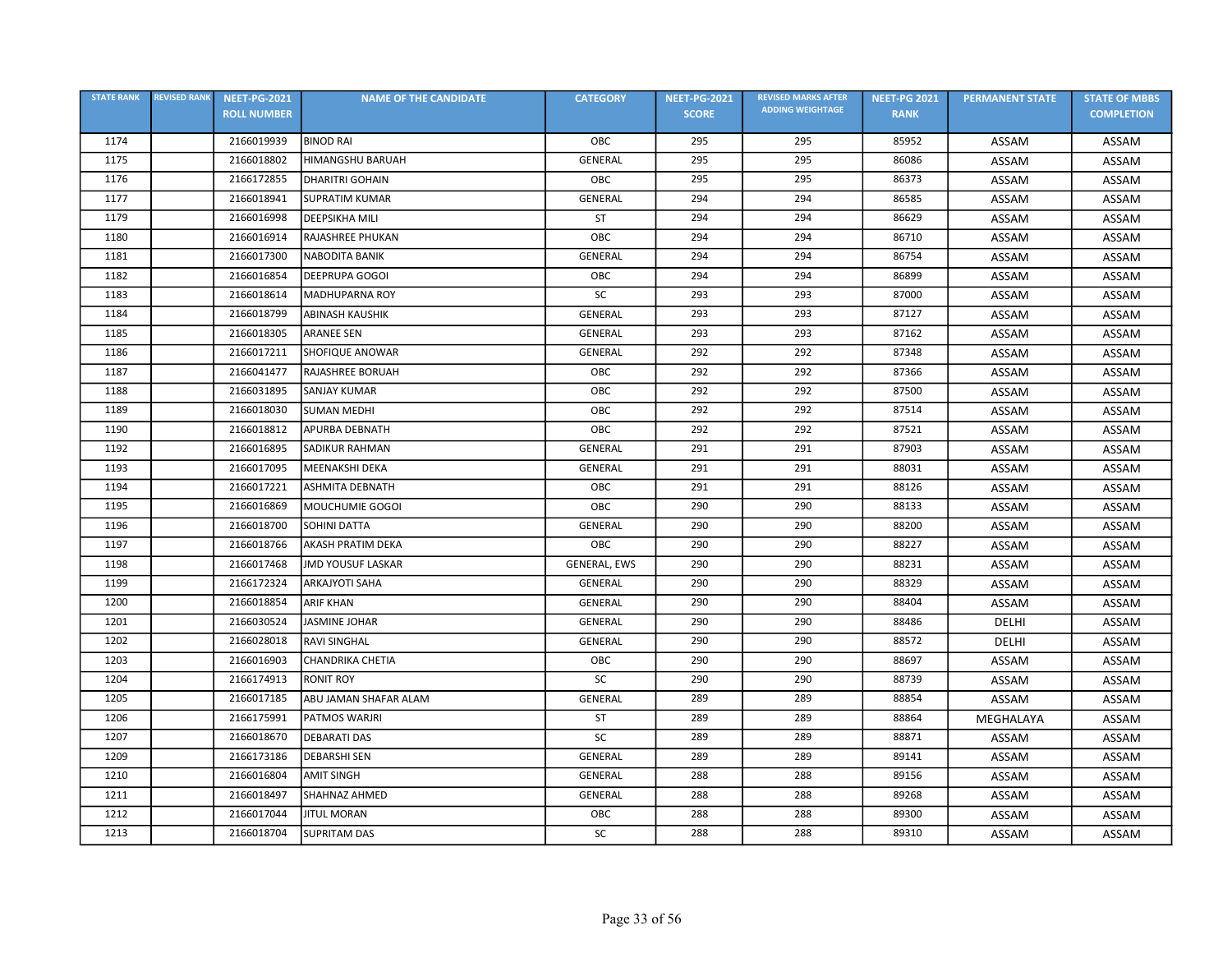| STATE RANK | REVISED RANK | NEET-PG-2021 ROLL NUMBER | NAME OF THE CANDIDATE | CATEGORY | NEET-PG-2021 SCORE | REVISED MARKS AFTER ADDING WEIGHTAGE | NEET-PG 2021 RANK | PERMANENT STATE | STATE OF MBBS COMPLETION |
|---|---|---|---|---|---|---|---|---|---|
| 1174 | | 2166019939 | BINOD RAI | OBC | 295 | 295 | 85952 | ASSAM | ASSAM |
| 1175 | | 2166018802 | HIMANGSHU BARUAH | GENERAL | 295 | 295 | 86086 | ASSAM | ASSAM |
| 1176 | | 2166172855 | DHARITRI GOHAIN | OBC | 295 | 295 | 86373 | ASSAM | ASSAM |
| 1177 | | 2166018941 | SUPRATIM KUMAR | GENERAL | 294 | 294 | 86585 | ASSAM | ASSAM |
| 1179 | | 2166016998 | DEEPSIKHA MILI | ST | 294 | 294 | 86629 | ASSAM | ASSAM |
| 1180 | | 2166016914 | RAJASHREE PHUKAN | OBC | 294 | 294 | 86710 | ASSAM | ASSAM |
| 1181 | | 2166017300 | NABODITA BANIK | GENERAL | 294 | 294 | 86754 | ASSAM | ASSAM |
| 1182 | | 2166016854 | DEEPRUPA GOGOI | OBC | 294 | 294 | 86899 | ASSAM | ASSAM |
| 1183 | | 2166018614 | MADHUPARNA ROY | SC | 293 | 293 | 87000 | ASSAM | ASSAM |
| 1184 | | 2166018799 | ABINASH KAUSHIK | GENERAL | 293 | 293 | 87127 | ASSAM | ASSAM |
| 1185 | | 2166018305 | ARANEE SEN | GENERAL | 293 | 293 | 87162 | ASSAM | ASSAM |
| 1186 | | 2166017211 | SHOFIQUE ANOWAR | GENERAL | 292 | 292 | 87348 | ASSAM | ASSAM |
| 1187 | | 2166041477 | RAJASHREE BORUAH | OBC | 292 | 292 | 87366 | ASSAM | ASSAM |
| 1188 | | 2166031895 | SANJAY KUMAR | OBC | 292 | 292 | 87500 | ASSAM | ASSAM |
| 1189 | | 2166018030 | SUMAN MEDHI | OBC | 292 | 292 | 87514 | ASSAM | ASSAM |
| 1190 | | 2166018812 | APURBA DEBNATH | OBC | 292 | 292 | 87521 | ASSAM | ASSAM |
| 1192 | | 2166016895 | SADIKUR RAHMAN | GENERAL | 291 | 291 | 87903 | ASSAM | ASSAM |
| 1193 | | 2166017095 | MEENAKSHI DEKA | GENERAL | 291 | 291 | 88031 | ASSAM | ASSAM |
| 1194 | | 2166017221 | ASHMITA DEBNATH | OBC | 291 | 291 | 88126 | ASSAM | ASSAM |
| 1195 | | 2166016869 | MOUCHUMIE GOGOI | OBC | 290 | 290 | 88133 | ASSAM | ASSAM |
| 1196 | | 2166018700 | SOHINI DATTA | GENERAL | 290 | 290 | 88200 | ASSAM | ASSAM |
| 1197 | | 2166018766 | AKASH PRATIM DEKA | OBC | 290 | 290 | 88227 | ASSAM | ASSAM |
| 1198 | | 2166017468 | JMD YOUSUF LASKAR | GENERAL, EWS | 290 | 290 | 88231 | ASSAM | ASSAM |
| 1199 | | 2166172324 | ARKAJYOTI SAHA | GENERAL | 290 | 290 | 88329 | ASSAM | ASSAM |
| 1200 | | 2166018854 | ARIF KHAN | GENERAL | 290 | 290 | 88404 | ASSAM | ASSAM |
| 1201 | | 2166030524 | JASMINE JOHAR | GENERAL | 290 | 290 | 88486 | DELHI | ASSAM |
| 1202 | | 2166028018 | RAVI SINGHAL | GENERAL | 290 | 290 | 88572 | DELHI | ASSAM |
| 1203 | | 2166016903 | CHANDRIKA CHETIA | OBC | 290 | 290 | 88697 | ASSAM | ASSAM |
| 1204 | | 2166174913 | RONIT ROY | SC | 290 | 290 | 88739 | ASSAM | ASSAM |
| 1205 | | 2166017185 | ABU JAMAN SHAFAR ALAM | GENERAL | 289 | 289 | 88854 | ASSAM | ASSAM |
| 1206 | | 2166175991 | PATMOS WARJRI | ST | 289 | 289 | 88864 | MEGHALAYA | ASSAM |
| 1207 | | 2166018670 | DEBARATI DAS | SC | 289 | 289 | 88871 | ASSAM | ASSAM |
| 1209 | | 2166173186 | DEBARSHI SEN | GENERAL | 289 | 289 | 89141 | ASSAM | ASSAM |
| 1210 | | 2166016804 | AMIT SINGH | GENERAL | 288 | 288 | 89156 | ASSAM | ASSAM |
| 1211 | | 2166018497 | SHAHNAZ AHMED | GENERAL | 288 | 288 | 89268 | ASSAM | ASSAM |
| 1212 | | 2166017044 | JITUL MORAN | OBC | 288 | 288 | 89300 | ASSAM | ASSAM |
| 1213 | | 2166018704 | SUPRITAM DAS | SC | 288 | 288 | 89310 | ASSAM | ASSAM |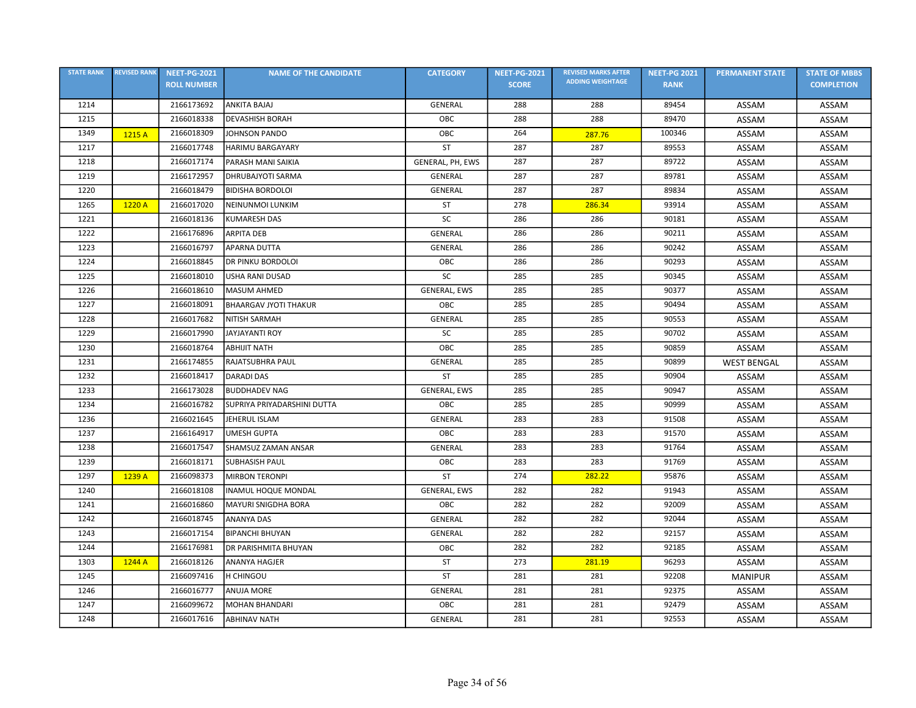| STATE RANK | REVISED RANK | NEET-PG-2021 ROLL NUMBER | NAME OF THE CANDIDATE | CATEGORY | NEET-PG-2021 SCORE | REVISED MARKS AFTER ADDING WEIGHTAGE | NEET-PG 2021 RANK | PERMANENT STATE | STATE OF MBBS COMPLETION |
|---|---|---|---|---|---|---|---|---|---|
| 1214 | | 2166173692 | ANKITA BAJAJ | GENERAL | 288 | 288 | 89454 | ASSAM | ASSAM |
| 1215 | | 2166018338 | DEVASHISH BORAH | OBC | 288 | 288 | 89470 | ASSAM | ASSAM |
| 1349 | 1215 A | 2166018309 | JOHNSON PANDO | OBC | 264 | 287.76 | 100346 | ASSAM | ASSAM |
| 1217 | | 2166017748 | HARIMU BARGAYARY | ST | 287 | 287 | 89553 | ASSAM | ASSAM |
| 1218 | | 2166017174 | PARASH MANI SAIKIA | GENERAL, PH, EWS | 287 | 287 | 89722 | ASSAM | ASSAM |
| 1219 | | 2166172957 | DHRUBAJYOTI SARMA | GENERAL | 287 | 287 | 89781 | ASSAM | ASSAM |
| 1220 | | 2166018479 | BIDISHA BORDOLOI | GENERAL | 287 | 287 | 89834 | ASSAM | ASSAM |
| 1265 | 1220 A | 2166017020 | NEINUNMOI LUNKIM | ST | 278 | 286.34 | 93914 | ASSAM | ASSAM |
| 1221 | | 2166018136 | KUMARESH DAS | SC | 286 | 286 | 90181 | ASSAM | ASSAM |
| 1222 | | 2166176896 | ARPITA DEB | GENERAL | 286 | 286 | 90211 | ASSAM | ASSAM |
| 1223 | | 2166016797 | APARNA DUTTA | GENERAL | 286 | 286 | 90242 | ASSAM | ASSAM |
| 1224 | | 2166018845 | DR PINKU BORDOLOI | OBC | 286 | 286 | 90293 | ASSAM | ASSAM |
| 1225 | | 2166018010 | USHA RANI DUSAD | SC | 285 | 285 | 90345 | ASSAM | ASSAM |
| 1226 | | 2166018610 | MASUM AHMED | GENERAL, EWS | 285 | 285 | 90377 | ASSAM | ASSAM |
| 1227 | | 2166018091 | BHAARGAV JYOTI THAKUR | OBC | 285 | 285 | 90494 | ASSAM | ASSAM |
| 1228 | | 2166017682 | NITISH SARMAH | GENERAL | 285 | 285 | 90553 | ASSAM | ASSAM |
| 1229 | | 2166017990 | JAYJAYANTI ROY | SC | 285 | 285 | 90702 | ASSAM | ASSAM |
| 1230 | | 2166018764 | ABHIJIT NATH | OBC | 285 | 285 | 90859 | ASSAM | ASSAM |
| 1231 | | 2166174855 | RAJATSUBHRA PAUL | GENERAL | 285 | 285 | 90899 | WEST BENGAL | ASSAM |
| 1232 | | 2166018417 | DARADI DAS | ST | 285 | 285 | 90904 | ASSAM | ASSAM |
| 1233 | | 2166173028 | BUDDHADEV NAG | GENERAL, EWS | 285 | 285 | 90947 | ASSAM | ASSAM |
| 1234 | | 2166016782 | SUPRIYA PRIYADARSHINI DUTTA | OBC | 285 | 285 | 90999 | ASSAM | ASSAM |
| 1236 | | 2166021645 | JEHERUL ISLAM | GENERAL | 283 | 283 | 91508 | ASSAM | ASSAM |
| 1237 | | 2166164917 | UMESH GUPTA | OBC | 283 | 283 | 91570 | ASSAM | ASSAM |
| 1238 | | 2166017547 | SHAMSUZ ZAMAN ANSAR | GENERAL | 283 | 283 | 91764 | ASSAM | ASSAM |
| 1239 | | 2166018171 | SUBHASISH PAUL | OBC | 283 | 283 | 91769 | ASSAM | ASSAM |
| 1297 | 1239 A | 2166098373 | MIRBON TERONPI | ST | 274 | 282.22 | 95876 | ASSAM | ASSAM |
| 1240 | | 2166018108 | INAMUL HOQUE MONDAL | GENERAL, EWS | 282 | 282 | 91943 | ASSAM | ASSAM |
| 1241 | | 2166016860 | MAYURI SNIGDHA BORA | OBC | 282 | 282 | 92009 | ASSAM | ASSAM |
| 1242 | | 2166018745 | ANANYA DAS | GENERAL | 282 | 282 | 92044 | ASSAM | ASSAM |
| 1243 | | 2166017154 | BIPANCHI BHUYAN | GENERAL | 282 | 282 | 92157 | ASSAM | ASSAM |
| 1244 | | 2166176981 | DR PARISHMITA BHUYAN | OBC | 282 | 282 | 92185 | ASSAM | ASSAM |
| 1303 | 1244 A | 2166018126 | ANANYA HAGJER | ST | 273 | 281.19 | 96293 | ASSAM | ASSAM |
| 1245 | | 2166097416 | H CHINGOU | ST | 281 | 281 | 92208 | MANIPUR | ASSAM |
| 1246 | | 2166016777 | ANUJA MORE | GENERAL | 281 | 281 | 92375 | ASSAM | ASSAM |
| 1247 | | 2166099672 | MOHAN BHANDARI | OBC | 281 | 281 | 92479 | ASSAM | ASSAM |
| 1248 | | 2166017616 | ABHINAV NATH | GENERAL | 281 | 281 | 92553 | ASSAM | ASSAM |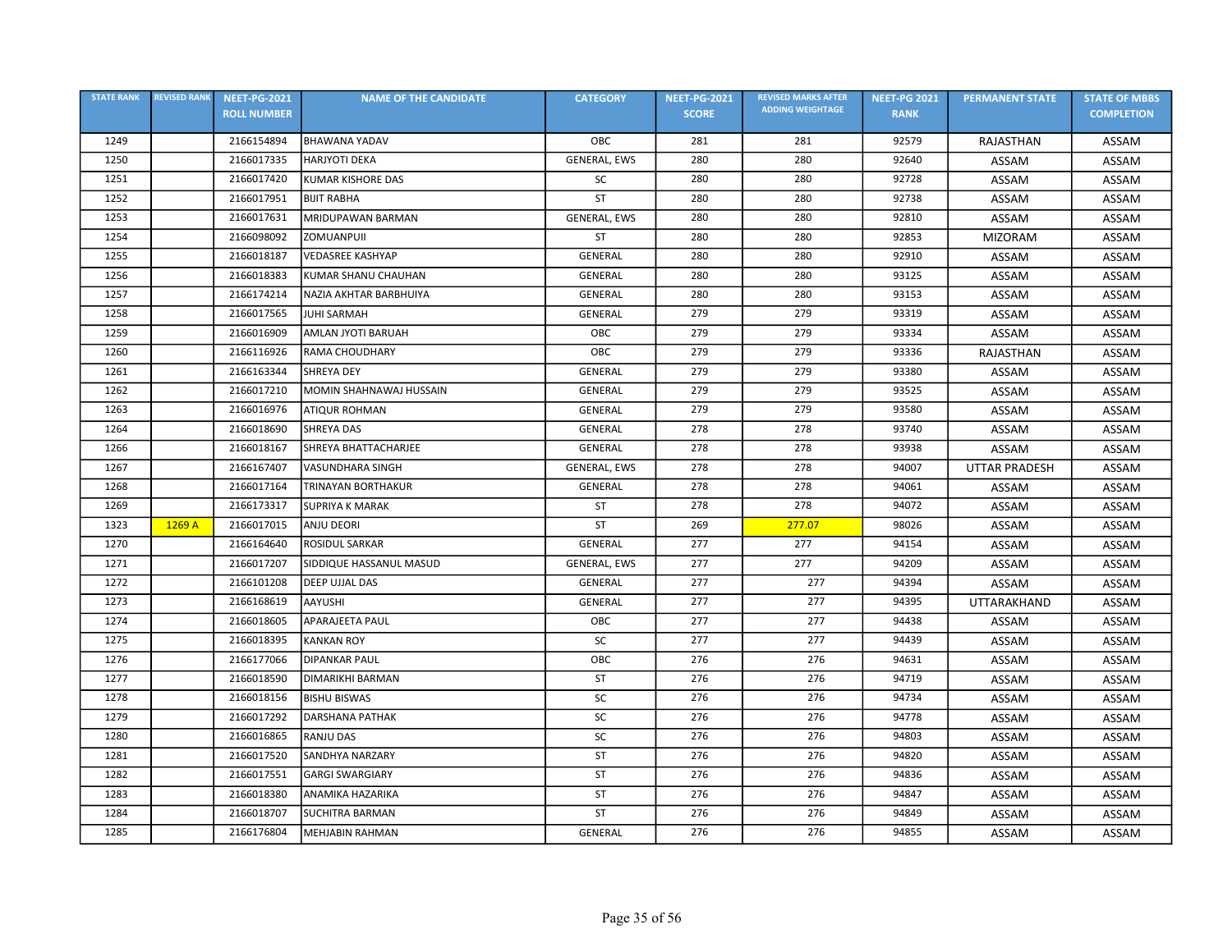| STATE RANK | REVISED RANK | NEET-PG-2021 ROLL NUMBER | NAME OF THE CANDIDATE | CATEGORY | NEET-PG-2021 SCORE | REVISED MARKS AFTER ADDING WEIGHTAGE | NEET-PG 2021 RANK | PERMANENT STATE | STATE OF MBBS COMPLETION |
|---|---|---|---|---|---|---|---|---|---|
| 1249 | | 2166154894 | BHAWANA YADAV | OBC | 281 | 281 | 92579 | RAJASTHAN | ASSAM |
| 1250 | | 2166017335 | HARJYOTI DEKA | GENERAL, EWS | 280 | 280 | 92640 | ASSAM | ASSAM |
| 1251 | | 2166017420 | KUMAR KISHORE DAS | SC | 280 | 280 | 92728 | ASSAM | ASSAM |
| 1252 | | 2166017951 | BIJIT RABHA | ST | 280 | 280 | 92738 | ASSAM | ASSAM |
| 1253 | | 2166017631 | MRIDUPAWAN BARMAN | GENERAL, EWS | 280 | 280 | 92810 | ASSAM | ASSAM |
| 1254 | | 2166098092 | ZOMUANPUII | ST | 280 | 280 | 92853 | MIZORAM | ASSAM |
| 1255 | | 2166018187 | VEDASREE KASHYAP | GENERAL | 280 | 280 | 92910 | ASSAM | ASSAM |
| 1256 | | 2166018383 | KUMAR SHANU CHAUHAN | GENERAL | 280 | 280 | 93125 | ASSAM | ASSAM |
| 1257 | | 2166174214 | NAZIA AKHTAR BARBHUIYA | GENERAL | 280 | 280 | 93153 | ASSAM | ASSAM |
| 1258 | | 2166017565 | JUHI SARMAH | GENERAL | 279 | 279 | 93319 | ASSAM | ASSAM |
| 1259 | | 2166016909 | AMLAN JYOTI BARUAH | OBC | 279 | 279 | 93334 | ASSAM | ASSAM |
| 1260 | | 2166116926 | RAMA CHOUDHARY | OBC | 279 | 279 | 93336 | RAJASTHAN | ASSAM |
| 1261 | | 2166163344 | SHREYA DEY | GENERAL | 279 | 279 | 93380 | ASSAM | ASSAM |
| 1262 | | 2166017210 | MOMIN SHAHNAWAJ HUSSAIN | GENERAL | 279 | 279 | 93525 | ASSAM | ASSAM |
| 1263 | | 2166016976 | ATIQUR ROHMAN | GENERAL | 279 | 279 | 93580 | ASSAM | ASSAM |
| 1264 | | 2166018690 | SHREYA DAS | GENERAL | 278 | 278 | 93740 | ASSAM | ASSAM |
| 1266 | | 2166018167 | SHREYA BHATTACHARJEE | GENERAL | 278 | 278 | 93938 | ASSAM | ASSAM |
| 1267 | | 2166167407 | VASUNDHARA SINGH | GENERAL, EWS | 278 | 278 | 94007 | UTTAR PRADESH | ASSAM |
| 1268 | | 2166017164 | TRINAYAN BORTHAKUR | GENERAL | 278 | 278 | 94061 | ASSAM | ASSAM |
| 1269 | | 2166173317 | SUPRIYA K MARAK | ST | 278 | 278 | 94072 | ASSAM | ASSAM |
| 1323 | 1269 A | 2166017015 | ANJU DEORI | ST | 269 | 277.07 | 98026 | ASSAM | ASSAM |
| 1270 | | 2166164640 | ROSIDUL SARKAR | GENERAL | 277 | 277 | 94154 | ASSAM | ASSAM |
| 1271 | | 2166017207 | SIDDIQUE HASSANUL MASUD | GENERAL, EWS | 277 | 277 | 94209 | ASSAM | ASSAM |
| 1272 | | 2166101208 | DEEP UJJAL DAS | GENERAL | 277 | 277 | 94394 | ASSAM | ASSAM |
| 1273 | | 2166168619 | AAYUSHI | GENERAL | 277 | 277 | 94395 | UTTARAKHAND | ASSAM |
| 1274 | | 2166018605 | APARAJEETA PAUL | OBC | 277 | 277 | 94438 | ASSAM | ASSAM |
| 1275 | | 2166018395 | KANKAN ROY | SC | 277 | 277 | 94439 | ASSAM | ASSAM |
| 1276 | | 2166177066 | DIPANKAR PAUL | OBC | 276 | 276 | 94631 | ASSAM | ASSAM |
| 1277 | | 2166018590 | DIMARIKHI BARMAN | ST | 276 | 276 | 94719 | ASSAM | ASSAM |
| 1278 | | 2166018156 | BISHU BISWAS | SC | 276 | 276 | 94734 | ASSAM | ASSAM |
| 1279 | | 2166017292 | DARSHANA PATHAK | SC | 276 | 276 | 94778 | ASSAM | ASSAM |
| 1280 | | 2166016865 | RANJU DAS | SC | 276 | 276 | 94803 | ASSAM | ASSAM |
| 1281 | | 2166017520 | SANDHYA NARZARY | ST | 276 | 276 | 94820 | ASSAM | ASSAM |
| 1282 | | 2166017551 | GARGI SWARGIARY | ST | 276 | 276 | 94836 | ASSAM | ASSAM |
| 1283 | | 2166018380 | ANAMIKA HAZARIKA | ST | 276 | 276 | 94847 | ASSAM | ASSAM |
| 1284 | | 2166018707 | SUCHITRA BARMAN | ST | 276 | 276 | 94849 | ASSAM | ASSAM |
| 1285 | | 2166176804 | MEHJABIN RAHMAN | GENERAL | 276 | 276 | 94855 | ASSAM | ASSAM |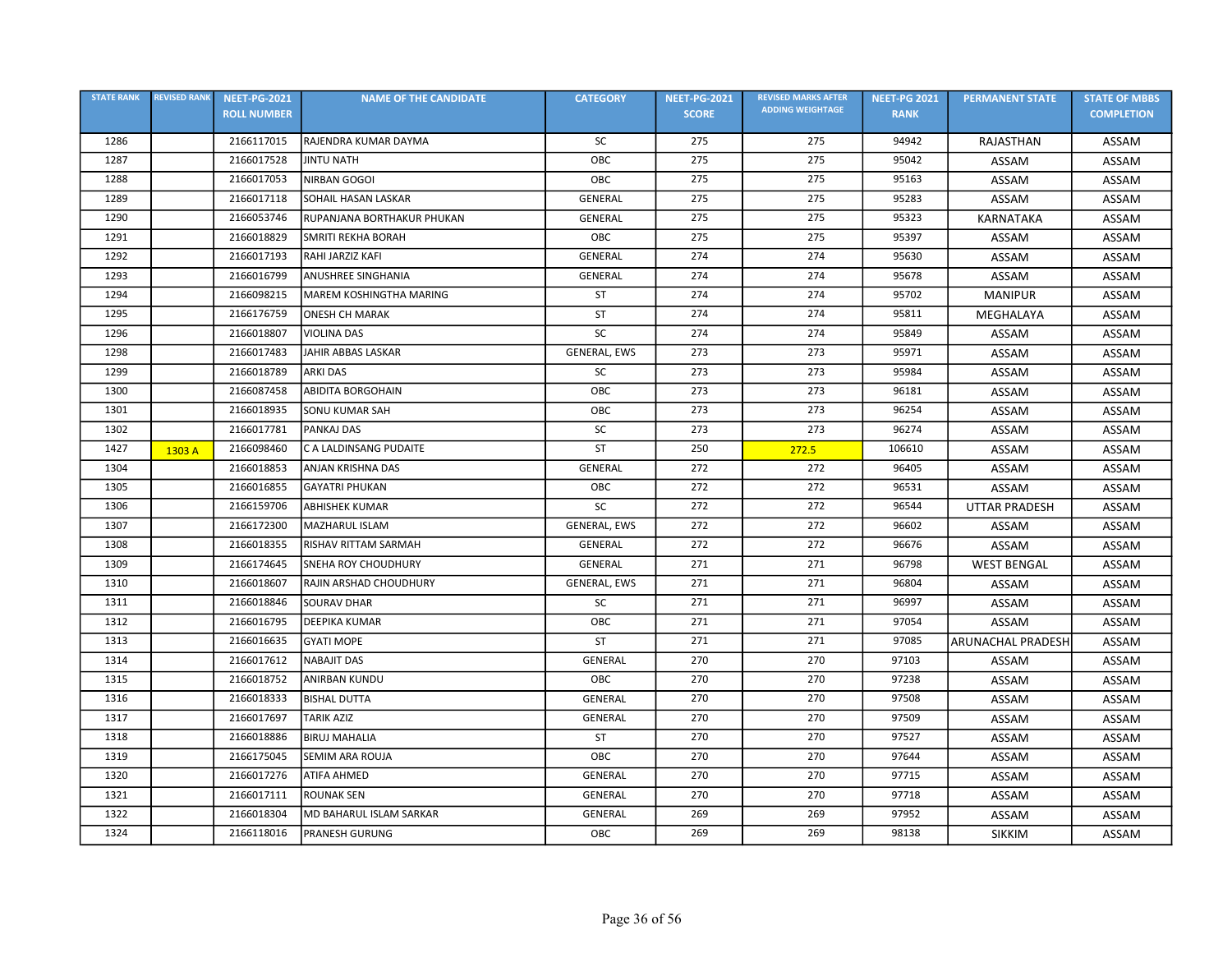| STATE RANK | REVISED RANK | NEET-PG-2021 ROLL NUMBER | NAME OF THE CANDIDATE | CATEGORY | NEET-PG-2021 SCORE | REVISED MARKS AFTER ADDING WEIGHTAGE | NEET-PG 2021 RANK | PERMANENT STATE | STATE OF MBBS COMPLETION |
|---|---|---|---|---|---|---|---|---|---|
| 1286 | | 2166117015 | RAJENDRA KUMAR DAYMA | SC | 275 | 275 | 94942 | RAJASTHAN | ASSAM |
| 1287 | | 2166017528 | JINTU NATH | OBC | 275 | 275 | 95042 | ASSAM | ASSAM |
| 1288 | | 2166017053 | NIRBAN GOGOI | OBC | 275 | 275 | 95163 | ASSAM | ASSAM |
| 1289 | | 2166017118 | SOHAIL HASAN LASKAR | GENERAL | 275 | 275 | 95283 | ASSAM | ASSAM |
| 1290 | | 2166053746 | RUPANJANA BORTHAKUR PHUKAN | GENERAL | 275 | 275 | 95323 | KARNATAKA | ASSAM |
| 1291 | | 2166018829 | SMRITI REKHA BORAH | OBC | 275 | 275 | 95397 | ASSAM | ASSAM |
| 1292 | | 2166017193 | RAHI JARZIZ KAFI | GENERAL | 274 | 274 | 95630 | ASSAM | ASSAM |
| 1293 | | 2166016799 | ANUSHREE SINGHANIA | GENERAL | 274 | 274 | 95678 | ASSAM | ASSAM |
| 1294 | | 2166098215 | MAREM KOSHINGTHA MARING | ST | 274 | 274 | 95702 | MANIPUR | ASSAM |
| 1295 | | 2166176759 | ONESH CH MARAK | ST | 274 | 274 | 95811 | MEGHALAYA | ASSAM |
| 1296 | | 2166018807 | VIOLINA DAS | SC | 274 | 274 | 95849 | ASSAM | ASSAM |
| 1298 | | 2166017483 | JAHIR ABBAS LASKAR | GENERAL, EWS | 273 | 273 | 95971 | ASSAM | ASSAM |
| 1299 | | 2166018789 | ARKI DAS | SC | 273 | 273 | 95984 | ASSAM | ASSAM |
| 1300 | | 2166087458 | ABIDITA BORGOHAIN | OBC | 273 | 273 | 96181 | ASSAM | ASSAM |
| 1301 | | 2166018935 | SONU KUMAR SAH | OBC | 273 | 273 | 96254 | ASSAM | ASSAM |
| 1302 | | 2166017781 | PANKAJ DAS | SC | 273 | 273 | 96274 | ASSAM | ASSAM |
| 1427 | 1303 A | 2166098460 | C A LALDINSANG PUDAITE | ST | 250 | 272.5 | 106610 | ASSAM | ASSAM |
| 1304 | | 2166018853 | ANJAN KRISHNA DAS | GENERAL | 272 | 272 | 96405 | ASSAM | ASSAM |
| 1305 | | 2166016855 | GAYATRI PHUKAN | OBC | 272 | 272 | 96531 | ASSAM | ASSAM |
| 1306 | | 2166159706 | ABHISHEK KUMAR | SC | 272 | 272 | 96544 | UTTAR PRADESH | ASSAM |
| 1307 | | 2166172300 | MAZHARUL ISLAM | GENERAL, EWS | 272 | 272 | 96602 | ASSAM | ASSAM |
| 1308 | | 2166018355 | RISHAV RITTAM SARMAH | GENERAL | 272 | 272 | 96676 | ASSAM | ASSAM |
| 1309 | | 2166174645 | SNEHA ROY CHOUDHURY | GENERAL | 271 | 271 | 96798 | WEST BENGAL | ASSAM |
| 1310 | | 2166018607 | RAJIN ARSHAD CHOUDHURY | GENERAL, EWS | 271 | 271 | 96804 | ASSAM | ASSAM |
| 1311 | | 2166018846 | SOURAV DHAR | SC | 271 | 271 | 96997 | ASSAM | ASSAM |
| 1312 | | 2166016795 | DEEPIKA KUMAR | OBC | 271 | 271 | 97054 | ASSAM | ASSAM |
| 1313 | | 2166016635 | GYATI MOPE | ST | 271 | 271 | 97085 | ARUNACHAL PRADESH | ASSAM |
| 1314 | | 2166017612 | NABAJIT DAS | GENERAL | 270 | 270 | 97103 | ASSAM | ASSAM |
| 1315 | | 2166018752 | ANIRBAN KUNDU | OBC | 270 | 270 | 97238 | ASSAM | ASSAM |
| 1316 | | 2166018333 | BISHAL DUTTA | GENERAL | 270 | 270 | 97508 | ASSAM | ASSAM |
| 1317 | | 2166017697 | TARIK AZIZ | GENERAL | 270 | 270 | 97509 | ASSAM | ASSAM |
| 1318 | | 2166018886 | BIRUJ MAHALIA | ST | 270 | 270 | 97527 | ASSAM | ASSAM |
| 1319 | | 2166175045 | SEMIM ARA ROUJA | OBC | 270 | 270 | 97644 | ASSAM | ASSAM |
| 1320 | | 2166017276 | ATIFA AHMED | GENERAL | 270 | 270 | 97715 | ASSAM | ASSAM |
| 1321 | | 2166017111 | ROUNAK SEN | GENERAL | 270 | 270 | 97718 | ASSAM | ASSAM |
| 1322 | | 2166018304 | MD BAHARUL ISLAM SARKAR | GENERAL | 269 | 269 | 97952 | ASSAM | ASSAM |
| 1324 | | 2166118016 | PRANESH GURUNG | OBC | 269 | 269 | 98138 | SIKKIM | ASSAM |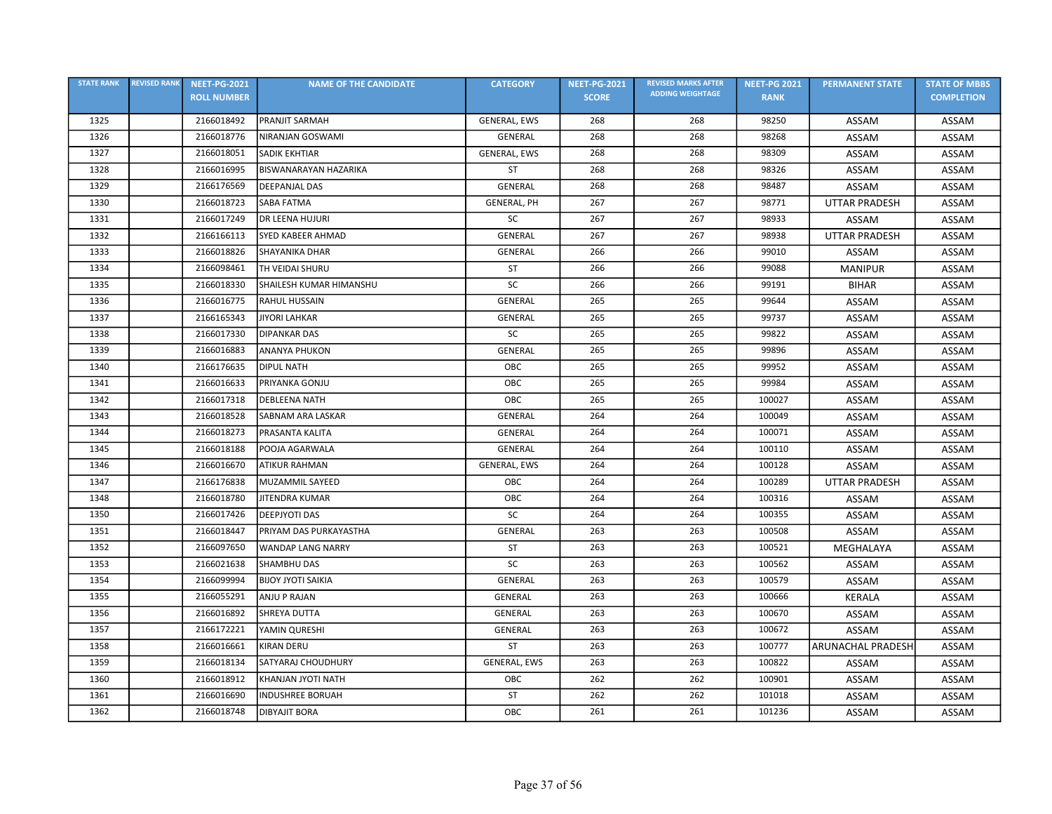| STATE RANK | REVISED RANK | NEET-PG-2021 ROLL NUMBER | NAME OF THE CANDIDATE | CATEGORY | NEET-PG-2021 SCORE | REVISED MARKS AFTER ADDING WEIGHTAGE | NEET-PG 2021 RANK | PERMANENT STATE | STATE OF MBBS COMPLETION |
|---|---|---|---|---|---|---|---|---|---|
| 1325 | | 2166018492 | PRANJIT SARMAH | GENERAL, EWS | 268 | 268 | 98250 | ASSAM | ASSAM |
| 1326 | | 2166018776 | NIRANJAN GOSWAMI | GENERAL | 268 | 268 | 98268 | ASSAM | ASSAM |
| 1327 | | 2166018051 | SADIK EKHTIAR | GENERAL, EWS | 268 | 268 | 98309 | ASSAM | ASSAM |
| 1328 | | 2166016995 | BISWANARAYAN HAZARIKA | ST | 268 | 268 | 98326 | ASSAM | ASSAM |
| 1329 | | 2166176569 | DEEPANJAL DAS | GENERAL | 268 | 268 | 98487 | ASSAM | ASSAM |
| 1330 | | 2166018723 | SABA FATMA | GENERAL, PH | 267 | 267 | 98771 | UTTAR PRADESH | ASSAM |
| 1331 | | 2166017249 | DR LEENA HUJURI | SC | 267 | 267 | 98933 | ASSAM | ASSAM |
| 1332 | | 2166166113 | SYED KABEER AHMAD | GENERAL | 267 | 267 | 98938 | UTTAR PRADESH | ASSAM |
| 1333 | | 2166018826 | SHAYANIKA DHAR | GENERAL | 266 | 266 | 99010 | ASSAM | ASSAM |
| 1334 | | 2166098461 | TH VEIDAI SHURU | ST | 266 | 266 | 99088 | MANIPUR | ASSAM |
| 1335 | | 2166018330 | SHAILESH KUMAR HIMANSHU | SC | 266 | 266 | 99191 | BIHAR | ASSAM |
| 1336 | | 2166016775 | RAHUL HUSSAIN | GENERAL | 265 | 265 | 99644 | ASSAM | ASSAM |
| 1337 | | 2166165343 | JIYORI LAHKAR | GENERAL | 265 | 265 | 99737 | ASSAM | ASSAM |
| 1338 | | 2166017330 | DIPANKAR DAS | SC | 265 | 265 | 99822 | ASSAM | ASSAM |
| 1339 | | 2166016883 | ANANYA PHUKON | GENERAL | 265 | 265 | 99896 | ASSAM | ASSAM |
| 1340 | | 2166176635 | DIPUL NATH | OBC | 265 | 265 | 99952 | ASSAM | ASSAM |
| 1341 | | 2166016633 | PRIYANKA GONJU | OBC | 265 | 265 | 99984 | ASSAM | ASSAM |
| 1342 | | 2166017318 | DEBLEENA NATH | OBC | 265 | 265 | 100027 | ASSAM | ASSAM |
| 1343 | | 2166018528 | SABNAM ARA LASKAR | GENERAL | 264 | 264 | 100049 | ASSAM | ASSAM |
| 1344 | | 2166018273 | PRASANTA KALITA | GENERAL | 264 | 264 | 100071 | ASSAM | ASSAM |
| 1345 | | 2166018188 | POOJA AGARWALA | GENERAL | 264 | 264 | 100110 | ASSAM | ASSAM |
| 1346 | | 2166016670 | ATIKUR RAHMAN | GENERAL, EWS | 264 | 264 | 100128 | ASSAM | ASSAM |
| 1347 | | 2166176838 | MUZAMMIL SAYEED | OBC | 264 | 264 | 100289 | UTTAR PRADESH | ASSAM |
| 1348 | | 2166018780 | JITENDRA KUMAR | OBC | 264 | 264 | 100316 | ASSAM | ASSAM |
| 1350 | | 2166017426 | DEEPJYOTI DAS | SC | 264 | 264 | 100355 | ASSAM | ASSAM |
| 1351 | | 2166018447 | PRIYAM DAS PURKAYASTHA | GENERAL | 263 | 263 | 100508 | ASSAM | ASSAM |
| 1352 | | 2166097650 | WANDAP LANG NARRY | ST | 263 | 263 | 100521 | MEGHALAYA | ASSAM |
| 1353 | | 2166021638 | SHAMBHU DAS | SC | 263 | 263 | 100562 | ASSAM | ASSAM |
| 1354 | | 2166099994 | BIJOY JYOTI SAIKIA | GENERAL | 263 | 263 | 100579 | ASSAM | ASSAM |
| 1355 | | 2166055291 | ANJU P RAJAN | GENERAL | 263 | 263 | 100666 | KERALA | ASSAM |
| 1356 | | 2166016892 | SHREYA DUTTA | GENERAL | 263 | 263 | 100670 | ASSAM | ASSAM |
| 1357 | | 2166172221 | YAMIN QURESHI | GENERAL | 263 | 263 | 100672 | ASSAM | ASSAM |
| 1358 | | 2166016661 | KIRAN DERU | ST | 263 | 263 | 100777 | ARUNACHAL PRADESH | ASSAM |
| 1359 | | 2166018134 | SATYARAJ CHOUDHURY | GENERAL, EWS | 263 | 263 | 100822 | ASSAM | ASSAM |
| 1360 | | 2166018912 | KHANJAN JYOTI NATH | OBC | 262 | 262 | 100901 | ASSAM | ASSAM |
| 1361 | | 2166016690 | INDUSHREE BORUAH | ST | 262 | 262 | 101018 | ASSAM | ASSAM |
| 1362 | | 2166018748 | DIBYAJIT BORA | OBC | 261 | 261 | 101236 | ASSAM | ASSAM |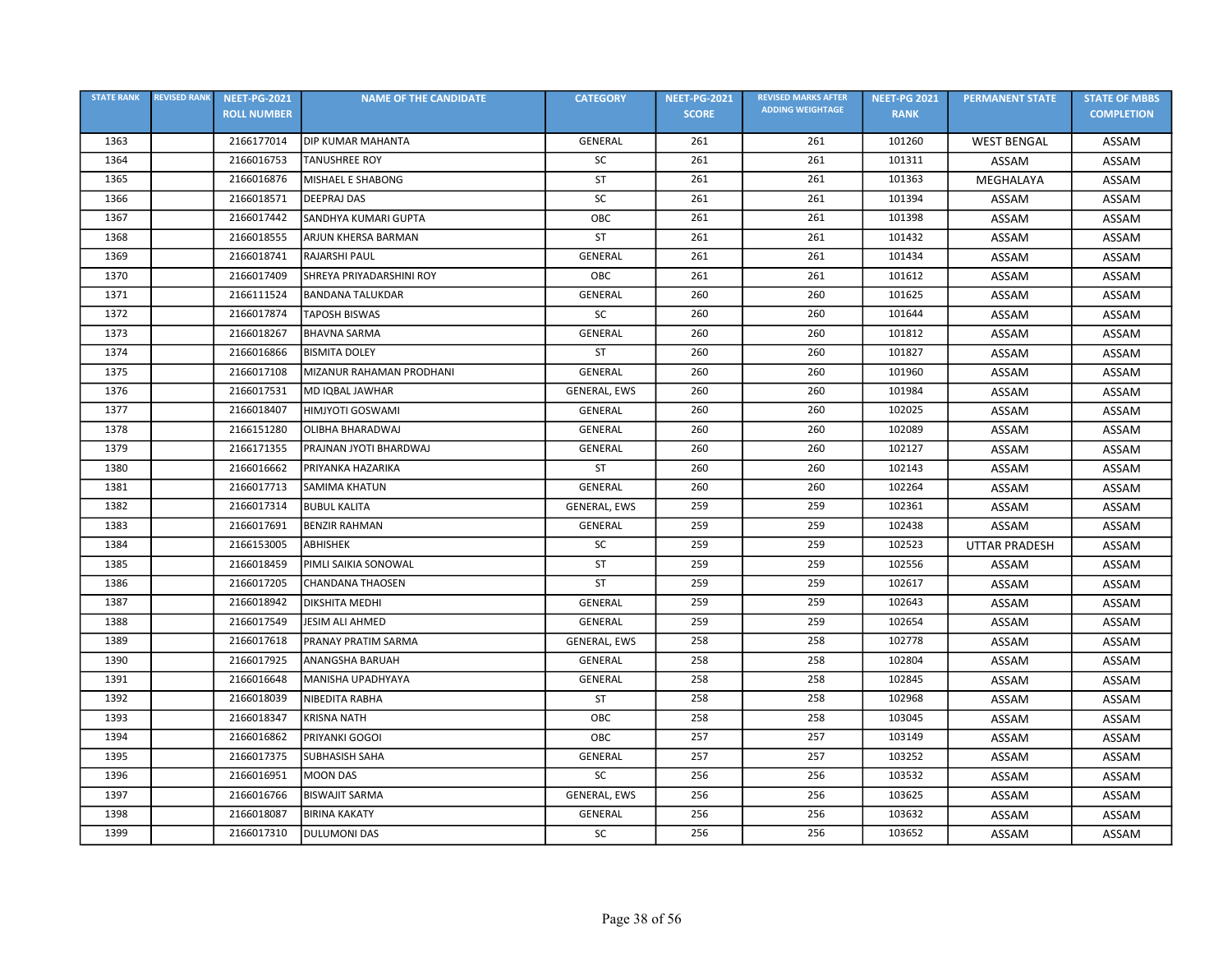| STATE RANK | REVISED RANK | NEET-PG-2021 ROLL NUMBER | NAME OF THE CANDIDATE | CATEGORY | NEET-PG-2021 SCORE | REVISED MARKS AFTER ADDING WEIGHTAGE | NEET-PG 2021 RANK | PERMANENT STATE | STATE OF MBBS COMPLETION |
|---|---|---|---|---|---|---|---|---|---|
| 1363 | | 2166177014 | DIP KUMAR MAHANTA | GENERAL | 261 | 261 | 101260 | WEST BENGAL | ASSAM |
| 1364 | | 2166016753 | TANUSHREE ROY | SC | 261 | 261 | 101311 | ASSAM | ASSAM |
| 1365 | | 2166016876 | MISHAEL E SHABONG | ST | 261 | 261 | 101363 | MEGHALAYA | ASSAM |
| 1366 | | 2166018571 | DEEPRAJ DAS | SC | 261 | 261 | 101394 | ASSAM | ASSAM |
| 1367 | | 2166017442 | SANDHYA KUMARI GUPTA | OBC | 261 | 261 | 101398 | ASSAM | ASSAM |
| 1368 | | 2166018555 | ARJUN KHERSA BARMAN | ST | 261 | 261 | 101432 | ASSAM | ASSAM |
| 1369 | | 2166018741 | RAJARSHI PAUL | GENERAL | 261 | 261 | 101434 | ASSAM | ASSAM |
| 1370 | | 2166017409 | SHREYA PRIYADARSHINI ROY | OBC | 261 | 261 | 101612 | ASSAM | ASSAM |
| 1371 | | 2166111524 | BANDANA TALUKDAR | GENERAL | 260 | 260 | 101625 | ASSAM | ASSAM |
| 1372 | | 2166017874 | TAPOSH BISWAS | SC | 260 | 260 | 101644 | ASSAM | ASSAM |
| 1373 | | 2166018267 | BHAVNA SARMA | GENERAL | 260 | 260 | 101812 | ASSAM | ASSAM |
| 1374 | | 2166016866 | BISMITA DOLEY | ST | 260 | 260 | 101827 | ASSAM | ASSAM |
| 1375 | | 2166017108 | MIZANUR RAHAMAN PRODHANI | GENERAL | 260 | 260 | 101960 | ASSAM | ASSAM |
| 1376 | | 2166017531 | MD IQBAL JAWHAR | GENERAL, EWS | 260 | 260 | 101984 | ASSAM | ASSAM |
| 1377 | | 2166018407 | HIMJYOTI GOSWAMI | GENERAL | 260 | 260 | 102025 | ASSAM | ASSAM |
| 1378 | | 2166151280 | OLIBHA BHARADWAJ | GENERAL | 260 | 260 | 102089 | ASSAM | ASSAM |
| 1379 | | 2166171355 | PRAJNAN JYOTI BHARDWAJ | GENERAL | 260 | 260 | 102127 | ASSAM | ASSAM |
| 1380 | | 2166016662 | PRIYANKA HAZARIKA | ST | 260 | 260 | 102143 | ASSAM | ASSAM |
| 1381 | | 2166017713 | SAMIMA KHATUN | GENERAL | 260 | 260 | 102264 | ASSAM | ASSAM |
| 1382 | | 2166017314 | BUBUL KALITA | GENERAL, EWS | 259 | 259 | 102361 | ASSAM | ASSAM |
| 1383 | | 2166017691 | BENZIR RAHMAN | GENERAL | 259 | 259 | 102438 | ASSAM | ASSAM |
| 1384 | | 2166153005 | ABHISHEK | SC | 259 | 259 | 102523 | UTTAR PRADESH | ASSAM |
| 1385 | | 2166018459 | PIMLI SAIKIA SONOWAL | ST | 259 | 259 | 102556 | ASSAM | ASSAM |
| 1386 | | 2166017205 | CHANDANA THAOSEN | ST | 259 | 259 | 102617 | ASSAM | ASSAM |
| 1387 | | 2166018942 | DIKSHITA MEDHI | GENERAL | 259 | 259 | 102643 | ASSAM | ASSAM |
| 1388 | | 2166017549 | JESIM ALI AHMED | GENERAL | 259 | 259 | 102654 | ASSAM | ASSAM |
| 1389 | | 2166017618 | PRANAY PRATIM SARMA | GENERAL, EWS | 258 | 258 | 102778 | ASSAM | ASSAM |
| 1390 | | 2166017925 | ANANGSHA BARUAH | GENERAL | 258 | 258 | 102804 | ASSAM | ASSAM |
| 1391 | | 2166016648 | MANISHA UPADHYAYA | GENERAL | 258 | 258 | 102845 | ASSAM | ASSAM |
| 1392 | | 2166018039 | NIBEDITA RABHA | ST | 258 | 258 | 102968 | ASSAM | ASSAM |
| 1393 | | 2166018347 | KRISNA NATH | OBC | 258 | 258 | 103045 | ASSAM | ASSAM |
| 1394 | | 2166016862 | PRIYANKI GOGOI | OBC | 257 | 257 | 103149 | ASSAM | ASSAM |
| 1395 | | 2166017375 | SUBHASISH SAHA | GENERAL | 257 | 257 | 103252 | ASSAM | ASSAM |
| 1396 | | 2166016951 | MOON DAS | SC | 256 | 256 | 103532 | ASSAM | ASSAM |
| 1397 | | 2166016766 | BISWAJIT SARMA | GENERAL, EWS | 256 | 256 | 103625 | ASSAM | ASSAM |
| 1398 | | 2166018087 | BIRINA KAKATY | GENERAL | 256 | 256 | 103632 | ASSAM | ASSAM |
| 1399 | | 2166017310 | DULUMONI DAS | SC | 256 | 256 | 103652 | ASSAM | ASSAM |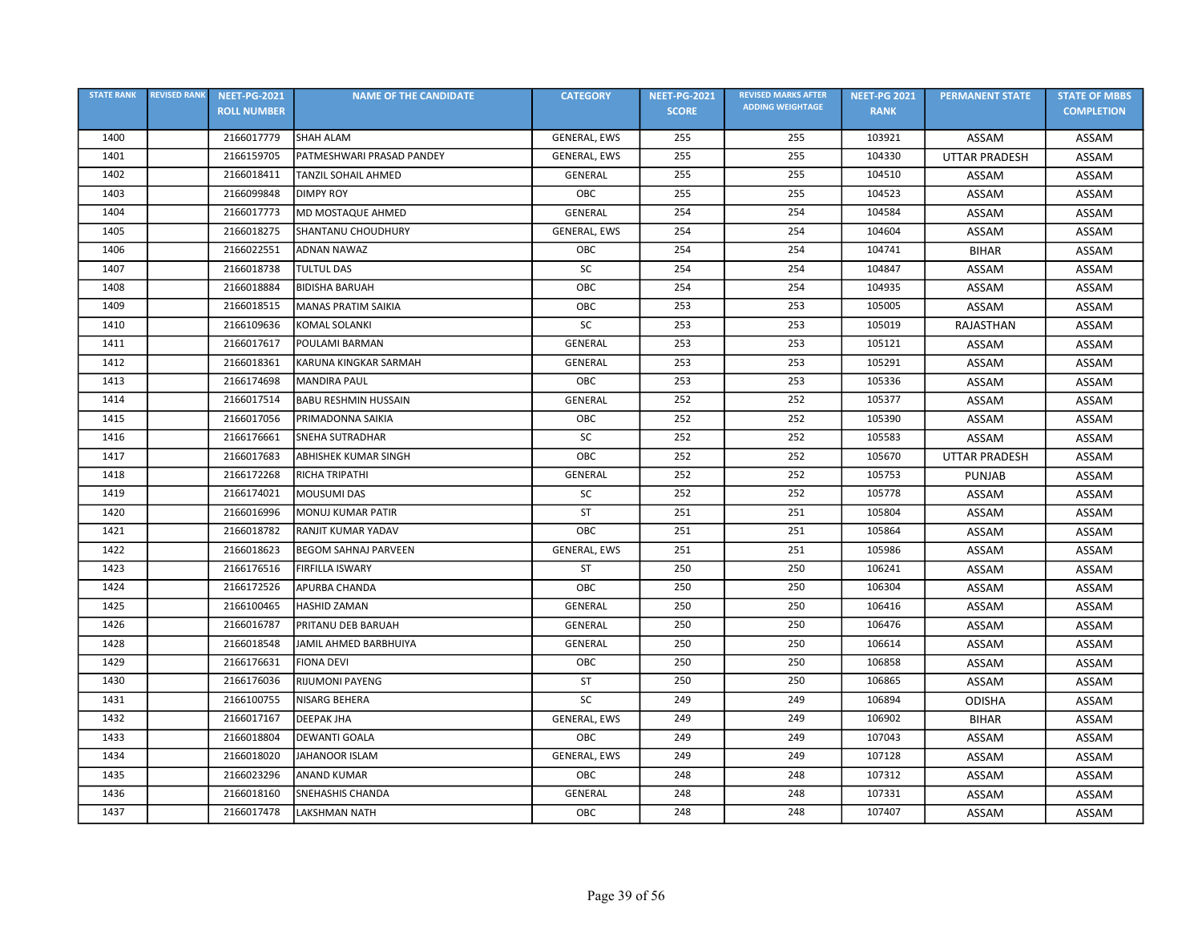| STATE RANK | REVISED RANK | NEET-PG-2021 ROLL NUMBER | NAME OF THE CANDIDATE | CATEGORY | NEET-PG-2021 SCORE | REVISED MARKS AFTER ADDING WEIGHTAGE | NEET-PG 2021 RANK | PERMANENT STATE | STATE OF MBBS COMPLETION |
|---|---|---|---|---|---|---|---|---|---|
| 1400 | | 2166017779 | SHAH ALAM | GENERAL, EWS | 255 | 255 | 103921 | ASSAM | ASSAM |
| 1401 | | 2166159705 | PATMESHWARI PRASAD PANDEY | GENERAL, EWS | 255 | 255 | 104330 | UTTAR PRADESH | ASSAM |
| 1402 | | 2166018411 | TANZIL SOHAIL AHMED | GENERAL | 255 | 255 | 104510 | ASSAM | ASSAM |
| 1403 | | 2166099848 | DIMPY ROY | OBC | 255 | 255 | 104523 | ASSAM | ASSAM |
| 1404 | | 2166017773 | MD MOSTAQUE AHMED | GENERAL | 254 | 254 | 104584 | ASSAM | ASSAM |
| 1405 | | 2166018275 | SHANTANU CHOUDHURY | GENERAL, EWS | 254 | 254 | 104604 | ASSAM | ASSAM |
| 1406 | | 2166022551 | ADNAN NAWAZ | OBC | 254 | 254 | 104741 | BIHAR | ASSAM |
| 1407 | | 2166018738 | TULTUL DAS | SC | 254 | 254 | 104847 | ASSAM | ASSAM |
| 1408 | | 2166018884 | BIDISHA BARUAH | OBC | 254 | 254 | 104935 | ASSAM | ASSAM |
| 1409 | | 2166018515 | MANAS PRATIM SAIKIA | OBC | 253 | 253 | 105005 | ASSAM | ASSAM |
| 1410 | | 2166109636 | KOMAL SOLANKI | SC | 253 | 253 | 105019 | RAJASTHAN | ASSAM |
| 1411 | | 2166017617 | POULAMI BARMAN | GENERAL | 253 | 253 | 105121 | ASSAM | ASSAM |
| 1412 | | 2166018361 | KARUNA KINGKAR SARMAH | GENERAL | 253 | 253 | 105291 | ASSAM | ASSAM |
| 1413 | | 2166174698 | MANDIRA PAUL | OBC | 253 | 253 | 105336 | ASSAM | ASSAM |
| 1414 | | 2166017514 | BABU RESHMIN HUSSAIN | GENERAL | 252 | 252 | 105377 | ASSAM | ASSAM |
| 1415 | | 2166017056 | PRIMADONNA SAIKIA | OBC | 252 | 252 | 105390 | ASSAM | ASSAM |
| 1416 | | 2166176661 | SNEHA SUTRADHAR | SC | 252 | 252 | 105583 | ASSAM | ASSAM |
| 1417 | | 2166017683 | ABHISHEK KUMAR SINGH | OBC | 252 | 252 | 105670 | UTTAR PRADESH | ASSAM |
| 1418 | | 2166172268 | RICHA TRIPATHI | GENERAL | 252 | 252 | 105753 | PUNJAB | ASSAM |
| 1419 | | 2166174021 | MOUSUMI DAS | SC | 252 | 252 | 105778 | ASSAM | ASSAM |
| 1420 | | 2166016996 | MONUJ KUMAR PATIR | ST | 251 | 251 | 105804 | ASSAM | ASSAM |
| 1421 | | 2166018782 | RANJIT KUMAR YADAV | OBC | 251 | 251 | 105864 | ASSAM | ASSAM |
| 1422 | | 2166018623 | BEGOM SAHNAJ PARVEEN | GENERAL, EWS | 251 | 251 | 105986 | ASSAM | ASSAM |
| 1423 | | 2166176516 | FIRFILLA ISWARY | ST | 250 | 250 | 106241 | ASSAM | ASSAM |
| 1424 | | 2166172526 | APURBA CHANDA | OBC | 250 | 250 | 106304 | ASSAM | ASSAM |
| 1425 | | 2166100465 | HASHID ZAMAN | GENERAL | 250 | 250 | 106416 | ASSAM | ASSAM |
| 1426 | | 2166016787 | PRITANU DEB BARUAH | GENERAL | 250 | 250 | 106476 | ASSAM | ASSAM |
| 1428 | | 2166018548 | JAMIL AHMED BARBHUIYA | GENERAL | 250 | 250 | 106614 | ASSAM | ASSAM |
| 1429 | | 2166176631 | FIONA DEVI | OBC | 250 | 250 | 106858 | ASSAM | ASSAM |
| 1430 | | 2166176036 | RIJUMONI PAYENG | ST | 250 | 250 | 106865 | ASSAM | ASSAM |
| 1431 | | 2166100755 | NISARG BEHERA | SC | 249 | 249 | 106894 | ODISHA | ASSAM |
| 1432 | | 2166017167 | DEEPAK JHA | GENERAL, EWS | 249 | 249 | 106902 | BIHAR | ASSAM |
| 1433 | | 2166018804 | DEWANTI GOALA | OBC | 249 | 249 | 107043 | ASSAM | ASSAM |
| 1434 | | 2166018020 | JAHANOOR ISLAM | GENERAL, EWS | 249 | 249 | 107128 | ASSAM | ASSAM |
| 1435 | | 2166023296 | ANAND KUMAR | OBC | 248 | 248 | 107312 | ASSAM | ASSAM |
| 1436 | | 2166018160 | SNEHASHIS CHANDA | GENERAL | 248 | 248 | 107331 | ASSAM | ASSAM |
| 1437 | | 2166017478 | LAKSHMAN NATH | OBC | 248 | 248 | 107407 | ASSAM | ASSAM |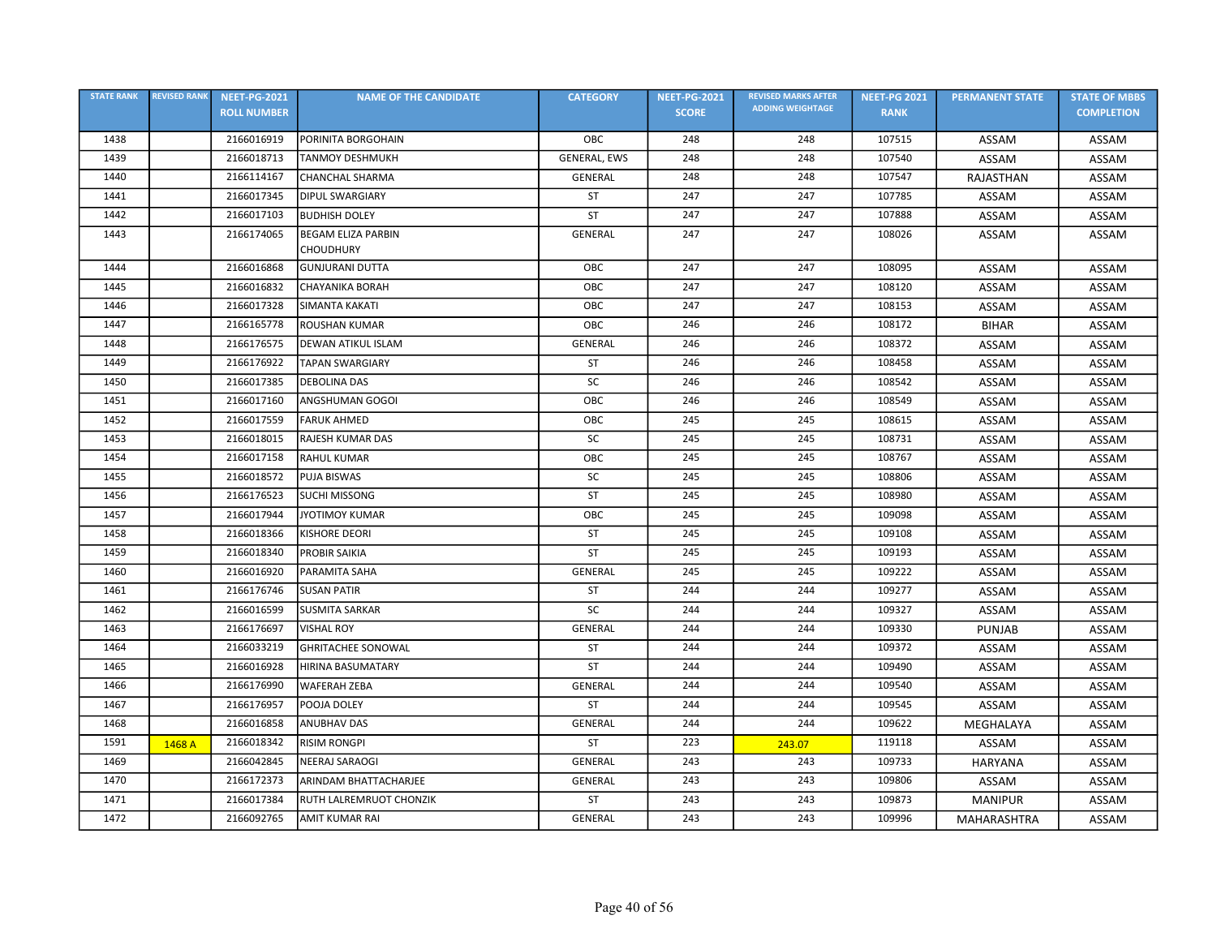| STATE RANK | REVISED RANK | NEET-PG-2021 ROLL NUMBER | NAME OF THE CANDIDATE | CATEGORY | NEET-PG-2021 SCORE | REVISED MARKS AFTER ADDING WEIGHTAGE | NEET-PG 2021 RANK | PERMANENT STATE | STATE OF MBBS COMPLETION |
|---|---|---|---|---|---|---|---|---|---|
| 1438 | | 2166016919 | PORINITA BORGOHAIN | OBC | 248 | 248 | 107515 | ASSAM | ASSAM |
| 1439 | | 2166018713 | TANMOY DESHMUKH | GENERAL, EWS | 248 | 248 | 107540 | ASSAM | ASSAM |
| 1440 | | 2166114167 | CHANCHAL SHARMA | GENERAL | 248 | 248 | 107547 | RAJASTHAN | ASSAM |
| 1441 | | 2166017345 | DIPUL SWARGIARY | ST | 247 | 247 | 107785 | ASSAM | ASSAM |
| 1442 | | 2166017103 | BUDHISH DOLEY | ST | 247 | 247 | 107888 | ASSAM | ASSAM |
| 1443 | | 2166174065 | BEGAM ELIZA PARBIN CHOUDHURY | GENERAL | 247 | 247 | 108026 | ASSAM | ASSAM |
| 1444 | | 2166016868 | GUNJURANI DUTTA | OBC | 247 | 247 | 108095 | ASSAM | ASSAM |
| 1445 | | 2166016832 | CHAYANIKA BORAH | OBC | 247 | 247 | 108120 | ASSAM | ASSAM |
| 1446 | | 2166017328 | SIMANTA KAKATI | OBC | 247 | 247 | 108153 | ASSAM | ASSAM |
| 1447 | | 2166165778 | ROUSHAN KUMAR | OBC | 246 | 246 | 108172 | BIHAR | ASSAM |
| 1448 | | 2166176575 | DEWAN ATIKUL ISLAM | GENERAL | 246 | 246 | 108372 | ASSAM | ASSAM |
| 1449 | | 2166176922 | TAPAN SWARGIARY | ST | 246 | 246 | 108458 | ASSAM | ASSAM |
| 1450 | | 2166017385 | DEBOLINA DAS | SC | 246 | 246 | 108542 | ASSAM | ASSAM |
| 1451 | | 2166017160 | ANGSHUMAN GOGOI | OBC | 246 | 246 | 108549 | ASSAM | ASSAM |
| 1452 | | 2166017559 | FARUK AHMED | OBC | 245 | 245 | 108615 | ASSAM | ASSAM |
| 1453 | | 2166018015 | RAJESH KUMAR DAS | SC | 245 | 245 | 108731 | ASSAM | ASSAM |
| 1454 | | 2166017158 | RAHUL KUMAR | OBC | 245 | 245 | 108767 | ASSAM | ASSAM |
| 1455 | | 2166018572 | PUJA BISWAS | SC | 245 | 245 | 108806 | ASSAM | ASSAM |
| 1456 | | 2166176523 | SUCHI MISSONG | ST | 245 | 245 | 108980 | ASSAM | ASSAM |
| 1457 | | 2166017944 | JYOTIMOY KUMAR | OBC | 245 | 245 | 109098 | ASSAM | ASSAM |
| 1458 | | 2166018366 | KISHORE DEORI | ST | 245 | 245 | 109108 | ASSAM | ASSAM |
| 1459 | | 2166018340 | PROBIR SAIKIA | ST | 245 | 245 | 109193 | ASSAM | ASSAM |
| 1460 | | 2166016920 | PARAMITA SAHA | GENERAL | 245 | 245 | 109222 | ASSAM | ASSAM |
| 1461 | | 2166176746 | SUSAN PATIR | ST | 244 | 244 | 109277 | ASSAM | ASSAM |
| 1462 | | 2166016599 | SUSMITA SARKAR | SC | 244 | 244 | 109327 | ASSAM | ASSAM |
| 1463 | | 2166176697 | VISHAL ROY | GENERAL | 244 | 244 | 109330 | PUNJAB | ASSAM |
| 1464 | | 2166033219 | GHRITACHEE SONOWAL | ST | 244 | 244 | 109372 | ASSAM | ASSAM |
| 1465 | | 2166016928 | HIRINA BASUMATARY | ST | 244 | 244 | 109490 | ASSAM | ASSAM |
| 1466 | | 2166176990 | WAFERAH ZEBA | GENERAL | 244 | 244 | 109540 | ASSAM | ASSAM |
| 1467 | | 2166176957 | POOJA DOLEY | ST | 244 | 244 | 109545 | ASSAM | ASSAM |
| 1468 | | 2166016858 | ANUBHAV DAS | GENERAL | 244 | 244 | 109622 | MEGHALAYA | ASSAM |
| 1591 | 1468 A | 2166018342 | RISIM RONGPI | ST | 223 | 243.07 | 119118 | ASSAM | ASSAM |
| 1469 | | 2166042845 | NEERAJ SARAOGI | GENERAL | 243 | 243 | 109733 | HARYANA | ASSAM |
| 1470 | | 2166172373 | ARINDAM BHATTACHARJEE | GENERAL | 243 | 243 | 109806 | ASSAM | ASSAM |
| 1471 | | 2166017384 | RUTH LALREMRUOT CHONZIK | ST | 243 | 243 | 109873 | MANIPUR | ASSAM |
| 1472 | | 2166092765 | AMIT KUMAR RAI | GENERAL | 243 | 243 | 109996 | MAHARASHTRA | ASSAM |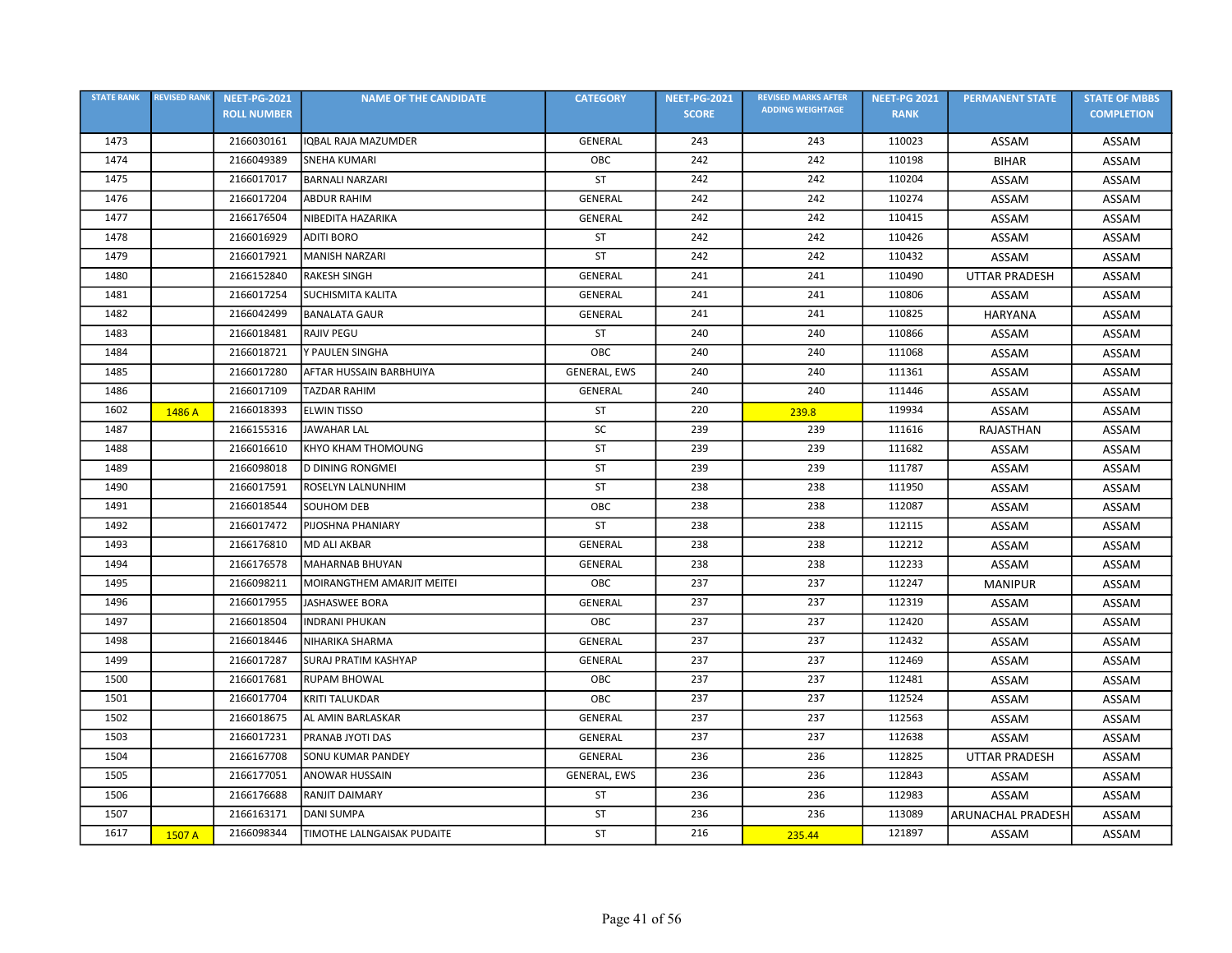| STATE RANK | REVISED RANK | NEET-PG-2021 ROLL NUMBER | NAME OF THE CANDIDATE | CATEGORY | NEET-PG-2021 SCORE | REVISED MARKS AFTER ADDING WEIGHTAGE | NEET-PG 2021 RANK | PERMANENT STATE | STATE OF MBBS COMPLETION |
|---|---|---|---|---|---|---|---|---|---|
| 1473 | | 2166030161 | IQBAL RAJA MAZUMDER | GENERAL | 243 | 243 | 110023 | ASSAM | ASSAM |
| 1474 | | 2166049389 | SNEHA KUMARI | OBC | 242 | 242 | 110198 | BIHAR | ASSAM |
| 1475 | | 2166017017 | BARNALI NARZARI | ST | 242 | 242 | 110204 | ASSAM | ASSAM |
| 1476 | | 2166017204 | ABDUR RAHIM | GENERAL | 242 | 242 | 110274 | ASSAM | ASSAM |
| 1477 | | 2166176504 | NIBEDITA HAZARIKA | GENERAL | 242 | 242 | 110415 | ASSAM | ASSAM |
| 1478 | | 2166016929 | ADITI BORO | ST | 242 | 242 | 110426 | ASSAM | ASSAM |
| 1479 | | 2166017921 | MANISH NARZARI | ST | 242 | 242 | 110432 | ASSAM | ASSAM |
| 1480 | | 2166152840 | RAKESH SINGH | GENERAL | 241 | 241 | 110490 | UTTAR PRADESH | ASSAM |
| 1481 | | 2166017254 | SUCHISMITA KALITA | GENERAL | 241 | 241 | 110806 | ASSAM | ASSAM |
| 1482 | | 2166042499 | BANALATA GAUR | GENERAL | 241 | 241 | 110825 | HARYANA | ASSAM |
| 1483 | | 2166018481 | RAJIV PEGU | ST | 240 | 240 | 110866 | ASSAM | ASSAM |
| 1484 | | 2166018721 | Y PAULEN SINGHA | OBC | 240 | 240 | 111068 | ASSAM | ASSAM |
| 1485 | | 2166017280 | AFTAR HUSSAIN BARBHUIYA | GENERAL, EWS | 240 | 240 | 111361 | ASSAM | ASSAM |
| 1486 | | 2166017109 | TAZDAR RAHIM | GENERAL | 240 | 240 | 111446 | ASSAM | ASSAM |
| 1602 | 1486 A | 2166018393 | ELWIN TISSO | ST | 220 | 239.8 | 119934 | ASSAM | ASSAM |
| 1487 | | 2166155316 | JAWAHAR LAL | SC | 239 | 239 | 111616 | RAJASTHAN | ASSAM |
| 1488 | | 2166016610 | KHYO KHAM THOMOUNG | ST | 239 | 239 | 111682 | ASSAM | ASSAM |
| 1489 | | 2166098018 | D DINING RONGMEI | ST | 239 | 239 | 111787 | ASSAM | ASSAM |
| 1490 | | 2166017591 | ROSELYN LALNUNHIM | ST | 238 | 238 | 111950 | ASSAM | ASSAM |
| 1491 | | 2166018544 | SOUHOM DEB | OBC | 238 | 238 | 112087 | ASSAM | ASSAM |
| 1492 | | 2166017472 | PIJOSHNA PHANIARY | ST | 238 | 238 | 112115 | ASSAM | ASSAM |
| 1493 | | 2166176810 | MD ALI AKBAR | GENERAL | 238 | 238 | 112212 | ASSAM | ASSAM |
| 1494 | | 2166176578 | MAHARNAB BHUYAN | GENERAL | 238 | 238 | 112233 | ASSAM | ASSAM |
| 1495 | | 2166098211 | MOIRANGTHEM AMARJIT MEITEI | OBC | 237 | 237 | 112247 | MANIPUR | ASSAM |
| 1496 | | 2166017955 | JASHASWEE BORA | GENERAL | 237 | 237 | 112319 | ASSAM | ASSAM |
| 1497 | | 2166018504 | INDRANI PHUKAN | OBC | 237 | 237 | 112420 | ASSAM | ASSAM |
| 1498 | | 2166018446 | NIHARIKA SHARMA | GENERAL | 237 | 237 | 112432 | ASSAM | ASSAM |
| 1499 | | 2166017287 | SURAJ PRATIM KASHYAP | GENERAL | 237 | 237 | 112469 | ASSAM | ASSAM |
| 1500 | | 2166017681 | RUPAM BHOWAL | OBC | 237 | 237 | 112481 | ASSAM | ASSAM |
| 1501 | | 2166017704 | KRITI TALUKDAR | OBC | 237 | 237 | 112524 | ASSAM | ASSAM |
| 1502 | | 2166018675 | AL AMIN BARLASKAR | GENERAL | 237 | 237 | 112563 | ASSAM | ASSAM |
| 1503 | | 2166017231 | PRANAB JYOTI DAS | GENERAL | 237 | 237 | 112638 | ASSAM | ASSAM |
| 1504 | | 2166167708 | SONU KUMAR PANDEY | GENERAL | 236 | 236 | 112825 | UTTAR PRADESH | ASSAM |
| 1505 | | 2166177051 | ANOWAR HUSSAIN | GENERAL, EWS | 236 | 236 | 112843 | ASSAM | ASSAM |
| 1506 | | 2166176688 | RANJIT DAIMARY | ST | 236 | 236 | 112983 | ASSAM | ASSAM |
| 1507 | | 2166163171 | DANI SUMPA | ST | 236 | 236 | 113089 | ARUNACHAL PRADESH | ASSAM |
| 1617 | 1507 A | 2166098344 | TIMOTHE LALNGAISAK PUDAITE | ST | 216 | 235.44 | 121897 | ASSAM | ASSAM |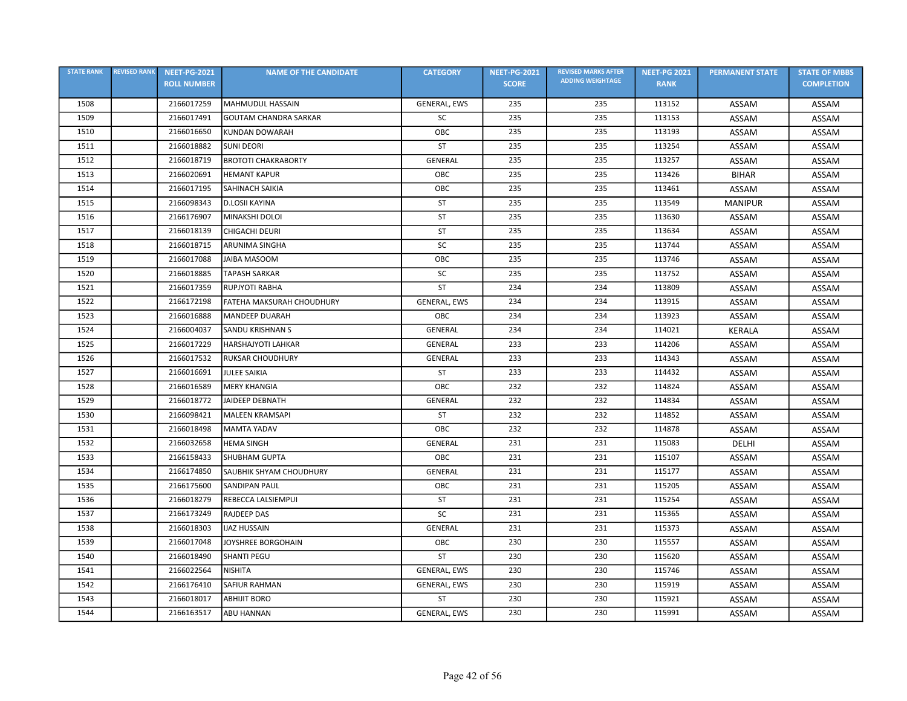| STATE RANK | REVISED RANK | NEET-PG-2021 ROLL NUMBER | NAME OF THE CANDIDATE | CATEGORY | NEET-PG-2021 SCORE | REVISED MARKS AFTER ADDING WEIGHTAGE | NEET-PG 2021 RANK | PERMANENT STATE | STATE OF MBBS COMPLETION |
|---|---|---|---|---|---|---|---|---|---|
| 1508 | | 2166017259 | MAHMUDUL HASSAIN | GENERAL, EWS | 235 | 235 | 113152 | ASSAM | ASSAM |
| 1509 | | 2166017491 | GOUTAM CHANDRA SARKAR | SC | 235 | 235 | 113153 | ASSAM | ASSAM |
| 1510 | | 2166016650 | KUNDAN DOWARAH | OBC | 235 | 235 | 113193 | ASSAM | ASSAM |
| 1511 | | 2166018882 | SUNI DEORI | ST | 235 | 235 | 113254 | ASSAM | ASSAM |
| 1512 | | 2166018719 | BROTOTI CHAKRABORTY | GENERAL | 235 | 235 | 113257 | ASSAM | ASSAM |
| 1513 | | 2166020691 | HEMANT KAPUR | OBC | 235 | 235 | 113426 | BIHAR | ASSAM |
| 1514 | | 2166017195 | SAHINACH SAIKIA | OBC | 235 | 235 | 113461 | ASSAM | ASSAM |
| 1515 | | 2166098343 | D.LOSII KAYINA | ST | 235 | 235 | 113549 | MANIPUR | ASSAM |
| 1516 | | 2166176907 | MINAKSHI DOLOI | ST | 235 | 235 | 113630 | ASSAM | ASSAM |
| 1517 | | 2166018139 | CHIGACHI DEURI | ST | 235 | 235 | 113634 | ASSAM | ASSAM |
| 1518 | | 2166018715 | ARUNIMA SINGHA | SC | 235 | 235 | 113744 | ASSAM | ASSAM |
| 1519 | | 2166017088 | JAIBA MASOOM | OBC | 235 | 235 | 113746 | ASSAM | ASSAM |
| 1520 | | 2166018885 | TAPASH SARKAR | SC | 235 | 235 | 113752 | ASSAM | ASSAM |
| 1521 | | 2166017359 | RUPJYOTI RABHA | ST | 234 | 234 | 113809 | ASSAM | ASSAM |
| 1522 | | 2166172198 | FATEHA MAKSURAH CHOUDHURY | GENERAL, EWS | 234 | 234 | 113915 | ASSAM | ASSAM |
| 1523 | | 2166016888 | MANDEEP DUARAH | OBC | 234 | 234 | 113923 | ASSAM | ASSAM |
| 1524 | | 2166004037 | SANDU KRISHNAN S | GENERAL | 234 | 234 | 114021 | KERALA | ASSAM |
| 1525 | | 2166017229 | HARSHAJYOTI LAHKAR | GENERAL | 233 | 233 | 114206 | ASSAM | ASSAM |
| 1526 | | 2166017532 | RUKSAR CHOUDHURY | GENERAL | 233 | 233 | 114343 | ASSAM | ASSAM |
| 1527 | | 2166016691 | JULEE SAIKIA | ST | 233 | 233 | 114432 | ASSAM | ASSAM |
| 1528 | | 2166016589 | MERY KHANGIA | OBC | 232 | 232 | 114824 | ASSAM | ASSAM |
| 1529 | | 2166018772 | JAIDEEP DEBNATH | GENERAL | 232 | 232 | 114834 | ASSAM | ASSAM |
| 1530 | | 2166098421 | MALEEN KRAMSAPI | ST | 232 | 232 | 114852 | ASSAM | ASSAM |
| 1531 | | 2166018498 | MAMTA YADAV | OBC | 232 | 232 | 114878 | ASSAM | ASSAM |
| 1532 | | 2166032658 | HEMA SINGH | GENERAL | 231 | 231 | 115083 | DELHI | ASSAM |
| 1533 | | 2166158433 | SHUBHAM GUPTA | OBC | 231 | 231 | 115107 | ASSAM | ASSAM |
| 1534 | | 2166174850 | SAUBHIK SHYAM CHOUDHURY | GENERAL | 231 | 231 | 115177 | ASSAM | ASSAM |
| 1535 | | 2166175600 | SANDIPAN PAUL | OBC | 231 | 231 | 115205 | ASSAM | ASSAM |
| 1536 | | 2166018279 | REBECCA LALSIEMPUI | ST | 231 | 231 | 115254 | ASSAM | ASSAM |
| 1537 | | 2166173249 | RAJDEEP DAS | SC | 231 | 231 | 115365 | ASSAM | ASSAM |
| 1538 | | 2166018303 | IJAZ HUSSAIN | GENERAL | 231 | 231 | 115373 | ASSAM | ASSAM |
| 1539 | | 2166017048 | JOYSHREE BORGOHAIN | OBC | 230 | 230 | 115557 | ASSAM | ASSAM |
| 1540 | | 2166018490 | SHANTI PEGU | ST | 230 | 230 | 115620 | ASSAM | ASSAM |
| 1541 | | 2166022564 | NISHITA | GENERAL, EWS | 230 | 230 | 115746 | ASSAM | ASSAM |
| 1542 | | 2166176410 | SAFIUR RAHMAN | GENERAL, EWS | 230 | 230 | 115919 | ASSAM | ASSAM |
| 1543 | | 2166018017 | ABHIJIT BORO | ST | 230 | 230 | 115921 | ASSAM | ASSAM |
| 1544 | | 2166163517 | ABU HANNAN | GENERAL, EWS | 230 | 230 | 115991 | ASSAM | ASSAM |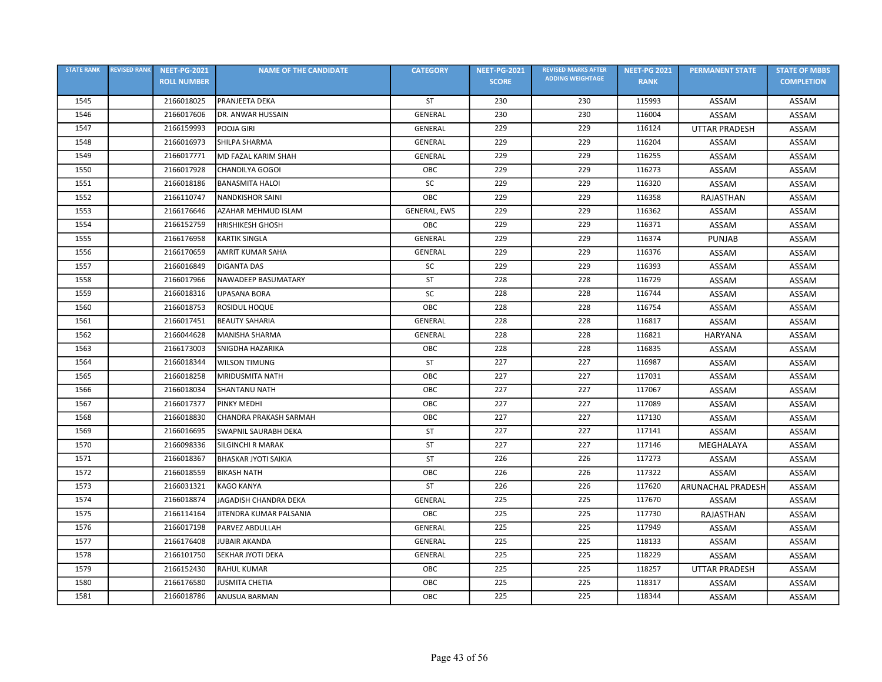| STATE RANK | REVISED RANK | NEET-PG-2021 ROLL NUMBER | NAME OF THE CANDIDATE | CATEGORY | NEET-PG-2021 SCORE | REVISED MARKS AFTER ADDING WEIGHTAGE | NEET-PG 2021 RANK | PERMANENT STATE | STATE OF MBBS COMPLETION |
|---|---|---|---|---|---|---|---|---|---|
| 1545 | | 2166018025 | PRANJEETA DEKA | ST | 230 | 230 | 115993 | ASSAM | ASSAM |
| 1546 | | 2166017606 | DR. ANWAR HUSSAIN | GENERAL | 230 | 230 | 116004 | ASSAM | ASSAM |
| 1547 | | 2166159993 | POOJA GIRI | GENERAL | 229 | 229 | 116124 | UTTAR PRADESH | ASSAM |
| 1548 | | 2166016973 | SHILPA SHARMA | GENERAL | 229 | 229 | 116204 | ASSAM | ASSAM |
| 1549 | | 2166017771 | MD FAZAL KARIM SHAH | GENERAL | 229 | 229 | 116255 | ASSAM | ASSAM |
| 1550 | | 2166017928 | CHANDILYA GOGOI | OBC | 229 | 229 | 116273 | ASSAM | ASSAM |
| 1551 | | 2166018186 | BANASMITA HALOI | SC | 229 | 229 | 116320 | ASSAM | ASSAM |
| 1552 | | 2166110747 | NANDKISHOR SAINI | OBC | 229 | 229 | 116358 | RAJASTHAN | ASSAM |
| 1553 | | 2166176646 | AZAHAR MEHMUD ISLAM | GENERAL, EWS | 229 | 229 | 116362 | ASSAM | ASSAM |
| 1554 | | 2166152759 | HRISHIKESH GHOSH | OBC | 229 | 229 | 116371 | ASSAM | ASSAM |
| 1555 | | 2166176958 | KARTIK SINGLA | GENERAL | 229 | 229 | 116374 | PUNJAB | ASSAM |
| 1556 | | 2166170659 | AMRIT KUMAR SAHA | GENERAL | 229 | 229 | 116376 | ASSAM | ASSAM |
| 1557 | | 2166016849 | DIGANTA DAS | SC | 229 | 229 | 116393 | ASSAM | ASSAM |
| 1558 | | 2166017966 | NAWADEEP BASUMATARY | ST | 228 | 228 | 116729 | ASSAM | ASSAM |
| 1559 | | 2166018316 | UPASANA BORA | SC | 228 | 228 | 116744 | ASSAM | ASSAM |
| 1560 | | 2166018753 | ROSIDUL HOQUE | OBC | 228 | 228 | 116754 | ASSAM | ASSAM |
| 1561 | | 2166017451 | BEAUTY SAHARIA | GENERAL | 228 | 228 | 116817 | ASSAM | ASSAM |
| 1562 | | 2166044628 | MANISHA SHARMA | GENERAL | 228 | 228 | 116821 | HARYANA | ASSAM |
| 1563 | | 2166173003 | SNIGDHA HAZARIKA | OBC | 228 | 228 | 116835 | ASSAM | ASSAM |
| 1564 | | 2166018344 | WILSON TIMUNG | ST | 227 | 227 | 116987 | ASSAM | ASSAM |
| 1565 | | 2166018258 | MRIDUSMITA NATH | OBC | 227 | 227 | 117031 | ASSAM | ASSAM |
| 1566 | | 2166018034 | SHANTANU NATH | OBC | 227 | 227 | 117067 | ASSAM | ASSAM |
| 1567 | | 2166017377 | PINKY MEDHI | OBC | 227 | 227 | 117089 | ASSAM | ASSAM |
| 1568 | | 2166018830 | CHANDRA PRAKASH SARMAH | OBC | 227 | 227 | 117130 | ASSAM | ASSAM |
| 1569 | | 2166016695 | SWAPNIL SAURABH DEKA | ST | 227 | 227 | 117141 | ASSAM | ASSAM |
| 1570 | | 2166098336 | SILGINCHI R MARAK | ST | 227 | 227 | 117146 | MEGHALAYA | ASSAM |
| 1571 | | 2166018367 | BHASKAR JYOTI SAIKIA | ST | 226 | 226 | 117273 | ASSAM | ASSAM |
| 1572 | | 2166018559 | BIKASH NATH | OBC | 226 | 226 | 117322 | ASSAM | ASSAM |
| 1573 | | 2166031321 | KAGO KANYA | ST | 226 | 226 | 117620 | ARUNACHAL PRADESH | ASSAM |
| 1574 | | 2166018874 | JAGADISH CHANDRA DEKA | GENERAL | 225 | 225 | 117670 | ASSAM | ASSAM |
| 1575 | | 2166114164 | JITENDRA KUMAR PALSANIA | OBC | 225 | 225 | 117730 | RAJASTHAN | ASSAM |
| 1576 | | 2166017198 | PARVEZ ABDULLAH | GENERAL | 225 | 225 | 117949 | ASSAM | ASSAM |
| 1577 | | 2166176408 | JUBAIR AKANDA | GENERAL | 225 | 225 | 118133 | ASSAM | ASSAM |
| 1578 | | 2166101750 | SEKHAR JYOTI DEKA | GENERAL | 225 | 225 | 118229 | ASSAM | ASSAM |
| 1579 | | 2166152430 | RAHUL KUMAR | OBC | 225 | 225 | 118257 | UTTAR PRADESH | ASSAM |
| 1580 | | 2166176580 | JUSMITA CHETIA | OBC | 225 | 225 | 118317 | ASSAM | ASSAM |
| 1581 | | 2166018786 | ANUSUA BARMAN | OBC | 225 | 225 | 118344 | ASSAM | ASSAM |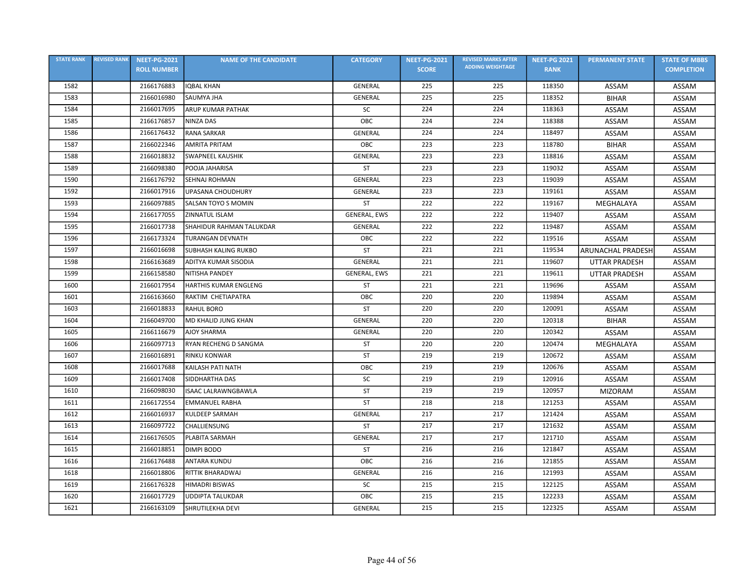| STATE RANK | REVISED RANK | NEET-PG-2021 ROLL NUMBER | NAME OF THE CANDIDATE | CATEGORY | NEET-PG-2021 SCORE | REVISED MARKS AFTER ADDING WEIGHTAGE | NEET-PG 2021 RANK | PERMANENT STATE | STATE OF MBBS COMPLETION |
|---|---|---|---|---|---|---|---|---|---|
| 1582 | | 2166176883 | IQBAL KHAN | GENERAL | 225 | 225 | 118350 | ASSAM | ASSAM |
| 1583 | | 2166016980 | SAUMYA JHA | GENERAL | 225 | 225 | 118352 | BIHAR | ASSAM |
| 1584 | | 2166017695 | ARUP KUMAR PATHAK | SC | 224 | 224 | 118363 | ASSAM | ASSAM |
| 1585 | | 2166176857 | NINZA DAS | OBC | 224 | 224 | 118388 | ASSAM | ASSAM |
| 1586 | | 2166176432 | RANA SARKAR | GENERAL | 224 | 224 | 118497 | ASSAM | ASSAM |
| 1587 | | 2166022346 | AMRITA PRITAM | OBC | 223 | 223 | 118780 | BIHAR | ASSAM |
| 1588 | | 2166018832 | SWAPNEEL KAUSHIK | GENERAL | 223 | 223 | 118816 | ASSAM | ASSAM |
| 1589 | | 2166098380 | POOJA JAHARISA | ST | 223 | 223 | 119032 | ASSAM | ASSAM |
| 1590 | | 2166176792 | SEHNAJ ROHMAN | GENERAL | 223 | 223 | 119039 | ASSAM | ASSAM |
| 1592 | | 2166017916 | UPASANA CHOUDHURY | GENERAL | 223 | 223 | 119161 | ASSAM | ASSAM |
| 1593 | | 2166097885 | SALSAN TOYO S MOMIN | ST | 222 | 222 | 119167 | MEGHALAYA | ASSAM |
| 1594 | | 2166177055 | ZINNATUL ISLAM | GENERAL, EWS | 222 | 222 | 119407 | ASSAM | ASSAM |
| 1595 | | 2166017738 | SHAHIDUR RAHMAN TALUKDAR | GENERAL | 222 | 222 | 119487 | ASSAM | ASSAM |
| 1596 | | 2166173324 | TURANGAN DEVNATH | OBC | 222 | 222 | 119516 | ASSAM | ASSAM |
| 1597 | | 2166016698 | SUBHASH KALING RUKBO | ST | 221 | 221 | 119534 | ARUNACHAL PRADESH | ASSAM |
| 1598 | | 2166163689 | ADITYA KUMAR SISODIA | GENERAL | 221 | 221 | 119607 | UTTAR PRADESH | ASSAM |
| 1599 | | 2166158580 | NITISHA PANDEY | GENERAL, EWS | 221 | 221 | 119611 | UTTAR PRADESH | ASSAM |
| 1600 | | 2166017954 | HARTHIS KUMAR ENGLENG | ST | 221 | 221 | 119696 | ASSAM | ASSAM |
| 1601 | | 2166163660 | RAKTIM CHETIAPATRA | OBC | 220 | 220 | 119894 | ASSAM | ASSAM |
| 1603 | | 2166018833 | RAHUL BORO | ST | 220 | 220 | 120091 | ASSAM | ASSAM |
| 1604 | | 2166049700 | MD KHALID JUNG KHAN | GENERAL | 220 | 220 | 120318 | BIHAR | ASSAM |
| 1605 | | 2166116679 | AJOY SHARMA | GENERAL | 220 | 220 | 120342 | ASSAM | ASSAM |
| 1606 | | 2166097713 | RYAN RECHENG D SANGMA | ST | 220 | 220 | 120474 | MEGHALAYA | ASSAM |
| 1607 | | 2166016891 | RINKU KONWAR | ST | 219 | 219 | 120672 | ASSAM | ASSAM |
| 1608 | | 2166017688 | KAILASH PATI NATH | OBC | 219 | 219 | 120676 | ASSAM | ASSAM |
| 1609 | | 2166017408 | SIDDHARTHA DAS | SC | 219 | 219 | 120916 | ASSAM | ASSAM |
| 1610 | | 2166098030 | ISAAC LALRAWNGBAWLA | ST | 219 | 219 | 120957 | MIZORAM | ASSAM |
| 1611 | | 2166172554 | EMMANUEL RABHA | ST | 218 | 218 | 121253 | ASSAM | ASSAM |
| 1612 | | 2166016937 | KULDEEP SARMAH | GENERAL | 217 | 217 | 121424 | ASSAM | ASSAM |
| 1613 | | 2166097722 | CHALLIENSUNG | ST | 217 | 217 | 121632 | ASSAM | ASSAM |
| 1614 | | 2166176505 | PLABITA SARMAH | GENERAL | 217 | 217 | 121710 | ASSAM | ASSAM |
| 1615 | | 2166018851 | DIMPI BODO | ST | 216 | 216 | 121847 | ASSAM | ASSAM |
| 1616 | | 2166176488 | ANTARA KUNDU | OBC | 216 | 216 | 121855 | ASSAM | ASSAM |
| 1618 | | 2166018806 | RITTIK BHARADWAJ | GENERAL | 216 | 216 | 121993 | ASSAM | ASSAM |
| 1619 | | 2166176328 | HIMADRI BISWAS | SC | 215 | 215 | 122125 | ASSAM | ASSAM |
| 1620 | | 2166017729 | UDDIPTA TALUKDAR | OBC | 215 | 215 | 122233 | ASSAM | ASSAM |
| 1621 | | 2166163109 | SHRUTILEKHA DEVI | GENERAL | 215 | 215 | 122325 | ASSAM | ASSAM |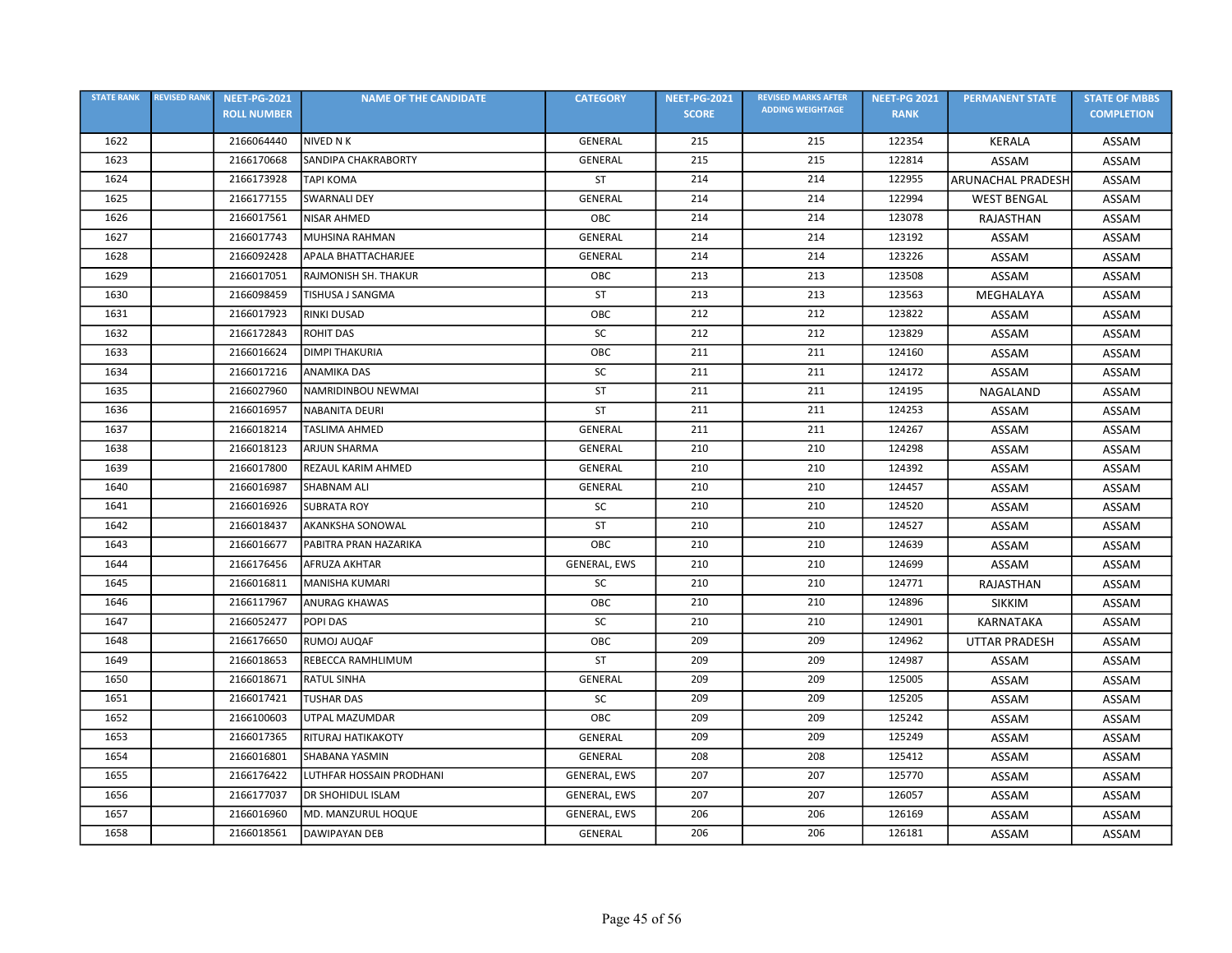| STATE RANK | REVISED RANK | NEET-PG-2021 ROLL NUMBER | NAME OF THE CANDIDATE | CATEGORY | NEET-PG-2021 SCORE | REVISED MARKS AFTER ADDING WEIGHTAGE | NEET-PG 2021 RANK | PERMANENT STATE | STATE OF MBBS COMPLETION |
|---|---|---|---|---|---|---|---|---|---|
| 1622 | | 2166064440 | NIVED N K | GENERAL | 215 | 215 | 122354 | KERALA | ASSAM |
| 1623 | | 2166170668 | SANDIPA CHAKRABORTY | GENERAL | 215 | 215 | 122814 | ASSAM | ASSAM |
| 1624 | | 2166173928 | TAPI KOMA | ST | 214 | 214 | 122955 | ARUNACHAL PRADESH | ASSAM |
| 1625 | | 2166177155 | SWARNALI DEY | GENERAL | 214 | 214 | 122994 | WEST BENGAL | ASSAM |
| 1626 | | 2166017561 | NISAR AHMED | OBC | 214 | 214 | 123078 | RAJASTHAN | ASSAM |
| 1627 | | 2166017743 | MUHSINA RAHMAN | GENERAL | 214 | 214 | 123192 | ASSAM | ASSAM |
| 1628 | | 2166092428 | APALA BHATTACHARJEE | GENERAL | 214 | 214 | 123226 | ASSAM | ASSAM |
| 1629 | | 2166017051 | RAJMONISH SH. THAKUR | OBC | 213 | 213 | 123508 | ASSAM | ASSAM |
| 1630 | | 2166098459 | TISHUSA J SANGMA | ST | 213 | 213 | 123563 | MEGHALAYA | ASSAM |
| 1631 | | 2166017923 | RINKI DUSAD | OBC | 212 | 212 | 123822 | ASSAM | ASSAM |
| 1632 | | 2166172843 | ROHIT DAS | SC | 212 | 212 | 123829 | ASSAM | ASSAM |
| 1633 | | 2166016624 | DIMPI THAKURIA | OBC | 211 | 211 | 124160 | ASSAM | ASSAM |
| 1634 | | 2166017216 | ANAMIKA DAS | SC | 211 | 211 | 124172 | ASSAM | ASSAM |
| 1635 | | 2166027960 | NAMRIDINBOU NEWMAI | ST | 211 | 211 | 124195 | NAGALAND | ASSAM |
| 1636 | | 2166016957 | NABANITA DEURI | ST | 211 | 211 | 124253 | ASSAM | ASSAM |
| 1637 | | 2166018214 | TASLIMA AHMED | GENERAL | 211 | 211 | 124267 | ASSAM | ASSAM |
| 1638 | | 2166018123 | ARJUN SHARMA | GENERAL | 210 | 210 | 124298 | ASSAM | ASSAM |
| 1639 | | 2166017800 | REZAUL KARIM AHMED | GENERAL | 210 | 210 | 124392 | ASSAM | ASSAM |
| 1640 | | 2166016987 | SHABNAM ALI | GENERAL | 210 | 210 | 124457 | ASSAM | ASSAM |
| 1641 | | 2166016926 | SUBRATA ROY | SC | 210 | 210 | 124520 | ASSAM | ASSAM |
| 1642 | | 2166018437 | AKANKSHA SONOWAL | ST | 210 | 210 | 124527 | ASSAM | ASSAM |
| 1643 | | 2166016677 | PABITRA PRAN HAZARIKA | OBC | 210 | 210 | 124639 | ASSAM | ASSAM |
| 1644 | | 2166176456 | AFRUZA AKHTAR | GENERAL, EWS | 210 | 210 | 124699 | ASSAM | ASSAM |
| 1645 | | 2166016811 | MANISHA KUMARI | SC | 210 | 210 | 124771 | RAJASTHAN | ASSAM |
| 1646 | | 2166117967 | ANURAG KHAWAS | OBC | 210 | 210 | 124896 | SIKKIM | ASSAM |
| 1647 | | 2166052477 | POPI DAS | SC | 210 | 210 | 124901 | KARNATAKA | ASSAM |
| 1648 | | 2166176650 | RUMOJ AUQAF | OBC | 209 | 209 | 124962 | UTTAR PRADESH | ASSAM |
| 1649 | | 2166018653 | REBECCA RAMHLIMUM | ST | 209 | 209 | 124987 | ASSAM | ASSAM |
| 1650 | | 2166018671 | RATUL SINHA | GENERAL | 209 | 209 | 125005 | ASSAM | ASSAM |
| 1651 | | 2166017421 | TUSHAR DAS | SC | 209 | 209 | 125205 | ASSAM | ASSAM |
| 1652 | | 2166100603 | UTPAL MAZUMDAR | OBC | 209 | 209 | 125242 | ASSAM | ASSAM |
| 1653 | | 2166017365 | RITURAJ HATIKAKOTY | GENERAL | 209 | 209 | 125249 | ASSAM | ASSAM |
| 1654 | | 2166016801 | SHABANA YASMIN | GENERAL | 208 | 208 | 125412 | ASSAM | ASSAM |
| 1655 | | 2166176422 | LUTHFAR HOSSAIN PRODHANI | GENERAL, EWS | 207 | 207 | 125770 | ASSAM | ASSAM |
| 1656 | | 2166177037 | DR SHOHIDUL ISLAM | GENERAL, EWS | 207 | 207 | 126057 | ASSAM | ASSAM |
| 1657 | | 2166016960 | MD. MANZURUL HOQUE | GENERAL, EWS | 206 | 206 | 126169 | ASSAM | ASSAM |
| 1658 | | 2166018561 | DAWIPAYAN DEB | GENERAL | 206 | 206 | 126181 | ASSAM | ASSAM |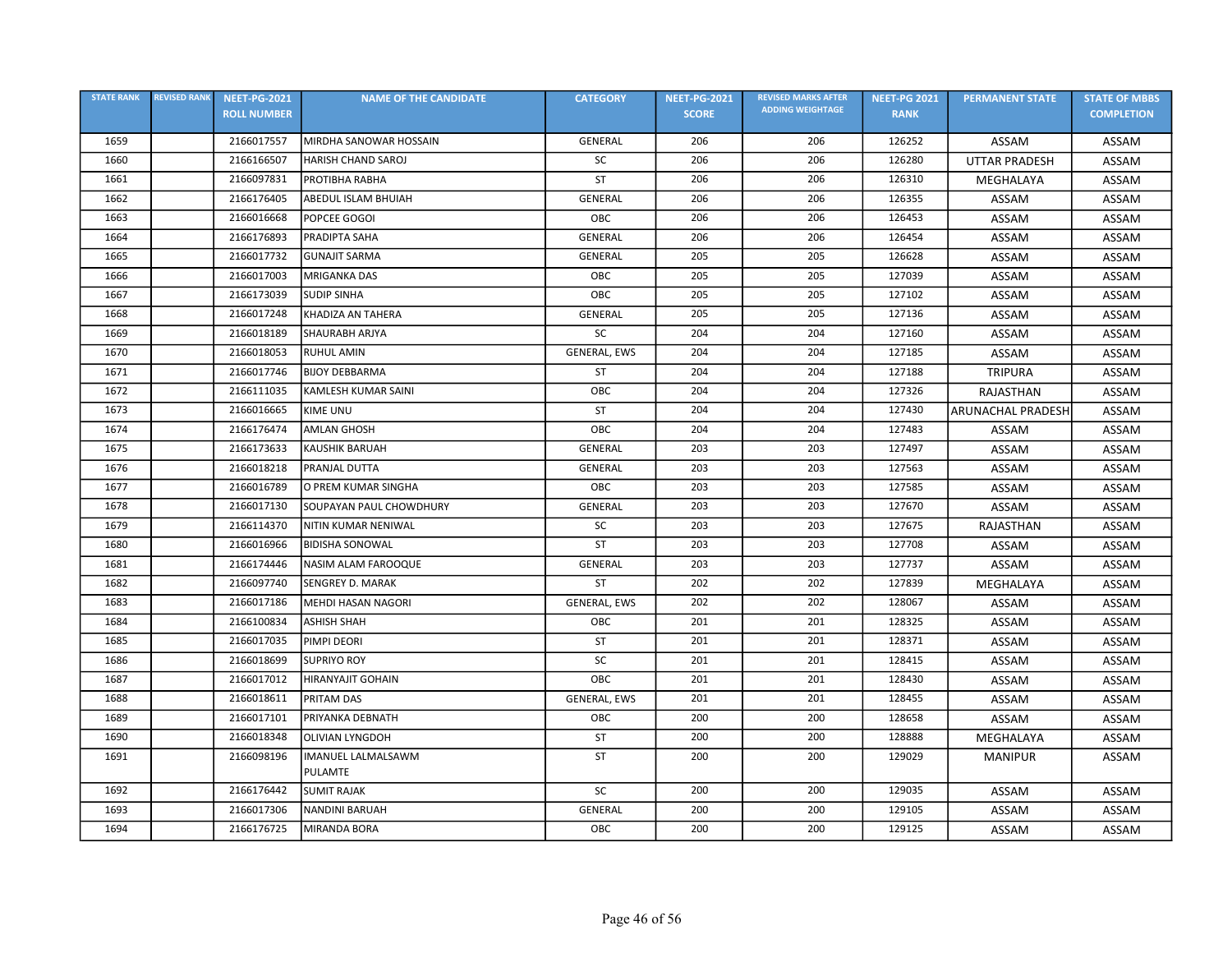| STATE RANK | REVISED RANK | NEET-PG-2021 ROLL NUMBER | NAME OF THE CANDIDATE | CATEGORY | NEET-PG-2021 SCORE | REVISED MARKS AFTER ADDING WEIGHTAGE | NEET-PG 2021 RANK | PERMANENT STATE | STATE OF MBBS COMPLETION |
|---|---|---|---|---|---|---|---|---|---|
| 1659 | | 2166017557 | MIRDHA SANOWAR HOSSAIN | GENERAL | 206 | 206 | 126252 | ASSAM | ASSAM |
| 1660 | | 2166166507 | HARISH CHAND SAROJ | SC | 206 | 206 | 126280 | UTTAR PRADESH | ASSAM |
| 1661 | | 2166097831 | PROTIBHA RABHA | ST | 206 | 206 | 126310 | MEGHALAYA | ASSAM |
| 1662 | | 2166176405 | ABEDUL ISLAM BHUIAH | GENERAL | 206 | 206 | 126355 | ASSAM | ASSAM |
| 1663 | | 2166016668 | POPCEE GOGOI | OBC | 206 | 206 | 126453 | ASSAM | ASSAM |
| 1664 | | 2166176893 | PRADIPTA SAHA | GENERAL | 206 | 206 | 126454 | ASSAM | ASSAM |
| 1665 | | 2166017732 | GUNAJIT SARMA | GENERAL | 205 | 205 | 126628 | ASSAM | ASSAM |
| 1666 | | 2166017003 | MRIGANKA DAS | OBC | 205 | 205 | 127039 | ASSAM | ASSAM |
| 1667 | | 2166173039 | SUDIP SINHA | OBC | 205 | 205 | 127102 | ASSAM | ASSAM |
| 1668 | | 2166017248 | KHADIZA AN TAHERA | GENERAL | 205 | 205 | 127136 | ASSAM | ASSAM |
| 1669 | | 2166018189 | SHAURABH ARJYA | SC | 204 | 204 | 127160 | ASSAM | ASSAM |
| 1670 | | 2166018053 | RUHUL AMIN | GENERAL, EWS | 204 | 204 | 127185 | ASSAM | ASSAM |
| 1671 | | 2166017746 | BIJOY DEBBARMA | ST | 204 | 204 | 127188 | TRIPURA | ASSAM |
| 1672 | | 2166111035 | KAMLESH KUMAR SAINI | OBC | 204 | 204 | 127326 | RAJASTHAN | ASSAM |
| 1673 | | 2166016665 | KIME UNU | ST | 204 | 204 | 127430 | ARUNACHAL PRADESH | ASSAM |
| 1674 | | 2166176474 | AMLAN GHOSH | OBC | 204 | 204 | 127483 | ASSAM | ASSAM |
| 1675 | | 2166173633 | KAUSHIK BARUAH | GENERAL | 203 | 203 | 127497 | ASSAM | ASSAM |
| 1676 | | 2166018218 | PRANJAL DUTTA | GENERAL | 203 | 203 | 127563 | ASSAM | ASSAM |
| 1677 | | 2166016789 | O PREM KUMAR SINGHA | OBC | 203 | 203 | 127585 | ASSAM | ASSAM |
| 1678 | | 2166017130 | SOUPAYAN PAUL CHOWDHURY | GENERAL | 203 | 203 | 127670 | ASSAM | ASSAM |
| 1679 | | 2166114370 | NITIN KUMAR NENIWAL | SC | 203 | 203 | 127675 | RAJASTHAN | ASSAM |
| 1680 | | 2166016966 | BIDISHA SONOWAL | ST | 203 | 203 | 127708 | ASSAM | ASSAM |
| 1681 | | 2166174446 | NASIM ALAM FAROOQUE | GENERAL | 203 | 203 | 127737 | ASSAM | ASSAM |
| 1682 | | 2166097740 | SENGREY D. MARAK | ST | 202 | 202 | 127839 | MEGHALAYA | ASSAM |
| 1683 | | 2166017186 | MEHDI HASAN NAGORI | GENERAL, EWS | 202 | 202 | 128067 | ASSAM | ASSAM |
| 1684 | | 2166100834 | ASHISH SHAH | OBC | 201 | 201 | 128325 | ASSAM | ASSAM |
| 1685 | | 2166017035 | PIMPI DEORI | ST | 201 | 201 | 128371 | ASSAM | ASSAM |
| 1686 | | 2166018699 | SUPRIYO ROY | SC | 201 | 201 | 128415 | ASSAM | ASSAM |
| 1687 | | 2166017012 | HIRANYAJIT GOHAIN | OBC | 201 | 201 | 128430 | ASSAM | ASSAM |
| 1688 | | 2166018611 | PRITAM DAS | GENERAL, EWS | 201 | 201 | 128455 | ASSAM | ASSAM |
| 1689 | | 2166017101 | PRIYANKA DEBNATH | OBC | 200 | 200 | 128658 | ASSAM | ASSAM |
| 1690 | | 2166018348 | OLIVIAN LYNGDOH | ST | 200 | 200 | 128888 | MEGHALAYA | ASSAM |
| 1691 | | 2166098196 | IMANUEL LALMALSAWM PULAMTE | ST | 200 | 200 | 129029 | MANIPUR | ASSAM |
| 1692 | | 2166176442 | SUMIT RAJAK | SC | 200 | 200 | 129035 | ASSAM | ASSAM |
| 1693 | | 2166017306 | NANDINI BARUAH | GENERAL | 200 | 200 | 129105 | ASSAM | ASSAM |
| 1694 | | 2166176725 | MIRANDA BORA | OBC | 200 | 200 | 129125 | ASSAM | ASSAM |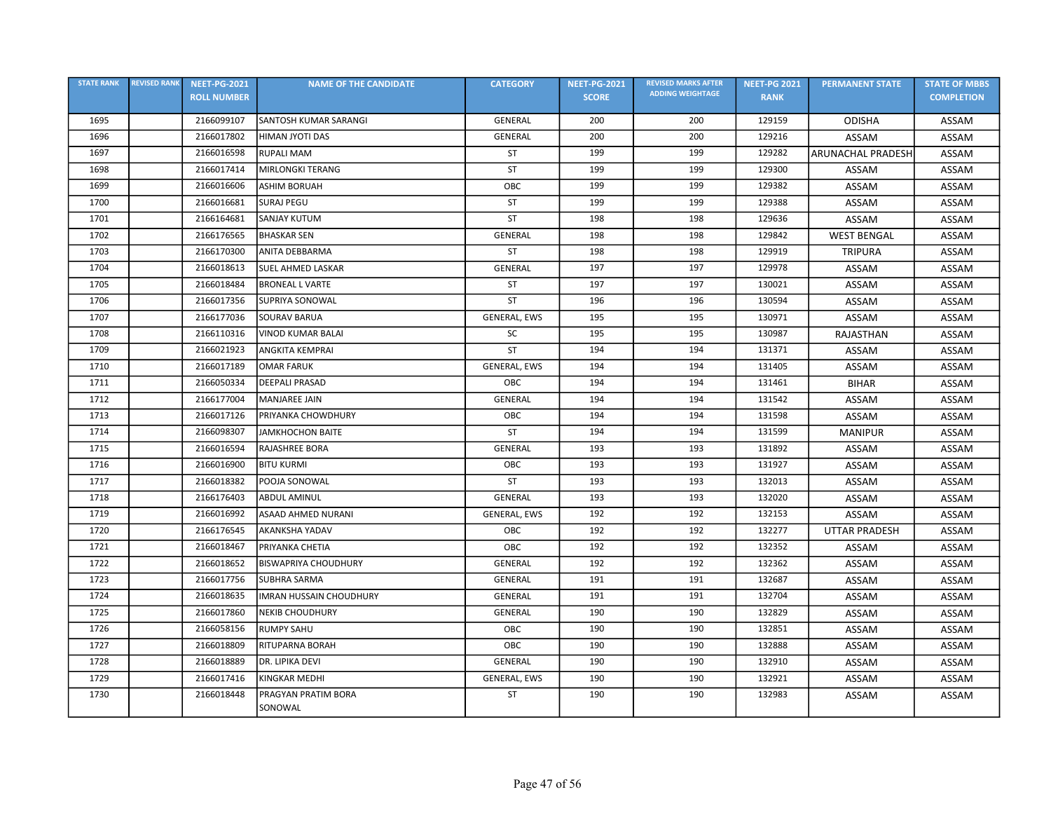| STATE RANK | REVISED RANK | NEET-PG-2021 ROLL NUMBER | NAME OF THE CANDIDATE | CATEGORY | NEET-PG-2021 SCORE | REVISED MARKS AFTER ADDING WEIGHTAGE | NEET-PG 2021 RANK | PERMANENT STATE | STATE OF MBBS COMPLETION |
|---|---|---|---|---|---|---|---|---|---|
| 1695 | | 2166099107 | SANTOSH KUMAR SARANGI | GENERAL | 200 | 200 | 129159 | ODISHA | ASSAM |
| 1696 | | 2166017802 | HIMAN JYOTI DAS | GENERAL | 200 | 200 | 129216 | ASSAM | ASSAM |
| 1697 | | 2166016598 | RUPALI MAM | ST | 199 | 199 | 129282 | ARUNACHAL PRADESH | ASSAM |
| 1698 | | 2166017414 | MIRLONGKI TERANG | ST | 199 | 199 | 129300 | ASSAM | ASSAM |
| 1699 | | 2166016606 | ASHIM BORUAH | OBC | 199 | 199 | 129382 | ASSAM | ASSAM |
| 1700 | | 2166016681 | SURAJ PEGU | ST | 199 | 199 | 129388 | ASSAM | ASSAM |
| 1701 | | 2166164681 | SANJAY KUTUM | ST | 198 | 198 | 129636 | ASSAM | ASSAM |
| 1702 | | 2166176565 | BHASKAR SEN | GENERAL | 198 | 198 | 129842 | WEST BENGAL | ASSAM |
| 1703 | | 2166170300 | ANITA DEBBARMA | ST | 198 | 198 | 129919 | TRIPURA | ASSAM |
| 1704 | | 2166018613 | SUEL AHMED LASKAR | GENERAL | 197 | 197 | 129978 | ASSAM | ASSAM |
| 1705 | | 2166018484 | BRONEAL L VARTE | ST | 197 | 197 | 130021 | ASSAM | ASSAM |
| 1706 | | 2166017356 | SUPRIYA SONOWAL | ST | 196 | 196 | 130594 | ASSAM | ASSAM |
| 1707 | | 2166177036 | SOURAV BARUA | GENERAL, EWS | 195 | 195 | 130971 | ASSAM | ASSAM |
| 1708 | | 2166110316 | VINOD KUMAR BALAI | SC | 195 | 195 | 130987 | RAJASTHAN | ASSAM |
| 1709 | | 2166021923 | ANGKITA KEMPRAI | ST | 194 | 194 | 131371 | ASSAM | ASSAM |
| 1710 | | 2166017189 | OMAR FARUK | GENERAL, EWS | 194 | 194 | 131405 | ASSAM | ASSAM |
| 1711 | | 2166050334 | DEEPALI PRASAD | OBC | 194 | 194 | 131461 | BIHAR | ASSAM |
| 1712 | | 2166177004 | MANJAREE JAIN | GENERAL | 194 | 194 | 131542 | ASSAM | ASSAM |
| 1713 | | 2166017126 | PRIYANKA CHOWDHURY | OBC | 194 | 194 | 131598 | ASSAM | ASSAM |
| 1714 | | 2166098307 | JAMKHOCHON BAITE | ST | 194 | 194 | 131599 | MANIPUR | ASSAM |
| 1715 | | 2166016594 | RAJASHREE BORA | GENERAL | 193 | 193 | 131892 | ASSAM | ASSAM |
| 1716 | | 2166016900 | BITU KURMI | OBC | 193 | 193 | 131927 | ASSAM | ASSAM |
| 1717 | | 2166018382 | POOJA SONOWAL | ST | 193 | 193 | 132013 | ASSAM | ASSAM |
| 1718 | | 2166176403 | ABDUL AMINUL | GENERAL | 193 | 193 | 132020 | ASSAM | ASSAM |
| 1719 | | 2166016992 | ASAAD AHMED NURANI | GENERAL, EWS | 192 | 192 | 132153 | ASSAM | ASSAM |
| 1720 | | 2166176545 | AKANKSHA YADAV | OBC | 192 | 192 | 132277 | UTTAR PRADESH | ASSAM |
| 1721 | | 2166018467 | PRIYANKA CHETIA | OBC | 192 | 192 | 132352 | ASSAM | ASSAM |
| 1722 | | 2166018652 | BISWAPRIYA CHOUDHURY | GENERAL | 192 | 192 | 132362 | ASSAM | ASSAM |
| 1723 | | 2166017756 | SUBHRA SARMA | GENERAL | 191 | 191 | 132687 | ASSAM | ASSAM |
| 1724 | | 2166018635 | IMRAN HUSSAIN CHOUDHURY | GENERAL | 191 | 191 | 132704 | ASSAM | ASSAM |
| 1725 | | 2166017860 | NEKIB CHOUDHURY | GENERAL | 190 | 190 | 132829 | ASSAM | ASSAM |
| 1726 | | 2166058156 | RUMPY SAHU | OBC | 190 | 190 | 132851 | ASSAM | ASSAM |
| 1727 | | 2166018809 | RITUPARNA BORAH | OBC | 190 | 190 | 132888 | ASSAM | ASSAM |
| 1728 | | 2166018889 | DR. LIPIKA DEVI | GENERAL | 190 | 190 | 132910 | ASSAM | ASSAM |
| 1729 | | 2166017416 | KINGKAR MEDHI | GENERAL, EWS | 190 | 190 | 132921 | ASSAM | ASSAM |
| 1730 | | 2166018448 | PRAGYAN PRATIM BORA SONOWAL | ST | 190 | 190 | 132983 | ASSAM | ASSAM |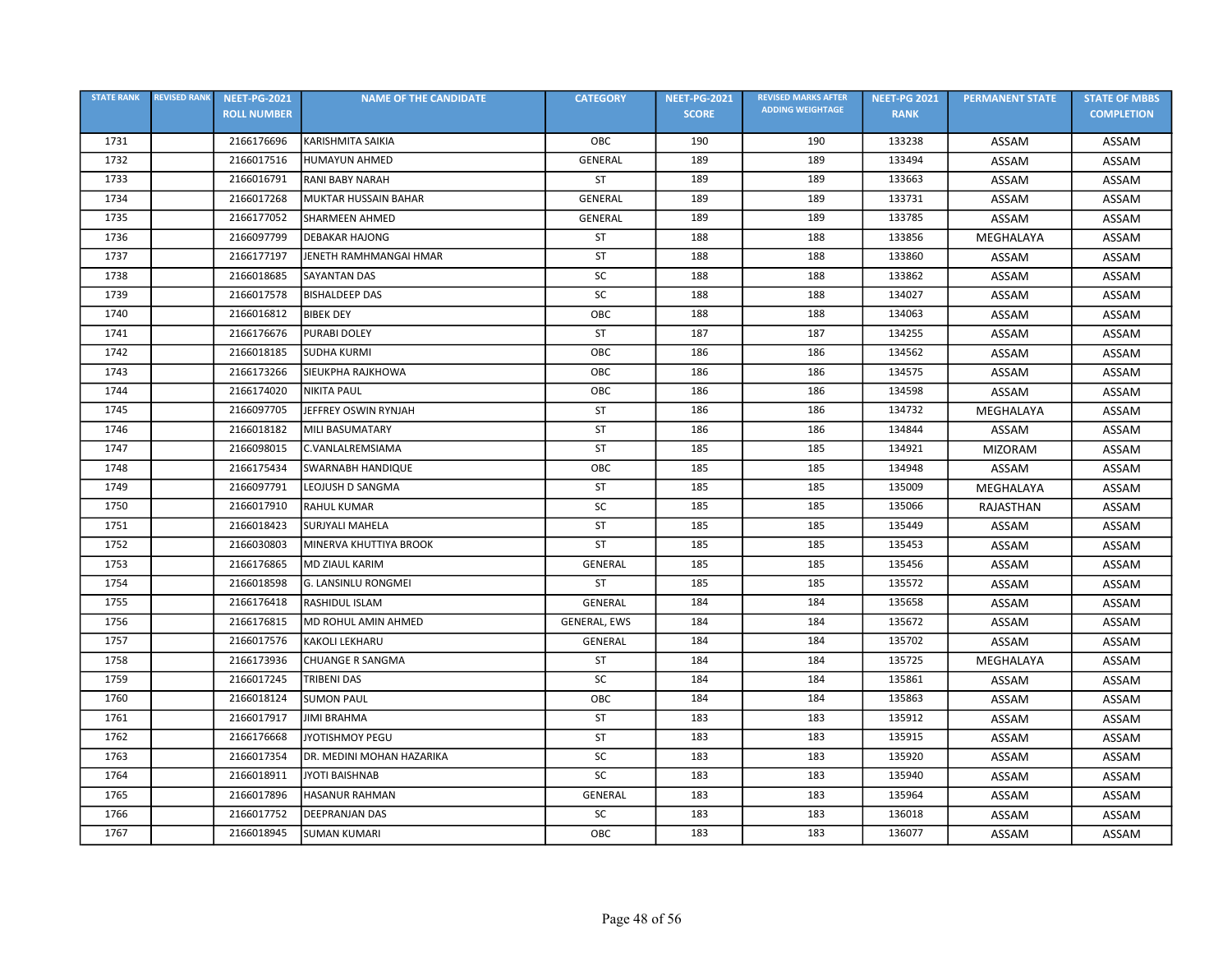| STATE RANK | REVISED RANK | NEET-PG-2021 ROLL NUMBER | NAME OF THE CANDIDATE | CATEGORY | NEET-PG-2021 SCORE | REVISED MARKS AFTER ADDING WEIGHTAGE | NEET-PG 2021 RANK | PERMANENT STATE | STATE OF MBBS COMPLETION |
|---|---|---|---|---|---|---|---|---|---|
| 1731 | | 2166176696 | KARISHMITA SAIKIA | OBC | 190 | 190 | 133238 | ASSAM | ASSAM |
| 1732 | | 2166017516 | HUMAYUN AHMED | GENERAL | 189 | 189 | 133494 | ASSAM | ASSAM |
| 1733 | | 2166016791 | RANI BABY NARAH | ST | 189 | 189 | 133663 | ASSAM | ASSAM |
| 1734 | | 2166017268 | MUKTAR HUSSAIN BAHAR | GENERAL | 189 | 189 | 133731 | ASSAM | ASSAM |
| 1735 | | 2166177052 | SHARMEEN AHMED | GENERAL | 189 | 189 | 133785 | ASSAM | ASSAM |
| 1736 | | 2166097799 | DEBAKAR HAJONG | ST | 188 | 188 | 133856 | MEGHALAYA | ASSAM |
| 1737 | | 2166177197 | JENETH RAMHMANGAI HMAR | ST | 188 | 188 | 133860 | ASSAM | ASSAM |
| 1738 | | 2166018685 | SAYANTAN DAS | SC | 188 | 188 | 133862 | ASSAM | ASSAM |
| 1739 | | 2166017578 | BISHALDEEP DAS | SC | 188 | 188 | 134027 | ASSAM | ASSAM |
| 1740 | | 2166016812 | BIBEK DEY | OBC | 188 | 188 | 134063 | ASSAM | ASSAM |
| 1741 | | 2166176676 | PURABI DOLEY | ST | 187 | 187 | 134255 | ASSAM | ASSAM |
| 1742 | | 2166018185 | SUDHA KURMI | OBC | 186 | 186 | 134562 | ASSAM | ASSAM |
| 1743 | | 2166173266 | SIEUKPHA RAJKHOWA | OBC | 186 | 186 | 134575 | ASSAM | ASSAM |
| 1744 | | 2166174020 | NIKITA PAUL | OBC | 186 | 186 | 134598 | ASSAM | ASSAM |
| 1745 | | 2166097705 | JEFFREY OSWIN RYNJAH | ST | 186 | 186 | 134732 | MEGHALAYA | ASSAM |
| 1746 | | 2166018182 | MILI BASUMATARY | ST | 186 | 186 | 134844 | ASSAM | ASSAM |
| 1747 | | 2166098015 | C.VANLALREMSIAMA | ST | 185 | 185 | 134921 | MIZORAM | ASSAM |
| 1748 | | 2166175434 | SWARNABH HANDIQUE | OBC | 185 | 185 | 134948 | ASSAM | ASSAM |
| 1749 | | 2166097791 | LEOJUSH D SANGMA | ST | 185 | 185 | 135009 | MEGHALAYA | ASSAM |
| 1750 | | 2166017910 | RAHUL KUMAR | SC | 185 | 185 | 135066 | RAJASTHAN | ASSAM |
| 1751 | | 2166018423 | SURJYALI MAHELA | ST | 185 | 185 | 135449 | ASSAM | ASSAM |
| 1752 | | 2166030803 | MINERVA KHUTTIYA BROOK | ST | 185 | 185 | 135453 | ASSAM | ASSAM |
| 1753 | | 2166176865 | MD ZIAUL KARIM | GENERAL | 185 | 185 | 135456 | ASSAM | ASSAM |
| 1754 | | 2166018598 | G. LANSINLU RONGMEI | ST | 185 | 185 | 135572 | ASSAM | ASSAM |
| 1755 | | 2166176418 | RASHIDUL ISLAM | GENERAL | 184 | 184 | 135658 | ASSAM | ASSAM |
| 1756 | | 2166176815 | MD ROHUL AMIN AHMED | GENERAL, EWS | 184 | 184 | 135672 | ASSAM | ASSAM |
| 1757 | | 2166017576 | KAKOLI LEKHARU | GENERAL | 184 | 184 | 135702 | ASSAM | ASSAM |
| 1758 | | 2166173936 | CHUANGE R SANGMA | ST | 184 | 184 | 135725 | MEGHALAYA | ASSAM |
| 1759 | | 2166017245 | TRIBENI DAS | SC | 184 | 184 | 135861 | ASSAM | ASSAM |
| 1760 | | 2166018124 | SUMON PAUL | OBC | 184 | 184 | 135863 | ASSAM | ASSAM |
| 1761 | | 2166017917 | JIMI BRAHMA | ST | 183 | 183 | 135912 | ASSAM | ASSAM |
| 1762 | | 2166176668 | JYOTISHMOY PEGU | ST | 183 | 183 | 135915 | ASSAM | ASSAM |
| 1763 | | 2166017354 | DR. MEDINI MOHAN HAZARIKA | SC | 183 | 183 | 135920 | ASSAM | ASSAM |
| 1764 | | 2166018911 | JYOTI BAISHNAB | SC | 183 | 183 | 135940 | ASSAM | ASSAM |
| 1765 | | 2166017896 | HASANUR RAHMAN | GENERAL | 183 | 183 | 135964 | ASSAM | ASSAM |
| 1766 | | 2166017752 | DEEPRANJAN DAS | SC | 183 | 183 | 136018 | ASSAM | ASSAM |
| 1767 | | 2166018945 | SUMAN KUMARI | OBC | 183 | 183 | 136077 | ASSAM | ASSAM |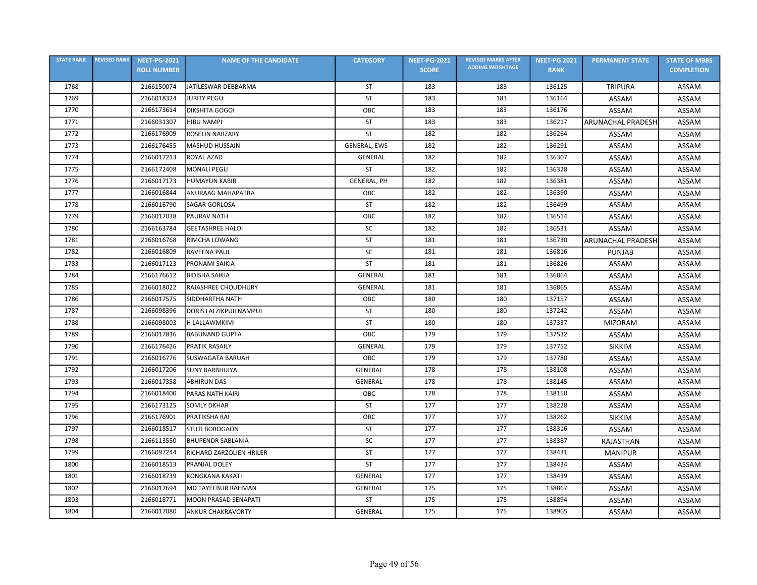| STATE RANK | REVISED RANK | NEET-PG-2021 ROLL NUMBER | NAME OF THE CANDIDATE | CATEGORY | NEET-PG-2021 SCORE | REVISED MARKS AFTER ADDING WEIGHTAGE | NEET-PG 2021 RANK | PERMANENT STATE | STATE OF MBBS COMPLETION |
|---|---|---|---|---|---|---|---|---|---|
| 1768 | | 2166150074 | JATILESWAR DEBBARMA | ST | 183 | 183 | 136125 | TRIPURA | ASSAM |
| 1769 | | 2166018324 | JURITY PEGU | ST | 183 | 183 | 136164 | ASSAM | ASSAM |
| 1770 | | 2166173614 | DIKSHITA GOGOI | OBC | 183 | 183 | 136176 | ASSAM | ASSAM |
| 1771 | | 2166031307 | HIBU NAMPI | ST | 183 | 183 | 136217 | ARUNACHAL PRADESH | ASSAM |
| 1772 | | 2166176909 | ROSELIN NARZARY | ST | 182 | 182 | 136264 | ASSAM | ASSAM |
| 1773 | | 2166176455 | MASHUD HUSSAIN | GENERAL, EWS | 182 | 182 | 136291 | ASSAM | ASSAM |
| 1774 | | 2166017213 | ROYAL AZAD | GENERAL | 182 | 182 | 136307 | ASSAM | ASSAM |
| 1775 | | 2166172408 | MONALI PEGU | ST | 182 | 182 | 136328 | ASSAM | ASSAM |
| 1776 | | 2166017173 | HUMAYUN KABIR | GENERAL, PH | 182 | 182 | 136381 | ASSAM | ASSAM |
| 1777 | | 2166016844 | ANURAAG MAHAPATRA | OBC | 182 | 182 | 136390 | ASSAM | ASSAM |
| 1778 | | 2166016790 | SAGAR GORLOSA | ST | 182 | 182 | 136499 | ASSAM | ASSAM |
| 1779 | | 2166017038 | PAURAV NATH | OBC | 182 | 182 | 136514 | ASSAM | ASSAM |
| 1780 | | 2166163784 | GEETASHREE HALOI | SC | 182 | 182 | 136531 | ASSAM | ASSAM |
| 1781 | | 2166016768 | RIMCHA LOWANG | ST | 181 | 181 | 136730 | ARUNACHAL PRADESH | ASSAM |
| 1782 | | 2166016809 | RAVEENA PAUL | SC | 181 | 181 | 136816 | PUNJAB | ASSAM |
| 1783 | | 2166017123 | PRONAMI SAIKIA | ST | 181 | 181 | 136826 | ASSAM | ASSAM |
| 1784 | | 2166176612 | BIDISHA SAIKIA | GENERAL | 181 | 181 | 136864 | ASSAM | ASSAM |
| 1785 | | 2166018022 | RAJASHREE CHOUDHURY | GENERAL | 181 | 181 | 136865 | ASSAM | ASSAM |
| 1786 | | 2166017575 | SIDDHARTHA NATH | OBC | 180 | 180 | 137157 | ASSAM | ASSAM |
| 1787 | | 2166098396 | DORIS LALZIKPUII NAMPUI | ST | 180 | 180 | 137242 | ASSAM | ASSAM |
| 1788 | | 2166098003 | H LALLAWMKIMI | ST | 180 | 180 | 137337 | MIZORAM | ASSAM |
| 1789 | | 2166017836 | BABUNAND GUPTA | OBC | 179 | 179 | 137532 | ASSAM | ASSAM |
| 1790 | | 2166176426 | PRATIK RASAILY | GENERAL | 179 | 179 | 137752 | SIKKIM | ASSAM |
| 1791 | | 2166016776 | SUSWAGATA BARUAH | OBC | 179 | 179 | 137780 | ASSAM | ASSAM |
| 1792 | | 2166017206 | SUNY BARBHUIYA | GENERAL | 178 | 178 | 138108 | ASSAM | ASSAM |
| 1793 | | 2166017358 | ABHIRUN DAS | GENERAL | 178 | 178 | 138145 | ASSAM | ASSAM |
| 1794 | | 2166018400 | PARAS NATH KAIRI | OBC | 178 | 178 | 138150 | ASSAM | ASSAM |
| 1795 | | 2166173125 | SOMLY DKHAR | ST | 177 | 177 | 138228 | ASSAM | ASSAM |
| 1796 | | 2166176901 | PRATIKSHA RAI | OBC | 177 | 177 | 138262 | SIKKIM | ASSAM |
| 1797 | | 2166018517 | STUTI BOROGAON | ST | 177 | 177 | 138316 | ASSAM | ASSAM |
| 1798 | | 2166113550 | BHUPENDR SABLANIA | SC | 177 | 177 | 138387 | RAJASTHAN | ASSAM |
| 1799 | | 2166097244 | RICHARD ZARZOLIEN HRILER | ST | 177 | 177 | 138431 | MANIPUR | ASSAM |
| 1800 | | 2166018513 | PRANJAL DOLEY | ST | 177 | 177 | 138434 | ASSAM | ASSAM |
| 1801 | | 2166018739 | KONGKANA KAKATI | GENERAL | 177 | 177 | 138439 | ASSAM | ASSAM |
| 1802 | | 2166017694 | MD TAYEEBUR RAHMAN | GENERAL | 175 | 175 | 138867 | ASSAM | ASSAM |
| 1803 | | 2166018771 | MOON PRASAD SENAPATI | ST | 175 | 175 | 138894 | ASSAM | ASSAM |
| 1804 | | 2166017080 | ANKUR CHAKRAVORTY | GENERAL | 175 | 175 | 138965 | ASSAM | ASSAM |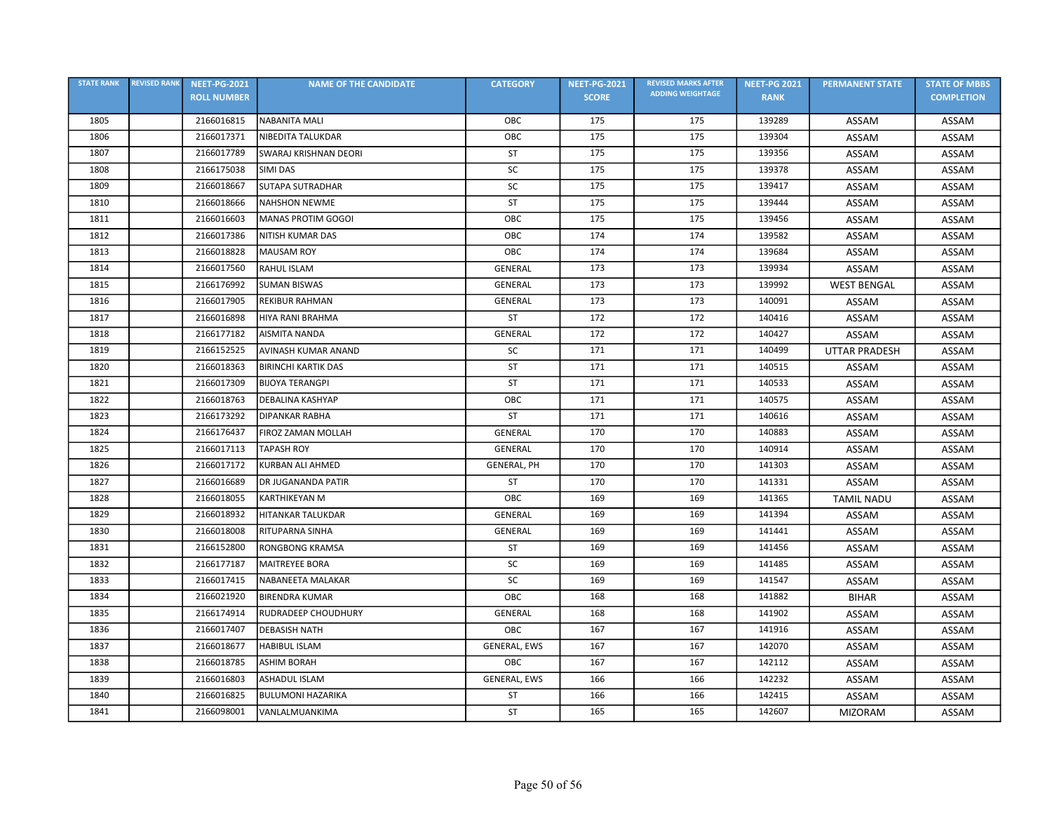| STATE RANK | REVISED RANK | NEET-PG-2021 ROLL NUMBER | NAME OF THE CANDIDATE | CATEGORY | NEET-PG-2021 SCORE | REVISED MARKS AFTER ADDING WEIGHTAGE | NEET-PG 2021 RANK | PERMANENT STATE | STATE OF MBBS COMPLETION |
|---|---|---|---|---|---|---|---|---|---|
| 1805 | | 2166016815 | NABANITA MALI | OBC | 175 | 175 | 139289 | ASSAM | ASSAM |
| 1806 | | 2166017371 | NIBEDITA TALUKDAR | OBC | 175 | 175 | 139304 | ASSAM | ASSAM |
| 1807 | | 2166017789 | SWARAJ KRISHNAN DEORI | ST | 175 | 175 | 139356 | ASSAM | ASSAM |
| 1808 | | 2166175038 | SIMI DAS | SC | 175 | 175 | 139378 | ASSAM | ASSAM |
| 1809 | | 2166018667 | SUTAPA SUTRADHAR | SC | 175 | 175 | 139417 | ASSAM | ASSAM |
| 1810 | | 2166018666 | NAHSHON NEWME | ST | 175 | 175 | 139444 | ASSAM | ASSAM |
| 1811 | | 2166016603 | MANAS PROTIM GOGOI | OBC | 175 | 175 | 139456 | ASSAM | ASSAM |
| 1812 | | 2166017386 | NITISH KUMAR DAS | OBC | 174 | 174 | 139582 | ASSAM | ASSAM |
| 1813 | | 2166018828 | MAUSAM ROY | OBC | 174 | 174 | 139684 | ASSAM | ASSAM |
| 1814 | | 2166017560 | RAHUL ISLAM | GENERAL | 173 | 173 | 139934 | ASSAM | ASSAM |
| 1815 | | 2166176992 | SUMAN BISWAS | GENERAL | 173 | 173 | 139992 | WEST BENGAL | ASSAM |
| 1816 | | 2166017905 | REKIBUR RAHMAN | GENERAL | 173 | 173 | 140091 | ASSAM | ASSAM |
| 1817 | | 2166016898 | HIYA RANI BRAHMA | ST | 172 | 172 | 140416 | ASSAM | ASSAM |
| 1818 | | 2166177182 | AISMITA NANDA | GENERAL | 172 | 172 | 140427 | ASSAM | ASSAM |
| 1819 | | 2166152525 | AVINASH KUMAR ANAND | SC | 171 | 171 | 140499 | UTTAR PRADESH | ASSAM |
| 1820 | | 2166018363 | BIRINCHI KARTIK DAS | ST | 171 | 171 | 140515 | ASSAM | ASSAM |
| 1821 | | 2166017309 | BIJOYA TERANGPI | ST | 171 | 171 | 140533 | ASSAM | ASSAM |
| 1822 | | 2166018763 | DEBALINA KASHYAP | OBC | 171 | 171 | 140575 | ASSAM | ASSAM |
| 1823 | | 2166173292 | DIPANKAR RABHA | ST | 171 | 171 | 140616 | ASSAM | ASSAM |
| 1824 | | 2166176437 | FIROZ ZAMAN MOLLAH | GENERAL | 170 | 170 | 140883 | ASSAM | ASSAM |
| 1825 | | 2166017113 | TAPASH ROY | GENERAL | 170 | 170 | 140914 | ASSAM | ASSAM |
| 1826 | | 2166017172 | KURBAN ALI AHMED | GENERAL, PH | 170 | 170 | 141303 | ASSAM | ASSAM |
| 1827 | | 2166016689 | DR JUGANANDA PATIR | ST | 170 | 170 | 141331 | ASSAM | ASSAM |
| 1828 | | 2166018055 | KARTHIKEYAN M | OBC | 169 | 169 | 141365 | TAMIL NADU | ASSAM |
| 1829 | | 2166018932 | HITANKAR TALUKDAR | GENERAL | 169 | 169 | 141394 | ASSAM | ASSAM |
| 1830 | | 2166018008 | RITUPARNA SINHA | GENERAL | 169 | 169 | 141441 | ASSAM | ASSAM |
| 1831 | | 2166152800 | RONGBONG KRAMSA | ST | 169 | 169 | 141456 | ASSAM | ASSAM |
| 1832 | | 2166177187 | MAITREYEE BORA | SC | 169 | 169 | 141485 | ASSAM | ASSAM |
| 1833 | | 2166017415 | NABANEETA MALAKAR | SC | 169 | 169 | 141547 | ASSAM | ASSAM |
| 1834 | | 2166021920 | BIRENDRA KUMAR | OBC | 168 | 168 | 141882 | BIHAR | ASSAM |
| 1835 | | 2166174914 | RUDRADEEP CHOUDHURY | GENERAL | 168 | 168 | 141902 | ASSAM | ASSAM |
| 1836 | | 2166017407 | DEBASISH NATH | OBC | 167 | 167 | 141916 | ASSAM | ASSAM |
| 1837 | | 2166018677 | HABIBUL ISLAM | GENERAL, EWS | 167 | 167 | 142070 | ASSAM | ASSAM |
| 1838 | | 2166018785 | ASHIM BORAH | OBC | 167 | 167 | 142112 | ASSAM | ASSAM |
| 1839 | | 2166016803 | ASHADUL ISLAM | GENERAL, EWS | 166 | 166 | 142232 | ASSAM | ASSAM |
| 1840 | | 2166016825 | BULUMONI HAZARIKA | ST | 166 | 166 | 142415 | ASSAM | ASSAM |
| 1841 | | 2166098001 | VANLALMUANKIMA | ST | 165 | 165 | 142607 | MIZORAM | ASSAM |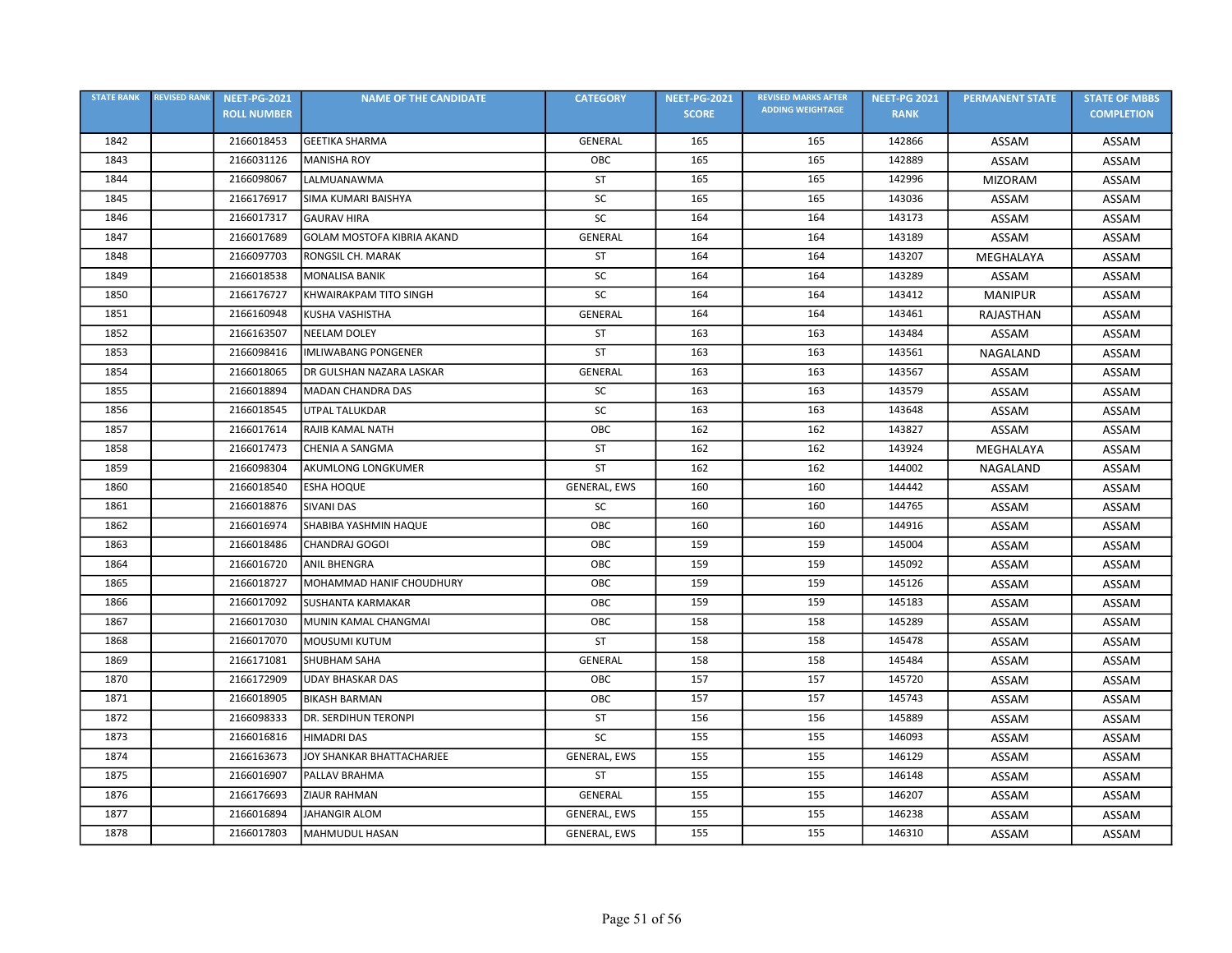| STATE RANK | REVISED RANK | NEET-PG-2021 ROLL NUMBER | NAME OF THE CANDIDATE | CATEGORY | NEET-PG-2021 SCORE | REVISED MARKS AFTER ADDING WEIGHTAGE | NEET-PG 2021 RANK | PERMANENT STATE | STATE OF MBBS COMPLETION |
|---|---|---|---|---|---|---|---|---|---|
| 1842 | | 2166018453 | GEETIKA SHARMA | GENERAL | 165 | 165 | 142866 | ASSAM | ASSAM |
| 1843 | | 2166031126 | MANISHA ROY | OBC | 165 | 165 | 142889 | ASSAM | ASSAM |
| 1844 | | 2166098067 | LALMUANAWMA | ST | 165 | 165 | 142996 | MIZORAM | ASSAM |
| 1845 | | 2166176917 | SIMA KUMARI BAISHYA | SC | 165 | 165 | 143036 | ASSAM | ASSAM |
| 1846 | | 2166017317 | GAURAV HIRA | SC | 164 | 164 | 143173 | ASSAM | ASSAM |
| 1847 | | 2166017689 | GOLAM MOSTOFA KIBRIA AKAND | GENERAL | 164 | 164 | 143189 | ASSAM | ASSAM |
| 1848 | | 2166097703 | RONGSIL CH. MARAK | ST | 164 | 164 | 143207 | MEGHALAYA | ASSAM |
| 1849 | | 2166018538 | MONALISA BANIK | SC | 164 | 164 | 143289 | ASSAM | ASSAM |
| 1850 | | 2166176727 | KHWAIRAKPAM TITO SINGH | SC | 164 | 164 | 143412 | MANIPUR | ASSAM |
| 1851 | | 2166160948 | KUSHA VASHISTHA | GENERAL | 164 | 164 | 143461 | RAJASTHAN | ASSAM |
| 1852 | | 2166163507 | NEELAM DOLEY | ST | 163 | 163 | 143484 | ASSAM | ASSAM |
| 1853 | | 2166098416 | IMLIWABANG PONGENER | ST | 163 | 163 | 143561 | NAGALAND | ASSAM |
| 1854 | | 2166018065 | DR GULSHAN NAZARA LASKAR | GENERAL | 163 | 163 | 143567 | ASSAM | ASSAM |
| 1855 | | 2166018894 | MADAN CHANDRA DAS | SC | 163 | 163 | 143579 | ASSAM | ASSAM |
| 1856 | | 2166018545 | UTPAL TALUKDAR | SC | 163 | 163 | 143648 | ASSAM | ASSAM |
| 1857 | | 2166017614 | RAJIB KAMAL NATH | OBC | 162 | 162 | 143827 | ASSAM | ASSAM |
| 1858 | | 2166017473 | CHENIA A SANGMA | ST | 162 | 162 | 143924 | MEGHALAYA | ASSAM |
| 1859 | | 2166098304 | AKUMLONG LONGKUMER | ST | 162 | 162 | 144002 | NAGALAND | ASSAM |
| 1860 | | 2166018540 | ESHA HOQUE | GENERAL, EWS | 160 | 160 | 144442 | ASSAM | ASSAM |
| 1861 | | 2166018876 | SIVANI DAS | SC | 160 | 160 | 144765 | ASSAM | ASSAM |
| 1862 | | 2166016974 | SHABIBA YASHMIN HAQUE | OBC | 160 | 160 | 144916 | ASSAM | ASSAM |
| 1863 | | 2166018486 | CHANDRAJ GOGOI | OBC | 159 | 159 | 145004 | ASSAM | ASSAM |
| 1864 | | 2166016720 | ANIL BHENGRA | OBC | 159 | 159 | 145092 | ASSAM | ASSAM |
| 1865 | | 2166018727 | MOHAMMAD HANIF CHOUDHURY | OBC | 159 | 159 | 145126 | ASSAM | ASSAM |
| 1866 | | 2166017092 | SUSHANTA KARMAKAR | OBC | 159 | 159 | 145183 | ASSAM | ASSAM |
| 1867 | | 2166017030 | MUNIN KAMAL CHANGMAI | OBC | 158 | 158 | 145289 | ASSAM | ASSAM |
| 1868 | | 2166017070 | MOUSUMI KUTUM | ST | 158 | 158 | 145478 | ASSAM | ASSAM |
| 1869 | | 2166171081 | SHUBHAM SAHA | GENERAL | 158 | 158 | 145484 | ASSAM | ASSAM |
| 1870 | | 2166172909 | UDAY BHASKAR DAS | OBC | 157 | 157 | 145720 | ASSAM | ASSAM |
| 1871 | | 2166018905 | BIKASH BARMAN | OBC | 157 | 157 | 145743 | ASSAM | ASSAM |
| 1872 | | 2166098333 | DR. SERDIHUN TERONPI | ST | 156 | 156 | 145889 | ASSAM | ASSAM |
| 1873 | | 2166016816 | HIMADRI DAS | SC | 155 | 155 | 146093 | ASSAM | ASSAM |
| 1874 | | 2166163673 | JOY SHANKAR BHATTACHARJEE | GENERAL, EWS | 155 | 155 | 146129 | ASSAM | ASSAM |
| 1875 | | 2166016907 | PALLAV BRAHMA | ST | 155 | 155 | 146148 | ASSAM | ASSAM |
| 1876 | | 2166176693 | ZIAUR RAHMAN | GENERAL | 155 | 155 | 146207 | ASSAM | ASSAM |
| 1877 | | 2166016894 | JAHANGIR ALOM | GENERAL, EWS | 155 | 155 | 146238 | ASSAM | ASSAM |
| 1878 | | 2166017803 | MAHMUDUL HASAN | GENERAL, EWS | 155 | 155 | 146310 | ASSAM | ASSAM |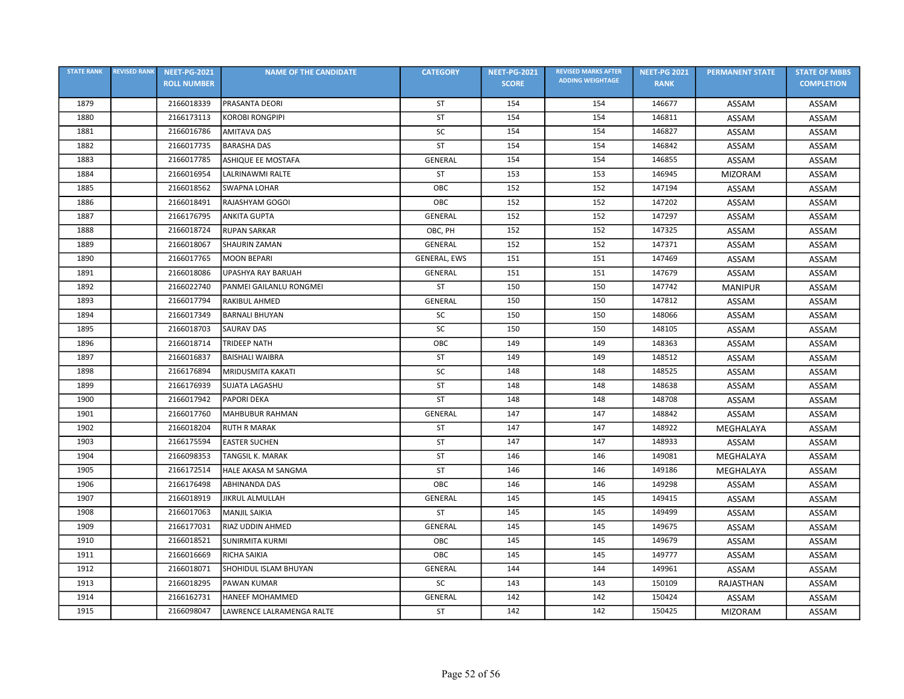| STATE RANK | REVISED RANK | NEET-PG-2021 ROLL NUMBER | NAME OF THE CANDIDATE | CATEGORY | NEET-PG-2021 SCORE | REVISED MARKS AFTER ADDING WEIGHTAGE | NEET-PG 2021 RANK | PERMANENT STATE | STATE OF MBBS COMPLETION |
|---|---|---|---|---|---|---|---|---|---|
| 1879 | | 2166018339 | PRASANTA DEORI | ST | 154 | 154 | 146677 | ASSAM | ASSAM |
| 1880 | | 2166173113 | KOROBI RONGPIPI | ST | 154 | 154 | 146811 | ASSAM | ASSAM |
| 1881 | | 2166016786 | AMITAVA DAS | SC | 154 | 154 | 146827 | ASSAM | ASSAM |
| 1882 | | 2166017735 | BARASHA DAS | ST | 154 | 154 | 146842 | ASSAM | ASSAM |
| 1883 | | 2166017785 | ASHIQUE EE MOSTAFA | GENERAL | 154 | 154 | 146855 | ASSAM | ASSAM |
| 1884 | | 2166016954 | LALRINAWMI RALTE | ST | 153 | 153 | 146945 | MIZORAM | ASSAM |
| 1885 | | 2166018562 | SWAPNA LOHAR | OBC | 152 | 152 | 147194 | ASSAM | ASSAM |
| 1886 | | 2166018491 | RAJASHYAM GOGOI | OBC | 152 | 152 | 147202 | ASSAM | ASSAM |
| 1887 | | 2166176795 | ANKITA GUPTA | GENERAL | 152 | 152 | 147297 | ASSAM | ASSAM |
| 1888 | | 2166018724 | RUPAN SARKAR | OBC, PH | 152 | 152 | 147325 | ASSAM | ASSAM |
| 1889 | | 2166018067 | SHAURIN ZAMAN | GENERAL | 152 | 152 | 147371 | ASSAM | ASSAM |
| 1890 | | 2166017765 | MOON BEPARI | GENERAL, EWS | 151 | 151 | 147469 | ASSAM | ASSAM |
| 1891 | | 2166018086 | UPASHYA RAY BARUAH | GENERAL | 151 | 151 | 147679 | ASSAM | ASSAM |
| 1892 | | 2166022740 | PANMEI GAILANLU RONGMEI | ST | 150 | 150 | 147742 | MANIPUR | ASSAM |
| 1893 | | 2166017794 | RAKIBUL AHMED | GENERAL | 150 | 150 | 147812 | ASSAM | ASSAM |
| 1894 | | 2166017349 | BARNALI BHUYAN | SC | 150 | 150 | 148066 | ASSAM | ASSAM |
| 1895 | | 2166018703 | SAURAV DAS | SC | 150 | 150 | 148105 | ASSAM | ASSAM |
| 1896 | | 2166018714 | TRIDEEP NATH | OBC | 149 | 149 | 148363 | ASSAM | ASSAM |
| 1897 | | 2166016837 | BAISHALI WAIBRA | ST | 149 | 149 | 148512 | ASSAM | ASSAM |
| 1898 | | 2166176894 | MRIDUSMITA KAKATI | SC | 148 | 148 | 148525 | ASSAM | ASSAM |
| 1899 | | 2166176939 | SUJATA LAGASHU | ST | 148 | 148 | 148638 | ASSAM | ASSAM |
| 1900 | | 2166017942 | PAPORI DEKA | ST | 148 | 148 | 148708 | ASSAM | ASSAM |
| 1901 | | 2166017760 | MAHBUBUR RAHMAN | GENERAL | 147 | 147 | 148842 | ASSAM | ASSAM |
| 1902 | | 2166018204 | RUTH R MARAK | ST | 147 | 147 | 148922 | MEGHALAYA | ASSAM |
| 1903 | | 2166175594 | EASTER SUCHEN | ST | 147 | 147 | 148933 | ASSAM | ASSAM |
| 1904 | | 2166098353 | TANGSIL K. MARAK | ST | 146 | 146 | 149081 | MEGHALAYA | ASSAM |
| 1905 | | 2166172514 | HALE AKASA M SANGMA | ST | 146 | 146 | 149186 | MEGHALAYA | ASSAM |
| 1906 | | 2166176498 | ABHINANDA DAS | OBC | 146 | 146 | 149298 | ASSAM | ASSAM |
| 1907 | | 2166018919 | JIKRUL ALMULLAH | GENERAL | 145 | 145 | 149415 | ASSAM | ASSAM |
| 1908 | | 2166017063 | MANJIL SAIKIA | ST | 145 | 145 | 149499 | ASSAM | ASSAM |
| 1909 | | 2166177031 | RIAZ UDDIN AHMED | GENERAL | 145 | 145 | 149675 | ASSAM | ASSAM |
| 1910 | | 2166018521 | SUNIRMITA KURMI | OBC | 145 | 145 | 149679 | ASSAM | ASSAM |
| 1911 | | 2166016669 | RICHA SAIKIA | OBC | 145 | 145 | 149777 | ASSAM | ASSAM |
| 1912 | | 2166018071 | SHOHIDUL ISLAM BHUYAN | GENERAL | 144 | 144 | 149961 | ASSAM | ASSAM |
| 1913 | | 2166018295 | PAWAN KUMAR | SC | 143 | 143 | 150109 | RAJASTHAN | ASSAM |
| 1914 | | 2166162731 | HANEEF MOHAMMED | GENERAL | 142 | 142 | 150424 | ASSAM | ASSAM |
| 1915 | | 2166098047 | LAWRENCE LALRAMENGA RALTE | ST | 142 | 142 | 150425 | MIZORAM | ASSAM |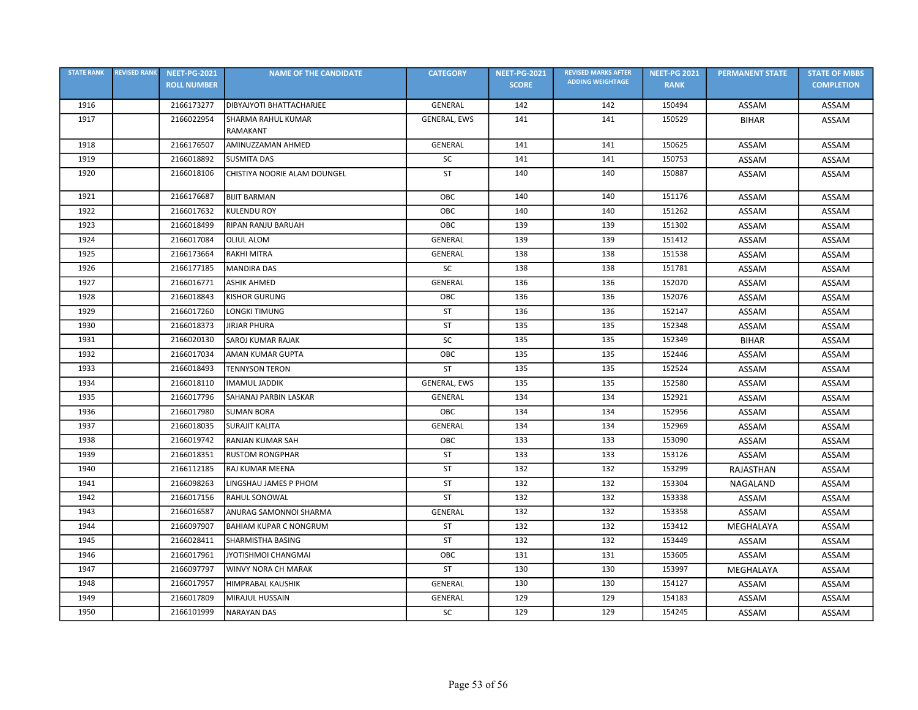| STATE RANK | REVISED RANK | NEET-PG-2021 ROLL NUMBER | NAME OF THE CANDIDATE | CATEGORY | NEET-PG-2021 SCORE | REVISED MARKS AFTER ADDING WEIGHTAGE | NEET-PG 2021 RANK | PERMANENT STATE | STATE OF MBBS COMPLETION |
|---|---|---|---|---|---|---|---|---|---|
| 1916 | | 2166173277 | DIBYAJYOTI BHATTACHARJEE | GENERAL | 142 | 142 | 150494 | ASSAM | ASSAM |
| 1917 | | 2166022954 | SHARMA RAHUL KUMAR RAMAKANT | GENERAL, EWS | 141 | 141 | 150529 | BIHAR | ASSAM |
| 1918 | | 2166176507 | AMINUZZAMAN AHMED | GENERAL | 141 | 141 | 150625 | ASSAM | ASSAM |
| 1919 | | 2166018892 | SUSMITA DAS | SC | 141 | 141 | 150753 | ASSAM | ASSAM |
| 1920 | | 2166018106 | CHISTIYA NOORIE ALAM DOUNGEL | ST | 140 | 140 | 150887 | ASSAM | ASSAM |
| 1921 | | 2166176687 | BIJIT BARMAN | OBC | 140 | 140 | 151176 | ASSAM | ASSAM |
| 1922 | | 2166017632 | KULENDU ROY | OBC | 140 | 140 | 151262 | ASSAM | ASSAM |
| 1923 | | 2166018499 | RIPAN RANJU BARUAH | OBC | 139 | 139 | 151302 | ASSAM | ASSAM |
| 1924 | | 2166017084 | OLIUL ALOM | GENERAL | 139 | 139 | 151412 | ASSAM | ASSAM |
| 1925 | | 2166173664 | RAKHI MITRA | GENERAL | 138 | 138 | 151538 | ASSAM | ASSAM |
| 1926 | | 2166177185 | MANDIRA DAS | SC | 138 | 138 | 151781 | ASSAM | ASSAM |
| 1927 | | 2166016771 | ASHIK AHMED | GENERAL | 136 | 136 | 152070 | ASSAM | ASSAM |
| 1928 | | 2166018843 | KISHOR GURUNG | OBC | 136 | 136 | 152076 | ASSAM | ASSAM |
| 1929 | | 2166017260 | LONGKI TIMUNG | ST | 136 | 136 | 152147 | ASSAM | ASSAM |
| 1930 | | 2166018373 | JIRJAR PHURA | ST | 135 | 135 | 152348 | ASSAM | ASSAM |
| 1931 | | 2166020130 | SAROJ KUMAR RAJAK | SC | 135 | 135 | 152349 | BIHAR | ASSAM |
| 1932 | | 2166017034 | AMAN KUMAR GUPTA | OBC | 135 | 135 | 152446 | ASSAM | ASSAM |
| 1933 | | 2166018493 | TENNYSON TERON | ST | 135 | 135 | 152524 | ASSAM | ASSAM |
| 1934 | | 2166018110 | IMAMUL JADDIK | GENERAL, EWS | 135 | 135 | 152580 | ASSAM | ASSAM |
| 1935 | | 2166017796 | SAHANAJ PARBIN LASKAR | GENERAL | 134 | 134 | 152921 | ASSAM | ASSAM |
| 1936 | | 2166017980 | SUMAN BORA | OBC | 134 | 134 | 152956 | ASSAM | ASSAM |
| 1937 | | 2166018035 | SURAJIT KALITA | GENERAL | 134 | 134 | 152969 | ASSAM | ASSAM |
| 1938 | | 2166019742 | RANJAN KUMAR SAH | OBC | 133 | 133 | 153090 | ASSAM | ASSAM |
| 1939 | | 2166018351 | RUSTOM RONGPHAR | ST | 133 | 133 | 153126 | ASSAM | ASSAM |
| 1940 | | 2166112185 | RAJ KUMAR MEENA | ST | 132 | 132 | 153299 | RAJASTHAN | ASSAM |
| 1941 | | 2166098263 | LINGSHAU JAMES P PHOM | ST | 132 | 132 | 153304 | NAGALAND | ASSAM |
| 1942 | | 2166017156 | RAHUL SONOWAL | ST | 132 | 132 | 153338 | ASSAM | ASSAM |
| 1943 | | 2166016587 | ANURAG SAMONNOI SHARMA | GENERAL | 132 | 132 | 153358 | ASSAM | ASSAM |
| 1944 | | 2166097907 | BAHIAM KUPAR C NONGRUM | ST | 132 | 132 | 153412 | MEGHALAYA | ASSAM |
| 1945 | | 2166028411 | SHARMISTHA BASING | ST | 132 | 132 | 153449 | ASSAM | ASSAM |
| 1946 | | 2166017961 | JYOTISHMOI CHANGMAI | OBC | 131 | 131 | 153605 | ASSAM | ASSAM |
| 1947 | | 2166097797 | WINVY NORA CH MARAK | ST | 130 | 130 | 153997 | MEGHALAYA | ASSAM |
| 1948 | | 2166017957 | HIMPRABAL KAUSHIK | GENERAL | 130 | 130 | 154127 | ASSAM | ASSAM |
| 1949 | | 2166017809 | MIRAJUL HUSSAIN | GENERAL | 129 | 129 | 154183 | ASSAM | ASSAM |
| 1950 | | 2166101999 | NARAYAN DAS | SC | 129 | 129 | 154245 | ASSAM | ASSAM |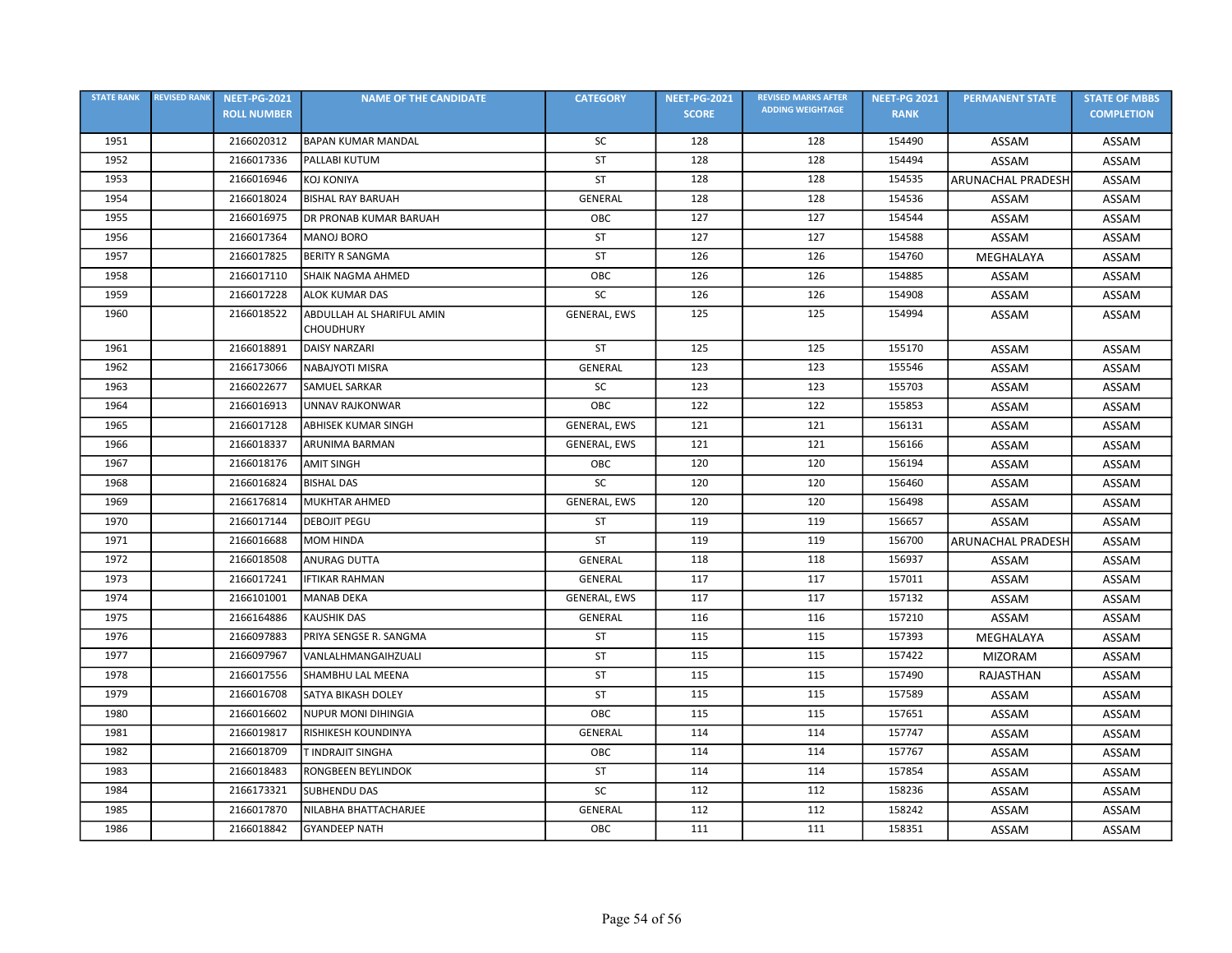| STATE RANK | REVISED RANK | NEET-PG-2021 ROLL NUMBER | NAME OF THE CANDIDATE | CATEGORY | NEET-PG-2021 SCORE | REVISED MARKS AFTER ADDING WEIGHTAGE | NEET-PG 2021 RANK | PERMANENT STATE | STATE OF MBBS COMPLETION |
|---|---|---|---|---|---|---|---|---|---|
| 1951 | | 2166020312 | BAPAN KUMAR MANDAL | SC | 128 | 128 | 154490 | ASSAM | ASSAM |
| 1952 | | 2166017336 | PALLABI KUTUM | ST | 128 | 128 | 154494 | ASSAM | ASSAM |
| 1953 | | 2166016946 | KOJ KONIYA | ST | 128 | 128 | 154535 | ARUNACHAL PRADESH | ASSAM |
| 1954 | | 2166018024 | BISHAL RAY BARUAH | GENERAL | 128 | 128 | 154536 | ASSAM | ASSAM |
| 1955 | | 2166016975 | DR PRONAB KUMAR BARUAH | OBC | 127 | 127 | 154544 | ASSAM | ASSAM |
| 1956 | | 2166017364 | MANOJ BORO | ST | 127 | 127 | 154588 | ASSAM | ASSAM |
| 1957 | | 2166017825 | BERITY R SANGMA | ST | 126 | 126 | 154760 | MEGHALAYA | ASSAM |
| 1958 | | 2166017110 | SHAIK NAGMA AHMED | OBC | 126 | 126 | 154885 | ASSAM | ASSAM |
| 1959 | | 2166017228 | ALOK KUMAR DAS | SC | 126 | 126 | 154908 | ASSAM | ASSAM |
| 1960 | | 2166018522 | ABDULLAH AL SHARIFUL AMIN CHOUDHURY | GENERAL, EWS | 125 | 125 | 154994 | ASSAM | ASSAM |
| 1961 | | 2166018891 | DAISY NARZARI | ST | 125 | 125 | 155170 | ASSAM | ASSAM |
| 1962 | | 2166173066 | NABAJYOTI MISRA | GENERAL | 123 | 123 | 155546 | ASSAM | ASSAM |
| 1963 | | 2166022677 | SAMUEL SARKAR | SC | 123 | 123 | 155703 | ASSAM | ASSAM |
| 1964 | | 2166016913 | UNNAV RAJKONWAR | OBC | 122 | 122 | 155853 | ASSAM | ASSAM |
| 1965 | | 2166017128 | ABHISEK KUMAR SINGH | GENERAL, EWS | 121 | 121 | 156131 | ASSAM | ASSAM |
| 1966 | | 2166018337 | ARUNIMA BARMAN | GENERAL, EWS | 121 | 121 | 156166 | ASSAM | ASSAM |
| 1967 | | 2166018176 | AMIT SINGH | OBC | 120 | 120 | 156194 | ASSAM | ASSAM |
| 1968 | | 2166016824 | BISHAL DAS | SC | 120 | 120 | 156460 | ASSAM | ASSAM |
| 1969 | | 2166176814 | MUKHTAR AHMED | GENERAL, EWS | 120 | 120 | 156498 | ASSAM | ASSAM |
| 1970 | | 2166017144 | DEBOJIT PEGU | ST | 119 | 119 | 156657 | ASSAM | ASSAM |
| 1971 | | 2166016688 | MOM HINDA | ST | 119 | 119 | 156700 | ARUNACHAL PRADESH | ASSAM |
| 1972 | | 2166018508 | ANURAG DUTTA | GENERAL | 118 | 118 | 156937 | ASSAM | ASSAM |
| 1973 | | 2166017241 | IFTIKAR RAHMAN | GENERAL | 117 | 117 | 157011 | ASSAM | ASSAM |
| 1974 | | 2166101001 | MANAB DEKA | GENERAL, EWS | 117 | 117 | 157132 | ASSAM | ASSAM |
| 1975 | | 2166164886 | KAUSHIK DAS | GENERAL | 116 | 116 | 157210 | ASSAM | ASSAM |
| 1976 | | 2166097883 | PRIYA SENGSE R. SANGMA | ST | 115 | 115 | 157393 | MEGHALAYA | ASSAM |
| 1977 | | 2166097967 | VANLALHMANGAIHZUALI | ST | 115 | 115 | 157422 | MIZORAM | ASSAM |
| 1978 | | 2166017556 | SHAMBHU LAL MEENA | ST | 115 | 115 | 157490 | RAJASTHAN | ASSAM |
| 1979 | | 2166016708 | SATYA BIKASH DOLEY | ST | 115 | 115 | 157589 | ASSAM | ASSAM |
| 1980 | | 2166016602 | NUPUR MONI DIHINGIA | OBC | 115 | 115 | 157651 | ASSAM | ASSAM |
| 1981 | | 2166019817 | RISHIKESH KOUNDINYA | GENERAL | 114 | 114 | 157747 | ASSAM | ASSAM |
| 1982 | | 2166018709 | T INDRAJIT SINGHA | OBC | 114 | 114 | 157767 | ASSAM | ASSAM |
| 1983 | | 2166018483 | RONGBEEN BEYLINDOK | ST | 114 | 114 | 157854 | ASSAM | ASSAM |
| 1984 | | 2166173321 | SUBHENDU DAS | SC | 112 | 112 | 158236 | ASSAM | ASSAM |
| 1985 | | 2166017870 | NILABHA BHATTACHARJEE | GENERAL | 112 | 112 | 158242 | ASSAM | ASSAM |
| 1986 | | 2166018842 | GYANDEEP NATH | OBC | 111 | 111 | 158351 | ASSAM | ASSAM |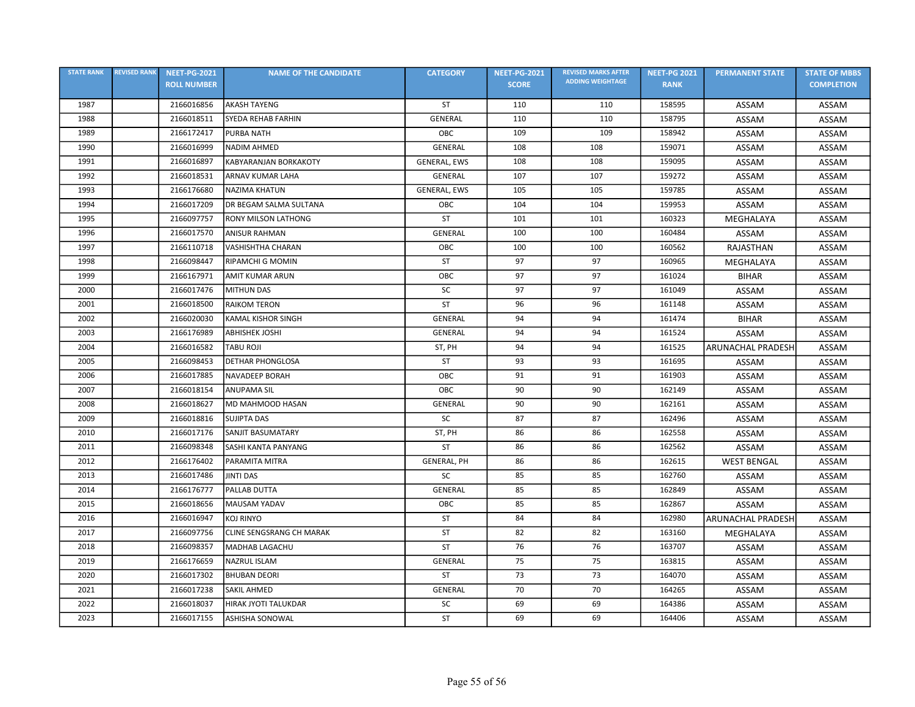| STATE RANK | REVISED RANK | NEET-PG-2021 ROLL NUMBER | NAME OF THE CANDIDATE | CATEGORY | NEET-PG-2021 SCORE | REVISED MARKS AFTER ADDING WEIGHTAGE | NEET-PG 2021 RANK | PERMANENT STATE | STATE OF MBBS COMPLETION |
|---|---|---|---|---|---|---|---|---|---|
| 1987 | | 2166016856 | AKASH TAYENG | ST | 110 | 110 | 158595 | ASSAM | ASSAM |
| 1988 | | 2166018511 | SYEDA REHAB FARHIN | GENERAL | 110 | 110 | 158795 | ASSAM | ASSAM |
| 1989 | | 2166172417 | PURBA NATH | OBC | 109 | 109 | 158942 | ASSAM | ASSAM |
| 1990 | | 2166016999 | NADIM AHMED | GENERAL | 108 | 108 | 159071 | ASSAM | ASSAM |
| 1991 | | 2166016897 | KABYARANJAN BORKAKOTY | GENERAL, EWS | 108 | 108 | 159095 | ASSAM | ASSAM |
| 1992 | | 2166018531 | ARNAV KUMAR LAHA | GENERAL | 107 | 107 | 159272 | ASSAM | ASSAM |
| 1993 | | 2166176680 | NAZIMA KHATUN | GENERAL, EWS | 105 | 105 | 159785 | ASSAM | ASSAM |
| 1994 | | 2166017209 | DR BEGAM SALMA SULTANA | OBC | 104 | 104 | 159953 | ASSAM | ASSAM |
| 1995 | | 2166097757 | RONY MILSON LATHONG | ST | 101 | 101 | 160323 | MEGHALAYA | ASSAM |
| 1996 | | 2166017570 | ANISUR RAHMAN | GENERAL | 100 | 100 | 160484 | ASSAM | ASSAM |
| 1997 | | 2166110718 | VASHISHTHA CHARAN | OBC | 100 | 100 | 160562 | RAJASTHAN | ASSAM |
| 1998 | | 2166098447 | RIPAMCHI G MOMIN | ST | 97 | 97 | 160965 | MEGHALAYA | ASSAM |
| 1999 | | 2166167971 | AMIT KUMAR ARUN | OBC | 97 | 97 | 161024 | BIHAR | ASSAM |
| 2000 | | 2166017476 | MITHUN DAS | SC | 97 | 97 | 161049 | ASSAM | ASSAM |
| 2001 | | 2166018500 | RAIKOM TERON | ST | 96 | 96 | 161148 | ASSAM | ASSAM |
| 2002 | | 2166020030 | KAMAL KISHOR SINGH | GENERAL | 94 | 94 | 161474 | BIHAR | ASSAM |
| 2003 | | 2166176989 | ABHISHEK JOSHI | GENERAL | 94 | 94 | 161524 | ASSAM | ASSAM |
| 2004 | | 2166016582 | TABU ROJI | ST, PH | 94 | 94 | 161525 | ARUNACHAL PRADESH | ASSAM |
| 2005 | | 2166098453 | DETHAR PHONGLOSA | ST | 93 | 93 | 161695 | ASSAM | ASSAM |
| 2006 | | 2166017885 | NAVADEEP BORAH | OBC | 91 | 91 | 161903 | ASSAM | ASSAM |
| 2007 | | 2166018154 | ANUPAMA SIL | OBC | 90 | 90 | 162149 | ASSAM | ASSAM |
| 2008 | | 2166018627 | MD MAHMOOD HASAN | GENERAL | 90 | 90 | 162161 | ASSAM | ASSAM |
| 2009 | | 2166018816 | SUJIPTA DAS | SC | 87 | 87 | 162496 | ASSAM | ASSAM |
| 2010 | | 2166017176 | SANJIT BASUMATARY | ST, PH | 86 | 86 | 162558 | ASSAM | ASSAM |
| 2011 | | 2166098348 | SASHI KANTA PANYANG | ST | 86 | 86 | 162562 | ASSAM | ASSAM |
| 2012 | | 2166176402 | PARAMITA MITRA | GENERAL, PH | 86 | 86 | 162615 | WEST BENGAL | ASSAM |
| 2013 | | 2166017486 | JINTI DAS | SC | 85 | 85 | 162760 | ASSAM | ASSAM |
| 2014 | | 2166176777 | PALLAB DUTTA | GENERAL | 85 | 85 | 162849 | ASSAM | ASSAM |
| 2015 | | 2166018656 | MAUSAM YADAV | OBC | 85 | 85 | 162867 | ASSAM | ASSAM |
| 2016 | | 2166016947 | KOJ RINYO | ST | 84 | 84 | 162980 | ARUNACHAL PRADESH | ASSAM |
| 2017 | | 2166097756 | CLINE SENGSRANG CH MARAK | ST | 82 | 82 | 163160 | MEGHALAYA | ASSAM |
| 2018 | | 2166098357 | MADHAB LAGACHU | ST | 76 | 76 | 163707 | ASSAM | ASSAM |
| 2019 | | 2166176659 | NAZRUL ISLAM | GENERAL | 75 | 75 | 163815 | ASSAM | ASSAM |
| 2020 | | 2166017302 | BHUBAN DEORI | ST | 73 | 73 | 164070 | ASSAM | ASSAM |
| 2021 | | 2166017238 | SAKIL AHMED | GENERAL | 70 | 70 | 164265 | ASSAM | ASSAM |
| 2022 | | 2166018037 | HIRAK JYOTI TALUKDAR | SC | 69 | 69 | 164386 | ASSAM | ASSAM |
| 2023 | | 2166017155 | ASHISHA SONOWAL | ST | 69 | 69 | 164406 | ASSAM | ASSAM |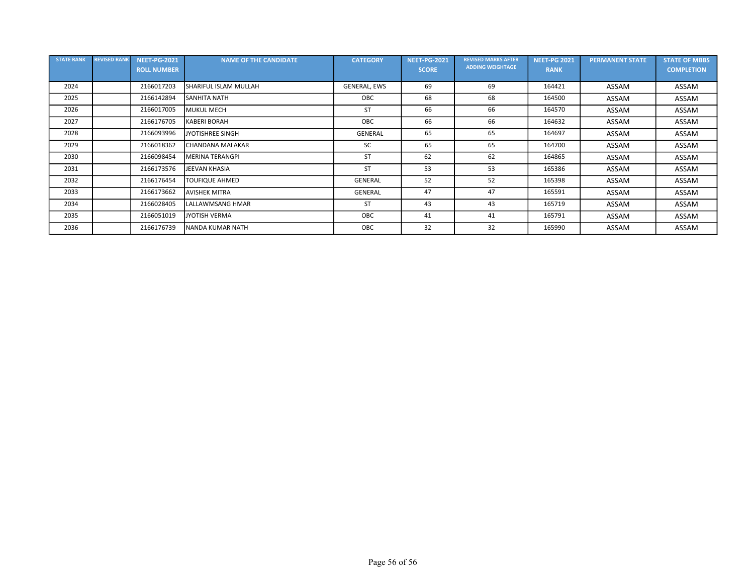| STATE RANK | REVISED RANK | NEET-PG-2021 ROLL NUMBER | NAME OF THE CANDIDATE | CATEGORY | NEET-PG-2021 SCORE | REVISED MARKS AFTER ADDING WEIGHTAGE | NEET-PG 2021 RANK | PERMANENT STATE | STATE OF MBBS COMPLETION |
|---|---|---|---|---|---|---|---|---|---|
| 2024 | | 2166017203 | SHARIFUL ISLAM MULLAH | GENERAL, EWS | 69 | 69 | 164421 | ASSAM | ASSAM |
| 2025 | | 2166142894 | SANHITA NATH | OBC | 68 | 68 | 164500 | ASSAM | ASSAM |
| 2026 | | 2166017005 | MUKUL MECH | ST | 66 | 66 | 164570 | ASSAM | ASSAM |
| 2027 | | 2166176705 | KABERI BORAH | OBC | 66 | 66 | 164632 | ASSAM | ASSAM |
| 2028 | | 2166093996 | JYOTISHREE SINGH | GENERAL | 65 | 65 | 164697 | ASSAM | ASSAM |
| 2029 | | 2166018362 | CHANDANA MALAKAR | SC | 65 | 65 | 164700 | ASSAM | ASSAM |
| 2030 | | 2166098454 | MERINA TERANGPI | ST | 62 | 62 | 164865 | ASSAM | ASSAM |
| 2031 | | 2166173576 | JEEVAN KHASIA | ST | 53 | 53 | 165386 | ASSAM | ASSAM |
| 2032 | | 2166176454 | TOUFIQUE AHMED | GENERAL | 52 | 52 | 165398 | ASSAM | ASSAM |
| 2033 | | 2166173662 | AVISHEK MITRA | GENERAL | 47 | 47 | 165591 | ASSAM | ASSAM |
| 2034 | | 2166028405 | LALLAWMSANG HMAR | ST | 43 | 43 | 165719 | ASSAM | ASSAM |
| 2035 | | 2166051019 | JYOTISH VERMA | OBC | 41 | 41 | 165791 | ASSAM | ASSAM |
| 2036 | | 2166176739 | NANDA KUMAR NATH | OBC | 32 | 32 | 165990 | ASSAM | ASSAM |